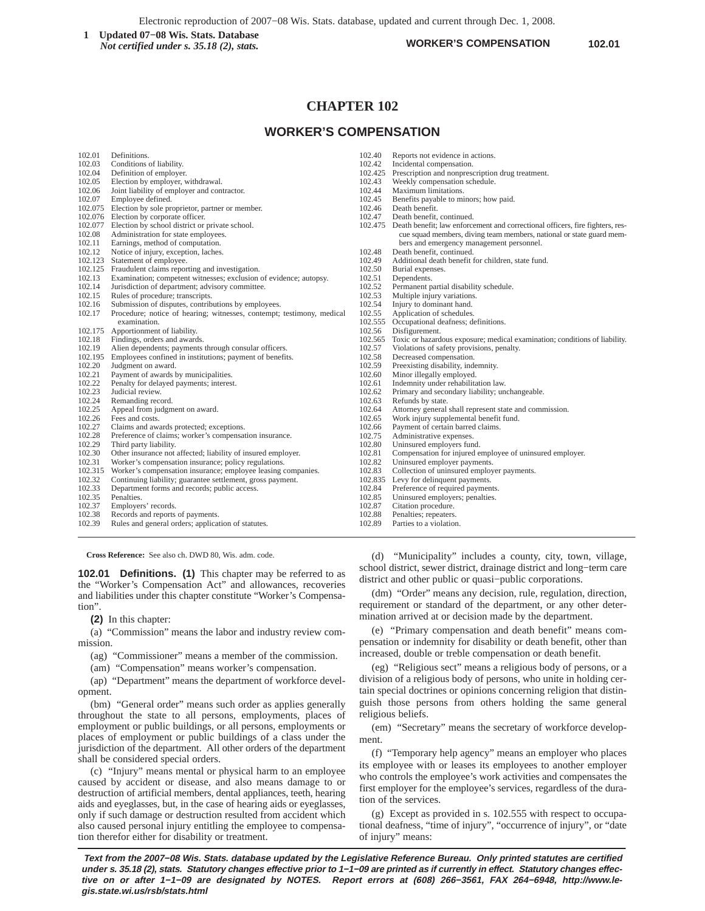# CHAPTER 102

## WORKER'S COMPENSATION

| | | | |
|---|---|---|---|
| 102.01 | Definitions. | 102.40 | Reports not evidence in actions. |
| 102.03 | Conditions of liability. | 102.42 | Incidental compensation. |
| 102.04 | Definition of employer. | 102.425 | Prescription and nonprescription drug treatment. |
| 102.05 | Election by employer, withdrawal. | 102.43 | Weekly compensation schedule. |
| 102.06 | Joint liability of employer and contractor. | 102.44 | Maximum limitations. |
| 102.07 | Employee defined. | 102.45 | Benefits payable to minors; how paid. |
| 102.075 | Election by sole proprietor, partner or member. | 102.46 | Death benefit. |
| 102.076 | Election by corporate officer. | 102.47 | Death benefit, continued. |
| 102.077 | Election by school district or private school. | 102.475 | Death benefit; law enforcement and correctional officers, fire fighters, rescue squad members, diving team members, national or state guard members and emergency management personnel. |
| 102.08 | Administration for state employees. | 102.48 | Death benefit, continued. |
| 102.11 | Earnings, method of computation. | 102.49 | Additional death benefit for children, state fund. |
| 102.12 | Notice of injury, exception, laches. | 102.50 | Burial expenses. |
| 102.123 | Statement of employee. | 102.51 | Dependents. |
| 102.125 | Fraudulent claims reporting and investigation. | 102.52 | Permanent partial disability schedule. |
| 102.13 | Examination; competent witnesses; exclusion of evidence; autopsy. | 102.53 | Multiple injury variations. |
| 102.14 | Jurisdiction of department; advisory committee. | 102.54 | Injury to dominant hand. |
| 102.15 | Rules of procedure; transcripts. | 102.55 | Application of schedules. |
| 102.16 | Submission of disputes, contributions by employees. | 102.555 | Occupational deafness; definitions. |
| 102.17 | Procedure; notice of hearing; witnesses, contempt; testimony, medical examination. | 102.56 | Disfigurement. |
| 102.175 | Apportionment of liability. | 102.565 | Toxic or hazardous exposure; medical examination; conditions of liability. |
| 102.18 | Findings, orders and awards. | 102.57 | Violations of safety provisions, penalty. |
| 102.19 | Alien dependents; payments through consular officers. | 102.58 | Decreased compensation. |
| 102.195 | Employees confined in institutions; payment of benefits. | 102.59 | Preexisting disability, indemnity. |
| 102.20 | Judgment on award. | 102.60 | Minor illegally employed. |
| 102.21 | Payment of awards by municipalities. | 102.61 | Indemnity under rehabilitation law. |
| 102.22 | Penalty for delayed payments; interest. | 102.62 | Primary and secondary liability; unchangeable. |
| 102.23 | Judicial review. | 102.63 | Refunds by state. |
| 102.24 | Remanding record. | 102.64 | Attorney general shall represent state and commission. |
| 102.25 | Appeal from judgment on award. | 102.65 | Work injury supplemental benefit fund. |
| 102.26 | Fees and costs. | 102.66 | Payment of certain barred claims. |
| 102.27 | Claims and awards protected; exceptions. | 102.75 | Administrative expenses. |
| 102.28 | Preference of claims; worker's compensation insurance. | 102.80 | Uninsured employers fund. |
| 102.29 | Third party liability. | 102.81 | Compensation for injured employee of uninsured employer. |
| 102.30 | Other insurance not affected; liability of insured employer. | 102.82 | Uninsured employer payments. |
| 102.31 | Worker's compensation insurance; policy regulations. | 102.83 | Collection of uninsured employer payments. |
| 102.315 | Worker's compensation insurance; employee leasing companies. | 102.835 | Levy for delinquent payments. |
| 102.32 | Continuing liability; guarantee settlement, gross payment. | 102.84 | Preference of required payments. |
| 102.33 | Department forms and records; public access. | 102.85 | Uninsured employers; penalties. |
| 102.35 | Penalties. | 102.87 | Citation procedure. |
| 102.37 | Employers' records. | 102.88 | Penalties; repeaters. |
| 102.38 | Records and reports of payments. | 102.89 | Parties to a violation. |
| 102.39 | Rules and general orders; application of statutes. | | |

**Cross Reference:** See also ch. DWD 80, Wis. adm. code.

**102.01 Definitions.** **(1)** This chapter may be referred to as the "Worker's Compensation Act" and allowances, recoveries and liabilities under this chapter constitute "Worker's Compensation".

**(2)** In this chapter:

(a) "Commission" means the labor and industry review commission.

(ag) "Commissioner" means a member of the commission.

(am) "Compensation" means worker's compensation.

(ap) "Department" means the department of workforce development.

(bm) "General order" means such order as applies generally throughout the state to all persons, employments, places of employment or public buildings, or all persons, employments or places of employment or public buildings of a class under the jurisdiction of the department. All other orders of the department shall be considered special orders.

(c) "Injury" means mental or physical harm to an employee caused by accident or disease, and also means damage to or destruction of artificial members, dental appliances, teeth, hearing aids and eyeglasses, but, in the case of hearing aids or eyeglasses, only if such damage or destruction resulted from accident which also caused personal injury entitling the employee to compensation therefor either for disability or treatment.

(d) "Municipality" includes a county, city, town, village, school district, sewer district, drainage district and long−term care district and other public or quasi−public corporations.

(dm) "Order" means any decision, rule, regulation, direction, requirement or standard of the department, or any other determination arrived at or decision made by the department.

(e) "Primary compensation and death benefit" means compensation or indemnity for disability or death benefit, other than increased, double or treble compensation or death benefit.

(eg) "Religious sect" means a religious body of persons, or a division of a religious body of persons, who unite in holding certain special doctrines or opinions concerning religion that distinguish those persons from others holding the same general religious beliefs.

(em) "Secretary" means the secretary of workforce development.

(f) "Temporary help agency" means an employer who places its employee with or leases its employees to another employer who controls the employee's work activities and compensates the first employer for the employee's services, regardless of the duration of the services.

(g) Except as provided in s. 102.555 with respect to occupational deafness, "time of injury", "occurrence of injury", or "date of injury" means: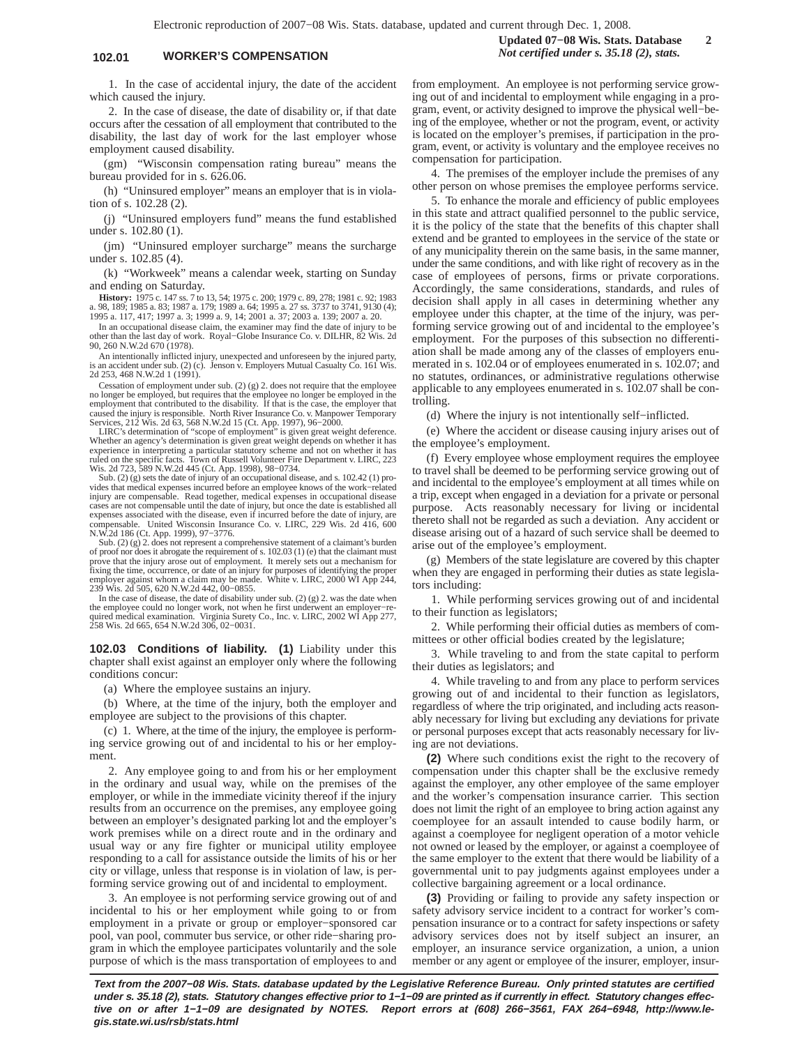1. In the case of accidental injury, the date of the accident which caused the injury.

2. In the case of disease, the date of disability or, if that date occurs after the cessation of all employment that contributed to the disability, the last day of work for the last employer whose employment caused disability.

(gm) "Wisconsin compensation rating bureau" means the bureau provided for in s. 626.06.

(h) "Uninsured employer" means an employer that is in violation of s. 102.28 (2).

(j) "Uninsured employers fund" means the fund established under s. 102.80 (1).

(jm) "Uninsured employer surcharge" means the surcharge under s. 102.85 (4).

(k) "Workweek" means a calendar week, starting on Sunday and ending on Saturday.

**History:** 1975 c. 147 ss. 7 to 13, 54; 1975 c. 200; 1979 c. 89, 278; 1981 c. 92; 1983 a. 98, 189; 1985 a. 83; 1987 a. 179; 1989 a. 64; 1995 a. 27 ss. 3737 to 3741, 9130 (4); 1995 a. 117, 417; 1997 a. 3; 1999 a. 9, 14; 2001 a. 37; 2003 a. 139; 2007 a. 20.

In an occupational disease claim, the examiner may find the date of injury to be other than the last day of work. Royal−Globe Insurance Co. v. DILHR, 82 Wis. 2d 90, 260 N.W.2d 670 (1978).

An intentionally inflicted injury, unexpected and unforeseen by the injured party, is an accident under sub. (2) (c). Jenson v. Employers Mutual Casualty Co. 161 Wis. 2d 253, 468 N.W.2d 1 (1991).

Cessation of employment under sub. (2) (g) 2. does not require that the employee no longer be employed, but requires that the employee no longer be employed in the employment that contributed to the disability. If that is the case, the employer that caused the injury is responsible. North River Insurance Co. v. Manpower Temporary Services, 212 Wis. 2d 63, 568 N.W.2d 15 (Ct. App. 1997), 96−2000.

LIRC's determination of "scope of employment" is given great weight deference. Whether an agency's determination is given great weight depends on whether it has experience in interpreting a particular statutory scheme and not on whether it has ruled on the specific facts. Town of Russell Volunteer Fire Department v. LIRC, 223 Wis. 2d 723, 589 N.W.2d 445 (Ct. App. 1998), 98−0734.

Sub. (2) (g) sets the date of injury of an occupational disease, and s. 102.42 (1) provides that medical expenses incurred before an employee knows of the work−related injury are compensable. Read together, medical expenses in occupational disease cases are not compensable until the date of injury, but once the date is established all expenses associated with the disease, even if incurred before the date of injury, are compensable. United Wisconsin Insurance Co. v. LIRC, 229 Wis. 2d 416, 600 N.W.2d 186 (Ct. App. 1999), 97−3776.

Sub. (2) (g) 2. does not represent a comprehensive statement of a claimant's burden of proof nor does it abrogate the requirement of s. 102.03 (1) (e) that the claimant must prove that the injury arose out of employment. It merely sets out a mechanism for fixing the time, occurrence, or date of an injury for purposes of identifying the proper employer against whom a claim may be made. White v. LIRC, 2000 WI App 244, 239 Wis. 2d 505, 620 N.W.2d 442, 00−0855.

In the case of disease, the date of disability under sub. (2) (g) 2. was the date when the employee could no longer work, not when he first underwent an employer−required medical examination. Virginia Surety Co., Inc. v. LIRC, 2002 WI App 277, 258 Wis. 2d 665, 654 N.W.2d 306, 02−0031.

**102.03 Conditions of liability.** **(1)** Liability under this chapter shall exist against an employer only where the following conditions concur:

(a) Where the employee sustains an injury.

(b) Where, at the time of the injury, both the employer and employee are subject to the provisions of this chapter.

(c) 1. Where, at the time of the injury, the employee is performing service growing out of and incidental to his or her employment.

2. Any employee going to and from his or her employment in the ordinary and usual way, while on the premises of the employer, or while in the immediate vicinity thereof if the injury results from an occurrence on the premises, any employee going between an employer's designated parking lot and the employer's work premises while on a direct route and in the ordinary and usual way or any fire fighter or municipal utility employee responding to a call for assistance outside the limits of his or her city or village, unless that response is in violation of law, is performing service growing out of and incidental to employment.

3. An employee is not performing service growing out of and incidental to his or her employment while going to or from employment in a private or group or employer−sponsored car pool, van pool, commuter bus service, or other ride−sharing program in which the employee participates voluntarily and the sole purpose of which is the mass transportation of employees to and from employment. An employee is not performing service growing out of and incidental to employment while engaging in a program, event, or activity designed to improve the physical well−being of the employee, whether or not the program, event, or activity is located on the employer's premises, if participation in the program, event, or activity is voluntary and the employee receives no compensation for participation.

4. The premises of the employer include the premises of any other person on whose premises the employee performs service.

5. To enhance the morale and efficiency of public employees in this state and attract qualified personnel to the public service, it is the policy of the state that the benefits of this chapter shall extend and be granted to employees in the service of the state or of any municipality therein on the same basis, in the same manner, under the same conditions, and with like right of recovery as in the case of employees of persons, firms or private corporations. Accordingly, the same considerations, standards, and rules of decision shall apply in all cases in determining whether any employee under this chapter, at the time of the injury, was performing service growing out of and incidental to the employee's employment. For the purposes of this subsection no differentiation shall be made among any of the classes of employers enumerated in s. 102.04 or of employees enumerated in s. 102.07; and no statutes, ordinances, or administrative regulations otherwise applicable to any employees enumerated in s. 102.07 shall be controlling.

(d) Where the injury is not intentionally self−inflicted.

(e) Where the accident or disease causing injury arises out of the employee's employment.

(f) Every employee whose employment requires the employee to travel shall be deemed to be performing service growing out of and incidental to the employee's employment at all times while on a trip, except when engaged in a deviation for a private or personal purpose. Acts reasonably necessary for living or incidental thereto shall not be regarded as such a deviation. Any accident or disease arising out of a hazard of such service shall be deemed to arise out of the employee's employment.

(g) Members of the state legislature are covered by this chapter when they are engaged in performing their duties as state legislators including:

1. While performing services growing out of and incidental to their function as legislators;

2. While performing their official duties as members of committees or other official bodies created by the legislature;

3. While traveling to and from the state capital to perform their duties as legislators; and

4. While traveling to and from any place to perform services growing out of and incidental to their function as legislators, regardless of where the trip originated, and including acts reasonably necessary for living but excluding any deviations for private or personal purposes except that acts reasonably necessary for living are not deviations.

**(2)** Where such conditions exist the right to the recovery of compensation under this chapter shall be the exclusive remedy against the employer, any other employee of the same employer and the worker's compensation insurance carrier. This section does not limit the right of an employee to bring action against any coemployee for an assault intended to cause bodily harm, or against a coemployee for negligent operation of a motor vehicle not owned or leased by the employer, or against a coemployee of the same employer to the extent that there would be liability of a governmental unit to pay judgments against employees under a collective bargaining agreement or a local ordinance.

**(3)** Providing or failing to provide any safety inspection or safety advisory service incident to a contract for worker's compensation insurance or to a contract for safety inspections or safety advisory services does not by itself subject an insurer, an employer, an insurance service organization, a union, a union member or any agent or employee of the insurer, employer, insur-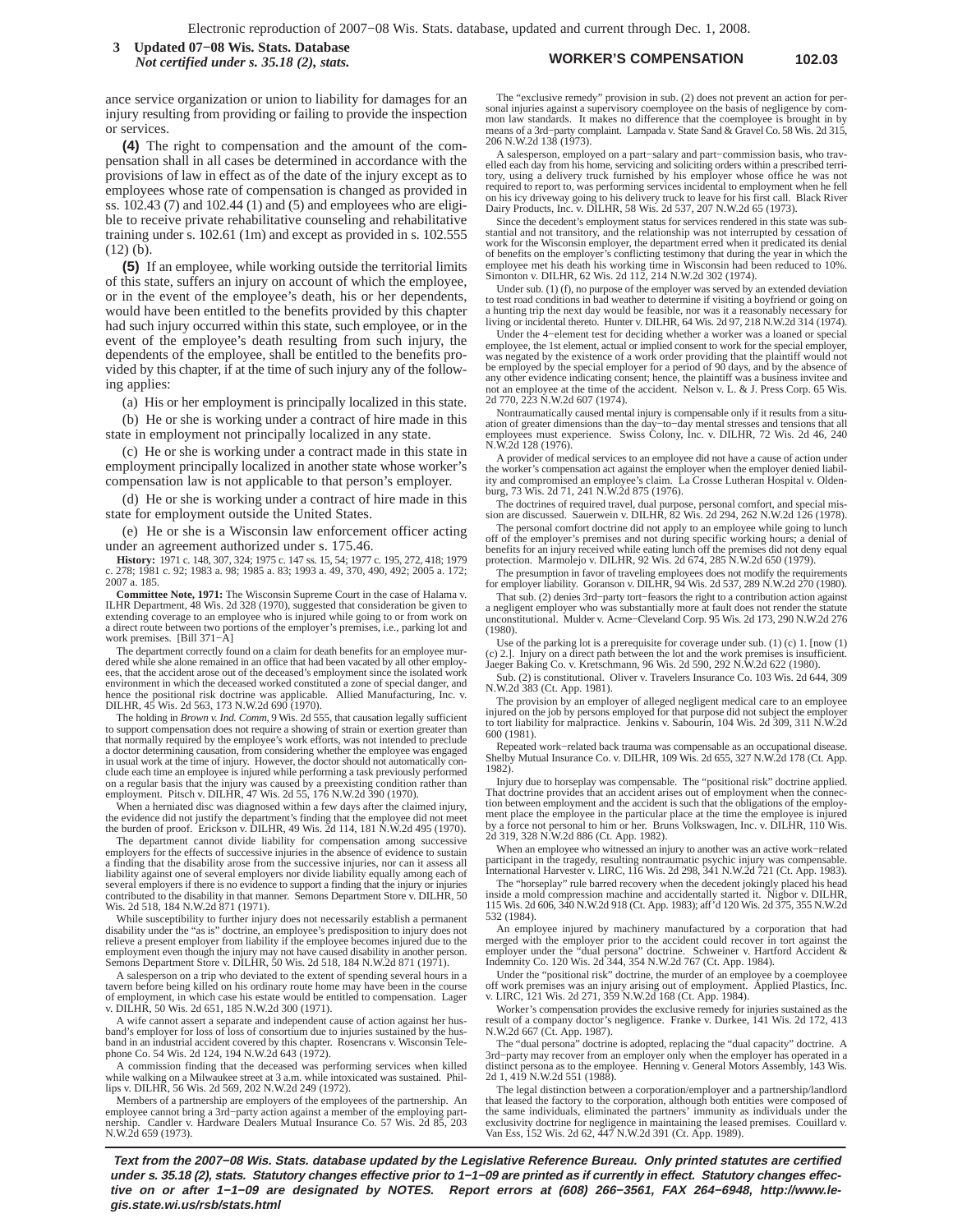ance service organization or union to liability for damages for an injury resulting from providing or failing to provide the inspection or services.

**(4)** The right to compensation and the amount of the compensation shall in all cases be determined in accordance with the provisions of law in effect as of the date of the injury except as to employees whose rate of compensation is changed as provided in ss. 102.43 (7) and 102.44 (1) and (5) and employees who are eligible to receive private rehabilitative counseling and rehabilitative training under s. 102.61 (1m) and except as provided in s. 102.555 (12) (b).

**(5)** If an employee, while working outside the territorial limits of this state, suffers an injury on account of which the employee, or in the event of the employee's death, his or her dependents, would have been entitled to the benefits provided by this chapter had such injury occurred within this state, such employee, or in the event of the employee's death resulting from such injury, the dependents of the employee, shall be entitled to the benefits provided by this chapter, if at the time of such injury any of the following applies:

(a) His or her employment is principally localized in this state.

(b) He or she is working under a contract of hire made in this state in employment not principally localized in any state.

(c) He or she is working under a contract made in this state in employment principally localized in another state whose worker's compensation law is not applicable to that person's employer.

(d) He or she is working under a contract of hire made in this state for employment outside the United States.

(e) He or she is a Wisconsin law enforcement officer acting under an agreement authorized under s. 175.46.

**History:** 1971 c. 148, 307, 324; 1975 c. 147 ss. 15, 54; 1977 c. 195, 272, 418; 1979 c. 278; 1981 c. 92; 1983 a. 98; 1985 a. 83; 1993 a. 49, 370, 490, 492; 2005 a. 172; 2007 a. 185.

**Committee Note, 1971:** The Wisconsin Supreme Court in the case of Halama v. ILHR Department, 48 Wis. 2d 328 (1970), suggested that consideration be given to extending coverage to an employee who is injured while going to or from work on a direct route between two portions of the employer's premises, i.e., parking lot and work premises. [Bill 371−A]

The department correctly found on a claim for death benefits for an employee murdered while she alone remained in an office that had been vacated by all other employees, that the accident arose out of the deceased's employment since the isolated work environment in which the deceased worked constituted a zone of special danger, and hence the positional risk doctrine was applicable. Allied Manufacturing, Inc. v. DILHR, 45 Wis. 2d 563, 173 N.W.2d 690 (1970).

The holding in *Brown v. Ind. Comm*, 9 Wis. 2d 555, that causation legally sufficient to support compensation does not require a showing of strain or exertion greater than that normally required by the employee's work efforts, was not intended to preclude a doctor determining causation, from considering whether the employee was engaged in usual work at the time of injury. However, the doctor should not automatically conclude each time an employee is injured while performing a task previously performed on a regular basis that the injury was caused by a preexisting condition rather than employment. Pitsch v. DILHR, 47 Wis. 2d 55, 176 N.W.2d 390 (1970).

When a herniated disc was diagnosed within a few days after the claimed injury, the evidence did not justify the department's finding that the employee did not meet the burden of proof. Erickson v. DILHR, 49 Wis. 2d 114, 181 N.W.2d 495 (1970).

The department cannot divide liability for compensation among successive employers for the effects of successive injuries in the absence of evidence to sustain a finding that the disability arose from the successive injuries, nor can it assess all liability against one of several employers nor divide liability equally among each of several employers if there is no evidence to support a finding that the injury or injuries contributed to the disability in that manner. Semons Department Store v. DILHR, 50 Wis. 2d 518, 184 N.W.2d 871 (1971).

While susceptibility to further injury does not necessarily establish a permanent disability under the "as is" doctrine, an employee's predisposition to injury does not relieve a present employer from liability if the employee becomes injured due to the employment even though the injury may not have caused disability in another person. Semons Department Store v. DILHR, 50 Wis. 2d 518, 184 N.W.2d 871 (1971).

A salesperson on a trip who deviated to the extent of spending several hours in a tavern before being killed on his ordinary route home may have been in the course of employment, in which case his estate would be entitled to compensation. Lager v. DILHR, 50 Wis. 2d 651, 185 N.W.2d 300 (1971).

A wife cannot assert a separate and independent cause of action against her husband's employer for loss of loss of consortium due to injuries sustained by the husband in an industrial accident covered by this chapter. Rosencrans v. Wisconsin Telephone Co. 54 Wis. 2d 124, 194 N.W.2d 643 (1972).

A commission finding that the deceased was performing services when killed while walking on a Milwaukee street at 3 a.m. while intoxicated was sustained. Phillips v. DILHR, 56 Wis. 2d 569, 202 N.W.2d 249 (1972).

Members of a partnership are employers of the employees of the partnership. An employee cannot bring a 3rd−party action against a member of the employing partnership. Candler v. Hardware Dealers Mutual Insurance Co. 57 Wis. 2d 85, 203 N.W.2d 659 (1973).

The "exclusive remedy" provision in sub. (2) does not prevent an action for personal injuries against a supervisory coemployee on the basis of negligence by common law standards. It makes no difference that the coemployee is brought in by means of a 3rd−party complaint. Lampada v. State Sand & Gravel Co. 58 Wis. 2d 315, 206 N.W.2d 138 (1973).

A salesperson, employed on a part−salary and part−commission basis, who travelled each day from his home, servicing and soliciting orders within a prescribed territory, using a delivery truck furnished by his employer whose office he was not required to report to, was performing services incidental to employment when he fell on his icy driveway going to his delivery truck to leave for his first call. Black River Dairy Products, Inc. v. DILHR, 58 Wis. 2d 537, 207 N.W.2d 65 (1973).

Since the decedent's employment status for services rendered in this state was substantial and not transitory, and the relationship was not interrupted by cessation of work for the Wisconsin employer, the department erred when it predicated its denial of benefits on the employer's conflicting testimony that during the year in which the employee met his death his working time in Wisconsin had been reduced to 10%. Simonton v. DILHR, 62 Wis. 2d 112, 214 N.W.2d 302 (1974).

Under sub. (1) (f), no purpose of the employer was served by an extended deviation to test road conditions in bad weather to determine if visiting a boyfriend or going on a hunting trip the next day would be feasible, nor was it a reasonably necessary for living or incidental thereto. Hunter v. DILHR, 64 Wis. 2d 97, 218 N.W.2d 314 (1974).

Under the 4−element test for deciding whether a worker was a loaned or special employee, the 1st element, actual or implied consent to work for the special employer, was negated by the existence of a work order providing that the plaintiff would not be employed by the special employer for a period of 90 days, and by the absence of any other evidence indicating consent; hence, the plaintiff was a business invitee and not an employee at the time of the accident. Nelson v. L. & J. Press Corp. 65 Wis. 2d 770, 223 N.W.2d 607 (1974).

Nontraumatically caused mental injury is compensable only if it results from a situation of greater dimensions than the day−to−day mental stresses and tensions that all employees must experience. Swiss Colony, Inc. v. DILHR, 72 Wis. 2d 46, 240 N.W.2d 128 (1976).

A provider of medical services to an employee did not have a cause of action under the worker's compensation act against the employer when the employer denied liability and compromised an employee's claim. La Crosse Lutheran Hospital v. Oldenburg, 73 Wis. 2d 71, 241 N.W.2d 875 (1976).

The doctrines of required travel, dual purpose, personal comfort, and special mission are discussed. Sauerwein v. DILHR, 82 Wis. 2d 294, 262 N.W.2d 126 (1978).

The personal comfort doctrine did not apply to an employee while going to lunch off of the employer's premises and not during specific working hours; a denial of benefits for an injury received while eating lunch off the premises did not deny equal protection. Marmolejo v. DILHR, 92 Wis. 2d 674, 285 N.W.2d 650 (1979).

The presumption in favor of traveling employees does not modify the requirements for employer liability. Goranson v. DILHR, 94 Wis. 2d 537, 289 N.W.2d 270 (1980).

That sub. (2) denies 3rd−party tort−feasors the right to a contribution action against a negligent employer who was substantially more at fault does not render the statute unconstitutional. Mulder v. Acme−Cleveland Corp. 95 Wis. 2d 173, 290 N.W.2d 276 (1980).

Use of the parking lot is a prerequisite for coverage under sub. (1) (c) 1. [now (1) (c) 2.]. Injury on a direct path between the lot and the work premises is insufficient. Jaeger Baking Co. v. Kretschmann, 96 Wis. 2d 590, 292 N.W.2d 622 (1980).

Sub. (2) is constitutional. Oliver v. Travelers Insurance Co. 103 Wis. 2d 644, 309 N.W.2d 383 (Ct. App. 1981).

The provision by an employer of alleged negligent medical care to an employee injured on the job by persons employed for that purpose did not subject the employer to tort liability for malpractice. Jenkins v. Sabourin, 104 Wis. 2d 309, 311 N.W.2d 600 (1981).

Repeated work−related back trauma was compensable as an occupational disease. Shelby Mutual Insurance Co. v. DILHR, 109 Wis. 2d 655, 327 N.W.2d 178 (Ct. App. 1982).

Injury due to horseplay was compensable. The "positional risk" doctrine applied. That doctrine provides that an accident arises out of employment when the connection between employment and the accident is such that the obligations of the employment place the employee in the particular place at the time the employee is injured by a force not personal to him or her. Bruns Volkswagen, Inc. v. DILHR, 110 Wis. 2d 319, 328 N.W.2d 886 (Ct. App. 1982).

When an employee who witnessed an injury to another was an active work−related participant in the tragedy, resulting nontraumatic psychic injury was compensable. International Harvester v. LIRC, 116 Wis. 2d 298, 341 N.W.2d 721 (Ct. App. 1983).

The "horseplay" rule barred recovery when the decedent jokingly placed his head inside a mold compression machine and accidentally started it. Nigbor v. DILHR, 115 Wis. 2d 606, 340 N.W.2d 918 (Ct. App. 1983); aff'd 120 Wis. 2d 375, 355 N.W.2d 532 (1984).

An employee injured by machinery manufactured by a corporation that had merged with the employer prior to the accident could recover in tort against the employer under the "dual persona" doctrine. Schweiner v. Hartford Accident & Indemnity Co. 120 Wis. 2d 344, 354 N.W.2d 767 (Ct. App. 1984).

Under the "positional risk" doctrine, the murder of an employee by a coemployee off work premises was an injury arising out of employment. Applied Plastics, Inc. v. LIRC, 121 Wis. 2d 271, 359 N.W.2d 168 (Ct. App. 1984).

Worker's compensation provides the exclusive remedy for injuries sustained as the result of a company doctor's negligence. Franke v. Durkee, 141 Wis. 2d 172, 413 N.W.2d 667 (Ct. App. 1987).

The "dual persona" doctrine is adopted, replacing the "dual capacity" doctrine. A 3rd−party may recover from an employer only when the employer has operated in a distinct persona as to the employee. Henning v. General Motors Assembly, 143 Wis. 2d 1, 419 N.W.2d 551 (1988).

The legal distinction between a corporation/employer and a partnership/landlord that leased the factory to the corporation, although both entities were composed of the same individuals, eliminated the partners' immunity as individuals under the exclusivity doctrine for negligence in maintaining the leased premises. Couillard v. Van Ess, 152 Wis. 2d 62, 447 N.W.2d 391 (Ct. App. 1989).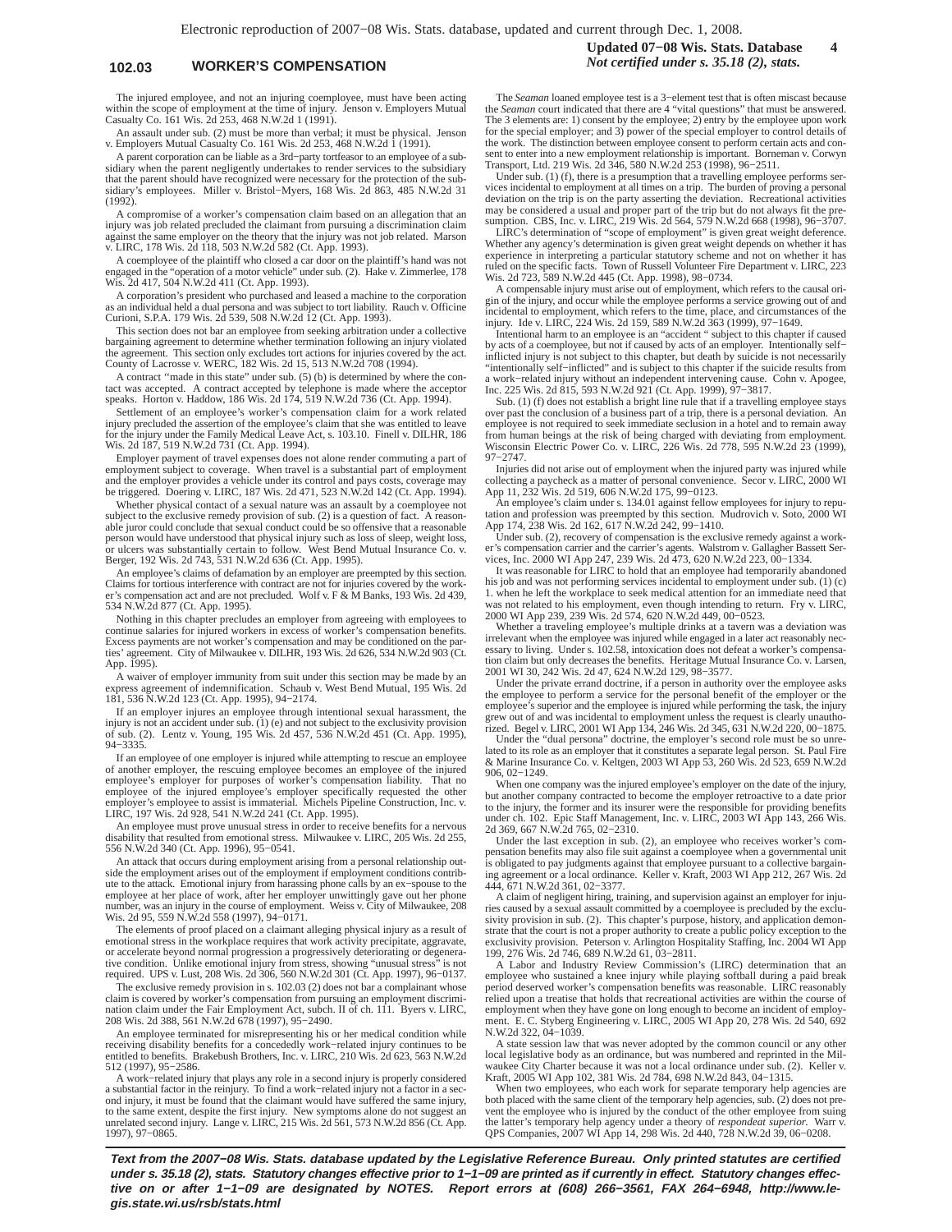The injured employee, and not an injuring coemployee, must have been acting within the scope of employment at the time of injury. Jenson v. Employers Mutual Casualty Co. 161 Wis. 2d 253, 468 N.W.2d 1 (1991).

An assault under sub. (2) must be more than verbal; it must be physical. Jenson v. Employers Mutual Casualty Co. 161 Wis. 2d 253, 468 N.W.2d 1 (1991).

A parent corporation can be liable as a 3rd−party tortfeasor to an employee of a subsidiary when the parent negligently undertakes to render services to the subsidiary that the parent should have recognized were necessary for the protection of the subsidiary's employees. Miller v. Bristol−Myers, 168 Wis. 2d 863, 485 N.W.2d 31 (1992).

A compromise of a worker's compensation claim based on an allegation that an injury was job related precluded the claimant from pursuing a discrimination claim against the same employer on the theory that the injury was not job related. Marson v. LIRC, 178 Wis. 2d 118, 503 N.W.2d 582 (Ct. App. 1993).

A coemployee of the plaintiff who closed a car door on the plaintiff's hand was not engaged in the "operation of a motor vehicle" under sub. (2). Hake v. Zimmerlee, 178 Wis. 2d 417, 504 N.W.2d 411 (Ct. App. 1993).

A corporation's president who purchased and leased a machine to the corporation as an individual held a dual persona and was subject to tort liability. Rauch v. Officine Curioni, S.P.A. 179 Wis. 2d 539, 508 N.W.2d 12 (Ct. App. 1993).

This section does not bar an employee from seeking arbitration under a collective bargaining agreement to determine whether termination following an injury violated the agreement. This section only excludes tort actions for injuries covered by the act. County of Lacrosse v. WERC, 182 Wis. 2d 15, 513 N.W.2d 708 (1994).

A contract "made in this state" under sub. (5) (b) is determined by where the contact was accepted. A contract accepted by telephone is made where the acceptor speaks. Horton v. Haddow, 186 Wis. 2d 174, 519 N.W.2d 736 (Ct. App. 1994).

Settlement of an employee's worker's compensation claim for a work related injury precluded the assertion of the employee's claim that she was entitled to leave for the injury under the Family Medical Leave Act, s. 103.10. Finell v. DILHR, 186 Wis. 2d 187, 519 N.W.2d 731 (Ct. App. 1994).

Employer payment of travel expenses does not alone render commuting a part of employment subject to coverage. When travel is a substantial part of employment and the employer provides a vehicle under its control and pays costs, coverage may be triggered. Doering v. LIRC, 187 Wis. 2d 471, 523 N.W.2d 142 (Ct. App. 1994).

Whether physical contact of a sexual nature was an assault by a coemployee not subject to the exclusive remedy provision of sub. (2) is a question of fact. A reasonable juror could conclude that sexual conduct could be so offensive that a reasonable person would have understood that physical injury such as loss of sleep, weight loss, or ulcers was substantially certain to follow. West Bend Mutual Insurance Co. v. Berger, 192 Wis. 2d 743, 531 N.W.2d 636 (Ct. App. 1995).

An employee's claims of defamation by an employer are preempted by this section. Claims for tortious interference with contract are not for injuries covered by the worker's compensation act and are not precluded. Wolf v. F & M Banks, 193 Wis. 2d 439, 534 N.W.2d 877 (Ct. App. 1995).

Nothing in this chapter precludes an employer from agreeing with employees to continue salaries for injured workers in excess of worker's compensation benefits. Excess payments are not worker's compensation and may be conditioned on the parties' agreement. City of Milwaukee v. DILHR, 193 Wis. 2d 626, 534 N.W.2d 903 (Ct. App. 1995).

A waiver of employer immunity from suit under this section may be made by an express agreement of indemnification. Schaub v. West Bend Mutual, 195 Wis. 2d 181, 536 N.W.2d 123 (Ct. App. 1995), 94−2174.

If an employer injures an employee through intentional sexual harassment, the injury is not an accident under sub. (1) (e) and not subject to the exclusivity provision of sub. (2). Lentz v. Young, 195 Wis. 2d 457, 536 N.W.2d 451 (Ct. App. 1995), 94−3335.

If an employee of one employer is injured while attempting to rescue an employee of another employer, the rescuing employee becomes an employee of the injured employee's employer for purposes of worker's compensation liability. That no employee of the injured employee's employer specifically requested the other employer's employee to assist is immaterial. Michels Pipeline Construction, Inc. v. LIRC, 197 Wis. 2d 928, 541 N.W.2d 241 (Ct. App. 1995).

An employee must prove unusual stress in order to receive benefits for a nervous disability that resulted from emotional stress. Milwaukee v. LIRC, 205 Wis. 2d 255, 556 N.W.2d 340 (Ct. App. 1996), 95−0541.

An attack that occurs during employment arising from a personal relationship outside the employment arises out of the employment if employment conditions contribute to the attack. Emotional injury from harassing phone calls by an ex−spouse to the employee at her place of work, after her employer unwittingly gave out her phone number, was an injury in the course of employment. Weiss v. City of Milwaukee, 208 Wis. 2d 95, 559 N.W.2d 558 (1997), 94−0171.

The elements of proof placed on a claimant alleging physical injury as a result of emotional stress in the workplace requires that work activity precipitate, aggravate, or accelerate beyond normal progression a progressively deteriorating or degenerative condition. Unlike emotional injury from stress, showing "unusual stress" is not required. UPS v. Lust, 208 Wis. 2d 306, 560 N.W.2d 301 (Ct. App. 1997), 96−0137.

The exclusive remedy provision in s. 102.03 (2) does not bar a complainant whose claim is covered by worker's compensation from pursuing an employment discrimination claim under the Fair Employment Act, subch. II of ch. 111. Byers v. LIRC, 208 Wis. 2d 388, 561 N.W.2d 678 (1997), 95−2490.

An employee terminated for misrepresenting his or her medical condition while receiving disability benefits for a concededly work−related injury continues to be entitled to benefits. Brakebush Brothers, Inc. v. LIRC, 210 Wis. 2d 623, 563 N.W.2d 512 (1997), 95−2586.

A work−related injury that plays any role in a second injury is properly considered a substantial factor in the reinjury. To find a work−related injury not a factor in a second injury, it must be found that the claimant would have suffered the same injury, to the same extent, despite the first injury. New symptoms alone do not suggest an unrelated second injury. Lange v. LIRC, 215 Wis. 2d 561, 573 N.W.2d 856 (Ct. App. 1997), 97−0865.

The *Seaman* loaned employee test is a 3−element test that is often miscast because the *Seaman* court indicated that there are 4 "vital questions" that must be answered. The 3 elements are: 1) consent by the employee; 2) entry by the employee upon work for the special employer; and 3) power of the special employer to control details of the work. The distinction between employee consent to perform certain acts and consent to enter into a new employment relationship is important. Borneman v. Corwyn Transport, Ltd. 219 Wis. 2d 346, 580 N.W.2d 253 (1998), 96−2511.

Under sub. (1) (f), there is a presumption that a travelling employee performs services incidental to employment at all times on a trip. The burden of proving a personal deviation on the trip is on the party asserting the deviation. Recreational activities may be considered a usual and proper part of the trip but do not always fit the presumption. CBS, Inc. v. LIRC, 219 Wis. 2d 564, 579 N.W.2d 668 (1998), 96−3707.

LIRC's determination of "scope of employment" is given great weight deference. Whether any agency's determination is given great weight depends on whether it has experience in interpreting a particular statutory scheme and not on whether it has ruled on the specific facts. Town of Russell Volunteer Fire Department v. LIRC, 223 Wis. 2d 723, 589 N.W.2d 445 (Ct. App. 1998), 98−0734.

A compensable injury must arise out of employment, which refers to the causal origin of the injury, and occur while the employee performs a service growing out of and incidental to employment, which refers to the time, place, and circumstances of the injury. Ide v. LIRC, 224 Wis. 2d 159, 589 N.W.2d 363 (1999), 97−1649.

Intentional harm to an employee is an "accident " subject to this chapter if caused by acts of a coemployee, but not if caused by acts of an employer. Intentionally self−inflicted injury is not subject to this chapter, but death by suicide is not necessarily "intentionally self−inflicted" and is subject to this chapter if the suicide results from a work−related injury without an independent intervening cause. Cohn v. Apogee, Inc. 225 Wis. 2d 815, 593 N.W.2d 921 (Ct. App. 1999), 97−3817.

Sub. (1) (f) does not establish a bright line rule that if a travelling employee stays over past the conclusion of a business part of a trip, there is a personal deviation. An employee is not required to seek immediate seclusion in a hotel and to remain away from human beings at the risk of being charged with deviating from employment. Wisconsin Electric Power Co. v. LIRC, 226 Wis. 2d 778, 595 N.W.2d 23 (1999), 97−2747.

Injuries did not arise out of employment when the injured party was injured while collecting a paycheck as a matter of personal convenience. Secor v. LIRC, 2000 WI App 11, 232 Wis. 2d 519, 606 N.W.2d 175, 99−0123.

An employee's claim under s. 134.01 against fellow employees for injury to reputation and profession was preempted by this section. Mudrovich v. Soto, 2000 WI App 174, 238 Wis. 2d 162, 617 N.W.2d 242, 99−1410.

Under sub. (2), recovery of compensation is the exclusive remedy against a worker's compensation carrier and the carrier's agents. Walstrom v. Gallagher Bassett Services, Inc. 2000 WI App 247, 239 Wis. 2d 473, 620 N.W.2d 223, 00−1334.

It was reasonable for LIRC to hold that an employee had temporarily abandoned his job and was not performing services incidental to employment under sub. (1) (c) 1. when he left the workplace to seek medical attention for an immediate need that was not related to his employment, even though intending to return. Fry v. LIRC, 2000 WI App 239, 239 Wis. 2d 574, 620 N.W.2d 449, 00−0523.

Whether a traveling employee's multiple drinks at a tavern was a deviation was irrelevant when the employee was injured while engaged in a later act reasonably necessary to living. Under s. 102.58, intoxication does not defeat a worker's compensation claim but only decreases the benefits. Heritage Mutual Insurance Co. v. Larsen, 2001 WI 30, 242 Wis. 2d 47, 624 N.W.2d 129, 98−3577.

Under the private errand doctrine, if a person in authority over the employee asks the employee to perform a service for the personal benefit of the employer or the employee's superior and the employee is injured while performing the task, the injury grew out of and was incidental to employment unless the request is clearly unauthorized. Begel v. LIRC, 2001 WI App 134, 246 Wis. 2d 345, 631 N.W.2d 220, 00−1875.

Under the "dual persona" doctrine, the employer's second role must be so unrelated to its role as an employer that it constitutes a separate legal person. St. Paul Fire & Marine Insurance Co. v. Keltgen, 2003 WI App 53, 260 Wis. 2d 523, 659 N.W.2d 906, 02−1249.

When one company was the injured employee's employer on the date of the injury, but another company contracted to become the employer retroactive to a date prior to the injury, the former and its insurer were the responsible for providing benefits under ch. 102. Epic Staff Management, Inc. v. LIRC, 2003 WI App 143, 266 Wis. 2d 369, 667 N.W.2d 765, 02−2310.

Under the last exception in sub. (2), an employee who receives worker's compensation benefits may also file suit against a coemployee when a governmental unit is obligated to pay judgments against that employee pursuant to a collective bargaining agreement or a local ordinance. Keller v. Kraft, 2003 WI App 212, 267 Wis. 2d 444, 671 N.W.2d 361, 02−3377.

A claim of negligent hiring, training, and supervision against an employer for injuries caused by a sexual assault committed by a coemployee is precluded by the exclusivity provision in sub. (2). This chapter's purpose, history, and application demonstrate that the court is not a proper authority to create a public policy exception to the exclusivity provision. Peterson v. Arlington Hospitality Staffing, Inc. 2004 WI App 199, 276 Wis. 2d 746, 689 N.W.2d 61, 03−2811.

A Labor and Industry Review Commission's (LIRC) determination that an employee who sustained a knee injury while playing softball during a paid break period deserved worker's compensation benefits was reasonable. LIRC reasonably relied upon a treatise that holds that recreational activities are within the course of employment when they have gone on long enough to become an incident of employment. E. C. Styberg Engineering v. LIRC, 2005 WI App 20, 278 Wis. 2d 540, 692 N.W.2d 322, 04−1039.

A state session law that was never adopted by the common council or any other local legislative body as an ordinance, but was numbered and reprinted in the Milwaukee City Charter because it was not a local ordinance under sub. (2). Keller v. Kraft, 2005 WI App 102, 381 Wis. 2d 784, 698 N.W.2d 843, 04−1315.

When two employees, who each work for separate temporary help agencies are both placed with the same client of the temporary help agencies, sub. (2) does not prevent the employee who is injured by the conduct of the other employee from suing the latter's temporary help agency under a theory of *respondeat superior.* Warr v. QPS Companies, 2007 WI App 14, 298 Wis. 2d 440, 728 N.W.2d 39, 06−0208.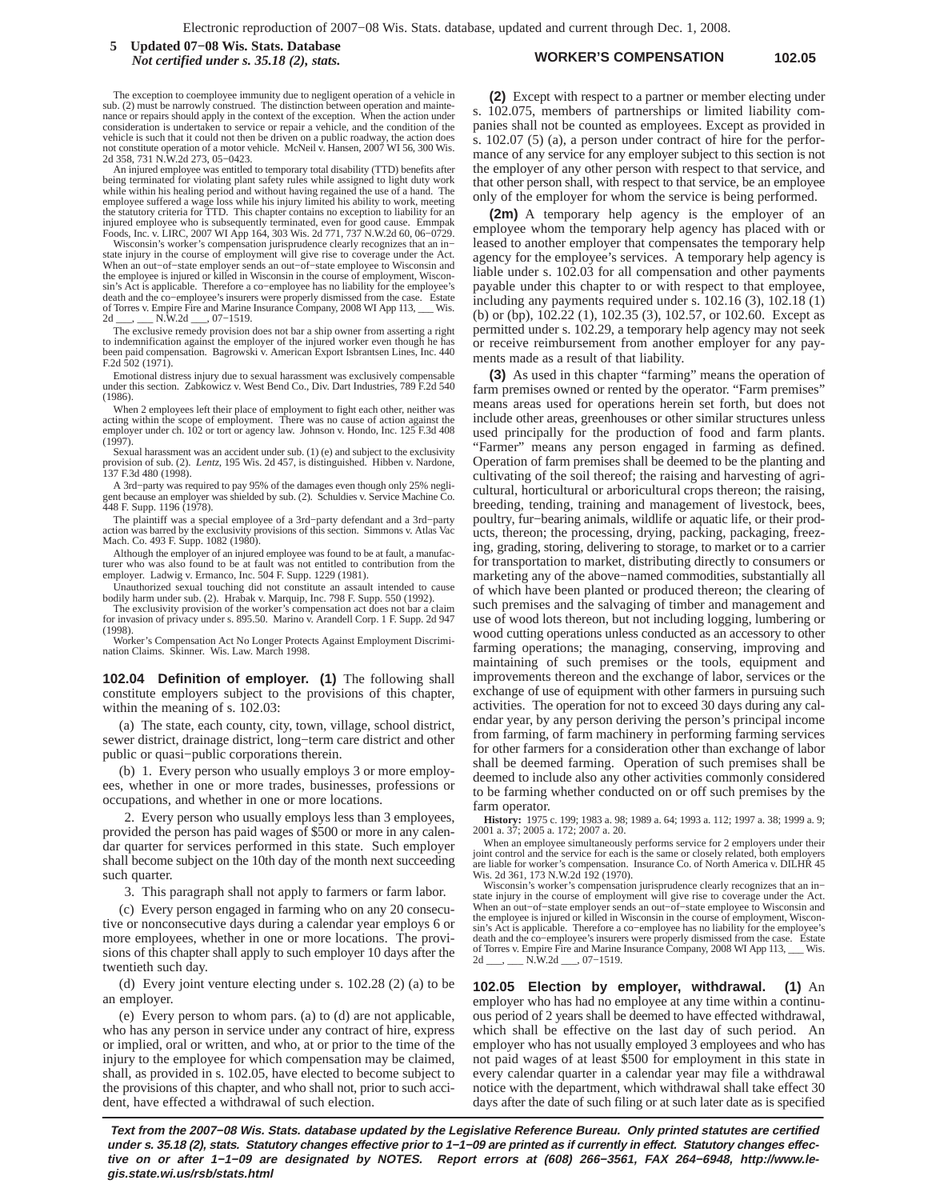The exception to coemployee immunity due to negligent operation of a vehicle in sub. (2) must be narrowly construed. The distinction between operation and maintenance or repairs should apply in the context of the exception. When the action under consideration is undertaken to service or repair a vehicle, and the condition of the vehicle is such that it could not then be driven on a public roadway, the action does not constitute operation of a motor vehicle. McNeil v. Hansen, 2007 WI 56, 300 Wis. 2d 358, 731 N.W.2d 273, 05−0423.

An injured employee was entitled to temporary total disability (TTD) benefits after being terminated for violating plant safety rules while assigned to light duty work while within his healing period and without having regained the use of a hand. The employee suffered a wage loss while his injury limited his ability to work, meeting the statutory criteria for TTD. This chapter contains no exception to liability for an injured employee who is subsequently terminated, even for good cause. Emmpak Foods, Inc. v. LIRC, 2007 WI App 164, 303 Wis. 2d 771, 737 N.W.2d 60, 06−0729.

Wisconsin's worker's compensation jurisprudence clearly recognizes that an in−state injury in the course of employment will give rise to coverage under the Act. When an out−of−state employer sends an out−of−state employee to Wisconsin and the employee is injured or killed in Wisconsin in the course of employment, Wisconsin's Act is applicable. Therefore a co−employee has no liability for the employee's death and the co−employee's insurers were properly dismissed from the case. Estate of Torres v. Empire Fire and Marine Insurance Company, 2008 WI App 113, ___ Wis. 2d ___, ___ N.W.2d ___, 07−1519.

The exclusive remedy provision does not bar a ship owner from asserting a right to indemnification against the employer of the injured worker even though he has been paid compensation. Bagrowski v. American Export Isbrantsen Lines, Inc. 440 F.2d 502 (1971).

Emotional distress injury due to sexual harassment was exclusively compensable under this section. Zabkowicz v. West Bend Co., Div. Dart Industries, 789 F.2d 540 (1986).

When 2 employees left their place of employment to fight each other, neither was acting within the scope of employment. There was no cause of action against the employer under ch. 102 or tort or agency law. Johnson v. Hondo, Inc. 125 F.3d 408 (1997).

Sexual harassment was an accident under sub. (1) (e) and subject to the exclusivity provision of sub. (2). *Lentz*, 195 Wis. 2d 457, is distinguished. Hibben v. Nardone, 137 F.3d 480 (1998).

A 3rd−party was required to pay 95% of the damages even though only 25% negligent because an employer was shielded by sub. (2). Schuldies v. Service Machine Co. 448 F. Supp. 1196 (1978).

The plaintiff was a special employee of a 3rd−party defendant and a 3rd−party action was barred by the exclusivity provisions of this section. Simmons v. Atlas Vac Mach. Co. 493 F. Supp. 1082 (1980).

Although the employer of an injured employee was found to be at fault, a manufacturer who was also found to be at fault was not entitled to contribution from the employer. Ladwig v. Ermanco, Inc. 504 F. Supp. 1229 (1981).

Unauthorized sexual touching did not constitute an assault intended to cause bodily harm under sub. (2). Hrabak v. Marquip, Inc. 798 F. Supp. 550 (1992).

The exclusivity provision of the worker's compensation act does not bar a claim for invasion of privacy under s. 895.50. Marino v. Arandell Corp. 1 F. Supp. 2d 947 (1998).

Worker's Compensation Act No Longer Protects Against Employment Discrimination Claims. Skinner. Wis. Law. March 1998.

**102.04 Definition of employer. (1)** The following shall constitute employers subject to the provisions of this chapter, within the meaning of s. 102.03:

(a) The state, each county, city, town, village, school district, sewer district, drainage district, long−term care district and other public or quasi−public corporations therein.

(b) 1. Every person who usually employs 3 or more employees, whether in one or more trades, businesses, professions or occupations, and whether in one or more locations.

2. Every person who usually employs less than 3 employees, provided the person has paid wages of $500 or more in any calendar quarter for services performed in this state. Such employer shall become subject on the 10th day of the month next succeeding such quarter.

3. This paragraph shall not apply to farmers or farm labor.

(c) Every person engaged in farming who on any 20 consecutive or nonconsecutive days during a calendar year employs 6 or more employees, whether in one or more locations. The provisions of this chapter shall apply to such employer 10 days after the twentieth such day.

(d) Every joint venture electing under s. 102.28 (2) (a) to be an employer.

(e) Every person to whom pars. (a) to (d) are not applicable, who has any person in service under any contract of hire, express or implied, oral or written, and who, at or prior to the time of the injury to the employee for which compensation may be claimed, shall, as provided in s. 102.05, have elected to become subject to the provisions of this chapter, and who shall not, prior to such accident, have effected a withdrawal of such election.

**(2)** Except with respect to a partner or member electing under s. 102.075, members of partnerships or limited liability companies shall not be counted as employees. Except as provided in s. 102.07 (5) (a), a person under contract of hire for the performance of any service for any employer subject to this section is not the employer of any other person with respect to that service, and that other person shall, with respect to that service, be an employee only of the employer for whom the service is being performed.

**(2m)** A temporary help agency is the employer of an employee whom the temporary help agency has placed with or leased to another employer that compensates the temporary help agency for the employee's services. A temporary help agency is liable under s. 102.03 for all compensation and other payments payable under this chapter to or with respect to that employee, including any payments required under s. 102.16 (3), 102.18 (1) (b) or (bp), 102.22 (1), 102.35 (3), 102.57, or 102.60. Except as permitted under s. 102.29, a temporary help agency may not seek or receive reimbursement from another employer for any payments made as a result of that liability.

**(3)** As used in this chapter "farming" means the operation of farm premises owned or rented by the operator. "Farm premises" means areas used for operations herein set forth, but does not include other areas, greenhouses or other similar structures unless used principally for the production of food and farm plants. "Farmer" means any person engaged in farming as defined. Operation of farm premises shall be deemed to be the planting and cultivating of the soil thereof; the raising and harvesting of agricultural, horticultural or arboricultural crops thereon; the raising, breeding, tending, training and management of livestock, bees, poultry, fur−bearing animals, wildlife or aquatic life, or their products, thereon; the processing, drying, packing, packaging, freezing, grading, storing, delivering to storage, to market or to a carrier for transportation to market, distributing directly to consumers or marketing any of the above−named commodities, substantially all of which have been planted or produced thereon; the clearing of such premises and the salvaging of timber and management and use of wood lots thereon, but not including logging, lumbering or wood cutting operations unless conducted as an accessory to other farming operations; the managing, conserving, improving and maintaining of such premises or the tools, equipment and improvements thereon and the exchange of labor, services or the exchange of use of equipment with other farmers in pursuing such activities. The operation for not to exceed 30 days during any calendar year, by any person deriving the person's principal income from farming, of farm machinery in performing farming services for other farmers for a consideration other than exchange of labor shall be deemed farming. Operation of such premises shall be deemed to include also any other activities commonly considered to be farming whether conducted on or off such premises by the farm operator.

**History:** 1975 c. 199; 1983 a. 98; 1989 a. 64; 1993 a. 112; 1997 a. 38; 1999 a. 9; 2001 a. 37; 2005 a. 172; 2007 a. 20.

When an employee simultaneously performs service for 2 employers under their joint control and the service for each is the same or closely related, both employers are liable for worker's compensation. Insurance Co. of North America v. DILHR 45 Wis. 2d 361, 173 N.W.2d 192 (1970).

Wisconsin's worker's compensation jurisprudence clearly recognizes that an in−state injury in the course of employment will give rise to coverage under the Act. When an out−of−state employer sends an out−of−state employee to Wisconsin and the employee is injured or killed in Wisconsin in the course of employment, Wisconsin's Act is applicable. Therefore a co−employee has no liability for the employee's death and the co−employee's insurers were properly dismissed from the case. Estate of Torres v. Empire Fire and Marine Insurance Company, 2008 WI App 113, ___ Wis. 2d ___, ___ N.W.2d ___, 07−1519.

**102.05 Election by employer, withdrawal. (1)** An employer who has had no employee at any time within a continuous period of 2 years shall be deemed to have effected withdrawal, which shall be effective on the last day of such period. An employer who has not usually employed 3 employees and who has not paid wages of at least $500 for employment in this state in every calendar quarter in a calendar year may file a withdrawal notice with the department, which withdrawal shall take effect 30 days after the date of such filing or at such later date as is specified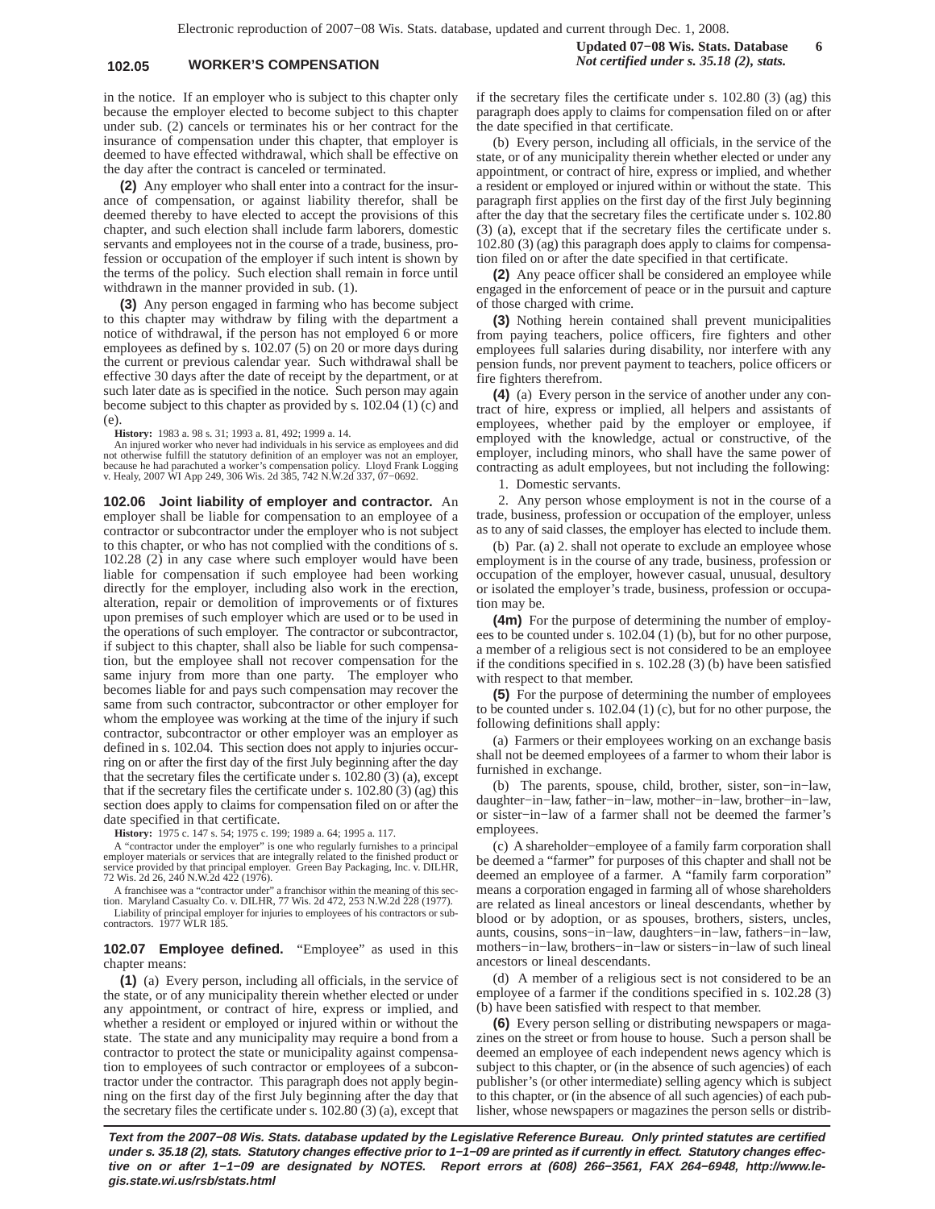in the notice. If an employer who is subject to this chapter only because the employer elected to become subject to this chapter under sub. (2) cancels or terminates his or her contract for the insurance of compensation under this chapter, that employer is deemed to have effected withdrawal, which shall be effective on the day after the contract is canceled or terminated.

**(2)** Any employer who shall enter into a contract for the insurance of compensation, or against liability therefor, shall be deemed thereby to have elected to accept the provisions of this chapter, and such election shall include farm laborers, domestic servants and employees not in the course of a trade, business, profession or occupation of the employer if such intent is shown by the terms of the policy. Such election shall remain in force until withdrawn in the manner provided in sub. (1).

**(3)** Any person engaged in farming who has become subject to this chapter may withdraw by filing with the department a notice of withdrawal, if the person has not employed 6 or more employees as defined by s. 102.07 (5) on 20 or more days during the current or previous calendar year. Such withdrawal shall be effective 30 days after the date of receipt by the department, or at such later date as is specified in the notice. Such person may again become subject to this chapter as provided by s. 102.04 (1) (c) and (e).

**History:** 1983 a. 98 s. 31; 1993 a. 81, 492; 1999 a. 14.

An injured worker who never had individuals in his service as employees and did not otherwise fulfill the statutory definition of an employer was not an employer, because he had parachuted a worker's compensation policy. Lloyd Frank Logging v. Healy, 2007 WI App 249, 306 Wis. 2d 385, 742 N.W.2d 337, 07−0692.

**102.06 Joint liability of employer and contractor.** An employer shall be liable for compensation to an employee of a contractor or subcontractor under the employer who is not subject to this chapter, or who has not complied with the conditions of s. 102.28 (2) in any case where such employer would have been liable for compensation if such employee had been working directly for the employer, including also work in the erection, alteration, repair or demolition of improvements or of fixtures upon premises of such employer which are used or to be used in the operations of such employer. The contractor or subcontractor, if subject to this chapter, shall also be liable for such compensation, but the employee shall not recover compensation for the same injury from more than one party. The employer who becomes liable for and pays such compensation may recover the same from such contractor, subcontractor or other employer for whom the employee was working at the time of the injury if such contractor, subcontractor or other employer was an employer as defined in s. 102.04. This section does not apply to injuries occurring on or after the first day of the first July beginning after the day that the secretary files the certificate under s. 102.80 (3) (a), except that if the secretary files the certificate under s. 102.80 (3) (ag) this section does apply to claims for compensation filed on or after the date specified in that certificate.

**History:** 1975 c. 147 s. 54; 1975 c. 199; 1989 a. 64; 1995 a. 117.

A "contractor under the employer" is one who regularly furnishes to a principal employer materials or services that are integrally related to the finished product or service provided by that principal employer. Green Bay Packaging, Inc. v. DILHR, 72 Wis. 2d 26, 240 N.W.2d 422 (1976).

A franchisee was a "contractor under" a franchisor within the meaning of this section. Maryland Casualty Co. v. DILHR, 77 Wis. 2d 472, 253 N.W.2d 228 (1977).

Liability of principal employer for injuries to employees of his contractors or subcontractors. 1977 WLR 185.

**102.07 Employee defined.** "Employee" as used in this chapter means:

**(1)** (a) Every person, including all officials, in the service of the state, or of any municipality therein whether elected or under any appointment, or contract of hire, express or implied, and whether a resident or employed or injured within or without the state. The state and any municipality may require a bond from a contractor to protect the state or municipality against compensation to employees of such contractor or employees of a subcontractor under the contractor. This paragraph does not apply beginning on the first day of the first July beginning after the day that the secretary files the certificate under s. 102.80 (3) (a), except that if the secretary files the certificate under s. 102.80 (3) (ag) this paragraph does apply to claims for compensation filed on or after the date specified in that certificate.

(b) Every person, including all officials, in the service of the state, or of any municipality therein whether elected or under any appointment, or contract of hire, express or implied, and whether a resident or employed or injured within or without the state. This paragraph first applies on the first day of the first July beginning after the day that the secretary files the certificate under s. 102.80 (3) (a), except that if the secretary files the certificate under s. 102.80 (3) (ag) this paragraph does apply to claims for compensation filed on or after the date specified in that certificate.

**(2)** Any peace officer shall be considered an employee while engaged in the enforcement of peace or in the pursuit and capture of those charged with crime.

**(3)** Nothing herein contained shall prevent municipalities from paying teachers, police officers, fire fighters and other employees full salaries during disability, nor interfere with any pension funds, nor prevent payment to teachers, police officers or fire fighters therefrom.

**(4)** (a) Every person in the service of another under any contract of hire, express or implied, all helpers and assistants of employees, whether paid by the employer or employee, if employed with the knowledge, actual or constructive, of the employer, including minors, who shall have the same power of contracting as adult employees, but not including the following:

1. Domestic servants.

2. Any person whose employment is not in the course of a trade, business, profession or occupation of the employer, unless as to any of said classes, the employer has elected to include them.

(b) Par. (a) 2. shall not operate to exclude an employee whose employment is in the course of any trade, business, profession or occupation of the employer, however casual, unusual, desultory or isolated the employer's trade, business, profession or occupation may be.

**(4m)** For the purpose of determining the number of employees to be counted under s. 102.04 (1) (b), but for no other purpose, a member of a religious sect is not considered to be an employee if the conditions specified in s. 102.28 (3) (b) have been satisfied with respect to that member.

**(5)** For the purpose of determining the number of employees to be counted under s. 102.04 (1) (c), but for no other purpose, the following definitions shall apply:

(a) Farmers or their employees working on an exchange basis shall not be deemed employees of a farmer to whom their labor is furnished in exchange.

(b) The parents, spouse, child, brother, sister, son−in−law, daughter−in−law, father−in−law, mother−in−law, brother−in−law, or sister−in−law of a farmer shall not be deemed the farmer's employees.

(c) A shareholder−employee of a family farm corporation shall be deemed a "farmer" for purposes of this chapter and shall not be deemed an employee of a farmer. A "family farm corporation" means a corporation engaged in farming all of whose shareholders are related as lineal ancestors or lineal descendants, whether by blood or by adoption, or as spouses, brothers, sisters, uncles, aunts, cousins, sons−in−law, daughters−in−law, fathers−in−law, mothers−in−law, brothers−in−law or sisters−in−law of such lineal ancestors or lineal descendants.

(d) A member of a religious sect is not considered to be an employee of a farmer if the conditions specified in s. 102.28 (3) (b) have been satisfied with respect to that member.

**(6)** Every person selling or distributing newspapers or magazines on the street or from house to house. Such a person shall be deemed an employee of each independent news agency which is subject to this chapter, or (in the absence of such agencies) of each publisher's (or other intermediate) selling agency which is subject to this chapter, or (in the absence of all such agencies) of each publisher, whose newspapers or magazines the person sells or distrib-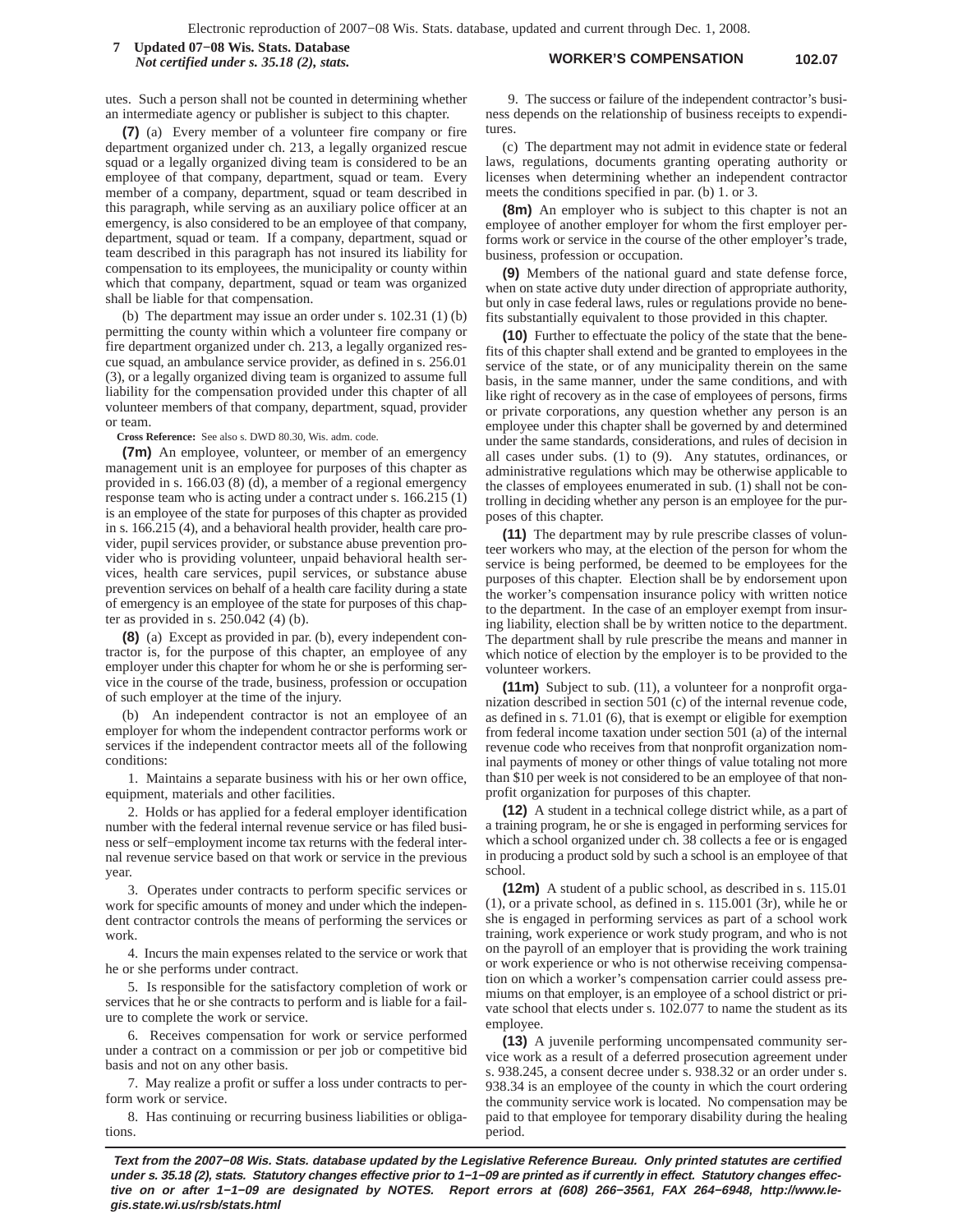utes. Such a person shall not be counted in determining whether an intermediate agency or publisher is subject to this chapter.

**(7)** (a) Every member of a volunteer fire company or fire department organized under ch. 213, a legally organized rescue squad or a legally organized diving team is considered to be an employee of that company, department, squad or team. Every member of a company, department, squad or team described in this paragraph, while serving as an auxiliary police officer at an emergency, is also considered to be an employee of that company, department, squad or team. If a company, department, squad or team described in this paragraph has not insured its liability for compensation to its employees, the municipality or county within which that company, department, squad or team was organized shall be liable for that compensation.

(b) The department may issue an order under s. 102.31 (1) (b) permitting the county within which a volunteer fire company or fire department organized under ch. 213, a legally organized rescue squad, an ambulance service provider, as defined in s. 256.01 (3), or a legally organized diving team is organized to assume full liability for the compensation provided under this chapter of all volunteer members of that company, department, squad, provider or team.

**Cross Reference:** See also s. DWD 80.30, Wis. adm. code.

**(7m)** An employee, volunteer, or member of an emergency management unit is an employee for purposes of this chapter as provided in s. 166.03 (8) (d), a member of a regional emergency response team who is acting under a contract under s. 166.215 (1) is an employee of the state for purposes of this chapter as provided in s. 166.215 (4), and a behavioral health provider, health care provider, pupil services provider, or substance abuse prevention provider who is providing volunteer, unpaid behavioral health services, health care services, pupil services, or substance abuse prevention services on behalf of a health care facility during a state of emergency is an employee of the state for purposes of this chapter as provided in s. 250.042 (4) (b).

**(8)** (a) Except as provided in par. (b), every independent contractor is, for the purpose of this chapter, an employee of any employer under this chapter for whom he or she is performing service in the course of the trade, business, profession or occupation of such employer at the time of the injury.

(b) An independent contractor is not an employee of an employer for whom the independent contractor performs work or services if the independent contractor meets all of the following conditions:

1. Maintains a separate business with his or her own office, equipment, materials and other facilities.

2. Holds or has applied for a federal employer identification number with the federal internal revenue service or has filed business or self−employment income tax returns with the federal internal revenue service based on that work or service in the previous year.

3. Operates under contracts to perform specific services or work for specific amounts of money and under which the independent contractor controls the means of performing the services or work.

4. Incurs the main expenses related to the service or work that he or she performs under contract.

5. Is responsible for the satisfactory completion of work or services that he or she contracts to perform and is liable for a failure to complete the work or service.

6. Receives compensation for work or service performed under a contract on a commission or per job or competitive bid basis and not on any other basis.

7. May realize a profit or suffer a loss under contracts to perform work or service.

8. Has continuing or recurring business liabilities or obligations.

9. The success or failure of the independent contractor's business depends on the relationship of business receipts to expenditures.

(c) The department may not admit in evidence state or federal laws, regulations, documents granting operating authority or licenses when determining whether an independent contractor meets the conditions specified in par. (b) 1. or 3.

**(8m)** An employer who is subject to this chapter is not an employee of another employer for whom the first employer performs work or service in the course of the other employer's trade, business, profession or occupation.

**(9)** Members of the national guard and state defense force, when on state active duty under direction of appropriate authority, but only in case federal laws, rules or regulations provide no benefits substantially equivalent to those provided in this chapter.

**(10)** Further to effectuate the policy of the state that the benefits of this chapter shall extend and be granted to employees in the service of the state, or of any municipality therein on the same basis, in the same manner, under the same conditions, and with like right of recovery as in the case of employees of persons, firms or private corporations, any question whether any person is an employee under this chapter shall be governed by and determined under the same standards, considerations, and rules of decision in all cases under subs. (1) to (9). Any statutes, ordinances, or administrative regulations which may be otherwise applicable to the classes of employees enumerated in sub. (1) shall not be controlling in deciding whether any person is an employee for the purposes of this chapter.

**(11)** The department may by rule prescribe classes of volunteer workers who may, at the election of the person for whom the service is being performed, be deemed to be employees for the purposes of this chapter. Election shall be by endorsement upon the worker's compensation insurance policy with written notice to the department. In the case of an employer exempt from insuring liability, election shall be by written notice to the department. The department shall by rule prescribe the means and manner in which notice of election by the employer is to be provided to the volunteer workers.

**(11m)** Subject to sub. (11), a volunteer for a nonprofit organization described in section 501 (c) of the internal revenue code, as defined in s. 71.01 (6), that is exempt or eligible for exemption from federal income taxation under section 501 (a) of the internal revenue code who receives from that nonprofit organization nominal payments of money or other things of value totaling not more than $10 per week is not considered to be an employee of that nonprofit organization for purposes of this chapter.

**(12)** A student in a technical college district while, as a part of a training program, he or she is engaged in performing services for which a school organized under ch. 38 collects a fee or is engaged in producing a product sold by such a school is an employee of that school.

**(12m)** A student of a public school, as described in s. 115.01 (1), or a private school, as defined in s. 115.001 (3r), while he or she is engaged in performing services as part of a school work training, work experience or work study program, and who is not on the payroll of an employer that is providing the work training or work experience or who is not otherwise receiving compensation on which a worker's compensation carrier could assess premiums on that employer, is an employee of a school district or private school that elects under s. 102.077 to name the student as its employee.

**(13)** A juvenile performing uncompensated community service work as a result of a deferred prosecution agreement under s. 938.245, a consent decree under s. 938.32 or an order under s. 938.34 is an employee of the county in which the court ordering the community service work is located. No compensation may be paid to that employee for temporary disability during the healing period.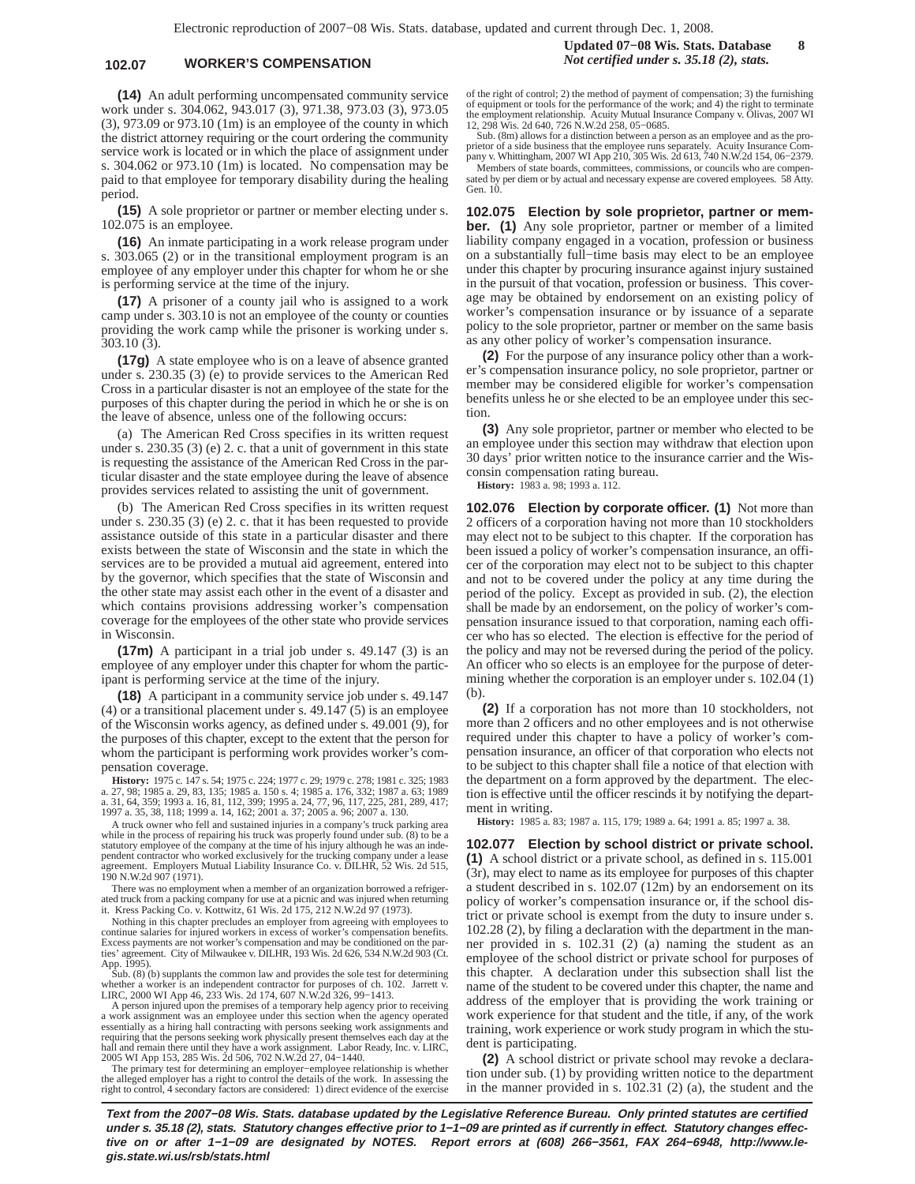**(14)** An adult performing uncompensated community service work under s. 304.062, 943.017 (3), 971.38, 973.03 (3), 973.05 (3), 973.09 or 973.10 (1m) is an employee of the county in which the district attorney requiring or the court ordering the community service work is located or in which the place of assignment under s. 304.062 or 973.10 (1m) is located. No compensation may be paid to that employee for temporary disability during the healing period.

**(15)** A sole proprietor or partner or member electing under s. 102.075 is an employee.

**(16)** An inmate participating in a work release program under s. 303.065 (2) or in the transitional employment program is an employee of any employer under this chapter for whom he or she is performing service at the time of the injury.

**(17)** A prisoner of a county jail who is assigned to a work camp under s. 303.10 is not an employee of the county or counties providing the work camp while the prisoner is working under s. 303.10 (3).

**(17g)** A state employee who is on a leave of absence granted under s. 230.35 (3) (e) to provide services to the American Red Cross in a particular disaster is not an employee of the state for the purposes of this chapter during the period in which he or she is on the leave of absence, unless one of the following occurs:

(a) The American Red Cross specifies in its written request under s. 230.35 (3) (e) 2. c. that a unit of government in this state is requesting the assistance of the American Red Cross in the particular disaster and the state employee during the leave of absence provides services related to assisting the unit of government.

(b) The American Red Cross specifies in its written request under s. 230.35 (3) (e) 2. c. that it has been requested to provide assistance outside of this state in a particular disaster and there exists between the state of Wisconsin and the state in which the services are to be provided a mutual aid agreement, entered into by the governor, which specifies that the state of Wisconsin and the other state may assist each other in the event of a disaster and which contains provisions addressing worker's compensation coverage for the employees of the other state who provide services in Wisconsin.

**(17m)** A participant in a trial job under s. 49.147 (3) is an employee of any employer under this chapter for whom the participant is performing service at the time of the injury.

**(18)** A participant in a community service job under s. 49.147 (4) or a transitional placement under s. 49.147 (5) is an employee of the Wisconsin works agency, as defined under s. 49.001 (9), for the purposes of this chapter, except to the extent that the person for whom the participant is performing work provides worker's compensation coverage.

**History:** 1975 c. 147 s. 54; 1975 c. 224; 1977 c. 29; 1979 c. 278; 1981 c. 325; 1983 a. 27, 98; 1985 a. 29, 83, 135; 1985 a. 150 s. 4; 1985 a. 176, 332; 1987 a. 63; 1989 a. 31, 64, 359; 1993 a. 16, 81, 112, 399; 1995 a. 24, 77, 96, 117, 225, 281, 289, 417; 1997 a. 35, 38, 118; 1999 a. 14, 162; 2001 a. 37; 2005 a. 96; 2007 a. 130.

A truck owner who fell and sustained injuries in a company's truck parking area while in the process of repairing his truck was properly found under sub. (8) to be a statutory employee of the company at the time of his injury although he was an independent contractor who worked exclusively for the trucking company under a lease agreement. Employers Mutual Liability Insurance Co. v. DILHR, 52 Wis. 2d 515, 190 N.W.2d 907 (1971).

There was no employment when a member of an organization borrowed a refrigerated truck from a packing company for use at a picnic and was injured when returning it. Kress Packing Co. v. Kottwitz, 61 Wis. 2d 175, 212 N.W.2d 97 (1973).

Nothing in this chapter precludes an employer from agreeing with employees to continue salaries for injured workers in excess of worker's compensation benefits. Excess payments are not worker's compensation and may be conditioned on the parties' agreement. City of Milwaukee v. DILHR, 193 Wis. 2d 626, 534 N.W.2d 903 (Ct. App. 1995).

Sub. (8) (b) supplants the common law and provides the sole test for determining whether a worker is an independent contractor for purposes of ch. 102. Jarrett v. LIRC, 2000 WI App 46, 233 Wis. 2d 174, 607 N.W.2d 326, 99−1413.

A person injured upon the premises of a temporary help agency prior to receiving a work assignment was an employee under this section when the agency operated essentially as a hiring hall contracting with persons seeking work assignments and requiring that the persons seeking work physically present themselves each day at the hall and remain there until they have a work assignment. Labor Ready, Inc. v. LIRC, 2005 WI App 153, 285 Wis. 2d 506, 702 N.W.2d 27, 04−1440.

The primary test for determining an employer−employee relationship is whether the alleged employer has a right to control the details of the work. In assessing the right to control, 4 secondary factors are considered: 1) direct evidence of the exercise of the right of control; 2) the method of payment of compensation; 3) the furnishing of equipment or tools for the performance of the work; and 4) the right to terminate the employment relationship. Acuity Mutual Insurance Company v. Olivas, 2007 WI 12, 298 Wis. 2d 640, 726 N.W.2d 258, 05−0685.

Sub. (8m) allows for a distinction between a person as an employee and as the proprietor of a side business that the employee runs separately. Acuity Insurance Company v. Whittingham, 2007 WI App 210, 305 Wis. 2d 613, 740 N.W.2d 154, 06−2379.

Members of state boards, committees, commissions, or councils who are compensated by per diem or by actual and necessary expense are covered employees. 58 Atty. Gen. 10.

**102.075 Election by sole proprietor, partner or member. (1)** Any sole proprietor, partner or member of a limited liability company engaged in a vocation, profession or business on a substantially full−time basis may elect to be an employee under this chapter by procuring insurance against injury sustained in the pursuit of that vocation, profession or business. This coverage may be obtained by endorsement on an existing policy of worker's compensation insurance or by issuance of a separate policy to the sole proprietor, partner or member on the same basis as any other policy of worker's compensation insurance.

**(2)** For the purpose of any insurance policy other than a worker's compensation insurance policy, no sole proprietor, partner or member may be considered eligible for worker's compensation benefits unless he or she elected to be an employee under this section.

**(3)** Any sole proprietor, partner or member who elected to be an employee under this section may withdraw that election upon 30 days' prior written notice to the insurance carrier and the Wisconsin compensation rating bureau.

**History:** 1983 a. 98; 1993 a. 112.

**102.076 Election by corporate officer. (1)** Not more than 2 officers of a corporation having not more than 10 stockholders may elect not to be subject to this chapter. If the corporation has been issued a policy of worker's compensation insurance, an officer of the corporation may elect not to be subject to this chapter and not to be covered under the policy at any time during the period of the policy. Except as provided in sub. (2), the election shall be made by an endorsement, on the policy of worker's compensation insurance issued to that corporation, naming each officer who has so elected. The election is effective for the period of the policy and may not be reversed during the period of the policy. An officer who so elects is an employee for the purpose of determining whether the corporation is an employer under s. 102.04 (1) (b).

**(2)** If a corporation has not more than 10 stockholders, not more than 2 officers and no other employees and is not otherwise required under this chapter to have a policy of worker's compensation insurance, an officer of that corporation who elects not to be subject to this chapter shall file a notice of that election with the department on a form approved by the department. The election is effective until the officer rescinds it by notifying the department in writing.

**History:** 1985 a. 83; 1987 a. 115, 179; 1989 a. 64; 1991 a. 85; 1997 a. 38.

**102.077 Election by school district or private school. (1)** A school district or a private school, as defined in s. 115.001 (3r), may elect to name as its employee for purposes of this chapter a student described in s. 102.07 (12m) by an endorsement on its policy of worker's compensation insurance or, if the school district or private school is exempt from the duty to insure under s. 102.28 (2), by filing a declaration with the department in the manner provided in s. 102.31 (2) (a) naming the student as an employee of the school district or private school for purposes of this chapter. A declaration under this subsection shall list the name of the student to be covered under this chapter, the name and address of the employer that is providing the work training or work experience for that student and the title, if any, of the work training, work experience or work study program in which the student is participating.

**(2)** A school district or private school may revoke a declaration under sub. (1) by providing written notice to the department in the manner provided in s. 102.31 (2) (a), the student and the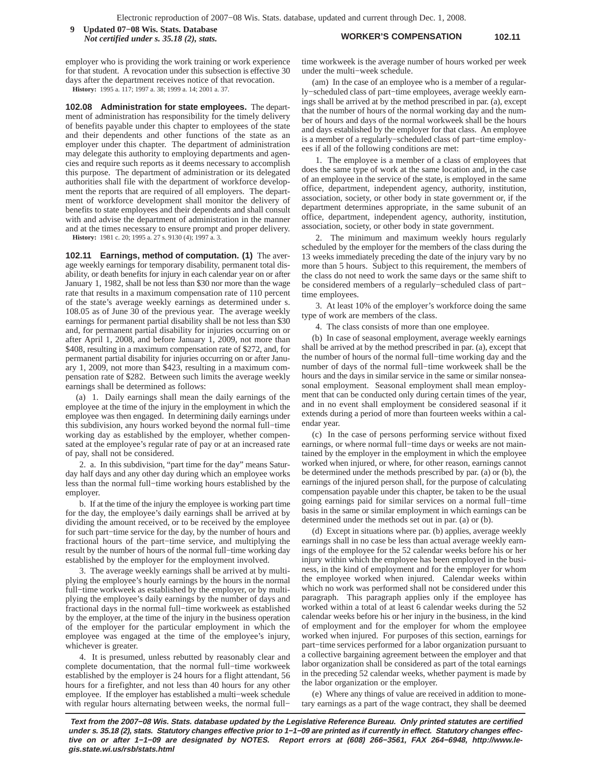employer who is providing the work training or work experience for that student. A revocation under this subsection is effective 30 days after the department receives notice of that revocation.

**History:** 1995 a. 117; 1997 a. 38; 1999 a. 14; 2001 a. 37.

**102.08 Administration for state employees.** The department of administration has responsibility for the timely delivery of benefits payable under this chapter to employees of the state and their dependents and other functions of the state as an employer under this chapter. The department of administration may delegate this authority to employing departments and agencies and require such reports as it deems necessary to accomplish this purpose. The department of administration or its delegated authorities shall file with the department of workforce development the reports that are required of all employers. The department of workforce development shall monitor the delivery of benefits to state employees and their dependents and shall consult with and advise the department of administration in the manner and at the times necessary to ensure prompt and proper delivery.

**History:** 1981 c. 20; 1995 a. 27 s. 9130 (4); 1997 a. 3.

**102.11 Earnings, method of computation. (1)** The average weekly earnings for temporary disability, permanent total disability, or death benefits for injury in each calendar year on or after January 1, 1982, shall be not less than $30 nor more than the wage rate that results in a maximum compensation rate of 110 percent of the state's average weekly earnings as determined under s. 108.05 as of June 30 of the previous year. The average weekly earnings for permanent partial disability shall be not less than $30 and, for permanent partial disability for injuries occurring on or after April 1, 2008, and before January 1, 2009, not more than $408, resulting in a maximum compensation rate of $272, and, for permanent partial disability for injuries occurring on or after January 1, 2009, not more than $423, resulting in a maximum compensation rate of $282. Between such limits the average weekly earnings shall be determined as follows:

(a) 1. Daily earnings shall mean the daily earnings of the employee at the time of the injury in the employment in which the employee was then engaged. In determining daily earnings under this subdivision, any hours worked beyond the normal full−time working day as established by the employer, whether compensated at the employee's regular rate of pay or at an increased rate of pay, shall not be considered.

2. a. In this subdivision, "part time for the day" means Saturday half days and any other day during which an employee works less than the normal full−time working hours established by the employer.

b. If at the time of the injury the employee is working part time for the day, the employee's daily earnings shall be arrived at by dividing the amount received, or to be received by the employee for such part−time service for the day, by the number of hours and fractional hours of the part−time service, and multiplying the result by the number of hours of the normal full−time working day established by the employer for the employment involved.

3. The average weekly earnings shall be arrived at by multiplying the employee's hourly earnings by the hours in the normal full−time workweek as established by the employer, or by multiplying the employee's daily earnings by the number of days and fractional days in the normal full−time workweek as established by the employer, at the time of the injury in the business operation of the employer for the particular employment in which the employee was engaged at the time of the employee's injury, whichever is greater.

4. It is presumed, unless rebutted by reasonably clear and complete documentation, that the normal full−time workweek established by the employer is 24 hours for a flight attendant, 56 hours for a firefighter, and not less than 40 hours for any other employee. If the employer has established a multi−week schedule with regular hours alternating between weeks, the normal full−time workweek is the average number of hours worked per week under the multi−week schedule.

(am) In the case of an employee who is a member of a regularly−scheduled class of part−time employees, average weekly earnings shall be arrived at by the method prescribed in par. (a), except that the number of hours of the normal working day and the number of hours and days of the normal workweek shall be the hours and days established by the employer for that class. An employee is a member of a regularly−scheduled class of part−time employees if all of the following conditions are met:

1. The employee is a member of a class of employees that does the same type of work at the same location and, in the case of an employee in the service of the state, is employed in the same office, department, independent agency, authority, institution, association, society, or other body in state government or, if the department determines appropriate, in the same subunit of an office, department, independent agency, authority, institution, association, society, or other body in state government.

2. The minimum and maximum weekly hours regularly scheduled by the employer for the members of the class during the 13 weeks immediately preceding the date of the injury vary by no more than 5 hours. Subject to this requirement, the members of the class do not need to work the same days or the same shift to be considered members of a regularly−scheduled class of part−time employees.

3. At least 10% of the employer's workforce doing the same type of work are members of the class.

4. The class consists of more than one employee.

(b) In case of seasonal employment, average weekly earnings shall be arrived at by the method prescribed in par. (a), except that the number of hours of the normal full−time working day and the number of days of the normal full−time workweek shall be the hours and the days in similar service in the same or similar nonseasonal employment. Seasonal employment shall mean employment that can be conducted only during certain times of the year, and in no event shall employment be considered seasonal if it extends during a period of more than fourteen weeks within a calendar year.

(c) In the case of persons performing service without fixed earnings, or where normal full−time days or weeks are not maintained by the employer in the employment in which the employee worked when injured, or where, for other reason, earnings cannot be determined under the methods prescribed by par. (a) or (b), the earnings of the injured person shall, for the purpose of calculating compensation payable under this chapter, be taken to be the usual going earnings paid for similar services on a normal full−time basis in the same or similar employment in which earnings can be determined under the methods set out in par. (a) or (b).

(d) Except in situations where par. (b) applies, average weekly earnings shall in no case be less than actual average weekly earnings of the employee for the 52 calendar weeks before his or her injury within which the employee has been employed in the business, in the kind of employment and for the employer for whom the employee worked when injured. Calendar weeks within which no work was performed shall not be considered under this paragraph. This paragraph applies only if the employee has worked within a total of at least 6 calendar weeks during the 52 calendar weeks before his or her injury in the business, in the kind of employment and for the employer for whom the employee worked when injured. For purposes of this section, earnings for part−time services performed for a labor organization pursuant to a collective bargaining agreement between the employer and that labor organization shall be considered as part of the total earnings in the preceding 52 calendar weeks, whether payment is made by the labor organization or the employer.

(e) Where any things of value are received in addition to monetary earnings as a part of the wage contract, they shall be deemed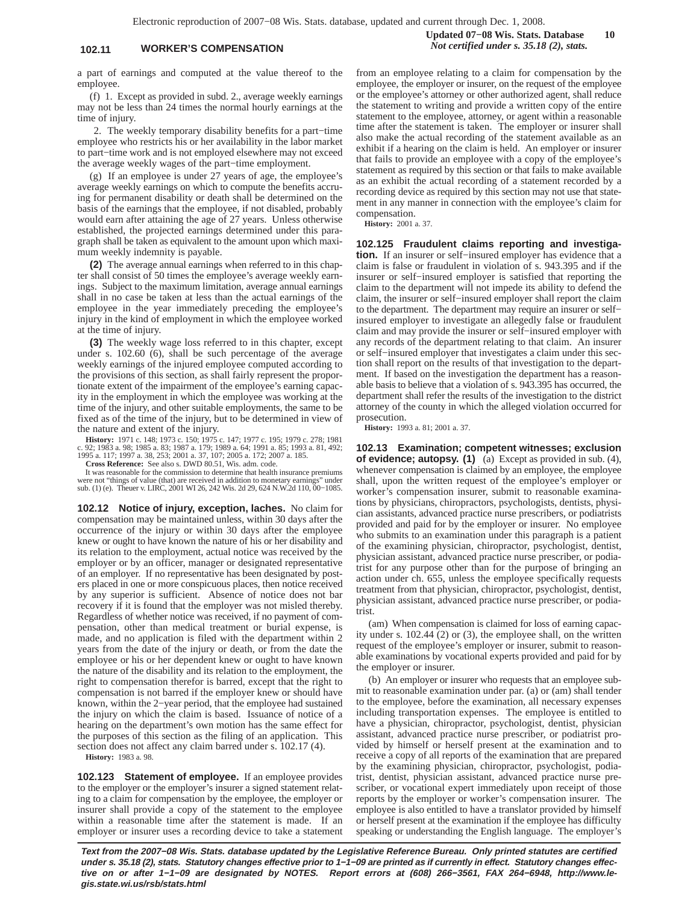a part of earnings and computed at the value thereof to the employee.

(f) 1. Except as provided in subd. 2., average weekly earnings may not be less than 24 times the normal hourly earnings at the time of injury.

2. The weekly temporary disability benefits for a part−time employee who restricts his or her availability in the labor market to part−time work and is not employed elsewhere may not exceed the average weekly wages of the part−time employment.

(g) If an employee is under 27 years of age, the employee's average weekly earnings on which to compute the benefits accruing for permanent disability or death shall be determined on the basis of the earnings that the employee, if not disabled, probably would earn after attaining the age of 27 years. Unless otherwise established, the projected earnings determined under this paragraph shall be taken as equivalent to the amount upon which maximum weekly indemnity is payable.

**(2)** The average annual earnings when referred to in this chapter shall consist of 50 times the employee's average weekly earnings. Subject to the maximum limitation, average annual earnings shall in no case be taken at less than the actual earnings of the employee in the year immediately preceding the employee's injury in the kind of employment in which the employee worked at the time of injury.

**(3)** The weekly wage loss referred to in this chapter, except under s. 102.60 (6), shall be such percentage of the average weekly earnings of the injured employee computed according to the provisions of this section, as shall fairly represent the proportionate extent of the impairment of the employee's earning capacity in the employment in which the employee was working at the time of the injury, and other suitable employments, the same to be fixed as of the time of the injury, but to be determined in view of the nature and extent of the injury.

**History:** 1971 c. 148; 1973 c. 150; 1975 c. 147; 1977 c. 195; 1979 c. 278; 1981 c. 92; 1983 a. 98; 1985 a. 83; 1987 a. 179; 1989 a. 64; 1991 a. 85; 1993 a. 81, 492; 1995 a. 117; 1997 a. 38, 253; 2001 a. 37, 107; 2005 a. 172; 2007 a. 185.

**Cross Reference:** See also s. DWD 80.51, Wis. adm. code.

It was reasonable for the commission to determine that health insurance premiums were not "things of value (that) are received in addition to monetary earnings" under sub. (1) (e). Theuer v. LIRC, 2001 WI 26, 242 Wis. 2d 29, 624 N.W.2d 110, 00−1085.

**102.12 Notice of injury, exception, laches.** No claim for compensation may be maintained unless, within 30 days after the occurrence of the injury or within 30 days after the employee knew or ought to have known the nature of his or her disability and its relation to the employment, actual notice was received by the employer or by an officer, manager or designated representative of an employer. If no representative has been designated by posters placed in one or more conspicuous places, then notice received by any superior is sufficient. Absence of notice does not bar recovery if it is found that the employer was not misled thereby. Regardless of whether notice was received, if no payment of compensation, other than medical treatment or burial expense, is made, and no application is filed with the department within 2 years from the date of the injury or death, or from the date the employee or his or her dependent knew or ought to have known the nature of the disability and its relation to the employment, the right to compensation therefor is barred, except that the right to compensation is not barred if the employer knew or should have known, within the 2−year period, that the employee had sustained the injury on which the claim is based. Issuance of notice of a hearing on the department's own motion has the same effect for the purposes of this section as the filing of an application. This section does not affect any claim barred under s. 102.17 (4).

**History:** 1983 a. 98.

**102.123 Statement of employee.** If an employee provides to the employer or the employer's insurer a signed statement relating to a claim for compensation by the employee, the employer or insurer shall provide a copy of the statement to the employee within a reasonable time after the statement is made. If an employer or insurer uses a recording device to take a statement from an employee relating to a claim for compensation by the employee, the employer or insurer, on the request of the employee or the employee's attorney or other authorized agent, shall reduce the statement to writing and provide a written copy of the entire statement to the employee, attorney, or agent within a reasonable time after the statement is taken. The employer or insurer shall also make the actual recording of the statement available as an exhibit if a hearing on the claim is held. An employer or insurer that fails to provide an employee with a copy of the employee's statement as required by this section or that fails to make available as an exhibit the actual recording of a statement recorded by a recording device as required by this section may not use that statement in any manner in connection with the employee's claim for compensation.

**History:** 2001 a. 37.

**102.125 Fraudulent claims reporting and investigation.** If an insurer or self−insured employer has evidence that a claim is false or fraudulent in violation of s. 943.395 and if the insurer or self−insured employer is satisfied that reporting the claim to the department will not impede its ability to defend the claim, the insurer or self−insured employer shall report the claim to the department. The department may require an insurer or self−insured employer to investigate an allegedly false or fraudulent claim and may provide the insurer or self−insured employer with any records of the department relating to that claim. An insurer or self−insured employer that investigates a claim under this section shall report on the results of that investigation to the department. If based on the investigation the department has a reasonable basis to believe that a violation of s. 943.395 has occurred, the department shall refer the results of the investigation to the district attorney of the county in which the alleged violation occurred for prosecution.

**History:** 1993 a. 81; 2001 a. 37.

**102.13 Examination; competent witnesses; exclusion of evidence; autopsy. (1)** (a) Except as provided in sub. (4), whenever compensation is claimed by an employee, the employee shall, upon the written request of the employee's employer or worker's compensation insurer, submit to reasonable examinations by physicians, chiropractors, psychologists, dentists, physician assistants, advanced practice nurse prescribers, or podiatrists provided and paid for by the employer or insurer. No employee who submits to an examination under this paragraph is a patient of the examining physician, chiropractor, psychologist, dentist, physician assistant, advanced practice nurse prescriber, or podiatrist for any purpose other than for the purpose of bringing an action under ch. 655, unless the employee specifically requests treatment from that physician, chiropractor, psychologist, dentist, physician assistant, advanced practice nurse prescriber, or podiatrist.

(am) When compensation is claimed for loss of earning capacity under s. 102.44 (2) or (3), the employee shall, on the written request of the employee's employer or insurer, submit to reasonable examinations by vocational experts provided and paid for by the employer or insurer.

(b) An employer or insurer who requests that an employee submit to reasonable examination under par. (a) or (am) shall tender to the employee, before the examination, all necessary expenses including transportation expenses. The employee is entitled to have a physician, chiropractor, psychologist, dentist, physician assistant, advanced practice nurse prescriber, or podiatrist provided by himself or herself present at the examination and to receive a copy of all reports of the examination that are prepared by the examining physician, chiropractor, psychologist, podiatrist, dentist, physician assistant, advanced practice nurse prescriber, or vocational expert immediately upon receipt of those reports by the employer or worker's compensation insurer. The employee is also entitled to have a translator provided by himself or herself present at the examination if the employee has difficulty speaking or understanding the English language. The employer's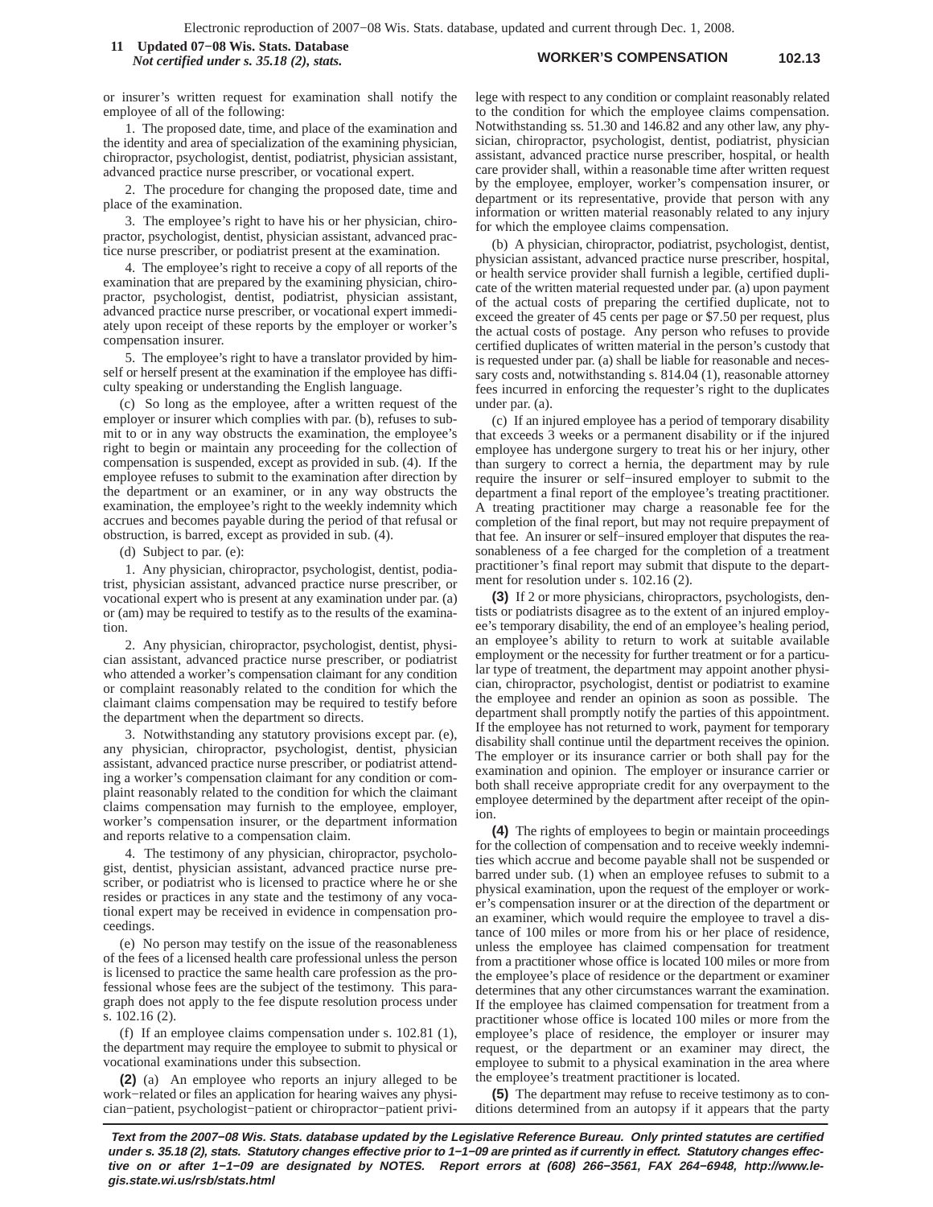or insurer's written request for examination shall notify the employee of all of the following:

1. The proposed date, time, and place of the examination and the identity and area of specialization of the examining physician, chiropractor, psychologist, dentist, podiatrist, physician assistant, advanced practice nurse prescriber, or vocational expert.

2. The procedure for changing the proposed date, time and place of the examination.

3. The employee's right to have his or her physician, chiropractor, psychologist, dentist, physician assistant, advanced practice nurse prescriber, or podiatrist present at the examination.

4. The employee's right to receive a copy of all reports of the examination that are prepared by the examining physician, chiropractor, psychologist, dentist, podiatrist, physician assistant, advanced practice nurse prescriber, or vocational expert immediately upon receipt of these reports by the employer or worker's compensation insurer.

5. The employee's right to have a translator provided by himself or herself present at the examination if the employee has difficulty speaking or understanding the English language.

(c) So long as the employee, after a written request of the employer or insurer which complies with par. (b), refuses to submit to or in any way obstructs the examination, the employee's right to begin or maintain any proceeding for the collection of compensation is suspended, except as provided in sub. (4). If the employee refuses to submit to the examination after direction by the department or an examiner, or in any way obstructs the examination, the employee's right to the weekly indemnity which accrues and becomes payable during the period of that refusal or obstruction, is barred, except as provided in sub. (4).

(d) Subject to par. (e):

1. Any physician, chiropractor, psychologist, dentist, podiatrist, physician assistant, advanced practice nurse prescriber, or vocational expert who is present at any examination under par. (a) or (am) may be required to testify as to the results of the examination.

2. Any physician, chiropractor, psychologist, dentist, physician assistant, advanced practice nurse prescriber, or podiatrist who attended a worker's compensation claimant for any condition or complaint reasonably related to the condition for which the claimant claims compensation may be required to testify before the department when the department so directs.

3. Notwithstanding any statutory provisions except par. (e), any physician, chiropractor, psychologist, dentist, physician assistant, advanced practice nurse prescriber, or podiatrist attending a worker's compensation claimant for any condition or complaint reasonably related to the condition for which the claimant claims compensation may furnish to the employee, employer, worker's compensation insurer, or the department information and reports relative to a compensation claim.

4. The testimony of any physician, chiropractor, psychologist, dentist, physician assistant, advanced practice nurse prescriber, or podiatrist who is licensed to practice where he or she resides or practices in any state and the testimony of any vocational expert may be received in evidence in compensation proceedings.

(e) No person may testify on the issue of the reasonableness of the fees of a licensed health care professional unless the person is licensed to practice the same health care profession as the professional whose fees are the subject of the testimony. This paragraph does not apply to the fee dispute resolution process under s. 102.16 (2).

(f) If an employee claims compensation under s. 102.81 (1), the department may require the employee to submit to physical or vocational examinations under this subsection.

**(2)** (a) An employee who reports an injury alleged to be work−related or files an application for hearing waives any physician−patient, psychologist−patient or chiropractor−patient privilege with respect to any condition or complaint reasonably related to the condition for which the employee claims compensation. Notwithstanding ss. 51.30 and 146.82 and any other law, any physician, chiropractor, psychologist, dentist, podiatrist, physician assistant, advanced practice nurse prescriber, hospital, or health care provider shall, within a reasonable time after written request by the employee, employer, worker's compensation insurer, or department or its representative, provide that person with any information or written material reasonably related to any injury for which the employee claims compensation.

(b) A physician, chiropractor, podiatrist, psychologist, dentist, physician assistant, advanced practice nurse prescriber, hospital, or health service provider shall furnish a legible, certified duplicate of the written material requested under par. (a) upon payment of the actual costs of preparing the certified duplicate, not to exceed the greater of 45 cents per page or $7.50 per request, plus the actual costs of postage. Any person who refuses to provide certified duplicates of written material in the person's custody that is requested under par. (a) shall be liable for reasonable and necessary costs and, notwithstanding s. 814.04 (1), reasonable attorney fees incurred in enforcing the requester's right to the duplicates under par. (a).

(c) If an injured employee has a period of temporary disability that exceeds 3 weeks or a permanent disability or if the injured employee has undergone surgery to treat his or her injury, other than surgery to correct a hernia, the department may by rule require the insurer or self−insured employer to submit to the department a final report of the employee's treating practitioner. A treating practitioner may charge a reasonable fee for the completion of the final report, but may not require prepayment of that fee. An insurer or self−insured employer that disputes the reasonableness of a fee charged for the completion of a treatment practitioner's final report may submit that dispute to the department for resolution under s. 102.16 (2).

**(3)** If 2 or more physicians, chiropractors, psychologists, dentists or podiatrists disagree as to the extent of an injured employee's temporary disability, the end of an employee's healing period, an employee's ability to return to work at suitable available employment or the necessity for further treatment or for a particular type of treatment, the department may appoint another physician, chiropractor, psychologist, dentist or podiatrist to examine the employee and render an opinion as soon as possible. The department shall promptly notify the parties of this appointment. If the employee has not returned to work, payment for temporary disability shall continue until the department receives the opinion. The employer or its insurance carrier or both shall pay for the examination and opinion. The employer or insurance carrier or both shall receive appropriate credit for any overpayment to the employee determined by the department after receipt of the opinion.

**(4)** The rights of employees to begin or maintain proceedings for the collection of compensation and to receive weekly indemnities which accrue and become payable shall not be suspended or barred under sub. (1) when an employee refuses to submit to a physical examination, upon the request of the employer or worker's compensation insurer or at the direction of the department or an examiner, which would require the employee to travel a distance of 100 miles or more from his or her place of residence, unless the employee has claimed compensation for treatment from a practitioner whose office is located 100 miles or more from the employee's place of residence or the department or examiner determines that any other circumstances warrant the examination. If the employee has claimed compensation for treatment from a practitioner whose office is located 100 miles or more from the employee's place of residence, the employer or insurer may request, or the department or an examiner may direct, the employee to submit to a physical examination in the area where the employee's treatment practitioner is located.

**(5)** The department may refuse to receive testimony as to conditions determined from an autopsy if it appears that the party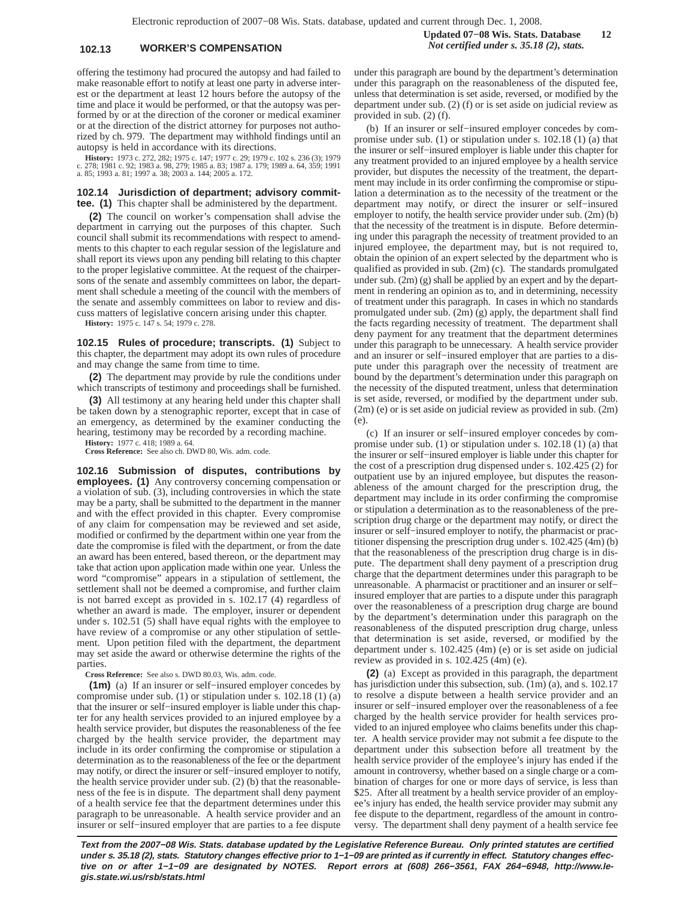offering the testimony had procured the autopsy and had failed to make reasonable effort to notify at least one party in adverse interest or the department at least 12 hours before the autopsy of the time and place it would be performed, or that the autopsy was performed by or at the direction of the coroner or medical examiner or at the direction of the district attorney for purposes not authorized by ch. 979. The department may withhold findings until an autopsy is held in accordance with its directions.

**History:** 1973 c. 272, 282; 1975 c. 147; 1977 c. 29; 1979 c. 102 s. 236 (3); 1979 c. 278; 1981 c. 92; 1983 a. 98, 279; 1985 a. 83; 1987 a. 179; 1989 a. 64, 359; 1991 a. 85; 1993 a. 81; 1997 a. 38; 2003 a. 144; 2005 a. 172.

**102.14 Jurisdiction of department; advisory committee.** **(1)** This chapter shall be administered by the department.

**(2)** The council on worker's compensation shall advise the department in carrying out the purposes of this chapter. Such council shall submit its recommendations with respect to amendments to this chapter to each regular session of the legislature and shall report its views upon any pending bill relating to this chapter to the proper legislative committee. At the request of the chairpersons of the senate and assembly committees on labor, the department shall schedule a meeting of the council with the members of the senate and assembly committees on labor to review and discuss matters of legislative concern arising under this chapter.

**History:** 1975 c. 147 s. 54; 1979 c. 278.

**102.15 Rules of procedure; transcripts.** **(1)** Subject to this chapter, the department may adopt its own rules of procedure and may change the same from time to time.

**(2)** The department may provide by rule the conditions under which transcripts of testimony and proceedings shall be furnished.

**(3)** All testimony at any hearing held under this chapter shall be taken down by a stenographic reporter, except that in case of an emergency, as determined by the examiner conducting the hearing, testimony may be recorded by a recording machine.

**History:** 1977 c. 418; 1989 a. 64.

**Cross Reference:** See also ch. DWD 80, Wis. adm. code.

**102.16 Submission of disputes, contributions by employees.** **(1)** Any controversy concerning compensation or a violation of sub. (3), including controversies in which the state may be a party, shall be submitted to the department in the manner and with the effect provided in this chapter. Every compromise of any claim for compensation may be reviewed and set aside, modified or confirmed by the department within one year from the date the compromise is filed with the department, or from the date an award has been entered, based thereon, or the department may take that action upon application made within one year. Unless the word "compromise" appears in a stipulation of settlement, the settlement shall not be deemed a compromise, and further claim is not barred except as provided in s. 102.17 (4) regardless of whether an award is made. The employer, insurer or dependent under s. 102.51 (5) shall have equal rights with the employee to have review of a compromise or any other stipulation of settlement. Upon petition filed with the department, the department may set aside the award or otherwise determine the rights of the parties.

**Cross Reference:** See also s. DWD 80.03, Wis. adm. code.

**(1m)** (a) If an insurer or self−insured employer concedes by compromise under sub. (1) or stipulation under s. 102.18 (1) (a) that the insurer or self−insured employer is liable under this chapter for any health services provided to an injured employee by a health service provider, but disputes the reasonableness of the fee charged by the health service provider, the department may include in its order confirming the compromise or stipulation a determination as to the reasonableness of the fee or the department may notify, or direct the insurer or self−insured employer to notify, the health service provider under sub. (2) (b) that the reasonableness of the fee is in dispute. The department shall deny payment of a health service fee that the department determines under this paragraph to be unreasonable. A health service provider and an insurer or self−insured employer that are parties to a fee dispute under this paragraph are bound by the department's determination under this paragraph on the reasonableness of the disputed fee, unless that determination is set aside, reversed, or modified by the department under sub. (2) (f) or is set aside on judicial review as provided in sub. (2) (f).

(b) If an insurer or self−insured employer concedes by compromise under sub. (1) or stipulation under s. 102.18 (1) (a) that the insurer or self−insured employer is liable under this chapter for any treatment provided to an injured employee by a health service provider, but disputes the necessity of the treatment, the department may include in its order confirming the compromise or stipulation a determination as to the necessity of the treatment or the department may notify, or direct the insurer or self−insured employer to notify, the health service provider under sub. (2m) (b) that the necessity of the treatment is in dispute. Before determining under this paragraph the necessity of treatment provided to an injured employee, the department may, but is not required to, obtain the opinion of an expert selected by the department who is qualified as provided in sub. (2m) (c). The standards promulgated under sub. (2m) (g) shall be applied by an expert and by the department in rendering an opinion as to, and in determining, necessity of treatment under this paragraph. In cases in which no standards promulgated under sub. (2m) (g) apply, the department shall find the facts regarding necessity of treatment. The department shall deny payment for any treatment that the department determines under this paragraph to be unnecessary. A health service provider and an insurer or self−insured employer that are parties to a dispute under this paragraph over the necessity of treatment are bound by the department's determination under this paragraph on the necessity of the disputed treatment, unless that determination is set aside, reversed, or modified by the department under sub. (2m) (e) or is set aside on judicial review as provided in sub. (2m) (e).

(c) If an insurer or self−insured employer concedes by compromise under sub. (1) or stipulation under s. 102.18 (1) (a) that the insurer or self−insured employer is liable under this chapter for the cost of a prescription drug dispensed under s. 102.425 (2) for outpatient use by an injured employee, but disputes the reasonableness of the amount charged for the prescription drug, the department may include in its order confirming the compromise or stipulation a determination as to the reasonableness of the prescription drug charge or the department may notify, or direct the insurer or self−insured employer to notify, the pharmacist or practitioner dispensing the prescription drug under s. 102.425 (4m) (b) that the reasonableness of the prescription drug charge is in dispute. The department shall deny payment of a prescription drug charge that the department determines under this paragraph to be unreasonable. A pharmacist or practitioner and an insurer or self−insured employer that are parties to a dispute under this paragraph over the reasonableness of a prescription drug charge are bound by the department's determination under this paragraph on the reasonableness of the disputed prescription drug charge, unless that determination is set aside, reversed, or modified by the department under s. 102.425 (4m) (e) or is set aside on judicial review as provided in s. 102.425 (4m) (e).

**(2)** (a) Except as provided in this paragraph, the department has jurisdiction under this subsection, sub. (1m) (a), and s. 102.17 to resolve a dispute between a health service provider and an insurer or self−insured employer over the reasonableness of a fee charged by the health service provider for health services provided to an injured employee who claims benefits under this chapter. A health service provider may not submit a fee dispute to the department under this subsection before all treatment by the health service provider of the employee's injury has ended if the amount in controversy, whether based on a single charge or a combination of charges for one or more days of service, is less than $25. After all treatment by a health service provider of an employee's injury has ended, the health service provider may submit any fee dispute to the department, regardless of the amount in controversy. The department shall deny payment of a health service fee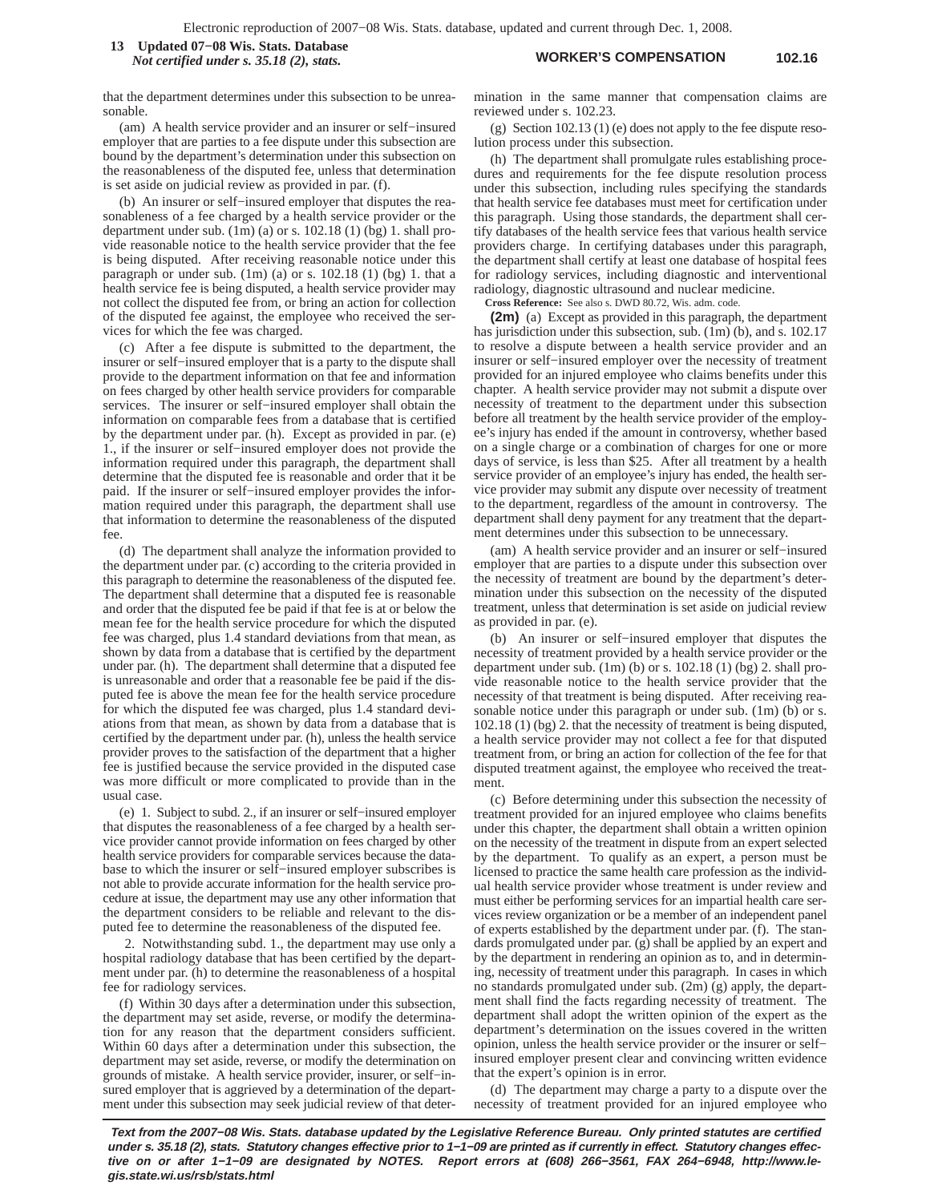that the department determines under this subsection to be unreasonable.

(am) A health service provider and an insurer or self−insured employer that are parties to a fee dispute under this subsection are bound by the department's determination under this subsection on the reasonableness of the disputed fee, unless that determination is set aside on judicial review as provided in par. (f).

(b) An insurer or self−insured employer that disputes the reasonableness of a fee charged by a health service provider or the department under sub. (1m) (a) or s. 102.18 (1) (bg) 1. shall provide reasonable notice to the health service provider that the fee is being disputed. After receiving reasonable notice under this paragraph or under sub. (1m) (a) or s. 102.18 (1) (bg) 1. that a health service fee is being disputed, a health service provider may not collect the disputed fee from, or bring an action for collection of the disputed fee against, the employee who received the services for which the fee was charged.

(c) After a fee dispute is submitted to the department, the insurer or self−insured employer that is a party to the dispute shall provide to the department information on that fee and information on fees charged by other health service providers for comparable services. The insurer or self−insured employer shall obtain the information on comparable fees from a database that is certified by the department under par. (h). Except as provided in par. (e) 1., if the insurer or self−insured employer does not provide the information required under this paragraph, the department shall determine that the disputed fee is reasonable and order that it be paid. If the insurer or self−insured employer provides the information required under this paragraph, the department shall use that information to determine the reasonableness of the disputed fee.

(d) The department shall analyze the information provided to the department under par. (c) according to the criteria provided in this paragraph to determine the reasonableness of the disputed fee. The department shall determine that a disputed fee is reasonable and order that the disputed fee be paid if that fee is at or below the mean fee for the health service procedure for which the disputed fee was charged, plus 1.4 standard deviations from that mean, as shown by data from a database that is certified by the department under par. (h). The department shall determine that a disputed fee is unreasonable and order that a reasonable fee be paid if the disputed fee is above the mean fee for the health service procedure for which the disputed fee was charged, plus 1.4 standard deviations from that mean, as shown by data from a database that is certified by the department under par. (h), unless the health service provider proves to the satisfaction of the department that a higher fee is justified because the service provided in the disputed case was more difficult or more complicated to provide than in the usual case.

(e) 1. Subject to subd. 2., if an insurer or self−insured employer that disputes the reasonableness of a fee charged by a health service provider cannot provide information on fees charged by other health service providers for comparable services because the database to which the insurer or self−insured employer subscribes is not able to provide accurate information for the health service procedure at issue, the department may use any other information that the department considers to be reliable and relevant to the disputed fee to determine the reasonableness of the disputed fee.

2. Notwithstanding subd. 1., the department may use only a hospital radiology database that has been certified by the department under par. (h) to determine the reasonableness of a hospital fee for radiology services.

(f) Within 30 days after a determination under this subsection, the department may set aside, reverse, or modify the determination for any reason that the department considers sufficient. Within 60 days after a determination under this subsection, the department may set aside, reverse, or modify the determination on grounds of mistake. A health service provider, insurer, or self−insured employer that is aggrieved by a determination of the department under this subsection may seek judicial review of that determination in the same manner that compensation claims are reviewed under s. 102.23.

(g) Section 102.13 (1) (e) does not apply to the fee dispute resolution process under this subsection.

(h) The department shall promulgate rules establishing procedures and requirements for the fee dispute resolution process under this subsection, including rules specifying the standards that health service fee databases must meet for certification under this paragraph. Using those standards, the department shall certify databases of the health service fees that various health service providers charge. In certifying databases under this paragraph, the department shall certify at least one database of hospital fees for radiology services, including diagnostic and interventional radiology, diagnostic ultrasound and nuclear medicine.

**Cross Reference:** See also s. DWD 80.72, Wis. adm. code.

**(2m)** (a) Except as provided in this paragraph, the department has jurisdiction under this subsection, sub. (1m) (b), and s. 102.17 to resolve a dispute between a health service provider and an insurer or self−insured employer over the necessity of treatment provided for an injured employee who claims benefits under this chapter. A health service provider may not submit a dispute over necessity of treatment to the department under this subsection before all treatment by the health service provider of the employee's injury has ended if the amount in controversy, whether based on a single charge or a combination of charges for one or more days of service, is less than $25. After all treatment by a health service provider of an employee's injury has ended, the health service provider may submit any dispute over necessity of treatment to the department, regardless of the amount in controversy. The department shall deny payment for any treatment that the department determines under this subsection to be unnecessary.

(am) A health service provider and an insurer or self−insured employer that are parties to a dispute under this subsection over the necessity of treatment are bound by the department's determination under this subsection on the necessity of the disputed treatment, unless that determination is set aside on judicial review as provided in par. (e).

(b) An insurer or self−insured employer that disputes the necessity of treatment provided by a health service provider or the department under sub. (1m) (b) or s. 102.18 (1) (bg) 2. shall provide reasonable notice to the health service provider that the necessity of that treatment is being disputed. After receiving reasonable notice under this paragraph or under sub. (1m) (b) or s. 102.18 (1) (bg) 2. that the necessity of treatment is being disputed, a health service provider may not collect a fee for that disputed treatment from, or bring an action for collection of the fee for that disputed treatment against, the employee who received the treatment.

(c) Before determining under this subsection the necessity of treatment provided for an injured employee who claims benefits under this chapter, the department shall obtain a written opinion on the necessity of the treatment in dispute from an expert selected by the department. To qualify as an expert, a person must be licensed to practice the same health care profession as the individual health service provider whose treatment is under review and must either be performing services for an impartial health care services review organization or be a member of an independent panel of experts established by the department under par. (f). The standards promulgated under par. (g) shall be applied by an expert and by the department in rendering an opinion as to, and in determining, necessity of treatment under this paragraph. In cases in which no standards promulgated under sub. (2m) (g) apply, the department shall find the facts regarding necessity of treatment. The department shall adopt the written opinion of the expert as the department's determination on the issues covered in the written opinion, unless the health service provider or the insurer or self−insured employer present clear and convincing written evidence that the expert's opinion is in error.

(d) The department may charge a party to a dispute over the necessity of treatment provided for an injured employee who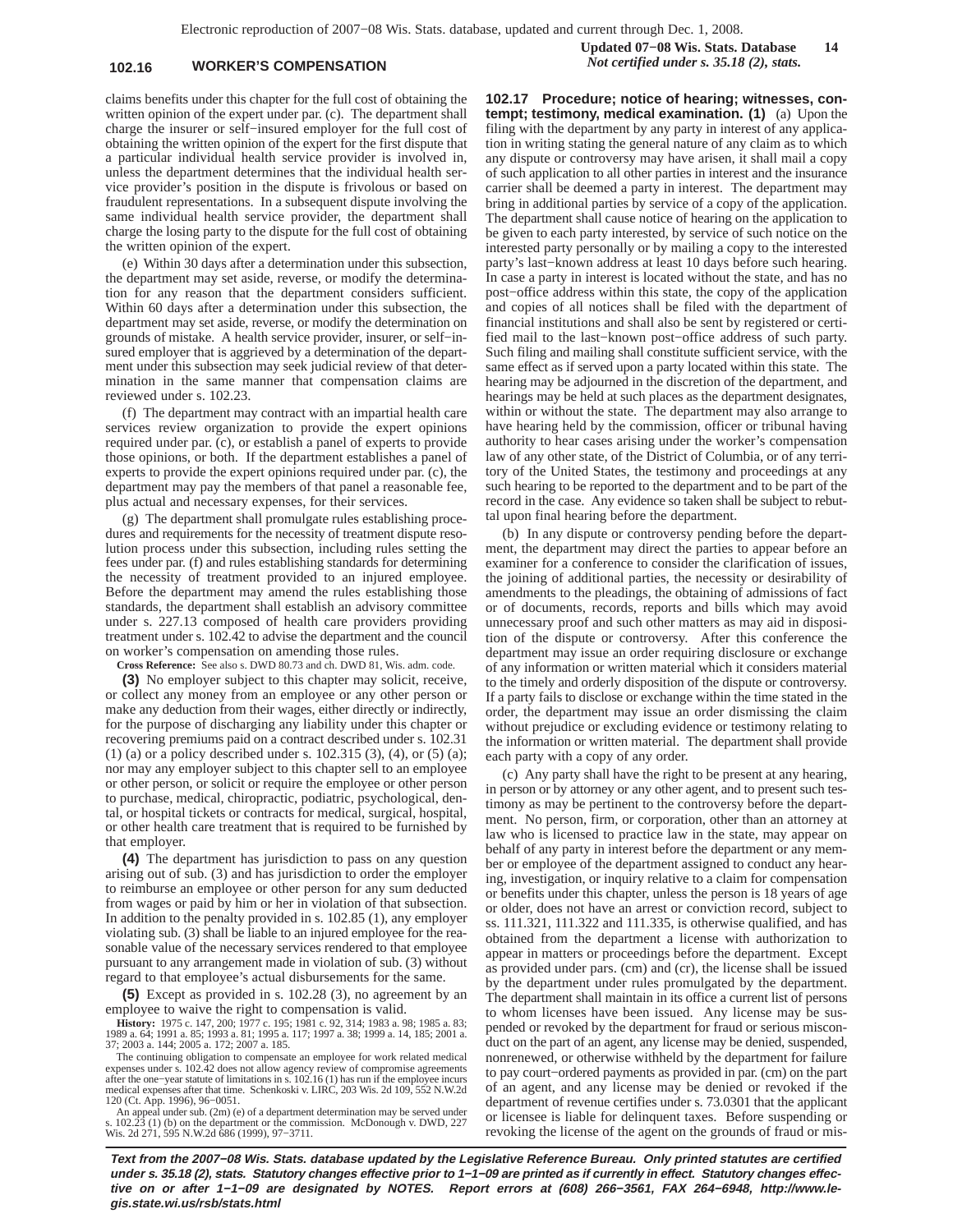claims benefits under this chapter for the full cost of obtaining the written opinion of the expert under par. (c). The department shall charge the insurer or self−insured employer for the full cost of obtaining the written opinion of the expert for the first dispute that a particular individual health service provider is involved in, unless the department determines that the individual health service provider's position in the dispute is frivolous or based on fraudulent representations. In a subsequent dispute involving the same individual health service provider, the department shall charge the losing party to the dispute for the full cost of obtaining the written opinion of the expert.

(e) Within 30 days after a determination under this subsection, the department may set aside, reverse, or modify the determination for any reason that the department considers sufficient. Within 60 days after a determination under this subsection, the department may set aside, reverse, or modify the determination on grounds of mistake. A health service provider, insurer, or self−insured employer that is aggrieved by a determination of the department under this subsection may seek judicial review of that determination in the same manner that compensation claims are reviewed under s. 102.23.

(f) The department may contract with an impartial health care services review organization to provide the expert opinions required under par. (c), or establish a panel of experts to provide those opinions, or both. If the department establishes a panel of experts to provide the expert opinions required under par. (c), the department may pay the members of that panel a reasonable fee, plus actual and necessary expenses, for their services.

(g) The department shall promulgate rules establishing procedures and requirements for the necessity of treatment dispute resolution process under this subsection, including rules setting the fees under par. (f) and rules establishing standards for determining the necessity of treatment provided to an injured employee. Before the department may amend the rules establishing those standards, the department shall establish an advisory committee under s. 227.13 composed of health care providers providing treatment under s. 102.42 to advise the department and the council on worker's compensation on amending those rules.

**Cross Reference:** See also s. DWD 80.73 and ch. DWD 81, Wis. adm. code.

**(3)** No employer subject to this chapter may solicit, receive, or collect any money from an employee or any other person or make any deduction from their wages, either directly or indirectly, for the purpose of discharging any liability under this chapter or recovering premiums paid on a contract described under s. 102.31 (1) (a) or a policy described under s. 102.315 (3), (4), or (5) (a); nor may any employer subject to this chapter sell to an employee or other person, or solicit or require the employee or other person to purchase, medical, chiropractic, podiatric, psychological, dental, or hospital tickets or contracts for medical, surgical, hospital, or other health care treatment that is required to be furnished by that employer.

**(4)** The department has jurisdiction to pass on any question arising out of sub. (3) and has jurisdiction to order the employer to reimburse an employee or other person for any sum deducted from wages or paid by him or her in violation of that subsection. In addition to the penalty provided in s. 102.85 (1), any employer violating sub. (3) shall be liable to an injured employee for the reasonable value of the necessary services rendered to that employee pursuant to any arrangement made in violation of sub. (3) without regard to that employee's actual disbursements for the same.

**(5)** Except as provided in s. 102.28 (3), no agreement by an employee to waive the right to compensation is valid.

**History:** 1975 c. 147, 200; 1977 c. 195; 1981 c. 92, 314; 1983 a. 98; 1985 a. 83; 1989 a. 64; 1991 a. 85; 1993 a. 81; 1995 a. 117; 1997 a. 38; 1999 a. 14, 185; 2001 a. 37; 2003 a. 144; 2005 a. 172; 2007 a. 185.

The continuing obligation to compensate an employee for work related medical expenses under s. 102.42 does not allow agency review of compromise agreements after the one−year statute of limitations in s. 102.16 (1) has run if the employee incurs medical expenses after that time. Schenkoski v. LIRC, 203 Wis. 2d 109, 552 N.W.2d 120 (Ct. App. 1996), 96−0051.

An appeal under sub. (2m) (e) of a department determination may be served under s. 102.23 (1) (b) on the department or the commission. McDonough v. DWD, 227 Wis. 2d 271, 595 N.W.2d 686 (1999), 97−3711.

**102.17 Procedure; notice of hearing; witnesses, contempt; testimony, medical examination. (1)** (a) Upon the filing with the department by any party in interest of any application in writing stating the general nature of any claim as to which any dispute or controversy may have arisen, it shall mail a copy of such application to all other parties in interest and the insurance carrier shall be deemed a party in interest. The department may bring in additional parties by service of a copy of the application. The department shall cause notice of hearing on the application to be given to each party interested, by service of such notice on the interested party personally or by mailing a copy to the interested party's last−known address at least 10 days before such hearing. In case a party in interest is located without the state, and has no post−office address within this state, the copy of the application and copies of all notices shall be filed with the department of financial institutions and shall also be sent by registered or certified mail to the last−known post−office address of such party. Such filing and mailing shall constitute sufficient service, with the same effect as if served upon a party located within this state. The hearing may be adjourned in the discretion of the department, and hearings may be held at such places as the department designates, within or without the state. The department may also arrange to have hearing held by the commission, officer or tribunal having authority to hear cases arising under the worker's compensation law of any other state, of the District of Columbia, or of any territory of the United States, the testimony and proceedings at any such hearing to be reported to the department and to be part of the record in the case. Any evidence so taken shall be subject to rebuttal upon final hearing before the department.

(b) In any dispute or controversy pending before the department, the department may direct the parties to appear before an examiner for a conference to consider the clarification of issues, the joining of additional parties, the necessity or desirability of amendments to the pleadings, the obtaining of admissions of fact or of documents, records, reports and bills which may avoid unnecessary proof and such other matters as may aid in disposition of the dispute or controversy. After this conference the department may issue an order requiring disclosure or exchange of any information or written material which it considers material to the timely and orderly disposition of the dispute or controversy. If a party fails to disclose or exchange within the time stated in the order, the department may issue an order dismissing the claim without prejudice or excluding evidence or testimony relating to the information or written material. The department shall provide each party with a copy of any order.

(c) Any party shall have the right to be present at any hearing, in person or by attorney or any other agent, and to present such testimony as may be pertinent to the controversy before the department. No person, firm, or corporation, other than an attorney at law who is licensed to practice law in the state, may appear on behalf of any party in interest before the department or any member or employee of the department assigned to conduct any hearing, investigation, or inquiry relative to a claim for compensation or benefits under this chapter, unless the person is 18 years of age or older, does not have an arrest or conviction record, subject to ss. 111.321, 111.322 and 111.335, is otherwise qualified, and has obtained from the department a license with authorization to appear in matters or proceedings before the department. Except as provided under pars. (cm) and (cr), the license shall be issued by the department under rules promulgated by the department. The department shall maintain in its office a current list of persons to whom licenses have been issued. Any license may be suspended or revoked by the department for fraud or serious misconduct on the part of an agent, any license may be denied, suspended, nonrenewed, or otherwise withheld by the department for failure to pay court−ordered payments as provided in par. (cm) on the part of an agent, and any license may be denied or revoked if the department of revenue certifies under s. 73.0301 that the applicant or licensee is liable for delinquent taxes. Before suspending or revoking the license of the agent on the grounds of fraud or mis-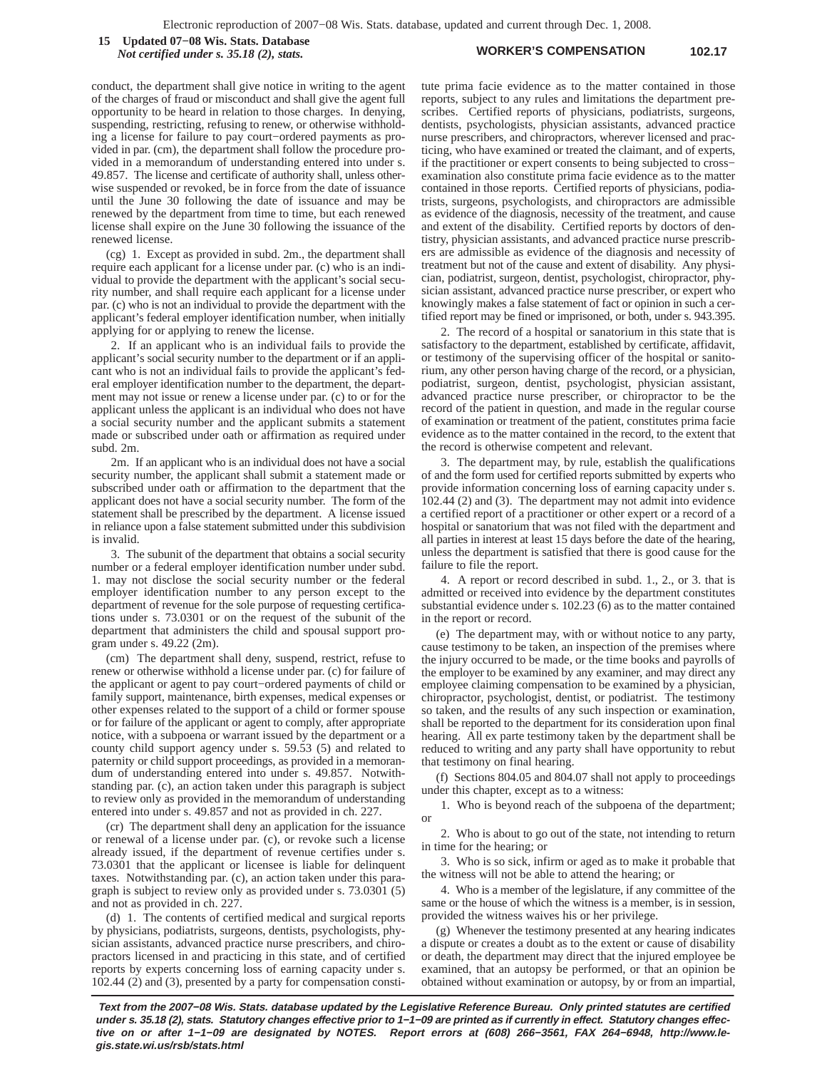conduct, the department shall give notice in writing to the agent of the charges of fraud or misconduct and shall give the agent full opportunity to be heard in relation to those charges. In denying, suspending, restricting, refusing to renew, or otherwise withholding a license for failure to pay court−ordered payments as provided in par. (cm), the department shall follow the procedure provided in a memorandum of understanding entered into under s. 49.857. The license and certificate of authority shall, unless otherwise suspended or revoked, be in force from the date of issuance until the June 30 following the date of issuance and may be renewed by the department from time to time, but each renewed license shall expire on the June 30 following the issuance of the renewed license.

(cg) 1. Except as provided in subd. 2m., the department shall require each applicant for a license under par. (c) who is an individual to provide the department with the applicant's social security number, and shall require each applicant for a license under par. (c) who is not an individual to provide the department with the applicant's federal employer identification number, when initially applying for or applying to renew the license.

2. If an applicant who is an individual fails to provide the applicant's social security number to the department or if an applicant who is not an individual fails to provide the applicant's federal employer identification number to the department, the department may not issue or renew a license under par. (c) to or for the applicant unless the applicant is an individual who does not have a social security number and the applicant submits a statement made or subscribed under oath or affirmation as required under subd. 2m.

2m. If an applicant who is an individual does not have a social security number, the applicant shall submit a statement made or subscribed under oath or affirmation to the department that the applicant does not have a social security number. The form of the statement shall be prescribed by the department. A license issued in reliance upon a false statement submitted under this subdivision is invalid.

3. The subunit of the department that obtains a social security number or a federal employer identification number under subd. 1. may not disclose the social security number or the federal employer identification number to any person except to the department of revenue for the sole purpose of requesting certifications under s. 73.0301 or on the request of the subunit of the department that administers the child and spousal support program under s. 49.22 (2m).

(cm) The department shall deny, suspend, restrict, refuse to renew or otherwise withhold a license under par. (c) for failure of the applicant or agent to pay court−ordered payments of child or family support, maintenance, birth expenses, medical expenses or other expenses related to the support of a child or former spouse or for failure of the applicant or agent to comply, after appropriate notice, with a subpoena or warrant issued by the department or a county child support agency under s. 59.53 (5) and related to paternity or child support proceedings, as provided in a memorandum of understanding entered into under s. 49.857. Notwithstanding par. (c), an action taken under this paragraph is subject to review only as provided in the memorandum of understanding entered into under s. 49.857 and not as provided in ch. 227.

(cr) The department shall deny an application for the issuance or renewal of a license under par. (c), or revoke such a license already issued, if the department of revenue certifies under s. 73.0301 that the applicant or licensee is liable for delinquent taxes. Notwithstanding par. (c), an action taken under this paragraph is subject to review only as provided under s. 73.0301 (5) and not as provided in ch. 227.

(d) 1. The contents of certified medical and surgical reports by physicians, podiatrists, surgeons, dentists, psychologists, physician assistants, advanced practice nurse prescribers, and chiropractors licensed in and practicing in this state, and of certified reports by experts concerning loss of earning capacity under s. 102.44 (2) and (3), presented by a party for compensation constitute prima facie evidence as to the matter contained in those reports, subject to any rules and limitations the department prescribes. Certified reports of physicians, podiatrists, surgeons, dentists, psychologists, physician assistants, advanced practice nurse prescribers, and chiropractors, wherever licensed and practicing, who have examined or treated the claimant, and of experts, if the practitioner or expert consents to being subjected to cross−examination also constitute prima facie evidence as to the matter contained in those reports. Certified reports of physicians, podiatrists, surgeons, psychologists, and chiropractors are admissible as evidence of the diagnosis, necessity of the treatment, and cause and extent of the disability. Certified reports by doctors of dentistry, physician assistants, and advanced practice nurse prescribers are admissible as evidence of the diagnosis and necessity of treatment but not of the cause and extent of disability. Any physician, podiatrist, surgeon, dentist, psychologist, chiropractor, physician assistant, advanced practice nurse prescriber, or expert who knowingly makes a false statement of fact or opinion in such a certified report may be fined or imprisoned, or both, under s. 943.395.

2. The record of a hospital or sanatorium in this state that is satisfactory to the department, established by certificate, affidavit, or testimony of the supervising officer of the hospital or sanitorium, any other person having charge of the record, or a physician, podiatrist, surgeon, dentist, psychologist, physician assistant, advanced practice nurse prescriber, or chiropractor to be the record of the patient in question, and made in the regular course of examination or treatment of the patient, constitutes prima facie evidence as to the matter contained in the record, to the extent that the record is otherwise competent and relevant.

3. The department may, by rule, establish the qualifications of and the form used for certified reports submitted by experts who provide information concerning loss of earning capacity under s. 102.44 (2) and (3). The department may not admit into evidence a certified report of a practitioner or other expert or a record of a hospital or sanatorium that was not filed with the department and all parties in interest at least 15 days before the date of the hearing, unless the department is satisfied that there is good cause for the failure to file the report.

4. A report or record described in subd. 1., 2., or 3. that is admitted or received into evidence by the department constitutes substantial evidence under s. 102.23 (6) as to the matter contained in the report or record.

(e) The department may, with or without notice to any party, cause testimony to be taken, an inspection of the premises where the injury occurred to be made, or the time books and payrolls of the employer to be examined by any examiner, and may direct any employee claiming compensation to be examined by a physician, chiropractor, psychologist, dentist, or podiatrist. The testimony so taken, and the results of any such inspection or examination, shall be reported to the department for its consideration upon final hearing. All ex parte testimony taken by the department shall be reduced to writing and any party shall have opportunity to rebut that testimony on final hearing.

(f) Sections 804.05 and 804.07 shall not apply to proceedings under this chapter, except as to a witness:

1. Who is beyond reach of the subpoena of the department; or

2. Who is about to go out of the state, not intending to return in time for the hearing; or

3. Who is so sick, infirm or aged as to make it probable that the witness will not be able to attend the hearing; or

4. Who is a member of the legislature, if any committee of the same or the house of which the witness is a member, is in session, provided the witness waives his or her privilege.

(g) Whenever the testimony presented at any hearing indicates a dispute or creates a doubt as to the extent or cause of disability or death, the department may direct that the injured employee be examined, that an autopsy be performed, or that an opinion be obtained without examination or autopsy, by or from an impartial,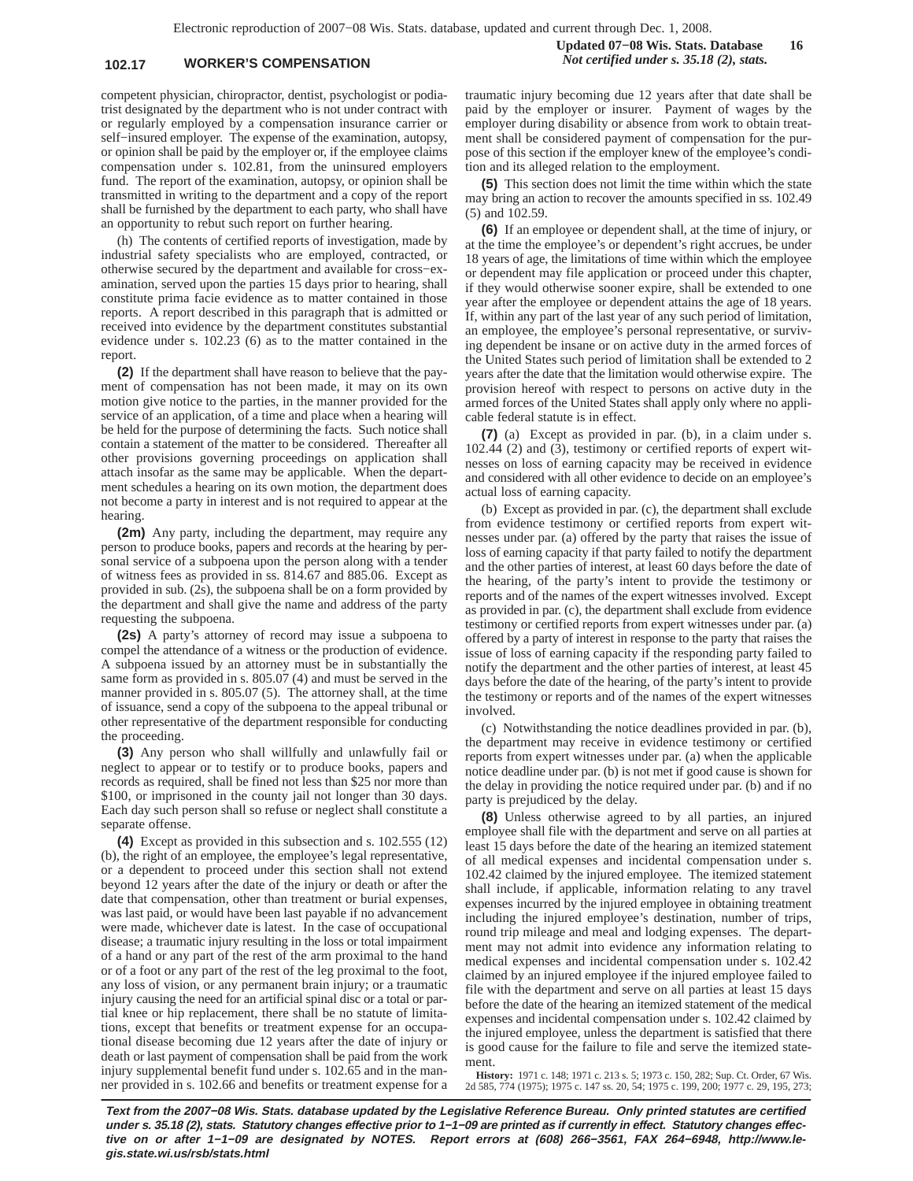competent physician, chiropractor, dentist, psychologist or podiatrist designated by the department who is not under contract with or regularly employed by a compensation insurance carrier or self−insured employer. The expense of the examination, autopsy, or opinion shall be paid by the employer or, if the employee claims compensation under s. 102.81, from the uninsured employers fund. The report of the examination, autopsy, or opinion shall be transmitted in writing to the department and a copy of the report shall be furnished by the department to each party, who shall have an opportunity to rebut such report on further hearing.

(h) The contents of certified reports of investigation, made by industrial safety specialists who are employed, contracted, or otherwise secured by the department and available for cross−examination, served upon the parties 15 days prior to hearing, shall constitute prima facie evidence as to matter contained in those reports. A report described in this paragraph that is admitted or received into evidence by the department constitutes substantial evidence under s. 102.23 (6) as to the matter contained in the report.

**(2)** If the department shall have reason to believe that the payment of compensation has not been made, it may on its own motion give notice to the parties, in the manner provided for the service of an application, of a time and place when a hearing will be held for the purpose of determining the facts. Such notice shall contain a statement of the matter to be considered. Thereafter all other provisions governing proceedings on application shall attach insofar as the same may be applicable. When the department schedules a hearing on its own motion, the department does not become a party in interest and is not required to appear at the hearing.

**(2m)** Any party, including the department, may require any person to produce books, papers and records at the hearing by personal service of a subpoena upon the person along with a tender of witness fees as provided in ss. 814.67 and 885.06. Except as provided in sub. (2s), the subpoena shall be on a form provided by the department and shall give the name and address of the party requesting the subpoena.

**(2s)** A party's attorney of record may issue a subpoena to compel the attendance of a witness or the production of evidence. A subpoena issued by an attorney must be in substantially the same form as provided in s. 805.07 (4) and must be served in the manner provided in s. 805.07 (5). The attorney shall, at the time of issuance, send a copy of the subpoena to the appeal tribunal or other representative of the department responsible for conducting the proceeding.

**(3)** Any person who shall willfully and unlawfully fail or neglect to appear or to testify or to produce books, papers and records as required, shall be fined not less than $25 nor more than $100, or imprisoned in the county jail not longer than 30 days. Each day such person shall so refuse or neglect shall constitute a separate offense.

**(4)** Except as provided in this subsection and s. 102.555 (12) (b), the right of an employee, the employee's legal representative, or a dependent to proceed under this section shall not extend beyond 12 years after the date of the injury or death or after the date that compensation, other than treatment or burial expenses, was last paid, or would have been last payable if no advancement were made, whichever date is latest. In the case of occupational disease; a traumatic injury resulting in the loss or total impairment of a hand or any part of the rest of the arm proximal to the hand or of a foot or any part of the rest of the leg proximal to the foot, any loss of vision, or any permanent brain injury; or a traumatic injury causing the need for an artificial spinal disc or a total or partial knee or hip replacement, there shall be no statute of limitations, except that benefits or treatment expense for an occupational disease becoming due 12 years after the date of injury or death or last payment of compensation shall be paid from the work injury supplemental benefit fund under s. 102.65 and in the manner provided in s. 102.66 and benefits or treatment expense for a traumatic injury becoming due 12 years after that date shall be paid by the employer or insurer. Payment of wages by the employer during disability or absence from work to obtain treatment shall be considered payment of compensation for the purpose of this section if the employer knew of the employee's condition and its alleged relation to the employment.

**(5)** This section does not limit the time within which the state may bring an action to recover the amounts specified in ss. 102.49 (5) and 102.59.

**(6)** If an employee or dependent shall, at the time of injury, or at the time the employee's or dependent's right accrues, be under 18 years of age, the limitations of time within which the employee or dependent may file application or proceed under this chapter, if they would otherwise sooner expire, shall be extended to one year after the employee or dependent attains the age of 18 years. If, within any part of the last year of any such period of limitation, an employee, the employee's personal representative, or surviving dependent be insane or on active duty in the armed forces of the United States such period of limitation shall be extended to 2 years after the date that the limitation would otherwise expire. The provision hereof with respect to persons on active duty in the armed forces of the United States shall apply only where no applicable federal statute is in effect.

**(7)** (a) Except as provided in par. (b), in a claim under s. 102.44 (2) and (3), testimony or certified reports of expert witnesses on loss of earning capacity may be received in evidence and considered with all other evidence to decide on an employee's actual loss of earning capacity.

(b) Except as provided in par. (c), the department shall exclude from evidence testimony or certified reports from expert witnesses under par. (a) offered by the party that raises the issue of loss of earning capacity if that party failed to notify the department and the other parties of interest, at least 60 days before the date of the hearing, of the party's intent to provide the testimony or reports and of the names of the expert witnesses involved. Except as provided in par. (c), the department shall exclude from evidence testimony or certified reports from expert witnesses under par. (a) offered by a party of interest in response to the party that raises the issue of loss of earning capacity if the responding party failed to notify the department and the other parties of interest, at least 45 days before the date of the hearing, of the party's intent to provide the testimony or reports and of the names of the expert witnesses involved.

(c) Notwithstanding the notice deadlines provided in par. (b), the department may receive in evidence testimony or certified reports from expert witnesses under par. (a) when the applicable notice deadline under par. (b) is not met if good cause is shown for the delay in providing the notice required under par. (b) and if no party is prejudiced by the delay.

**(8)** Unless otherwise agreed to by all parties, an injured employee shall file with the department and serve on all parties at least 15 days before the date of the hearing an itemized statement of all medical expenses and incidental compensation under s. 102.42 claimed by the injured employee. The itemized statement shall include, if applicable, information relating to any travel expenses incurred by the injured employee in obtaining treatment including the injured employee's destination, number of trips, round trip mileage and meal and lodging expenses. The department may not admit into evidence any information relating to medical expenses and incidental compensation under s. 102.42 claimed by an injured employee if the injured employee failed to file with the department and serve on all parties at least 15 days before the date of the hearing an itemized statement of the medical expenses and incidental compensation under s. 102.42 claimed by the injured employee, unless the department is satisfied that there is good cause for the failure to file and serve the itemized statement.

**History:** 1971 c. 148; 1971 c. 213 s. 5; 1973 c. 150, 282; Sup. Ct. Order, 67 Wis. 2d 585, 774 (1975); 1975 c. 147 ss. 20, 54; 1975 c. 199, 200; 1977 c. 29, 195, 273;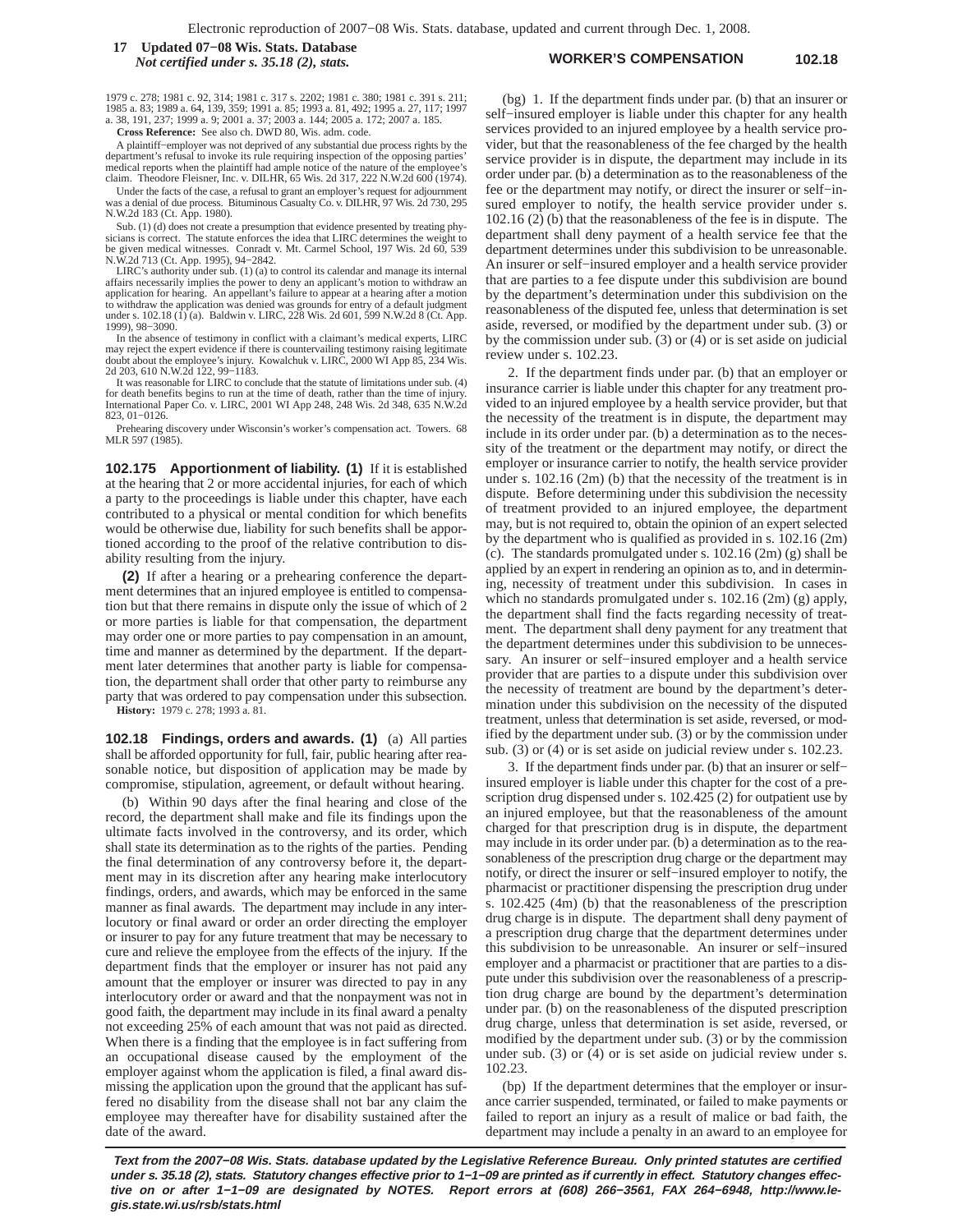1979 c. 278; 1981 c. 92, 314; 1981 c. 317 s. 2202; 1981 c. 380; 1981 c. 391 s. 211; 1985 a. 83; 1989 a. 64, 139, 359; 1991 a. 85; 1993 a. 81, 492; 1995 a. 27, 117; 1997 a. 38, 191, 237; 1999 a. 9; 2001 a. 37; 2003 a. 144; 2005 a. 172; 2007 a. 185.

**Cross Reference:** See also ch. DWD 80, Wis. adm. code.

A plaintiff−employer was not deprived of any substantial due process rights by the department's refusal to invoke its rule requiring inspection of the opposing parties' medical reports when the plaintiff had ample notice of the nature of the employee's claim. Theodore Fleisner, Inc. v. DILHR, 65 Wis. 2d 317, 222 N.W.2d 600 (1974).

Under the facts of the case, a refusal to grant an employer's request for adjournment was a denial of due process. Bituminous Casualty Co. v. DILHR, 97 Wis. 2d 730, 295 N.W.2d 183 (Ct. App. 1980).

Sub. (1) (d) does not create a presumption that evidence presented by treating physicians is correct. The statute enforces the idea that LIRC determines the weight to be given medical witnesses. Conradt v. Mt. Carmel School, 197 Wis. 2d 60, 539 N.W.2d 713 (Ct. App. 1995), 94−2842.

LIRC's authority under sub. (1) (a) to control its calendar and manage its internal affairs necessarily implies the power to deny an applicant's motion to withdraw an application for hearing. An appellant's failure to appear at a hearing after a motion to withdraw the application was denied was grounds for entry of a default judgment under s. 102.18 (1) (a). Baldwin v. LIRC, 228 Wis. 2d 601, 599 N.W.2d 8 (Ct. App. 1999), 98−3090.

In the absence of testimony in conflict with a claimant's medical experts, LIRC may reject the expert evidence if there is countervailing testimony raising legitimate doubt about the employee's injury. Kowalchuk v. LIRC, 2000 WI App 85, 234 Wis. 2d 203, 610 N.W.2d 122, 99−1183.

It was reasonable for LIRC to conclude that the statute of limitations under sub. (4) for death benefits begins to run at the time of death, rather than the time of injury. International Paper Co. v. LIRC, 2001 WI App 248, 248 Wis. 2d 348, 635 N.W.2d 823, 01−0126.

Prehearing discovery under Wisconsin's worker's compensation act. Towers. 68 MLR 597 (1985).

**102.175 Apportionment of liability. (1)** If it is established at the hearing that 2 or more accidental injuries, for each of which a party to the proceedings is liable under this chapter, have each contributed to a physical or mental condition for which benefits would be otherwise due, liability for such benefits shall be apportioned according to the proof of the relative contribution to disability resulting from the injury.

**(2)** If after a hearing or a prehearing conference the department determines that an injured employee is entitled to compensation but that there remains in dispute only the issue of which of 2 or more parties is liable for that compensation, the department may order one or more parties to pay compensation in an amount, time and manner as determined by the department. If the department later determines that another party is liable for compensation, the department shall order that other party to reimburse any party that was ordered to pay compensation under this subsection.

**History:** 1979 c. 278; 1993 a. 81.

**102.18 Findings, orders and awards. (1)** (a) All parties shall be afforded opportunity for full, fair, public hearing after reasonable notice, but disposition of application may be made by compromise, stipulation, agreement, or default without hearing.

(b) Within 90 days after the final hearing and close of the record, the department shall make and file its findings upon the ultimate facts involved in the controversy, and its order, which shall state its determination as to the rights of the parties. Pending the final determination of any controversy before it, the department may in its discretion after any hearing make interlocutory findings, orders, and awards, which may be enforced in the same manner as final awards. The department may include in any interlocutory or final award or order an order directing the employer or insurer to pay for any future treatment that may be necessary to cure and relieve the employee from the effects of the injury. If the department finds that the employer or insurer has not paid any amount that the employer or insurer was directed to pay in any interlocutory order or award and that the nonpayment was not in good faith, the department may include in its final award a penalty not exceeding 25% of each amount that was not paid as directed. When there is a finding that the employee is in fact suffering from an occupational disease caused by the employment of the employer against whom the application is filed, a final award dismissing the application upon the ground that the applicant has suffered no disability from the disease shall not bar any claim the employee may thereafter have for disability sustained after the date of the award.

(bg) 1. If the department finds under par. (b) that an insurer or self−insured employer is liable under this chapter for any health services provided to an injured employee by a health service provider, but that the reasonableness of the fee charged by the health service provider is in dispute, the department may include in its order under par. (b) a determination as to the reasonableness of the fee or the department may notify, or direct the insurer or self−insured employer to notify, the health service provider under s. 102.16 (2) (b) that the reasonableness of the fee is in dispute. The department shall deny payment of a health service fee that the department determines under this subdivision to be unreasonable. An insurer or self−insured employer and a health service provider that are parties to a fee dispute under this subdivision are bound by the department's determination under this subdivision on the reasonableness of the disputed fee, unless that determination is set aside, reversed, or modified by the department under sub. (3) or by the commission under sub. (3) or (4) or is set aside on judicial review under s. 102.23.

2. If the department finds under par. (b) that an employer or insurance carrier is liable under this chapter for any treatment provided to an injured employee by a health service provider, but that the necessity of the treatment is in dispute, the department may include in its order under par. (b) a determination as to the necessity of the treatment or the department may notify, or direct the employer or insurance carrier to notify, the health service provider under s. 102.16 (2m) (b) that the necessity of the treatment is in dispute. Before determining under this subdivision the necessity of treatment provided to an injured employee, the department may, but is not required to, obtain the opinion of an expert selected by the department who is qualified as provided in s. 102.16 (2m) (c). The standards promulgated under s. 102.16 (2m) (g) shall be applied by an expert in rendering an opinion as to, and in determining, necessity of treatment under this subdivision. In cases in which no standards promulgated under s. 102.16 (2m) (g) apply, the department shall find the facts regarding necessity of treatment. The department shall deny payment for any treatment that the department determines under this subdivision to be unnecessary. An insurer or self−insured employer and a health service provider that are parties to a dispute under this subdivision over the necessity of treatment are bound by the department's determination under this subdivision on the necessity of the disputed treatment, unless that determination is set aside, reversed, or modified by the department under sub. (3) or by the commission under sub. (3) or (4) or is set aside on judicial review under s. 102.23.

3. If the department finds under par. (b) that an insurer or self−insured employer is liable under this chapter for the cost of a prescription drug dispensed under s. 102.425 (2) for outpatient use by an injured employee, but that the reasonableness of the amount charged for that prescription drug is in dispute, the department may include in its order under par. (b) a determination as to the reasonableness of the prescription drug charge or the department may notify, or direct the insurer or self−insured employer to notify, the pharmacist or practitioner dispensing the prescription drug under s. 102.425 (4m) (b) that the reasonableness of the prescription drug charge is in dispute. The department shall deny payment of a prescription drug charge that the department determines under this subdivision to be unreasonable. An insurer or self−insured employer and a pharmacist or practitioner that are parties to a dispute under this subdivision over the reasonableness of a prescription drug charge are bound by the department's determination under par. (b) on the reasonableness of the disputed prescription drug charge, unless that determination is set aside, reversed, or modified by the department under sub. (3) or by the commission under sub. (3) or (4) or is set aside on judicial review under s. 102.23.

(bp) If the department determines that the employer or insurance carrier suspended, terminated, or failed to make payments or failed to report an injury as a result of malice or bad faith, the department may include a penalty in an award to an employee for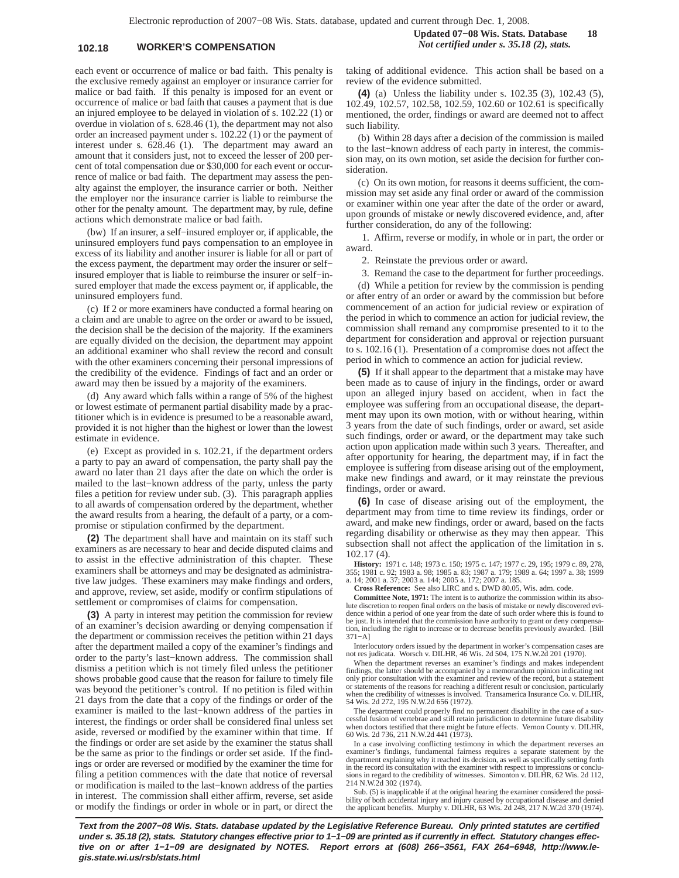each event or occurrence of malice or bad faith. This penalty is the exclusive remedy against an employer or insurance carrier for malice or bad faith. If this penalty is imposed for an event or occurrence of malice or bad faith that causes a payment that is due an injured employee to be delayed in violation of s. 102.22 (1) or overdue in violation of s. 628.46 (1), the department may not also order an increased payment under s. 102.22 (1) or the payment of interest under s. 628.46 (1). The department may award an amount that it considers just, not to exceed the lesser of 200 percent of total compensation due or $30,000 for each event or occurrence of malice or bad faith. The department may assess the penalty against the employer, the insurance carrier or both. Neither the employer nor the insurance carrier is liable to reimburse the other for the penalty amount. The department may, by rule, define actions which demonstrate malice or bad faith.

(bw) If an insurer, a self-insured employer or, if applicable, the uninsured employers fund pays compensation to an employee in excess of its liability and another insurer is liable for all or part of the excess payment, the department may order the insurer or self-insured employer that is liable to reimburse the insurer or self-insured employer that made the excess payment or, if applicable, the uninsured employers fund.

(c) If 2 or more examiners have conducted a formal hearing on a claim and are unable to agree on the order or award to be issued, the decision shall be the decision of the majority. If the examiners are equally divided on the decision, the department may appoint an additional examiner who shall review the record and consult with the other examiners concerning their personal impressions of the credibility of the evidence. Findings of fact and an order or award may then be issued by a majority of the examiners.

(d) Any award which falls within a range of 5% of the highest or lowest estimate of permanent partial disability made by a practitioner which is in evidence is presumed to be a reasonable award, provided it is not higher than the highest or lower than the lowest estimate in evidence.

(e) Except as provided in s. 102.21, if the department orders a party to pay an award of compensation, the party shall pay the award no later than 21 days after the date on which the order is mailed to the last-known address of the party, unless the party files a petition for review under sub. (3). This paragraph applies to all awards of compensation ordered by the department, whether the award results from a hearing, the default of a party, or a compromise or stipulation confirmed by the department.

**(2)** The department shall have and maintain on its staff such examiners as are necessary to hear and decide disputed claims and to assist in the effective administration of this chapter. These examiners shall be attorneys and may be designated as administrative law judges. These examiners may make findings and orders, and approve, review, set aside, modify or confirm stipulations of settlement or compromises of claims for compensation.

**(3)** A party in interest may petition the commission for review of an examiner's decision awarding or denying compensation if the department or commission receives the petition within 21 days after the department mailed a copy of the examiner's findings and order to the party's last-known address. The commission shall dismiss a petition which is not timely filed unless the petitioner shows probable good cause that the reason for failure to timely file was beyond the petitioner's control. If no petition is filed within 21 days from the date that a copy of the findings or order of the examiner is mailed to the last-known address of the parties in interest, the findings or order shall be considered final unless set aside, reversed or modified by the examiner within that time. If the findings or order are set aside by the examiner the status shall be the same as prior to the findings or order set aside. If the findings or order are reversed or modified by the examiner the time for filing a petition commences with the date that notice of reversal or modification is mailed to the last-known address of the parties in interest. The commission shall either affirm, reverse, set aside or modify the findings or order in whole or in part, or direct the taking of additional evidence. This action shall be based on a review of the evidence submitted.

**(4)** (a) Unless the liability under s. 102.35 (3), 102.43 (5), 102.49, 102.57, 102.58, 102.59, 102.60 or 102.61 is specifically mentioned, the order, findings or award are deemed not to affect such liability.

(b) Within 28 days after a decision of the commission is mailed to the last-known address of each party in interest, the commission may, on its own motion, set aside the decision for further consideration.

(c) On its own motion, for reasons it deems sufficient, the commission may set aside any final order or award of the commission or examiner within one year after the date of the order or award, upon grounds of mistake or newly discovered evidence, and, after further consideration, do any of the following:

1. Affirm, reverse or modify, in whole or in part, the order or award.

2. Reinstate the previous order or award.

3. Remand the case to the department for further proceedings.

(d) While a petition for review by the commission is pending or after entry of an order or award by the commission but before commencement of an action for judicial review or expiration of the period in which to commence an action for judicial review, the commission shall remand any compromise presented to it to the department for consideration and approval or rejection pursuant to s. 102.16 (1). Presentation of a compromise does not affect the period in which to commence an action for judicial review.

**(5)** If it shall appear to the department that a mistake may have been made as to cause of injury in the findings, order or award upon an alleged injury based on accident, when in fact the employee was suffering from an occupational disease, the department may upon its own motion, with or without hearing, within 3 years from the date of such findings, order or award, set aside such findings, order or award, or the department may take such action upon application made within such 3 years. Thereafter, and after opportunity for hearing, the department may, if in fact the employee is suffering from disease arising out of the employment, make new findings and award, or it may reinstate the previous findings, order or award.

**(6)** In case of disease arising out of the employment, the department may from time to time review its findings, order or award, and make new findings, order or award, based on the facts regarding disability or otherwise as they may then appear. This subsection shall not affect the application of the limitation in s. 102.17 (4).

**History:** 1971 c. 148; 1973 c. 150; 1975 c. 147; 1977 c. 29, 195; 1979 c. 89, 278, 355; 1981 c. 92; 1983 a. 98; 1985 a. 83; 1987 a. 179; 1989 a. 64; 1997 a. 38; 1999 a. 14; 2001 a. 37; 2003 a. 144; 2005 a. 172; 2007 a. 185.

**Cross Reference:** See also LIRC and s. DWD 80.05, Wis. adm. code.

**Committee Note, 1971:** The intent is to authorize the commission within its absolute discretion to reopen final orders on the basis of mistake or newly discovered evidence within a period of one year from the date of such order where this is found to be just. It is intended that the commission have authority to grant or deny compensation, including the right to increase or to decrease benefits previously awarded. [Bill 371-A]

Interlocutory orders issued by the department in worker's compensation cases are not res judicata. Worsch v. DILHR, 46 Wis. 2d 504, 175 N.W.2d 201 (1970).

When the department reverses an examiner's findings and makes independent findings, the latter should be accompanied by a memorandum opinion indicating not only prior consultation with the examiner and review of the record, but a statement or statements of the reasons for reaching a different result or conclusion, particularly when the credibility of witnesses is involved. Transamerica Insurance Co. v. DILHR, 54 Wis. 2d 272, 195 N.W.2d 656 (1972).

The department could properly find no permanent disability in the case of a successful fusion of vertebrae and still retain jurisdiction to determine future disability when doctors testified that there might be future effects. Vernon County v. DILHR, 60 Wis. 2d 736, 211 N.W.2d 441 (1973).

In a case involving conflicting testimony in which the department reverses an examiner's findings, fundamental fairness requires a separate statement by the department explaining why it reached its decision, as well as specifically setting forth in the record its consultation with the examiner with respect to impressions or conclusions in regard to the credibility of witnesses. Simonton v. DILHR, 62 Wis. 2d 112, 214 N.W.2d 302 (1974).

Sub. (5) is inapplicable if at the original hearing the examiner considered the possibility of both accidental injury and injury caused by occupational disease and denied the applicant benefits. Murphy v. DILHR, 63 Wis. 2d 248, 217 N.W.2d 370 (1974).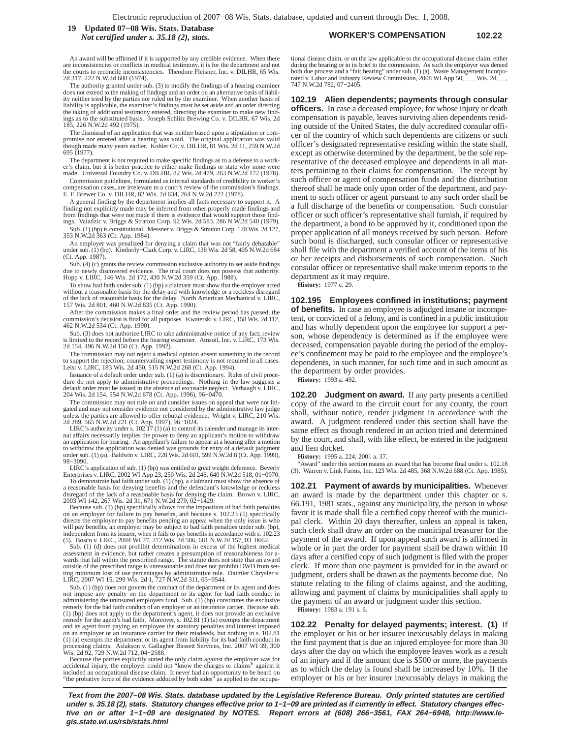An award will be affirmed if it is supported by any credible evidence. When there are inconsistencies or conflicts in medical testimony, it is for the department and not the courts to reconcile inconsistencies. Theodore Fleisner, Inc. v. DILHR, 65 Wis. 2d 317, 222 N.W.2d 600 (1974).

The authority granted under sub. (3) to modify the findings of a hearing examiner does not extend to the making of findings and an order on an alternative basis of liability neither tried by the parties nor ruled on by the examiner. When another basis of liability is applicable, the examiner's findings must be set aside and an order directing the taking of additional testimony entered, directing the examiner to make new findings as to the substituted basis. Joseph Schlitz Brewing Co. v. DILHR, 67 Wis. 2d 185, 226 N.W.2d 492 (1975).

The dismissal of an application that was neither based upon a stipulation or compromise nor entered after a hearing was void. The original application was valid though made many years earlier. Kohler Co. v. DILHR, 81 Wis. 2d 11, 259 N.W.2d 695 (1977).

The department is not required to make specific findings as to a defense to a worker's claim, but it is better practice to either make findings or state why none were made. Universal Foundry Co. v. DILHR, 82 Wis. 2d 479, 263 N.W.2d 172 (1978).

Commission guidelines, formulated as internal standards of credibility in worker's compensation cases, are irrelevant to a court's review of the commission's findings. E. F. Brewer Co. v. DILHR, 82 Wis. 2d 634, 264 N.W.2d 222 (1978).

A general finding by the department implies all facts necessary to support it. A finding not explicitly made may be inferred from other properly made findings and from findings that were not made if there is evidence that would support those findings. Valadzic v. Briggs & Stratton Corp. 92 Wis. 2d 583, 286 N.W.2d 540 (1979).

Sub. (1) (bp) is constitutional. Messner v. Briggs & Stratton Corp. 120 Wis. 2d 127, 353 N.W.2d 363 (Ct. App. 1984).

An employer was penalized for denying a claim that was not "fairly debatable" under sub. (1) (bp). Kimberly−Clark Corp. v. LIRC, 138 Wis. 2d 58, 405 N.W.2d 684 (Ct. App. 1987).

Sub. (4) (c) grants the review commission exclusive authority to set aside findings due to newly discovered evidence. The trial court does not possess that authority. Hopp v. LIRC, 146 Wis. 2d 172, 430 N.W.2d 359 (Ct. App. 1988).

To show bad faith under sub. (1) (bp) a claimant must show that the employer acted without a reasonable basis for the delay and with knowledge or a reckless disregard of the lack of reasonable basis for the delay. North American Mechanical v. LIRC, 157 Wis. 2d 801, 460 N.W.2d 835 (Ct. App. 1990).

After the commission makes a final order and the review period has passed, the commission's decision is final for all purposes. Kwaterski v. LIRC, 158 Wis. 2d 112, 462 N.W.2d 534 (Ct. App. 1990).

Sub. (3) does not authorize LIRC to take administrative notice of any fact; review is limited to the record before the hearing examiner. Amsoil, Inc. v. LIRC, 173 Wis. 2d 154, 496 N.W.2d 150 (Ct. App. 1992).

The commission may not reject a medical opinion absent something in the record to support the rejection; countervailing expert testimony is not required in all cases. Leist v. LIRC, 183 Wis. 2d 450, 515 N.W.2d 268 (Ct. App. 1994).

Issuance of a default order under sub. (1) (a) is discretionary. Rules of civil procedure do not apply to administrative proceedings. Nothing in the law suggests a default order must be issued in the absence of excusable neglect. Verhaagh v. LIRC, 204 Wis. 2d 154, 554 N.W.2d 678 (Ct. App. 1996), 96−0470.

The commission may not rule on and consider issues on appeal that were not litigated and may not consider evidence not considered by the administrative law judge unless the parties are allowed to offer rebuttal evidence. Wright v. LIRC, 210 Wis. 2d 289, 565 N.W.2d 221 (Ct. App. 1997), 96−1024.

LIRC's authority under s. 102.17 (1) (a) to control its calender and manage its internal affairs necessarily implies the power to deny an applicant's motion to withdraw an application for hearing. An appellant's failure to appear at a hearing after a motion to withdraw the application was denied was grounds for entry of a default judgment under sub. (1) (a). Baldwin v. LIRC, 228 Wis. 2d 601, 599 N.W.2d 8 (Ct. App. 1999), 98−3090.

LIRC's application of sub. (1) (bp) was entitled to great weight deference. Beverly Enterprises v. LIRC, 2002 WI App 23, 250 Wis. 2d 246, 640 N.W.2d 518, 01−0970.

To demonstrate bad faith under sub. (1) (bp), a claimant must show the absence of a reasonable basis for denying benefits and the defendant's knowledge or reckless disregard of the lack of a reasonable basis for denying the claim. Brown v. LIRC, 2003 WI 142, 267 Wis. 2d 31, 671 N.W.2d 279, 02−1429.

Because sub. (1) (bp) specifically allows for the imposition of bad faith penalties on an employer for failure to pay benefits, and because s. 102.23 (5) specifically directs the employer to pay benefits pending an appeal when the only issue is who will pay benefits, an employer may be subject to bad faith penalties under sub. (bp), independent from its insurer, when it fails to pay benefits in accordance with s. 102.23 (5). Bosco v. LIRC, 2004 WI 77, 272 Wis. 2d 586, 681 N.W.2d 157, 03−0662.

Sub. (1) (d) does not prohibit determinations in excess of the highest medical assessment in evidence, but rather creates a presumption of reasonableness for awards that fall within the prescribed range. The statute does not state that an award outside of the prescribed range is unreasonable and does not prohibit DWD from setting minimum loss of use percentages by administrative rule. Daimler Chrysler v. LIRC, 2007 WI 15, 299 Wis. 2d 1, 727 N.W.2d 311, 05−0544.

Sub. (1) (bp) does not govern the conduct of the department or its agent and does not impose any penalty on the department or its agent for bad faith conduct in administering the uninsured employers fund. Sub. (1) (bp) constitutes the exclusive remedy for the bad faith conduct of an employer or an insurance carrier. Because sub. (1) (bp) does not apply to the department's agent, it does not provide an exclusive remedy for the agent's bad faith. Moreover, s. 102.81 (1) (a) exempts the department and its agent from paying an employee the statutory penalties and interest imposed on an employer or an insurance carrier for their misdeeds, but nothing in s. 102.81 (1) (a) exempts the department or its agent from liability for its bad faith conduct in processing claims. Aslakson v. Gallagher Bassett Services, Inc. 2007 WI 39, 300 Wis. 2d 92, 729 N.W.2d 712, 04−2588.

Because the parties explicitly stated the only claim against the employer was for accidental injury, the employer could not "know the charges or claims" against it included an occupational disease claim. It never had an opportunity to be heard on "the probative force of the evidence adduced by both sides" as applied to the occupational disease claim, or on the law applicable to the occupational disease claim, either during the hearing or in its brief to the commission. As such the employer was denied both due process and a "fair hearing" under sub. (1) (a). Waste Management Incorporated v. Labor and Industry Review Commission, 2008 WI App 50, ___ Wis. 2d___, 747 N.W.2d 782, 07−2405.

**102.19 Alien dependents; payments through consular officers.** In case a deceased employee, for whose injury or death compensation is payable, leaves surviving alien dependents residing outside of the United States, the duly accredited consular officer of the country of which such dependents are citizens or such officer's designated representative residing within the state shall, except as otherwise determined by the department, be the sole representative of the deceased employee and dependents in all matters pertaining to their claims for compensation. The receipt by such officer or agent of compensation funds and the distribution thereof shall be made only upon order of the department, and payment to such officer or agent pursuant to any such order shall be a full discharge of the benefits or compensation. Such consular officer or such officer's representative shall furnish, if required by the department, a bond to be approved by it, conditioned upon the proper application of all moneys received by such person. Before such bond is discharged, such consular officer or representative shall file with the department a verified account of the items of his or her receipts and disbursements of such compensation. Such consular officer or representative shall make interim reports to the department as it may require.

**History:** 1977 c. 29.

**102.195 Employees confined in institutions; payment of benefits.** In case an employee is adjudged insane or incompetent, or convicted of a felony, and is confined in a public institution and has wholly dependent upon the employee for support a person, whose dependency is determined as if the employee were deceased, compensation payable during the period of the employee's confinement may be paid to the employee and the employee's dependents, in such manner, for such time and in such amount as the department by order provides.

**History:** 1993 a. 492.

**102.20 Judgment on award.** If any party presents a certified copy of the award to the circuit court for any county, the court shall, without notice, render judgment in accordance with the award. A judgment rendered under this section shall have the same effect as though rendered in an action tried and determined by the court, and shall, with like effect, be entered in the judgment and lien docket.

**History:** 1995 a. 224; 2001 a. 37.

"Award" under this section means an award that has become final under s. 102.18 (3). Warren v. Link Farms, Inc. 123 Wis. 2d 485, 368 N.W.2d 688 (Ct. App. 1985).

**102.21 Payment of awards by municipalities.** Whenever an award is made by the department under this chapter or s. 66.191, 1981 stats., against any municipality, the person in whose favor it is made shall file a certified copy thereof with the municipal clerk. Within 20 days thereafter, unless an appeal is taken, such clerk shall draw an order on the municipal treasurer for the payment of the award. If upon appeal such award is affirmed in whole or in part the order for payment shall be drawn within 10 days after a certified copy of such judgment is filed with the proper clerk. If more than one payment is provided for in the award or judgment, orders shall be drawn as the payments become due. No statute relating to the filing of claims against, and the auditing, allowing and payment of claims by municipalities shall apply to the payment of an award or judgment under this section.

**History:** 1983 a. 191 s. 6.

**102.22 Penalty for delayed payments; interest. (1)** If the employer or his or her insurer inexcusably delays in making the first payment that is due an injured employee for more than 30 days after the day on which the employee leaves work as a result of an injury and if the amount due is $500 or more, the payments as to which the delay is found shall be increased by 10%. If the employer or his or her insurer inexcusably delays in making the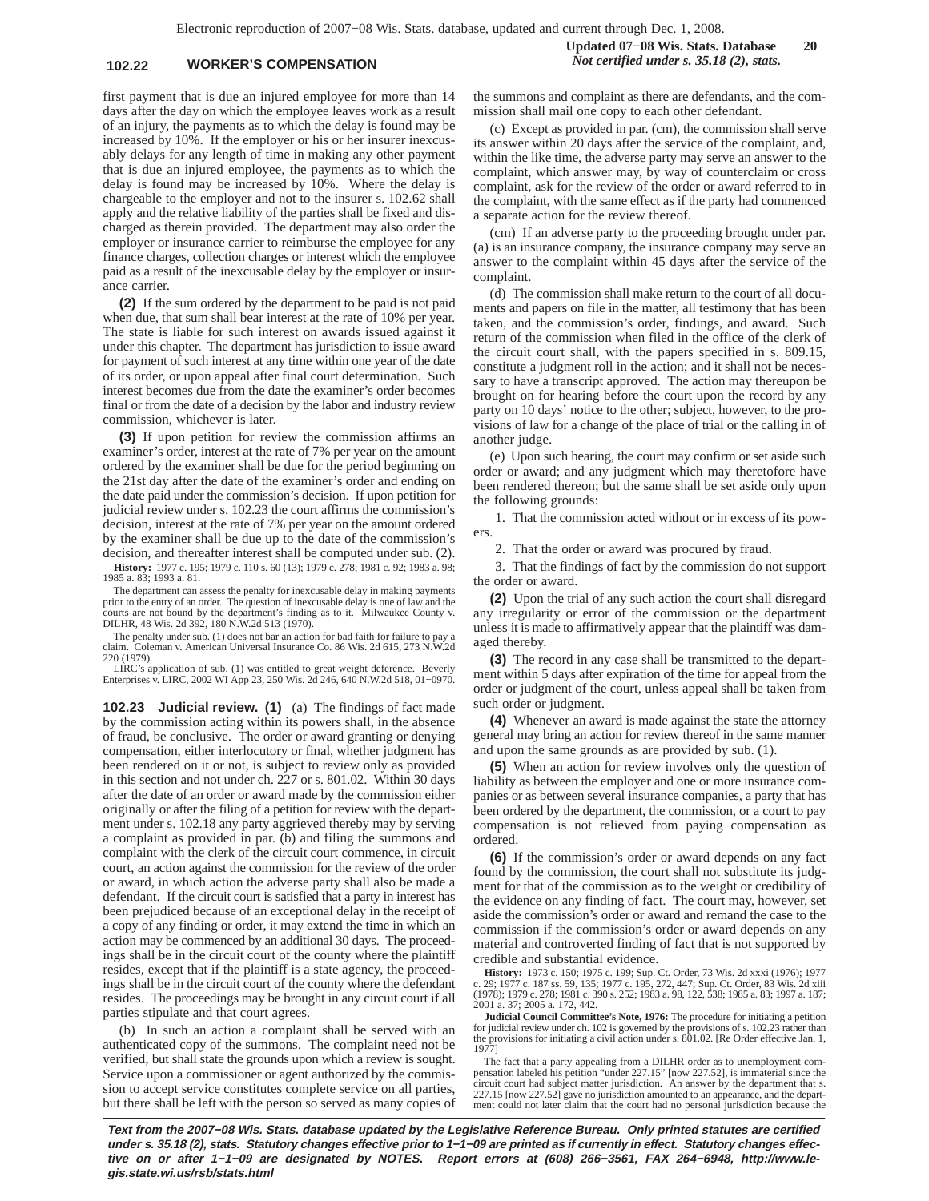first payment that is due an injured employee for more than 14 days after the day on which the employee leaves work as a result of an injury, the payments as to which the delay is found may be increased by 10%. If the employer or his or her insurer inexcusably delays for any length of time in making any other payment that is due an injured employee, the payments as to which the delay is found may be increased by 10%. Where the delay is chargeable to the employer and not to the insurer s. 102.62 shall apply and the relative liability of the parties shall be fixed and discharged as therein provided. The department may also order the employer or insurance carrier to reimburse the employee for any finance charges, collection charges or interest which the employee paid as a result of the inexcusable delay by the employer or insurance carrier.

**(2)** If the sum ordered by the department to be paid is not paid when due, that sum shall bear interest at the rate of 10% per year. The state is liable for such interest on awards issued against it under this chapter. The department has jurisdiction to issue award for payment of such interest at any time within one year of the date of its order, or upon appeal after final court determination. Such interest becomes due from the date the examiner's order becomes final or from the date of a decision by the labor and industry review commission, whichever is later.

**(3)** If upon petition for review the commission affirms an examiner's order, interest at the rate of 7% per year on the amount ordered by the examiner shall be due for the period beginning on the 21st day after the date of the examiner's order and ending on the date paid under the commission's decision. If upon petition for judicial review under s. 102.23 the court affirms the commission's decision, interest at the rate of 7% per year on the amount ordered by the examiner shall be due up to the date of the commission's decision, and thereafter interest shall be computed under sub. (2).

**History:** 1977 c. 195; 1979 c. 110 s. 60 (13); 1979 c. 278; 1981 c. 92; 1983 a. 98; 1985 a. 83; 1993 a. 81.

The department can assess the penalty for inexcusable delay in making payments prior to the entry of an order. The question of inexcusable delay is one of law and the courts are not bound by the department's finding as to it. Milwaukee County v. DILHR, 48 Wis. 2d 392, 180 N.W.2d 513 (1970).

The penalty under sub. (1) does not bar an action for bad faith for failure to pay a claim. Coleman v. American Universal Insurance Co. 86 Wis. 2d 615, 273 N.W.2d 220 (1979).

LIRC's application of sub. (1) was entitled to great weight deference. Beverly Enterprises v. LIRC, 2002 WI App 23, 250 Wis. 2d 246, 640 N.W.2d 518, 01–0970.

**102.23 Judicial review. (1)** (a) The findings of fact made by the commission acting within its powers shall, in the absence of fraud, be conclusive. The order or award granting or denying compensation, either interlocutory or final, whether judgment has been rendered on it or not, is subject to review only as provided in this section and not under ch. 227 or s. 801.02. Within 30 days after the date of an order or award made by the commission either originally or after the filing of a petition for review with the department under s. 102.18 any party aggrieved thereby may by serving a complaint as provided in par. (b) and filing the summons and complaint with the clerk of the circuit court commence, in circuit court, an action against the commission for the review of the order or award, in which action the adverse party shall also be made a defendant. If the circuit court is satisfied that a party in interest has been prejudiced because of an exceptional delay in the receipt of a copy of any finding or order, it may extend the time in which an action may be commenced by an additional 30 days. The proceedings shall be in the circuit court of the county where the plaintiff resides, except that if the plaintiff is a state agency, the proceedings shall be in the circuit court of the county where the defendant resides. The proceedings may be brought in any circuit court if all parties stipulate and that court agrees.

(b) In such an action a complaint shall be served with an authenticated copy of the summons. The complaint need not be verified, but shall state the grounds upon which a review is sought. Service upon a commissioner or agent authorized by the commission to accept service constitutes complete service on all parties, but there shall be left with the person so served as many copies of the summons and complaint as there are defendants, and the commission shall mail one copy to each other defendant.

(c) Except as provided in par. (cm), the commission shall serve its answer within 20 days after the service of the complaint, and, within the like time, the adverse party may serve an answer to the complaint, which answer may, by way of counterclaim or cross complaint, ask for the review of the order or award referred to in the complaint, with the same effect as if the party had commenced a separate action for the review thereof.

(cm) If an adverse party to the proceeding brought under par. (a) is an insurance company, the insurance company may serve an answer to the complaint within 45 days after the service of the complaint.

(d) The commission shall make return to the court of all documents and papers on file in the matter, all testimony that has been taken, and the commission's order, findings, and award. Such return of the commission when filed in the office of the clerk of the circuit court shall, with the papers specified in s. 809.15, constitute a judgment roll in the action; and it shall not be necessary to have a transcript approved. The action may thereupon be brought on for hearing before the court upon the record by any party on 10 days' notice to the other; subject, however, to the provisions of law for a change of the place of trial or the calling in of another judge.

(e) Upon such hearing, the court may confirm or set aside such order or award; and any judgment which may theretofore have been rendered thereon; but the same shall be set aside only upon the following grounds:

1. That the commission acted without or in excess of its powers.

2. That the order or award was procured by fraud.

3. That the findings of fact by the commission do not support the order or award.

**(2)** Upon the trial of any such action the court shall disregard any irregularity or error of the commission or the department unless it is made to affirmatively appear that the plaintiff was damaged thereby.

**(3)** The record in any case shall be transmitted to the department within 5 days after expiration of the time for appeal from the order or judgment of the court, unless appeal shall be taken from such order or judgment.

**(4)** Whenever an award is made against the state the attorney general may bring an action for review thereof in the same manner and upon the same grounds as are provided by sub. (1).

**(5)** When an action for review involves only the question of liability as between the employer and one or more insurance companies or as between several insurance companies, a party that has been ordered by the department, the commission, or a court to pay compensation is not relieved from paying compensation as ordered.

**(6)** If the commission's order or award depends on any fact found by the commission, the court shall not substitute its judgment for that of the commission as to the weight or credibility of the evidence on any finding of fact. The court may, however, set aside the commission's order or award and remand the case to the commission if the commission's order or award depends on any material and controverted finding of fact that is not supported by credible and substantial evidence.

**History:** 1973 c. 150; 1975 c. 199; Sup. Ct. Order, 73 Wis. 2d xxxi (1976); 1977 c. 29; 1977 c. 187 ss. 59, 135; 1977 c. 195, 272, 447; Sup. Ct. Order, 83 Wis. 2d xiii (1978); 1979 c. 278; 1981 c. 390 s. 252; 1983 a. 98, 122, 538; 1985 a. 83; 1997 a. 187; 2001 a. 37; 2005 a. 172, 442.

**Judicial Council Committee's Note, 1976:** The procedure for initiating a petition for judicial review under ch. 102 is governed by the provisions of s. 102.23 rather than the provisions for initiating a civil action under s. 801.02. [Re Order effective Jan. 1, 1977]

The fact that a party appealing from a DILHR order as to unemployment compensation labeled his petition "under 227.15" [now 227.52] is immaterial since the circuit court had subject matter jurisdiction. An answer by the department that s. 227.15 [now 227.52] gave no jurisdiction amounted to an appearance, and the department could not later claim that the court had no personal jurisdiction because the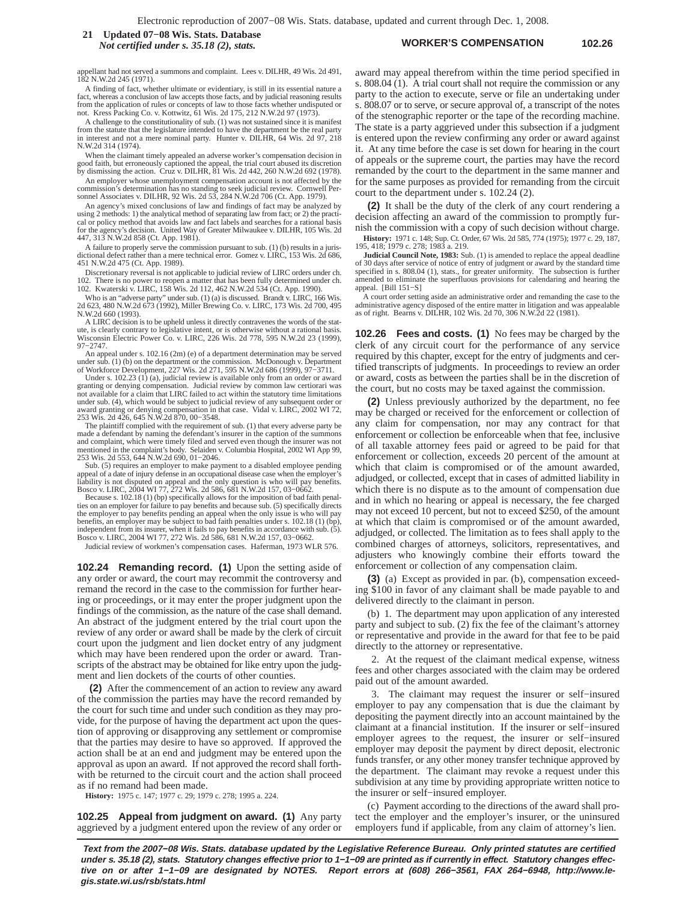appellant had not served a summons and complaint. Lees v. DILHR, 49 Wis. 2d 491, 182 N.W.2d 245 (1971).

A finding of fact, whether ultimate or evidentiary, is still in its essential nature a fact, whereas a conclusion of law accepts those facts, and by judicial reasoning results from the application of rules or concepts of law to those facts whether undisputed or not. Kress Packing Co. v. Kottwitz, 61 Wis. 2d 175, 212 N.W.2d 97 (1973).

A challenge to the constitutionality of sub. (1) was not sustained since it is manifest from the statute that the legislature intended to have the department be the real party in interest and not a mere nominal party. Hunter v. DILHR, 64 Wis. 2d 97, 218 N.W.2d 314 (1974).

When the claimant timely appealed an adverse worker's compensation decision in good faith, but erroneously captioned the appeal, the trial court abused its discretion by dismissing the action. Cruz v. DILHR, 81 Wis. 2d 442, 260 N.W.2d 692 (1978).

An employer whose unemployment compensation account is not affected by the commission's determination has no standing to seek judicial review. Cornwell Personnel Associates v. DILHR, 92 Wis. 2d 53, 284 N.W.2d 706 (Ct. App. 1979).

An agency's mixed conclusions of law and findings of fact may be analyzed by using 2 methods: 1) the analytical method of separating law from fact; or 2) the practical or policy method that avoids law and fact labels and searches for a rational basis for the agency's decision. United Way of Greater Milwaukee v. DILHR, 105 Wis. 2d 447, 313 N.W.2d 858 (Ct. App. 1981).

A failure to properly serve the commission pursuant to sub. (1) (b) results in a jurisdictional defect rather than a mere technical error. Gomez v. LIRC, 153 Wis. 2d 686, 451 N.W.2d 475 (Ct. App. 1989).

Discretionary reversal is not applicable to judicial review of LIRC orders under ch. 102. There is no power to reopen a matter that has been fully determined under ch. 102. Kwaterski v. LIRC, 158 Wis. 2d 112, 462 N.W.2d 534 (Ct. App. 1990).

Who is an "adverse party" under sub. (1) (a) is discussed. Brandt v. LIRC, 166 Wis. 2d 623, 480 N.W.2d 673 (1992), Miller Brewing Co. v. LIRC, 173 Wis. 2d 700, 495 N.W.2d 660 (1993).

A LIRC decision is to be upheld unless it directly contravenes the words of the statute, is clearly contrary to legislative intent, or is otherwise without a rational basis. Wisconsin Electric Power Co. v. LIRC, 226 Wis. 2d 778, 595 N.W.2d 23 (1999), 97−2747.

An appeal under s. 102.16 (2m) (e) of a department determination may be served under sub. (1) (b) on the department or the commission. McDonough v. Department of Workforce Development, 227 Wis. 2d 271, 595 N.W.2d 686 (1999), 97−3711.

Under s. 102.23 (1) (a), judicial review is available only from an order or award granting or denying compensation. Judicial review by common law certiorari was not available for a claim that LIRC failed to act within the statutory time limitations under sub. (4), which would be subject to judicial review of any subsequent order or award granting or denying compensation in that case. Vidal v. LIRC, 2002 WI 72, 253 Wis. 2d 426, 645 N.W.2d 870, 00−3548.

The plaintiff complied with the requirement of sub. (1) that every adverse party be made a defendant by naming the defendant's insurer in the caption of the summons and complaint, which were timely filed and served even though the insurer was not mentioned in the complaint's body. Selaiden v. Columbia Hospital, 2002 WI App 99, 253 Wis. 2d 553, 644 N.W.2d 690, 01−2046.

Sub. (5) requires an employer to make payment to a disabled employee pending appeal of a date of injury defense in an occupational disease case when the employer's liability is not disputed on appeal and the only question is who will pay benefits. Bosco v. LIRC, 2004 WI 77, 272 Wis. 2d 586, 681 N.W.2d 157, 03−0662.

Because s. 102.18 (1) (bp) specifically allows for the imposition of bad faith penalties on an employer for failure to pay benefits and because sub. (5) specifically directs the employer to pay benefits pending an appeal when the only issue is who will pay benefits, an employer may be subject to bad faith penalties under s. 102.18 (1) (bp), independent from its insurer, when it fails to pay benefits in accordance with sub. (5). Bosco v. LIRC, 2004 WI 77, 272 Wis. 2d 586, 681 N.W.2d 157, 03−0662.

Judicial review of workmen's compensation cases. Haferman, 1973 WLR 576.

**102.24 Remanding record. (1)** Upon the setting aside of any order or award, the court may recommit the controversy and remand the record in the case to the commission for further hearing or proceedings, or it may enter the proper judgment upon the findings of the commission, as the nature of the case shall demand. An abstract of the judgment entered by the trial court upon the review of any order or award shall be made by the clerk of circuit court upon the judgment and lien docket entry of any judgment which may have been rendered upon the order or award. Transcripts of the abstract may be obtained for like entry upon the judgment and lien dockets of the courts of other counties.

**(2)** After the commencement of an action to review any award of the commission the parties may have the record remanded by the court for such time and under such condition as they may provide, for the purpose of having the department act upon the question of approving or disapproving any settlement or compromise that the parties may desire to have so approved. If approved the action shall be at an end and judgment may be entered upon the approval as upon an award. If not approved the record shall forthwith be returned to the circuit court and the action shall proceed as if no remand had been made.

**History:** 1975 c. 147; 1977 c. 29; 1979 c. 278; 1995 a. 224.

**102.25 Appeal from judgment on award. (1)** Any party aggrieved by a judgment entered upon the review of any order or award may appeal therefrom within the time period specified in s. 808.04 (1). A trial court shall not require the commission or any party to the action to execute, serve or file an undertaking under s. 808.07 or to serve, or secure approval of, a transcript of the notes of the stenographic reporter or the tape of the recording machine. The state is a party aggrieved under this subsection if a judgment is entered upon the review confirming any order or award against it. At any time before the case is set down for hearing in the court of appeals or the supreme court, the parties may have the record remanded by the court to the department in the same manner and for the same purposes as provided for remanding from the circuit court to the department under s. 102.24 (2).

**(2)** It shall be the duty of the clerk of any court rendering a decision affecting an award of the commission to promptly furnish the commission with a copy of such decision without charge.

**History:** 1971 c. 148; Sup. Ct. Order, 67 Wis. 2d 585, 774 (1975); 1977 c. 29, 187, 195, 418; 1979 c. 278; 1983 a. 219.

**Judicial Council Note, 1983:** Sub. (1) is amended to replace the appeal deadline of 30 days after service of notice of entry of judgment or award by the standard time specified in s. 808.04 (1), stats., for greater uniformity. The subsection is further amended to eliminate the superfluous provisions for calendaring and hearing the appeal. [Bill 151−S]

A court order setting aside an administrative order and remanding the case to the administrative agency disposed of the entire matter in litigation and was appealable as of right. Bearns v. DILHR, 102 Wis. 2d 70, 306 N.W.2d 22 (1981).

**102.26 Fees and costs. (1)** No fees may be charged by the clerk of any circuit court for the performance of any service required by this chapter, except for the entry of judgments and certified transcripts of judgments. In proceedings to review an order or award, costs as between the parties shall be in the discretion of the court, but no costs may be taxed against the commission.

**(2)** Unless previously authorized by the department, no fee may be charged or received for the enforcement or collection of any claim for compensation, nor may any contract for that enforcement or collection be enforceable when that fee, inclusive of all taxable attorney fees paid or agreed to be paid for that enforcement or collection, exceeds 20 percent of the amount at which that claim is compromised or of the amount awarded, adjudged, or collected, except that in cases of admitted liability in which there is no dispute as to the amount of compensation due and in which no hearing or appeal is necessary, the fee charged may not exceed 10 percent, but not to exceed $250, of the amount at which that claim is compromised or of the amount awarded, adjudged, or collected. The limitation as to fees shall apply to the combined charges of attorneys, solicitors, representatives, and adjusters who knowingly combine their efforts toward the enforcement or collection of any compensation claim.

**(3)** (a) Except as provided in par. (b), compensation exceeding $100 in favor of any claimant shall be made payable to and delivered directly to the claimant in person.

(b) 1. The department may upon application of any interested party and subject to sub. (2) fix the fee of the claimant's attorney or representative and provide in the award for that fee to be paid directly to the attorney or representative.

2. At the request of the claimant medical expense, witness fees and other charges associated with the claim may be ordered paid out of the amount awarded.

3. The claimant may request the insurer or self−insured employer to pay any compensation that is due the claimant by depositing the payment directly into an account maintained by the claimant at a financial institution. If the insurer or self−insured employer agrees to the request, the insurer or self−insured employer may deposit the payment by direct deposit, electronic funds transfer, or any other money transfer technique approved by the department. The claimant may revoke a request under this subdivision at any time by providing appropriate written notice to the insurer or self−insured employer.

(c) Payment according to the directions of the award shall protect the employer and the employer's insurer, or the uninsured employers fund if applicable, from any claim of attorney's lien.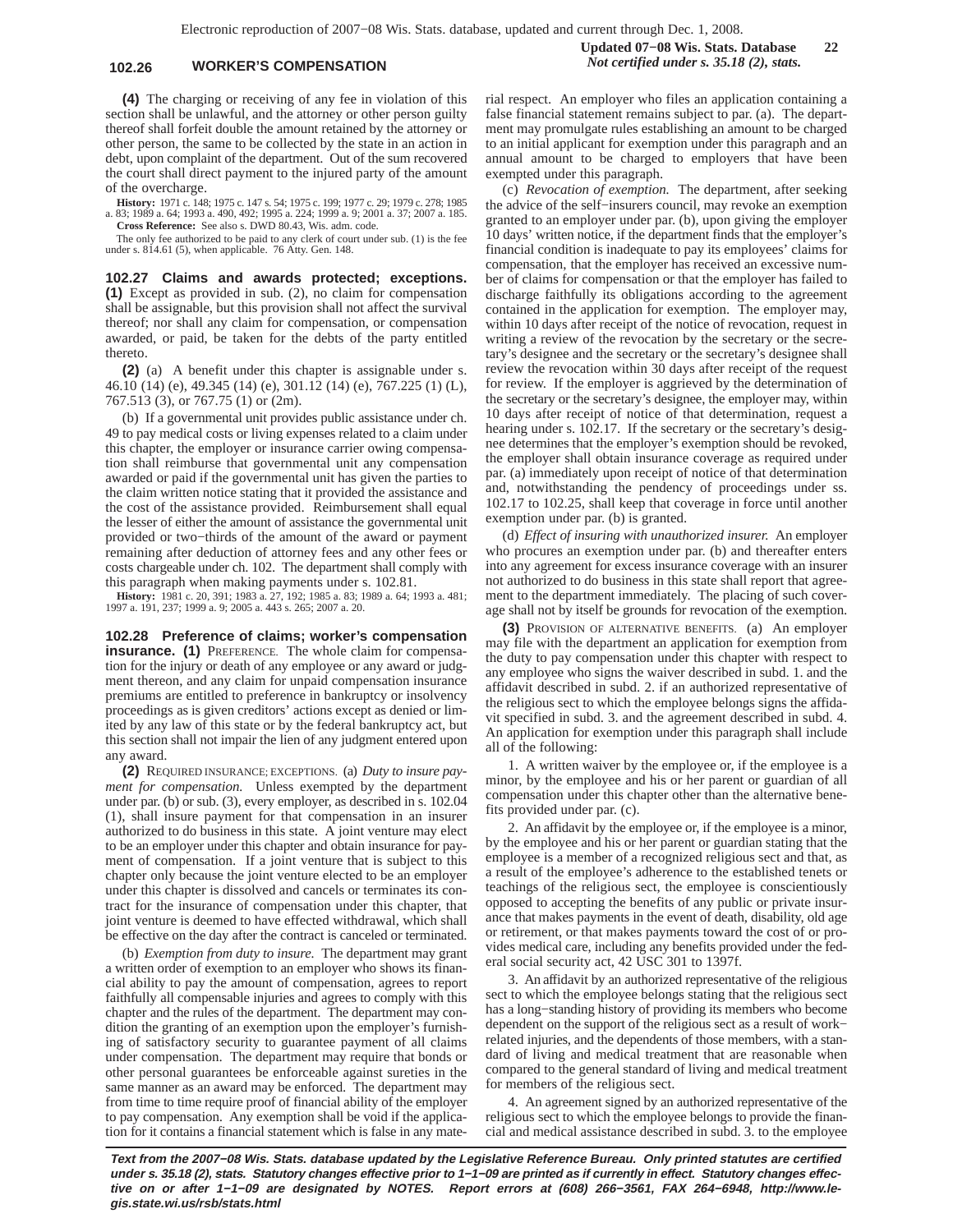**(4)** The charging or receiving of any fee in violation of this section shall be unlawful, and the attorney or other person guilty thereof shall forfeit double the amount retained by the attorney or other person, the same to be collected by the state in an action in debt, upon complaint of the department. Out of the sum recovered the court shall direct payment to the injured party of the amount of the overcharge.

**History:** 1971 c. 148; 1975 c. 147 s. 54; 1975 c. 199; 1977 c. 29; 1979 c. 278; 1985 a. 83; 1989 a. 64; 1993 a. 490, 492; 1995 a. 224; 1999 a. 9; 2001 a. 37; 2007 a. 185.

**Cross Reference:** See also s. DWD 80.43, Wis. adm. code.

The only fee authorized to be paid to any clerk of court under sub. (1) is the fee under s. 814.61 (5), when applicable. 76 Atty. Gen. 148.

**102.27 Claims and awards protected; exceptions.** **(1)** Except as provided in sub. (2), no claim for compensation shall be assignable, but this provision shall not affect the survival thereof; nor shall any claim for compensation, or compensation awarded, or paid, be taken for the debts of the party entitled thereto.

**(2)** (a) A benefit under this chapter is assignable under s. 46.10 (14) (e), 49.345 (14) (e), 301.12 (14) (e), 767.225 (1) (L), 767.513 (3), or 767.75 (1) or (2m).

(b) If a governmental unit provides public assistance under ch. 49 to pay medical costs or living expenses related to a claim under this chapter, the employer or insurance carrier owing compensation shall reimburse that governmental unit any compensation awarded or paid if the governmental unit has given the parties to the claim written notice stating that it provided the assistance and the cost of the assistance provided. Reimbursement shall equal the lesser of either the amount of assistance the governmental unit provided or two−thirds of the amount of the award or payment remaining after deduction of attorney fees and any other fees or costs chargeable under ch. 102. The department shall comply with this paragraph when making payments under s. 102.81.

**History:** 1981 c. 20, 391; 1983 a. 27, 192; 1985 a. 83; 1989 a. 64; 1993 a. 481; 1997 a. 191, 237; 1999 a. 9; 2005 a. 443 s. 265; 2007 a. 20.

**102.28 Preference of claims; worker's compensation insurance.** **(1)** PREFERENCE. The whole claim for compensation for the injury or death of any employee or any award or judgment thereon, and any claim for unpaid compensation insurance premiums are entitled to preference in bankruptcy or insolvency proceedings as is given creditors' actions except as denied or limited by any law of this state or by the federal bankruptcy act, but this section shall not impair the lien of any judgment entered upon any award.

**(2)** REQUIRED INSURANCE; EXCEPTIONS. (a) *Duty to insure payment for compensation.* Unless exempted by the department under par. (b) or sub. (3), every employer, as described in s. 102.04 (1), shall insure payment for that compensation in an insurer authorized to do business in this state. A joint venture may elect to be an employer under this chapter and obtain insurance for payment of compensation. If a joint venture that is subject to this chapter only because the joint venture elected to be an employer under this chapter is dissolved and cancels or terminates its contract for the insurance of compensation under this chapter, that joint venture is deemed to have effected withdrawal, which shall be effective on the day after the contract is canceled or terminated.

(b) *Exemption from duty to insure.* The department may grant a written order of exemption to an employer who shows its financial ability to pay the amount of compensation, agrees to report faithfully all compensable injuries and agrees to comply with this chapter and the rules of the department. The department may condition the granting of an exemption upon the employer's furnishing of satisfactory security to guarantee payment of all claims under compensation. The department may require that bonds or other personal guarantees be enforceable against sureties in the same manner as an award may be enforced. The department may from time to time require proof of financial ability of the employer to pay compensation. Any exemption shall be void if the application for it contains a financial statement which is false in any material respect. An employer who files an application containing a false financial statement remains subject to par. (a). The department may promulgate rules establishing an amount to be charged to an initial applicant for exemption under this paragraph and an annual amount to be charged to employers that have been exempted under this paragraph.

(c) *Revocation of exemption.* The department, after seeking the advice of the self−insurers council, may revoke an exemption granted to an employer under par. (b), upon giving the employer 10 days' written notice, if the department finds that the employer's financial condition is inadequate to pay its employees' claims for compensation, that the employer has received an excessive number of claims for compensation or that the employer has failed to discharge faithfully its obligations according to the agreement contained in the application for exemption. The employer may, within 10 days after receipt of the notice of revocation, request in writing a review of the revocation by the secretary or the secretary's designee and the secretary or the secretary's designee shall review the revocation within 30 days after receipt of the request for review. If the employer is aggrieved by the determination of the secretary or the secretary's designee, the employer may, within 10 days after receipt of notice of that determination, request a hearing under s. 102.17. If the secretary or the secretary's designee determines that the employer's exemption should be revoked, the employer shall obtain insurance coverage as required under par. (a) immediately upon receipt of notice of that determination and, notwithstanding the pendency of proceedings under ss. 102.17 to 102.25, shall keep that coverage in force until another exemption under par. (b) is granted.

(d) *Effect of insuring with unauthorized insurer.* An employer who procures an exemption under par. (b) and thereafter enters into any agreement for excess insurance coverage with an insurer not authorized to do business in this state shall report that agreement to the department immediately. The placing of such coverage shall not by itself be grounds for revocation of the exemption.

**(3)** PROVISION OF ALTERNATIVE BENEFITS. (a) An employer may file with the department an application for exemption from the duty to pay compensation under this chapter with respect to any employee who signs the waiver described in subd. 1. and the affidavit described in subd. 2. if an authorized representative of the religious sect to which the employee belongs signs the affidavit specified in subd. 3. and the agreement described in subd. 4. An application for exemption under this paragraph shall include all of the following:

1. A written waiver by the employee or, if the employee is a minor, by the employee and his or her parent or guardian of all compensation under this chapter other than the alternative benefits provided under par. (c).

2. An affidavit by the employee or, if the employee is a minor, by the employee and his or her parent or guardian stating that the employee is a member of a recognized religious sect and that, as a result of the employee's adherence to the established tenets or teachings of the religious sect, the employee is conscientiously opposed to accepting the benefits of any public or private insurance that makes payments in the event of death, disability, old age or retirement, or that makes payments toward the cost of or provides medical care, including any benefits provided under the federal social security act, 42 USC 301 to 1397f.

3. An affidavit by an authorized representative of the religious sect to which the employee belongs stating that the religious sect has a long−standing history of providing its members who become dependent on the support of the religious sect as a result of work−related injuries, and the dependents of those members, with a standard of living and medical treatment that are reasonable when compared to the general standard of living and medical treatment for members of the religious sect.

4. An agreement signed by an authorized representative of the religious sect to which the employee belongs to provide the financial and medical assistance described in subd. 3. to the employee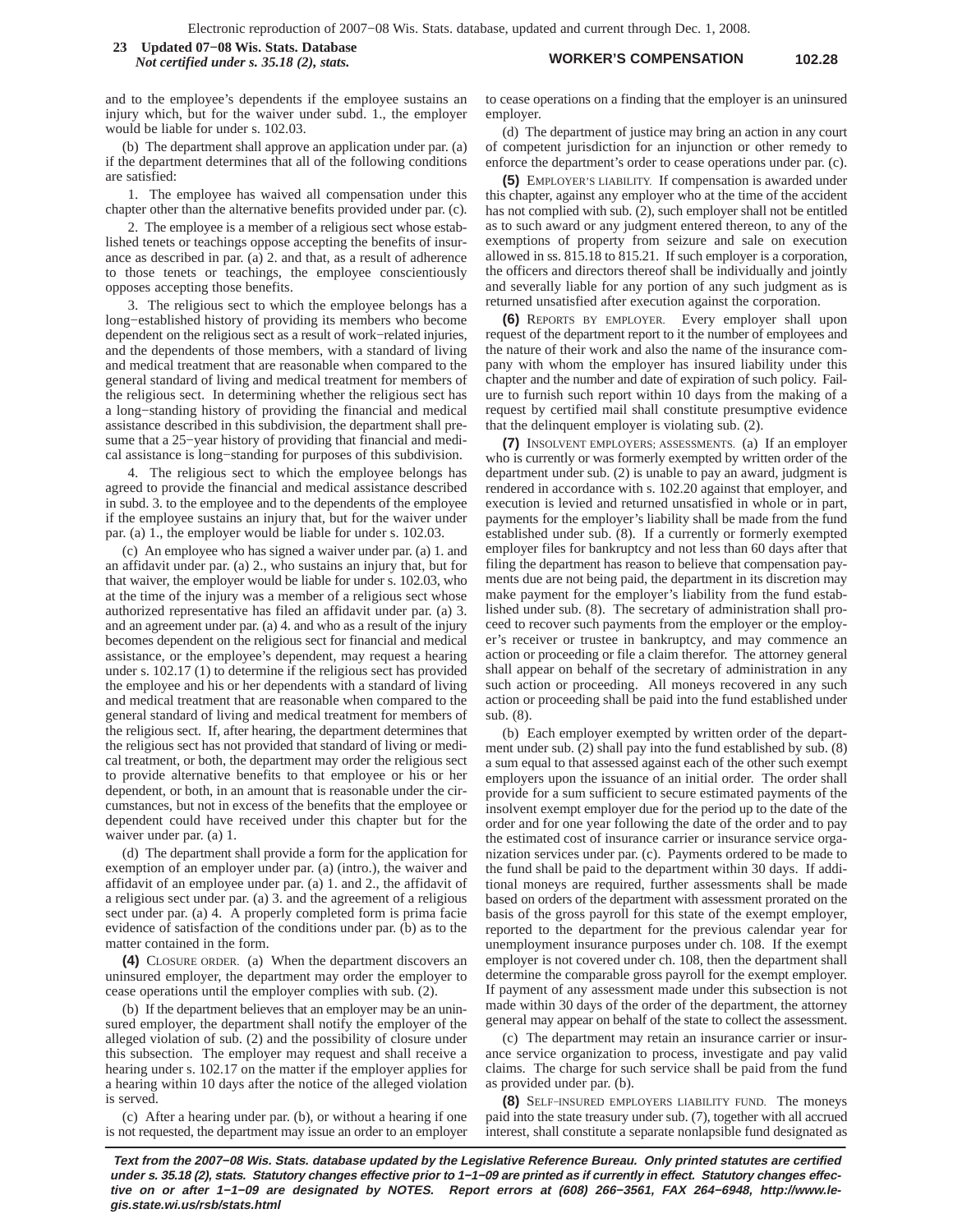and to the employee's dependents if the employee sustains an injury which, but for the waiver under subd. 1., the employer would be liable for under s. 102.03.

(b) The department shall approve an application under par. (a) if the department determines that all of the following conditions are satisfied:

1. The employee has waived all compensation under this chapter other than the alternative benefits provided under par. (c).

2. The employee is a member of a religious sect whose established tenets or teachings oppose accepting the benefits of insurance as described in par. (a) 2. and that, as a result of adherence to those tenets or teachings, the employee conscientiously opposes accepting those benefits.

3. The religious sect to which the employee belongs has a long−established history of providing its members who become dependent on the religious sect as a result of work−related injuries, and the dependents of those members, with a standard of living and medical treatment that are reasonable when compared to the general standard of living and medical treatment for members of the religious sect. In determining whether the religious sect has a long−standing history of providing the financial and medical assistance described in this subdivision, the department shall presume that a 25−year history of providing that financial and medical assistance is long−standing for purposes of this subdivision.

4. The religious sect to which the employee belongs has agreed to provide the financial and medical assistance described in subd. 3. to the employee and to the dependents of the employee if the employee sustains an injury that, but for the waiver under par. (a) 1., the employer would be liable for under s. 102.03.

(c) An employee who has signed a waiver under par. (a) 1. and an affidavit under par. (a) 2., who sustains an injury that, but for that waiver, the employer would be liable for under s. 102.03, who at the time of the injury was a member of a religious sect whose authorized representative has filed an affidavit under par. (a) 3. and an agreement under par. (a) 4. and who as a result of the injury becomes dependent on the religious sect for financial and medical assistance, or the employee's dependent, may request a hearing under s. 102.17 (1) to determine if the religious sect has provided the employee and his or her dependents with a standard of living and medical treatment that are reasonable when compared to the general standard of living and medical treatment for members of the religious sect. If, after hearing, the department determines that the religious sect has not provided that standard of living or medical treatment, or both, the department may order the religious sect to provide alternative benefits to that employee or his or her dependent, or both, in an amount that is reasonable under the circumstances, but not in excess of the benefits that the employee or dependent could have received under this chapter but for the waiver under par. (a) 1.

(d) The department shall provide a form for the application for exemption of an employer under par. (a) (intro.), the waiver and affidavit of an employee under par. (a) 1. and 2., the affidavit of a religious sect under par. (a) 3. and the agreement of a religious sect under par. (a) 4. A properly completed form is prima facie evidence of satisfaction of the conditions under par. (b) as to the matter contained in the form.

**(4)** CLOSURE ORDER. (a) When the department discovers an uninsured employer, the department may order the employer to cease operations until the employer complies with sub. (2).

(b) If the department believes that an employer may be an uninsured employer, the department shall notify the employer of the alleged violation of sub. (2) and the possibility of closure under this subsection. The employer may request and shall receive a hearing under s. 102.17 on the matter if the employer applies for a hearing within 10 days after the notice of the alleged violation is served.

(c) After a hearing under par. (b), or without a hearing if one is not requested, the department may issue an order to an employer to cease operations on a finding that the employer is an uninsured employer.

(d) The department of justice may bring an action in any court of competent jurisdiction for an injunction or other remedy to enforce the department's order to cease operations under par. (c).

**(5)** EMPLOYER'S LIABILITY. If compensation is awarded under this chapter, against any employer who at the time of the accident has not complied with sub. (2), such employer shall not be entitled as to such award or any judgment entered thereon, to any of the exemptions of property from seizure and sale on execution allowed in ss. 815.18 to 815.21. If such employer is a corporation, the officers and directors thereof shall be individually and jointly and severally liable for any portion of any such judgment as is returned unsatisfied after execution against the corporation.

**(6)** REPORTS BY EMPLOYER. Every employer shall upon request of the department report to it the number of employees and the nature of their work and also the name of the insurance company with whom the employer has insured liability under this chapter and the number and date of expiration of such policy. Failure to furnish such report within 10 days from the making of a request by certified mail shall constitute presumptive evidence that the delinquent employer is violating sub. (2).

**(7)** INSOLVENT EMPLOYERS; ASSESSMENTS. (a) If an employer who is currently or was formerly exempted by written order of the department under sub. (2) is unable to pay an award, judgment is rendered in accordance with s. 102.20 against that employer, and execution is levied and returned unsatisfied in whole or in part, payments for the employer's liability shall be made from the fund established under sub. (8). If a currently or formerly exempted employer files for bankruptcy and not less than 60 days after that filing the department has reason to believe that compensation payments due are not being paid, the department in its discretion may make payment for the employer's liability from the fund established under sub. (8). The secretary of administration shall proceed to recover such payments from the employer or the employer's receiver or trustee in bankruptcy, and may commence an action or proceeding or file a claim therefor. The attorney general shall appear on behalf of the secretary of administration in any such action or proceeding. All moneys recovered in any such action or proceeding shall be paid into the fund established under sub. (8).

(b) Each employer exempted by written order of the department under sub. (2) shall pay into the fund established by sub. (8) a sum equal to that assessed against each of the other such exempt employers upon the issuance of an initial order. The order shall provide for a sum sufficient to secure estimated payments of the insolvent exempt employer due for the period up to the date of the order and for one year following the date of the order and to pay the estimated cost of insurance carrier or insurance service organization services under par. (c). Payments ordered to be made to the fund shall be paid to the department within 30 days. If additional moneys are required, further assessments shall be made based on orders of the department with assessment prorated on the basis of the gross payroll for this state of the exempt employer, reported to the department for the previous calendar year for unemployment insurance purposes under ch. 108. If the exempt employer is not covered under ch. 108, then the department shall determine the comparable gross payroll for the exempt employer. If payment of any assessment made under this subsection is not made within 30 days of the order of the department, the attorney general may appear on behalf of the state to collect the assessment.

(c) The department may retain an insurance carrier or insurance service organization to process, investigate and pay valid claims. The charge for such service shall be paid from the fund as provided under par. (b).

**(8)** SELF−INSURED EMPLOYERS LIABILITY FUND. The moneys paid into the state treasury under sub. (7), together with all accrued interest, shall constitute a separate nonlapsible fund designated as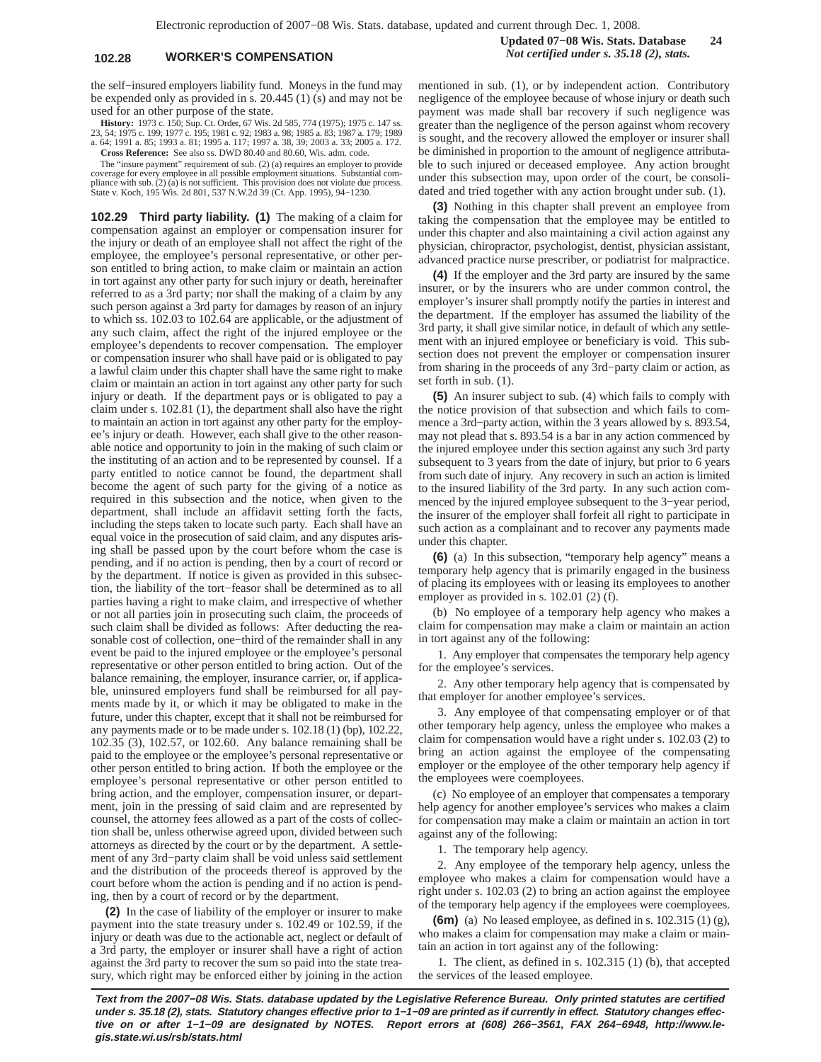the self−insured employers liability fund. Moneys in the fund may be expended only as provided in s. 20.445 (1) (s) and may not be used for an other purpose of the state.

**History:** 1973 c. 150; Sup. Ct. Order, 67 Wis. 2d 585, 774 (1975); 1975 c. 147 ss. 23, 54; 1975 c. 199; 1977 c. 195; 1981 c. 92; 1983 a. 98; 1985 a. 83; 1987 a. 179; 1989 a. 64; 1991 a. 85; 1993 a. 81; 1995 a. 117; 1997 a. 38, 39; 2003 a. 33; 2005 a. 172.

**Cross Reference:** See also ss. DWD 80.40 and 80.60, Wis. adm. code.

The "insure payment" requirement of sub. (2) (a) requires an employer to provide coverage for every employee in all possible employment situations. Substantial compliance with sub. (2) (a) is not sufficient. This provision does not violate due process. State v. Koch, 195 Wis. 2d 801, 537 N.W.2d 39 (Ct. App. 1995), 94−1230.

**102.29 Third party liability. (1)** The making of a claim for compensation against an employer or compensation insurer for the injury or death of an employee shall not affect the right of the employee, the employee's personal representative, or other person entitled to bring action, to make claim or maintain an action in tort against any other party for such injury or death, hereinafter referred to as a 3rd party; nor shall the making of a claim by any such person against a 3rd party for damages by reason of an injury to which ss. 102.03 to 102.64 are applicable, or the adjustment of any such claim, affect the right of the injured employee or the employee's dependents to recover compensation. The employer or compensation insurer who shall have paid or is obligated to pay a lawful claim under this chapter shall have the same right to make claim or maintain an action in tort against any other party for such injury or death. If the department pays or is obligated to pay a claim under s. 102.81 (1), the department shall also have the right to maintain an action in tort against any other party for the employee's injury or death. However, each shall give to the other reasonable notice and opportunity to join in the making of such claim or the instituting of an action and to be represented by counsel. If a party entitled to notice cannot be found, the department shall become the agent of such party for the giving of a notice as required in this subsection and the notice, when given to the department, shall include an affidavit setting forth the facts, including the steps taken to locate such party. Each shall have an equal voice in the prosecution of said claim, and any disputes arising shall be passed upon by the court before whom the case is pending, and if no action is pending, then by a court of record or by the department. If notice is given as provided in this subsection, the liability of the tort−feasor shall be determined as to all parties having a right to make claim, and irrespective of whether or not all parties join in prosecuting such claim, the proceeds of such claim shall be divided as follows: After deducting the reasonable cost of collection, one−third of the remainder shall in any event be paid to the injured employee or the employee's personal representative or other person entitled to bring action. Out of the balance remaining, the employer, insurance carrier, or, if applicable, uninsured employers fund shall be reimbursed for all payments made by it, or which it may be obligated to make in the future, under this chapter, except that it shall not be reimbursed for any payments made or to be made under s. 102.18 (1) (bp), 102.22, 102.35 (3), 102.57, or 102.60. Any balance remaining shall be paid to the employee or the employee's personal representative or other person entitled to bring action. If both the employee or the employee's personal representative or other person entitled to bring action, and the employer, compensation insurer, or department, join in the pressing of said claim and are represented by counsel, the attorney fees allowed as a part of the costs of collection shall be, unless otherwise agreed upon, divided between such attorneys as directed by the court or by the department. A settlement of any 3rd−party claim shall be void unless said settlement and the distribution of the proceeds thereof is approved by the court before whom the action is pending and if no action is pending, then by a court of record or by the department.

**(2)** In the case of liability of the employer or insurer to make payment into the state treasury under s. 102.49 or 102.59, if the injury or death was due to the actionable act, neglect or default of a 3rd party, the employer or insurer shall have a right of action against the 3rd party to recover the sum so paid into the state treasury, which right may be enforced either by joining in the action mentioned in sub. (1), or by independent action. Contributory negligence of the employee because of whose injury or death such payment was made shall bar recovery if such negligence was greater than the negligence of the person against whom recovery is sought, and the recovery allowed the employer or insurer shall be diminished in proportion to the amount of negligence attributable to such injured or deceased employee. Any action brought under this subsection may, upon order of the court, be consolidated and tried together with any action brought under sub. (1).

**(3)** Nothing in this chapter shall prevent an employee from taking the compensation that the employee may be entitled to under this chapter and also maintaining a civil action against any physician, chiropractor, psychologist, dentist, physician assistant, advanced practice nurse prescriber, or podiatrist for malpractice.

**(4)** If the employer and the 3rd party are insured by the same insurer, or by the insurers who are under common control, the employer's insurer shall promptly notify the parties in interest and the department. If the employer has assumed the liability of the 3rd party, it shall give similar notice, in default of which any settlement with an injured employee or beneficiary is void. This subsection does not prevent the employer or compensation insurer from sharing in the proceeds of any 3rd−party claim or action, as set forth in sub. (1).

**(5)** An insurer subject to sub. (4) which fails to comply with the notice provision of that subsection and which fails to commence a 3rd−party action, within the 3 years allowed by s. 893.54, may not plead that s. 893.54 is a bar in any action commenced by the injured employee under this section against any such 3rd party subsequent to 3 years from the date of injury, but prior to 6 years from such date of injury. Any recovery in such an action is limited to the insured liability of the 3rd party. In any such action commenced by the injured employee subsequent to the 3−year period, the insurer of the employer shall forfeit all right to participate in such action as a complainant and to recover any payments made under this chapter.

**(6)** (a) In this subsection, "temporary help agency" means a temporary help agency that is primarily engaged in the business of placing its employees with or leasing its employees to another employer as provided in s. 102.01 (2) (f).

(b) No employee of a temporary help agency who makes a claim for compensation may make a claim or maintain an action in tort against any of the following:

1. Any employer that compensates the temporary help agency for the employee's services.

2. Any other temporary help agency that is compensated by that employer for another employee's services.

3. Any employee of that compensating employer or of that other temporary help agency, unless the employee who makes a claim for compensation would have a right under s. 102.03 (2) to bring an action against the employee of the compensating employer or the employee of the other temporary help agency if the employees were coemployees.

(c) No employee of an employer that compensates a temporary help agency for another employee's services who makes a claim for compensation may make a claim or maintain an action in tort against any of the following:

1. The temporary help agency.

2. Any employee of the temporary help agency, unless the employee who makes a claim for compensation would have a right under s. 102.03 (2) to bring an action against the employee of the temporary help agency if the employees were coemployees.

**(6m)** (a) No leased employee, as defined in s. 102.315 (1) (g), who makes a claim for compensation may make a claim or maintain an action in tort against any of the following:

1. The client, as defined in s. 102.315 (1) (b), that accepted the services of the leased employee.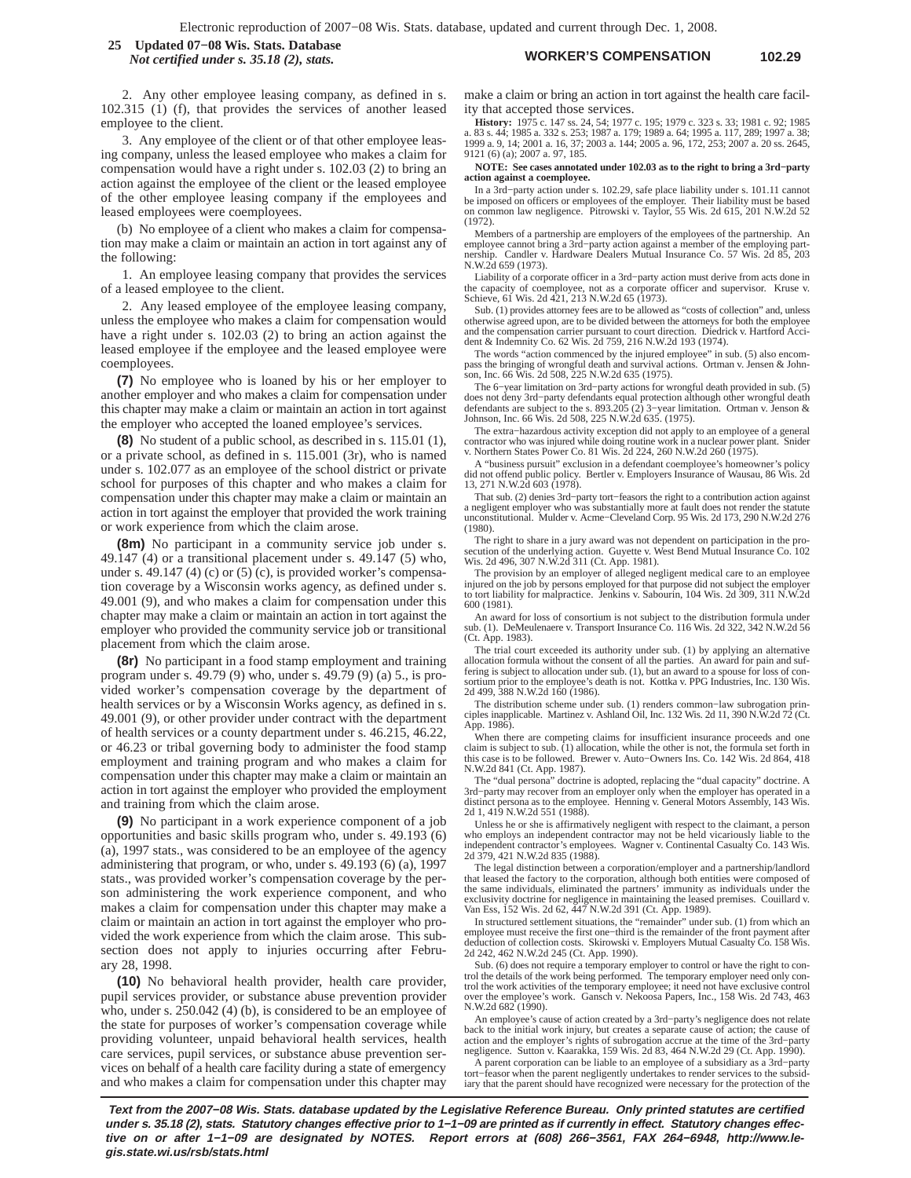2. Any other employee leasing company, as defined in s. 102.315 (1) (f), that provides the services of another leased employee to the client.

3. Any employee of the client or of that other employee leasing company, unless the leased employee who makes a claim for compensation would have a right under s. 102.03 (2) to bring an action against the employee of the client or the leased employee of the other employee leasing company if the employees and leased employees were coemployees.

(b) No employee of a client who makes a claim for compensation may make a claim or maintain an action in tort against any of the following:

1. An employee leasing company that provides the services of a leased employee to the client.

2. Any leased employee of the employee leasing company, unless the employee who makes a claim for compensation would have a right under s. 102.03 (2) to bring an action against the leased employee if the employee and the leased employee were coemployees.

**(7)** No employee who is loaned by his or her employer to another employer and who makes a claim for compensation under this chapter may make a claim or maintain an action in tort against the employer who accepted the loaned employee's services.

**(8)** No student of a public school, as described in s. 115.01 (1), or a private school, as defined in s. 115.001 (3r), who is named under s. 102.077 as an employee of the school district or private school for purposes of this chapter and who makes a claim for compensation under this chapter may make a claim or maintain an action in tort against the employer that provided the work training or work experience from which the claim arose.

**(8m)** No participant in a community service job under s. 49.147 (4) or a transitional placement under s. 49.147 (5) who, under s. 49.147 (4) (c) or (5) (c), is provided worker's compensation coverage by a Wisconsin works agency, as defined under s. 49.001 (9), and who makes a claim for compensation under this chapter may make a claim or maintain an action in tort against the employer who provided the community service job or transitional placement from which the claim arose.

**(8r)** No participant in a food stamp employment and training program under s. 49.79 (9) who, under s. 49.79 (9) (a) 5., is provided worker's compensation coverage by the department of health services or by a Wisconsin Works agency, as defined in s. 49.001 (9), or other provider under contract with the department of health services or a county department under s. 46.215, 46.22, or 46.23 or tribal governing body to administer the food stamp employment and training program and who makes a claim for compensation under this chapter may make a claim or maintain an action in tort against the employer who provided the employment and training from which the claim arose.

**(9)** No participant in a work experience component of a job opportunities and basic skills program who, under s. 49.193 (6) (a), 1997 stats., was considered to be an employee of the agency administering that program, or who, under s. 49.193 (6) (a), 1997 stats., was provided worker's compensation coverage by the person administering the work experience component, and who makes a claim for compensation under this chapter may make a claim or maintain an action in tort against the employer who provided the work experience from which the claim arose. This subsection does not apply to injuries occurring after February 28, 1998.

**(10)** No behavioral health provider, health care provider, pupil services provider, or substance abuse prevention provider who, under s. 250.042 (4) (b), is considered to be an employee of the state for purposes of worker's compensation coverage while providing volunteer, unpaid behavioral health services, health care services, pupil services, or substance abuse prevention services on behalf of a health care facility during a state of emergency and who makes a claim for compensation under this chapter may make a claim or bring an action in tort against the health care facility that accepted those services.

**History:** 1975 c. 147 ss. 24, 54; 1977 c. 195; 1979 c. 323 s. 33; 1981 c. 92; 1985 a. 83 s. 44; 1985 a. 332 s. 253; 1987 a. 179; 1989 a. 64; 1995 a. 117, 289; 1997 a. 38; 1999 a. 9, 14; 2001 a. 16, 37; 2003 a. 144; 2005 a. 96, 172, 253; 2007 a. 20 ss. 2645, 9121 (6) (a); 2007 a. 97, 185.

**NOTE: See cases annotated under 102.03 as to the right to bring a 3rd−party action against a coemployee.**

In a 3rd−party action under s. 102.29, safe place liability under s. 101.11 cannot be imposed on officers or employees of the employer. Their liability must be based on common law negligence. Pitrowski v. Taylor, 55 Wis. 2d 615, 201 N.W.2d 52 (1972).

Members of a partnership are employers of the employees of the partnership. An employee cannot bring a 3rd−party action against a member of the employing partnership. Candler v. Hardware Dealers Mutual Insurance Co. 57 Wis. 2d 85, 203 N.W.2d 659 (1973).

Liability of a corporate officer in a 3rd−party action must derive from acts done in the capacity of coemployee, not as a corporate officer and supervisor. Kruse v. Schieve, 61 Wis. 2d 421, 213 N.W.2d 65 (1973).

Sub. (1) provides attorney fees are to be allowed as "costs of collection" and, unless otherwise agreed upon, are to be divided between the attorneys for both the employee and the compensation carrier pursuant to court direction. Diedrick v. Hartford Accident & Indemnity Co. 62 Wis. 2d 759, 216 N.W.2d 193 (1974).

The words "action commenced by the injured employee" in sub. (5) also encompass the bringing of wrongful death and survival actions. Ortman v. Jensen & Johnson, Inc. 66 Wis. 2d 508, 225 N.W.2d 635 (1975).

The 6−year limitation on 3rd−party actions for wrongful death provided in sub. (5) does not deny 3rd−party defendants equal protection although other wrongful death defendants are subject to the s. 893.205 (2) 3−year limitation. Ortman v. Jenson & Johnson, Inc. 66 Wis. 2d 508, 225 N.W.2d 635. (1975).

The extra−hazardous activity exception did not apply to an employee of a general contractor who was injured while doing routine work in a nuclear power plant. Snider v. Northern States Power Co. 81 Wis. 2d 224, 260 N.W.2d 260 (1975).

A "business pursuit" exclusion in a defendant coemployee's homeowner's policy did not offend public policy. Bertler v. Employers Insurance of Wausau, 86 Wis. 2d 13, 271 N.W.2d 603 (1978).

That sub. (2) denies 3rd−party tort−feasors the right to a contribution action against a negligent employer who was substantially more at fault does not render the statute unconstitutional. Mulder v. Acme−Cleveland Corp. 95 Wis. 2d 173, 290 N.W.2d 276 (1980).

The right to share in a jury award was not dependent on participation in the prosecution of the underlying action. Guyette v. West Bend Mutual Insurance Co. 102 Wis. 2d 496, 307 N.W.2d 311 (Ct. App. 1981).

The provision by an employer of alleged negligent medical care to an employee injured on the job by persons employed for that purpose did not subject the employer to tort liability for malpractice. Jenkins v. Sabourin, 104 Wis. 2d 309, 311 N.W.2d 600 (1981).

An award for loss of consortium is not subject to the distribution formula under sub. (1). DeMeulenaere v. Transport Insurance Co. 116 Wis. 2d 322, 342 N.W.2d 56 (Ct. App. 1983).

The trial court exceeded its authority under sub. (1) by applying an alternative allocation formula without the consent of all the parties. An award for pain and suffering is subject to allocation under sub. (1), but an award to a spouse for loss of consortium prior to the employee's death is not. Kottka v. PPG Industries, Inc. 130 Wis. 2d 499, 388 N.W.2d 160 (1986).

The distribution scheme under sub. (1) renders common−law subrogation principles inapplicable. Martinez v. Ashland Oil, Inc. 132 Wis. 2d 11, 390 N.W.2d 72 (Ct. App. 1986).

When there are competing claims for insufficient insurance proceeds and one claim is subject to sub. (1) allocation, while the other is not, the formula set forth in this case is to be followed. Brewer v. Auto−Owners Ins. Co. 142 Wis. 2d 864, 418 N.W.2d 841 (Ct. App. 1987).

The "dual persona" doctrine is adopted, replacing the "dual capacity" doctrine. A 3rd−party may recover from an employer only when the employer has operated in a distinct persona as to the employee. Henning v. General Motors Assembly, 143 Wis. 2d 1, 419 N.W.2d 551 (1988).

Unless he or she is affirmatively negligent with respect to the claimant, a person who employs an independent contractor may not be held vicariously liable to the independent contractor's employees. Wagner v. Continental Casualty Co. 143 Wis. 2d 379, 421 N.W.2d 835 (1988).

The legal distinction between a corporation/employer and a partnership/landlord that leased the factory to the corporation, although both entities were composed of the same individuals, eliminated the partners' immunity as individuals under the exclusivity doctrine for negligence in maintaining the leased premises. Couillard v. Van Ess, 152 Wis. 2d 62, 447 N.W.2d 391 (Ct. App. 1989).

In structured settlement situations, the "remainder" under sub. (1) from which an employee must receive the first one−third is the remainder of the front payment after deduction of collection costs. Skirowski v. Employers Mutual Casualty Co. 158 Wis. 2d 242, 462 N.W.2d 245 (Ct. App. 1990).

Sub. (6) does not require a temporary employer to control or have the right to control the details of the work being performed. The temporary employer need only control the work activities of the temporary employee; it need not have exclusive control over the employee's work. Gansch v. Nekoosa Papers, Inc., 158 Wis. 2d 743, 463 N.W.2d 682 (1990).

An employee's cause of action created by a 3rd−party's negligence does not relate back to the initial work injury, but creates a separate cause of action; the cause of action and the employer's rights of subrogation accrue at the time of the 3rd−party negligence. Sutton v. Kaarakka, 159 Wis. 2d 83, 464 N.W.2d 29 (Ct. App. 1990).

A parent corporation can be liable to an employee of a subsidiary as a 3rd−party tort−feasor when the parent negligently undertakes to render services to the subsidiary that the parent should have recognized were necessary for the protection of the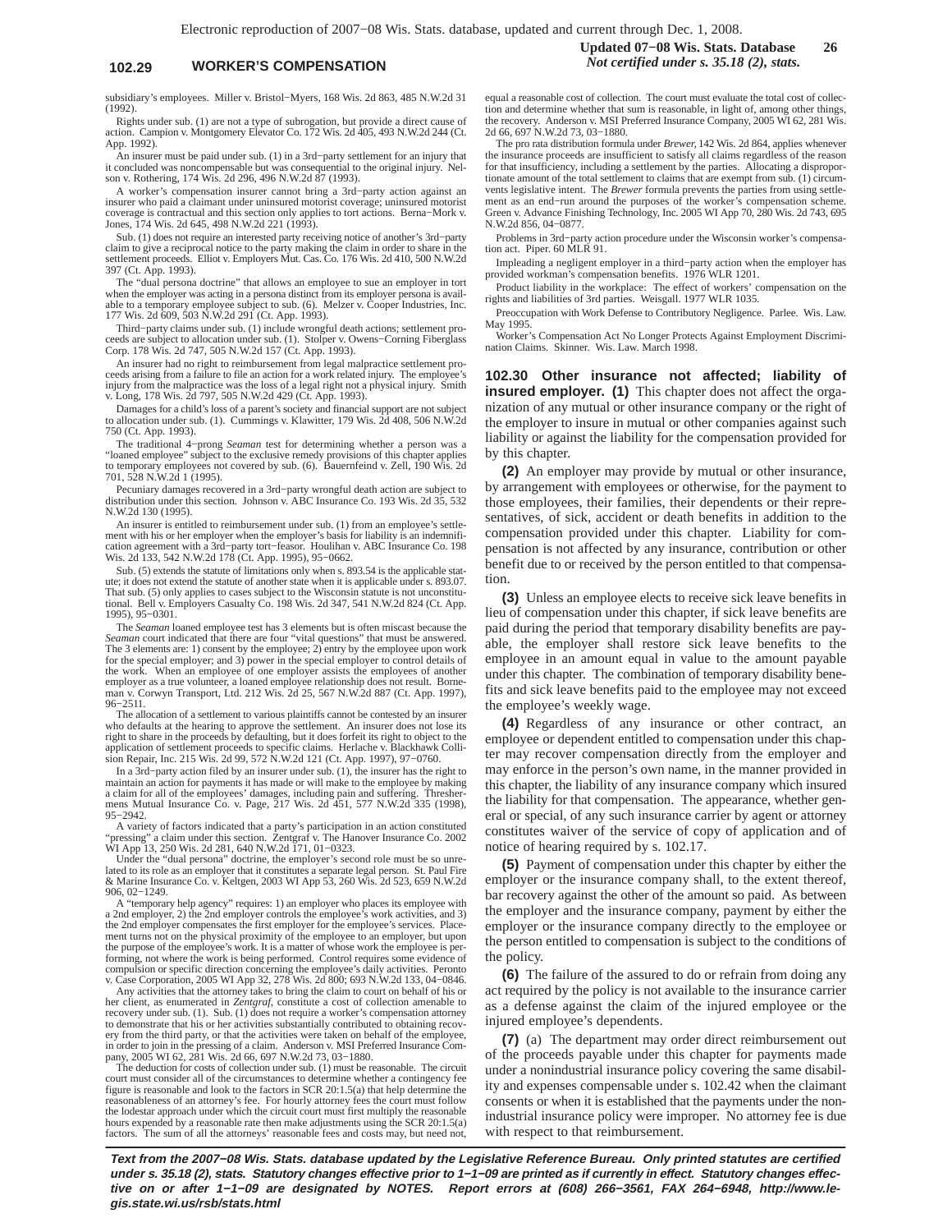subsidiary's employees. Miller v. Bristol−Myers, 168 Wis. 2d 863, 485 N.W.2d 31 (1992).

Rights under sub. (1) are not a type of subrogation, but provide a direct cause of action. Campion v. Montgomery Elevator Co. 172 Wis. 2d 405, 493 N.W.2d 244 (Ct. App. 1992).

An insurer must be paid under sub. (1) in a 3rd−party settlement for an injury that it concluded was noncompensable but was consequential to the original injury. Nelson v. Rothering, 174 Wis. 2d 296, 496 N.W.2d 87 (1993).

A worker's compensation insurer cannot bring a 3rd−party action against an insurer who paid a claimant under uninsured motorist coverage; uninsured motorist coverage is contractual and this section only applies to tort actions. Berna−Mork v. Jones, 174 Wis. 2d 645, 498 N.W.2d 221 (1993).

Sub. (1) does not require an interested party receiving notice of another's 3rd−party claim to give a reciprocal notice to the party making the claim in order to share in the settlement proceeds. Elliot v. Employers Mut. Cas. Co. 176 Wis. 2d 410, 500 N.W.2d 397 (Ct. App. 1993).

The "dual persona doctrine" that allows an employee to sue an employer in tort when the employer was acting in a persona distinct from its employer persona is available to a temporary employee subject to sub. (6). Melzer v. Cooper Industries, Inc. 177 Wis. 2d 609, 503 N.W.2d 291 (Ct. App. 1993).

Third−party claims under sub. (1) include wrongful death actions; settlement proceeds are subject to allocation under sub. (1). Stolper v. Owens−Corning Fiberglass Corp. 178 Wis. 2d 747, 505 N.W.2d 157 (Ct. App. 1993).

An insurer had no right to reimbursement from legal malpractice settlement proceeds arising from a failure to file an action for a work related injury. The employee's injury from the malpractice was the loss of a legal right not a physical injury. Smith v. Long, 178 Wis. 2d 797, 505 N.W.2d 429 (Ct. App. 1993).

Damages for a child's loss of a parent's society and financial support are not subject to allocation under sub. (1). Cummings v. Klawitter, 179 Wis. 2d 408, 506 N.W.2d 750 (Ct. App. 1993).

The traditional 4−prong *Seaman* test for determining whether a person was a "loaned employee" subject to the exclusive remedy provisions of this chapter applies to temporary employees not covered by sub. (6). Bauernfeind v. Zell, 190 Wis. 2d 701, 528 N.W.2d 1 (1995).

Pecuniary damages recovered in a 3rd−party wrongful death action are subject to distribution under this section. Johnson v. ABC Insurance Co. 193 Wis. 2d 35, 532 N.W.2d 130 (1995).

An insurer is entitled to reimbursement under sub. (1) from an employee's settlement with his or her employer when the employer's basis for liability is an indemnification agreement with a 3rd−party tort−feasor. Houlihan v. ABC Insurance Co. 198 Wis. 2d 133, 542 N.W.2d 178 (Ct. App. 1995), 95−0662.

Sub. (5) extends the statute of limitations only when s. 893.54 is the applicable statute; it does not extend the statute of another state when it is applicable under s. 893.07. That sub. (5) only applies to cases subject to the Wisconsin statute is not unconstitutional. Bell v. Employers Casualty Co. 198 Wis. 2d 347, 541 N.W.2d 824 (Ct. App. 1995), 95−0301.

The *Seaman* loaned employee test has 3 elements but is often miscast because the *Seaman* court indicated that there are four "vital questions" that must be answered. The 3 elements are: 1) consent by the employee; 2) entry by the employee upon work for the special employer; and 3) power in the special employer to control details of the work. When an employee of one employer assists the employees of another employer as a true volunteer, a loaned employee relationship does not result. Borneman v. Corwyn Transport, Ltd. 212 Wis. 2d 25, 567 N.W.2d 887 (Ct. App. 1997), 96−2511.

The allocation of a settlement to various plaintiffs cannot be contested by an insurer who defaults at the hearing to approve the settlement. An insurer does not lose its right to share in the proceeds by defaulting, but it does forfeit its right to object to the application of settlement proceeds to specific claims. Herlache v. Blackhawk Collision Repair, Inc. 215 Wis. 2d 99, 572 N.W.2d 121 (Ct. App. 1997), 97−0760.

In a 3rd−party action filed by an insurer under sub. (1), the insurer has the right to maintain an action for payments it has made or will make to the employee by making a claim for all of the employees' damages, including pain and suffering. Threshermens Mutual Insurance Co. v. Page, 217 Wis. 2d 451, 577 N.W.2d 335 (1998), 95−2942.

A variety of factors indicated that a party's participation in an action constituted "pressing" a claim under this section. Zentgraf v. The Hanover Insurance Co. 2002 WI App 13, 250 Wis. 2d 281, 640 N.W.2d 171, 01−0323.

Under the "dual persona" doctrine, the employer's second role must be so unrelated to its role as an employer that it constitutes a separate legal person. St. Paul Fire & Marine Insurance Co. v. Keltgen, 2003 WI App 53, 260 Wis. 2d 523, 659 N.W.2d 906, 02−1249.

A "temporary help agency" requires: 1) an employer who places its employee with a 2nd employer, 2) the 2nd employer controls the employee's work activities, and 3) the 2nd employer compensates the first employer for the employee's services. Placement turns not on the physical proximity of the employee to an employer, but upon the purpose of the employee's work. It is a matter of whose work the employee is performing, not where the work is being performed. Control requires some evidence of compulsion or specific direction concerning the employee's daily activities. Peronto v. Case Corporation, 2005 WI App 32, 278 Wis. 2d 800; 693 N.W.2d 133, 04−0846.

Any activities that the attorney takes to bring the claim to court on behalf of his or her client, as enumerated in *Zentgraf,* constitute a cost of collection amenable to recovery under sub. (1). Sub. (1) does not require a worker's compensation attorney to demonstrate that his or her activities substantially contributed to obtaining recovery from the third party, or that the activities were taken on behalf of the employee, in order to join in the pressing of a claim. Anderson v. MSI Preferred Insurance Company, 2005 WI 62, 281 Wis. 2d 66, 697 N.W.2d 73, 03−1880.

The deduction for costs of collection under sub. (1) must be reasonable. The circuit court must consider all of the circumstances to determine whether a contingency fee figure is reasonable and look to the factors in SCR 20:1.5(a) that help determine the reasonableness of an attorney's fee. For hourly attorney fees the court must follow the lodestar approach under which the circuit court must first multiply the reasonable hours expended by a reasonable rate then make adjustments using the SCR 20:1.5(a) factors. The sum of all the attorneys' reasonable fees and costs may, but need not, equal a reasonable cost of collection. The court must evaluate the total cost of collection and determine whether that sum is reasonable, in light of, among other things, the recovery. Anderson v. MSI Preferred Insurance Company, 2005 WI 62, 281 Wis. 2d 66, 697 N.W.2d 73, 03−1880.

The pro rata distribution formula under *Brewer,* 142 Wis. 2d 864, applies whenever the insurance proceeds are insufficient to satisfy all claims regardless of the reason for that insufficiency, including a settlement by the parties. Allocating a disproportionate amount of the total settlement to claims that are exempt from sub. (1) circumvents legislative intent. The *Brewer* formula prevents the parties from using settlement as an end−run around the purposes of the worker's compensation scheme. Green v. Advance Finishing Technology, Inc. 2005 WI App 70, 280 Wis. 2d 743, 695 N.W.2d 856, 04−0877.

Problems in 3rd−party action procedure under the Wisconsin worker's compensation act. Piper. 60 MLR 91.

Impleading a negligent employer in a third−party action when the employer has provided workman's compensation benefits. 1976 WLR 1201.

Product liability in the workplace: The effect of workers' compensation on the rights and liabilities of 3rd parties. Weisgall. 1977 WLR 1035.

Preoccupation with Work Defense to Contributory Negligence. Parlee. Wis. Law. May 1995.

Worker's Compensation Act No Longer Protects Against Employment Discrimination Claims. Skinner. Wis. Law. March 1998.

**102.30 Other insurance not affected; liability of insured employer. (1)** This chapter does not affect the organization of any mutual or other insurance company or the right of the employer to insure in mutual or other companies against such liability or against the liability for the compensation provided for by this chapter.

**(2)** An employer may provide by mutual or other insurance, by arrangement with employees or otherwise, for the payment to those employees, their families, their dependents or their representatives, of sick, accident or death benefits in addition to the compensation provided under this chapter. Liability for compensation is not affected by any insurance, contribution or other benefit due to or received by the person entitled to that compensation.

**(3)** Unless an employee elects to receive sick leave benefits in lieu of compensation under this chapter, if sick leave benefits are paid during the period that temporary disability benefits are payable, the employer shall restore sick leave benefits to the employee in an amount equal in value to the amount payable under this chapter. The combination of temporary disability benefits and sick leave benefits paid to the employee may not exceed the employee's weekly wage.

**(4)** Regardless of any insurance or other contract, an employee or dependent entitled to compensation under this chapter may recover compensation directly from the employer and may enforce in the person's own name, in the manner provided in this chapter, the liability of any insurance company which insured the liability for that compensation. The appearance, whether general or special, of any such insurance carrier by agent or attorney constitutes waiver of the service of copy of application and of notice of hearing required by s. 102.17.

**(5)** Payment of compensation under this chapter by either the employer or the insurance company shall, to the extent thereof, bar recovery against the other of the amount so paid. As between the employer and the insurance company, payment by either the employer or the insurance company directly to the employee or the person entitled to compensation is subject to the conditions of the policy.

**(6)** The failure of the assured to do or refrain from doing any act required by the policy is not available to the insurance carrier as a defense against the claim of the injured employee or the injured employee's dependents.

**(7)** (a) The department may order direct reimbursement out of the proceeds payable under this chapter for payments made under a nonindustrial insurance policy covering the same disability and expenses compensable under s. 102.42 when the claimant consents or when it is established that the payments under the nonindustrial insurance policy were improper. No attorney fee is due with respect to that reimbursement.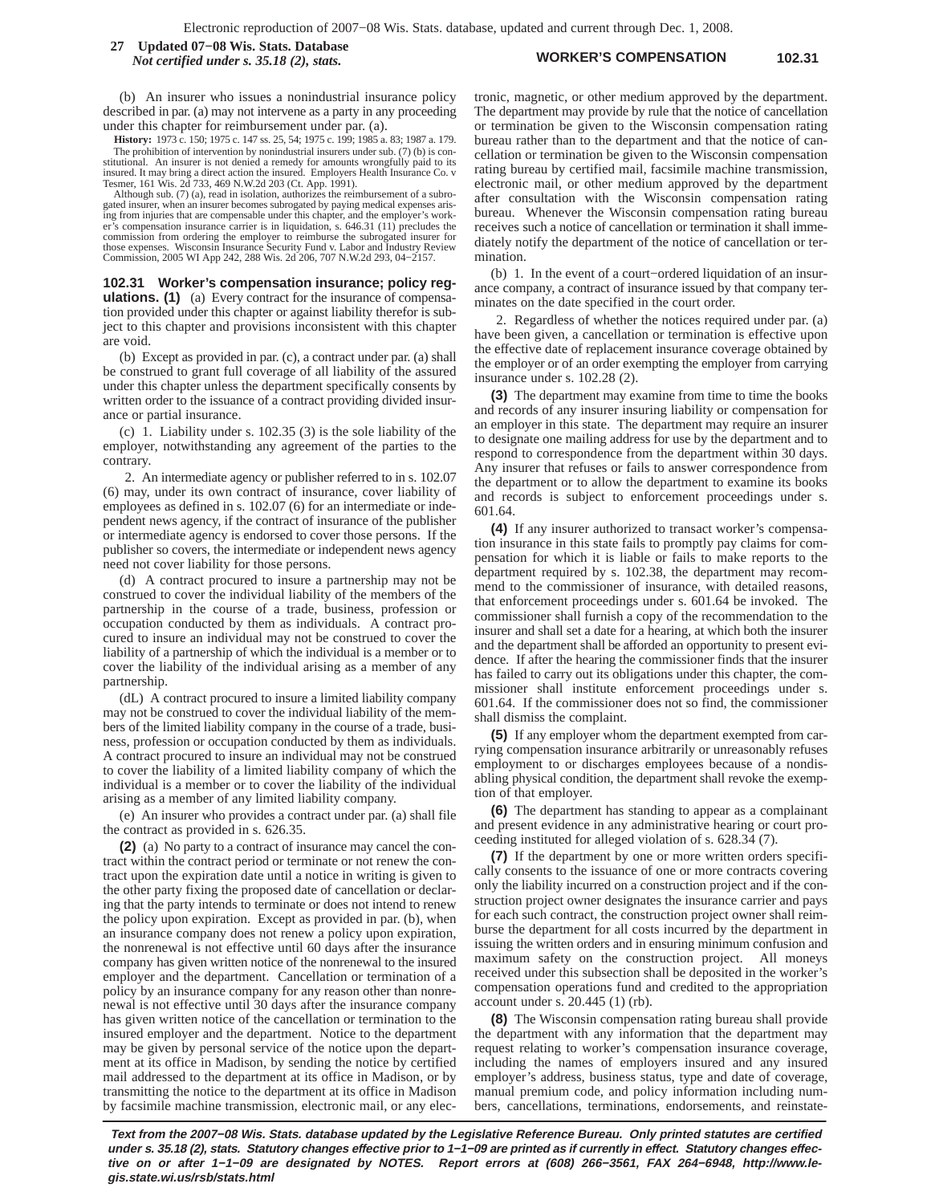(b) An insurer who issues a nonindustrial insurance policy described in par. (a) may not intervene as a party in any proceeding under this chapter for reimbursement under par. (a).

**History:** 1973 c. 150; 1975 c. 147 ss. 25, 54; 1975 c. 199; 1985 a. 83; 1987 a. 179.

The prohibition of intervention by nonindustrial insurers under sub. (7) (b) is constitutional. An insurer is not denied a remedy for amounts wrongfully paid to its insured. It may bring a direct action the insured. Employers Health Insurance Co. v Tesmer, 161 Wis. 2d 733, 469 N.W.2d 203 (Ct. App. 1991).

Although sub. (7) (a), read in isolation, authorizes the reimbursement of a subrogated insurer, when an insurer becomes subrogated by paying medical expenses arising from injuries that are compensable under this chapter, and the employer's worker's compensation insurance carrier is in liquidation, s. 646.31 (11) precludes the commission from ordering the employer to reimburse the subrogated insurer for those expenses. Wisconsin Insurance Security Fund v. Labor and Industry Review Commission, 2005 WI App 242, 288 Wis. 2d 206, 707 N.W.2d 293, 04−2157.

**102.31 Worker's compensation insurance; policy regulations.** **(1)** (a) Every contract for the insurance of compensation provided under this chapter or against liability therefor is subject to this chapter and provisions inconsistent with this chapter are void.

(b) Except as provided in par. (c), a contract under par. (a) shall be construed to grant full coverage of all liability of the assured under this chapter unless the department specifically consents by written order to the issuance of a contract providing divided insurance or partial insurance.

(c) 1. Liability under s. 102.35 (3) is the sole liability of the employer, notwithstanding any agreement of the parties to the contrary.

2. An intermediate agency or publisher referred to in s. 102.07 (6) may, under its own contract of insurance, cover liability of employees as defined in s. 102.07 (6) for an intermediate or independent news agency, if the contract of insurance of the publisher or intermediate agency is endorsed to cover those persons. If the publisher so covers, the intermediate or independent news agency need not cover liability for those persons.

(d) A contract procured to insure a partnership may not be construed to cover the individual liability of the members of the partnership in the course of a trade, business, profession or occupation conducted by them as individuals. A contract procured to insure an individual may not be construed to cover the liability of a partnership of which the individual is a member or to cover the liability of the individual arising as a member of any partnership.

(dL) A contract procured to insure a limited liability company may not be construed to cover the individual liability of the members of the limited liability company in the course of a trade, business, profession or occupation conducted by them as individuals. A contract procured to insure an individual may not be construed to cover the liability of a limited liability company of which the individual is a member or to cover the liability of the individual arising as a member of any limited liability company.

(e) An insurer who provides a contract under par. (a) shall file the contract as provided in s. 626.35.

**(2)** (a) No party to a contract of insurance may cancel the contract within the contract period or terminate or not renew the contract upon the expiration date until a notice in writing is given to the other party fixing the proposed date of cancellation or declaring that the party intends to terminate or does not intend to renew the policy upon expiration. Except as provided in par. (b), when an insurance company does not renew a policy upon expiration, the nonrenewal is not effective until 60 days after the insurance company has given written notice of the nonrenewal to the insured employer and the department. Cancellation or termination of a policy by an insurance company for any reason other than nonrenewal is not effective until 30 days after the insurance company has given written notice of the cancellation or termination to the insured employer and the department. Notice to the department may be given by personal service of the notice upon the department at its office in Madison, by sending the notice by certified mail addressed to the department at its office in Madison, or by transmitting the notice to the department at its office in Madison by facsimile machine transmission, electronic mail, or any electronic, magnetic, or other medium approved by the department. The department may provide by rule that the notice of cancellation or termination be given to the Wisconsin compensation rating bureau rather than to the department and that the notice of cancellation or termination be given to the Wisconsin compensation rating bureau by certified mail, facsimile machine transmission, electronic mail, or other medium approved by the department after consultation with the Wisconsin compensation rating bureau. Whenever the Wisconsin compensation rating bureau receives such a notice of cancellation or termination it shall immediately notify the department of the notice of cancellation or termination.

(b) 1. In the event of a court−ordered liquidation of an insurance company, a contract of insurance issued by that company terminates on the date specified in the court order.

2. Regardless of whether the notices required under par. (a) have been given, a cancellation or termination is effective upon the effective date of replacement insurance coverage obtained by the employer or of an order exempting the employer from carrying insurance under s. 102.28 (2).

**(3)** The department may examine from time to time the books and records of any insurer insuring liability or compensation for an employer in this state. The department may require an insurer to designate one mailing address for use by the department and to respond to correspondence from the department within 30 days. Any insurer that refuses or fails to answer correspondence from the department or to allow the department to examine its books and records is subject to enforcement proceedings under s. 601.64.

**(4)** If any insurer authorized to transact worker's compensation insurance in this state fails to promptly pay claims for compensation for which it is liable or fails to make reports to the department required by s. 102.38, the department may recommend to the commissioner of insurance, with detailed reasons, that enforcement proceedings under s. 601.64 be invoked. The commissioner shall furnish a copy of the recommendation to the insurer and shall set a date for a hearing, at which both the insurer and the department shall be afforded an opportunity to present evidence. If after the hearing the commissioner finds that the insurer has failed to carry out its obligations under this chapter, the commissioner shall institute enforcement proceedings under s. 601.64. If the commissioner does not so find, the commissioner shall dismiss the complaint.

**(5)** If any employer whom the department exempted from carrying compensation insurance arbitrarily or unreasonably refuses employment to or discharges employees because of a nondisabling physical condition, the department shall revoke the exemption of that employer.

**(6)** The department has standing to appear as a complainant and present evidence in any administrative hearing or court proceeding instituted for alleged violation of s. 628.34 (7).

**(7)** If the department by one or more written orders specifically consents to the issuance of one or more contracts covering only the liability incurred on a construction project and if the construction project owner designates the insurance carrier and pays for each such contract, the construction project owner shall reimburse the department for all costs incurred by the department in issuing the written orders and in ensuring minimum confusion and maximum safety on the construction project. All moneys received under this subsection shall be deposited in the worker's compensation operations fund and credited to the appropriation account under s. 20.445 (1) (rb).

**(8)** The Wisconsin compensation rating bureau shall provide the department with any information that the department may request relating to worker's compensation insurance coverage, including the names of employers insured and any insured employer's address, business status, type and date of coverage, manual premium code, and policy information including numbers, cancellations, terminations, endorsements, and reinstate-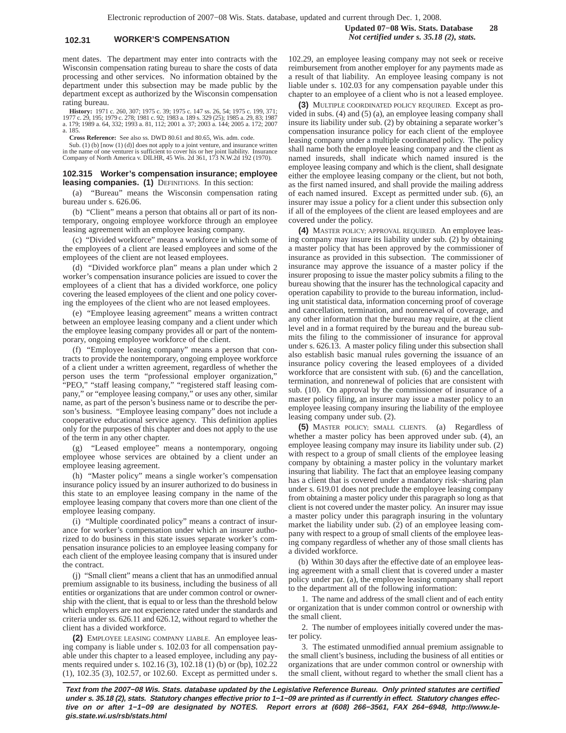ment dates. The department may enter into contracts with the Wisconsin compensation rating bureau to share the costs of data processing and other services. No information obtained by the department under this subsection may be made public by the department except as authorized by the Wisconsin compensation rating bureau.

**History:** 1971 c. 260, 307; 1975 c. 39; 1975 c. 147 ss. 26, 54; 1975 c. 199, 371; 1977 c. 29, 195; 1979 c. 278; 1981 c. 92; 1983 a. 189 s. 329 (25); 1985 a. 29, 83; 1987 a. 179; 1989 a. 64, 332; 1993 a. 81, 112; 2001 a. 37; 2003 a. 144; 2005 a. 172; 2007 a. 185.

**Cross Reference:** See also ss. DWD 80.61 and 80.65, Wis. adm. code.

Sub. (1) (b) [now (1) (d)] does not apply to a joint venture, and insurance written in the name of one venturer is sufficient to cover his or her joint liability. Insurance Company of North America v. DILHR, 45 Wis. 2d 361, 173 N.W.2d 192 (1970).

**102.315 Worker's compensation insurance; employee leasing companies. (1)** DEFINITIONS. In this section:

(a) "Bureau" means the Wisconsin compensation rating bureau under s. 626.06.

(b) "Client" means a person that obtains all or part of its nontemporary, ongoing employee workforce through an employee leasing agreement with an employee leasing company.

(c) "Divided workforce" means a workforce in which some of the employees of a client are leased employees and some of the employees of the client are not leased employees.

(d) "Divided workforce plan" means a plan under which 2 worker's compensation insurance policies are issued to cover the employees of a client that has a divided workforce, one policy covering the leased employees of the client and one policy covering the employees of the client who are not leased employees.

(e) "Employee leasing agreement" means a written contract between an employee leasing company and a client under which the employee leasing company provides all or part of the nontemporary, ongoing employee workforce of the client.

(f) "Employee leasing company" means a person that contracts to provide the nontemporary, ongoing employee workforce of a client under a written agreement, regardless of whether the person uses the term "professional employer organization," "PEO," "staff leasing company," "registered staff leasing company," or "employee leasing company," or uses any other, similar name, as part of the person's business name or to describe the person's business. "Employee leasing company" does not include a cooperative educational service agency. This definition applies only for the purposes of this chapter and does not apply to the use of the term in any other chapter.

(g) "Leased employee" means a nontemporary, ongoing employee whose services are obtained by a client under an employee leasing agreement.

(h) "Master policy" means a single worker's compensation insurance policy issued by an insurer authorized to do business in this state to an employee leasing company in the name of the employee leasing company that covers more than one client of the employee leasing company.

(i) "Multiple coordinated policy" means a contract of insurance for worker's compensation under which an insurer authorized to do business in this state issues separate worker's compensation insurance policies to an employee leasing company for each client of the employee leasing company that is insured under the contract.

(j) "Small client" means a client that has an unmodified annual premium assignable to its business, including the business of all entities or organizations that are under common control or ownership with the client, that is equal to or less than the threshold below which employers are not experience rated under the standards and criteria under ss. 626.11 and 626.12, without regard to whether the client has a divided workforce.

**(2)** EMPLOYEE LEASING COMPANY LIABLE. An employee leasing company is liable under s. 102.03 for all compensation payable under this chapter to a leased employee, including any payments required under s. 102.16 (3), 102.18 (1) (b) or (bp), 102.22 (1), 102.35 (3), 102.57, or 102.60. Except as permitted under s. 102.29, an employee leasing company may not seek or receive reimbursement from another employer for any payments made as a result of that liability. An employee leasing company is not liable under s. 102.03 for any compensation payable under this chapter to an employee of a client who is not a leased employee.

**(3)** MULTIPLE COORDINATED POLICY REQUIRED. Except as provided in subs. (4) and (5) (a), an employee leasing company shall insure its liability under sub. (2) by obtaining a separate worker's compensation insurance policy for each client of the employee leasing company under a multiple coordinated policy. The policy shall name both the employee leasing company and the client as named insureds, shall indicate which named insured is the employee leasing company and which is the client, shall designate either the employee leasing company or the client, but not both, as the first named insured, and shall provide the mailing address of each named insured. Except as permitted under sub. (6), an insurer may issue a policy for a client under this subsection only if all of the employees of the client are leased employees and are covered under the policy.

**(4)** MASTER POLICY; APPROVAL REQUIRED. An employee leasing company may insure its liability under sub. (2) by obtaining a master policy that has been approved by the commissioner of insurance as provided in this subsection. The commissioner of insurance may approve the issuance of a master policy if the insurer proposing to issue the master policy submits a filing to the bureau showing that the insurer has the technological capacity and operation capability to provide to the bureau information, including unit statistical data, information concerning proof of coverage and cancellation, termination, and nonrenewal of coverage, and any other information that the bureau may require, at the client level and in a format required by the bureau and the bureau submits the filing to the commissioner of insurance for approval under s. 626.13. A master policy filing under this subsection shall also establish basic manual rules governing the issuance of an insurance policy covering the leased employees of a divided workforce that are consistent with sub. (6) and the cancellation, termination, and nonrenewal of policies that are consistent with sub. (10). On approval by the commissioner of insurance of a master policy filing, an insurer may issue a master policy to an employee leasing company insuring the liability of the employee leasing company under sub. (2).

**(5)** MASTER POLICY; SMALL CLIENTS. (a) Regardless of whether a master policy has been approved under sub. (4), an employee leasing company may insure its liability under sub. (2) with respect to a group of small clients of the employee leasing company by obtaining a master policy in the voluntary market insuring that liability. The fact that an employee leasing company has a client that is covered under a mandatory risk−sharing plan under s. 619.01 does not preclude the employee leasing company from obtaining a master policy under this paragraph so long as that client is not covered under the master policy. An insurer may issue a master policy under this paragraph insuring in the voluntary market the liability under sub. (2) of an employee leasing company with respect to a group of small clients of the employee leasing company regardless of whether any of those small clients has a divided workforce.

(b) Within 30 days after the effective date of an employee leasing agreement with a small client that is covered under a master policy under par. (a), the employee leasing company shall report to the department all of the following information:

1. The name and address of the small client and of each entity or organization that is under common control or ownership with the small client.

2. The number of employees initially covered under the master policy.

3. The estimated unmodified annual premium assignable to the small client's business, including the business of all entities or organizations that are under common control or ownership with the small client, without regard to whether the small client has a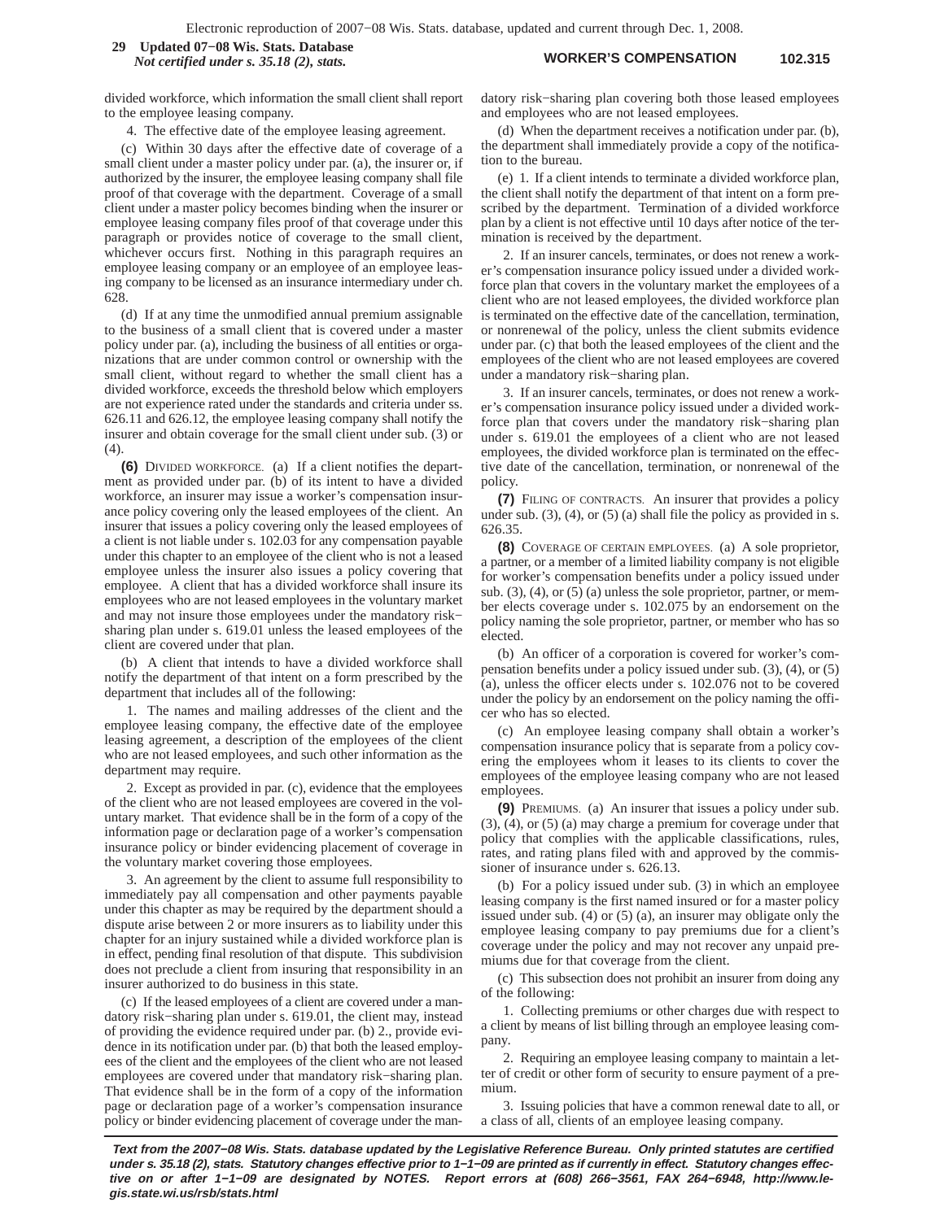divided workforce, which information the small client shall report to the employee leasing company.

4. The effective date of the employee leasing agreement.

(c) Within 30 days after the effective date of coverage of a small client under a master policy under par. (a), the insurer or, if authorized by the insurer, the employee leasing company shall file proof of that coverage with the department. Coverage of a small client under a master policy becomes binding when the insurer or employee leasing company files proof of that coverage under this paragraph or provides notice of coverage to the small client, whichever occurs first. Nothing in this paragraph requires an employee leasing company or an employee of an employee leasing company to be licensed as an insurance intermediary under ch. 628.

(d) If at any time the unmodified annual premium assignable to the business of a small client that is covered under a master policy under par. (a), including the business of all entities or organizations that are under common control or ownership with the small client, without regard to whether the small client has a divided workforce, exceeds the threshold below which employers are not experience rated under the standards and criteria under ss. 626.11 and 626.12, the employee leasing company shall notify the insurer and obtain coverage for the small client under sub. (3) or (4).

**(6)** DIVIDED WORKFORCE. (a) If a client notifies the department as provided under par. (b) of its intent to have a divided workforce, an insurer may issue a worker's compensation insurance policy covering only the leased employees of the client. An insurer that issues a policy covering only the leased employees of a client is not liable under s. 102.03 for any compensation payable under this chapter to an employee of the client who is not a leased employee unless the insurer also issues a policy covering that employee. A client that has a divided workforce shall insure its employees who are not leased employees in the voluntary market and may not insure those employees under the mandatory risk−sharing plan under s. 619.01 unless the leased employees of the client are covered under that plan.

(b) A client that intends to have a divided workforce shall notify the department of that intent on a form prescribed by the department that includes all of the following:

1. The names and mailing addresses of the client and the employee leasing company, the effective date of the employee leasing agreement, a description of the employees of the client who are not leased employees, and such other information as the department may require.

2. Except as provided in par. (c), evidence that the employees of the client who are not leased employees are covered in the voluntary market. That evidence shall be in the form of a copy of the information page or declaration page of a worker's compensation insurance policy or binder evidencing placement of coverage in the voluntary market covering those employees.

3. An agreement by the client to assume full responsibility to immediately pay all compensation and other payments payable under this chapter as may be required by the department should a dispute arise between 2 or more insurers as to liability under this chapter for an injury sustained while a divided workforce plan is in effect, pending final resolution of that dispute. This subdivision does not preclude a client from insuring that responsibility in an insurer authorized to do business in this state.

(c) If the leased employees of a client are covered under a mandatory risk−sharing plan under s. 619.01, the client may, instead of providing the evidence required under par. (b) 2., provide evidence in its notification under par. (b) that both the leased employees of the client and the employees of the client who are not leased employees are covered under that mandatory risk−sharing plan. That evidence shall be in the form of a copy of the information page or declaration page of a worker's compensation insurance policy or binder evidencing placement of coverage under the mandatory risk−sharing plan covering both those leased employees and employees who are not leased employees.

(d) When the department receives a notification under par. (b), the department shall immediately provide a copy of the notification to the bureau.

(e) 1. If a client intends to terminate a divided workforce plan, the client shall notify the department of that intent on a form prescribed by the department. Termination of a divided workforce plan by a client is not effective until 10 days after notice of the termination is received by the department.

2. If an insurer cancels, terminates, or does not renew a worker's compensation insurance policy issued under a divided workforce plan that covers in the voluntary market the employees of a client who are not leased employees, the divided workforce plan is terminated on the effective date of the cancellation, termination, or nonrenewal of the policy, unless the client submits evidence under par. (c) that both the leased employees of the client and the employees of the client who are not leased employees are covered under a mandatory risk−sharing plan.

3. If an insurer cancels, terminates, or does not renew a worker's compensation insurance policy issued under a divided workforce plan that covers under the mandatory risk−sharing plan under s. 619.01 the employees of a client who are not leased employees, the divided workforce plan is terminated on the effective date of the cancellation, termination, or nonrenewal of the policy.

**(7)** FILING OF CONTRACTS. An insurer that provides a policy under sub. (3), (4), or (5) (a) shall file the policy as provided in s. 626.35.

**(8)** COVERAGE OF CERTAIN EMPLOYEES. (a) A sole proprietor, a partner, or a member of a limited liability company is not eligible for worker's compensation benefits under a policy issued under sub. (3), (4), or (5) (a) unless the sole proprietor, partner, or member elects coverage under s. 102.075 by an endorsement on the policy naming the sole proprietor, partner, or member who has so elected.

(b) An officer of a corporation is covered for worker's compensation benefits under a policy issued under sub. (3), (4), or (5) (a), unless the officer elects under s. 102.076 not to be covered under the policy by an endorsement on the policy naming the officer who has so elected.

(c) An employee leasing company shall obtain a worker's compensation insurance policy that is separate from a policy covering the employees whom it leases to its clients to cover the employees of the employee leasing company who are not leased employees.

**(9)** PREMIUMS. (a) An insurer that issues a policy under sub. (3), (4), or (5) (a) may charge a premium for coverage under that policy that complies with the applicable classifications, rules, rates, and rating plans filed with and approved by the commissioner of insurance under s. 626.13.

(b) For a policy issued under sub. (3) in which an employee leasing company is the first named insured or for a master policy issued under sub. (4) or (5) (a), an insurer may obligate only the employee leasing company to pay premiums due for a client's coverage under the policy and may not recover any unpaid premiums due for that coverage from the client.

(c) This subsection does not prohibit an insurer from doing any of the following:

1. Collecting premiums or other charges due with respect to a client by means of list billing through an employee leasing company.

2. Requiring an employee leasing company to maintain a letter of credit or other form of security to ensure payment of a premium.

3. Issuing policies that have a common renewal date to all, or a class of all, clients of an employee leasing company.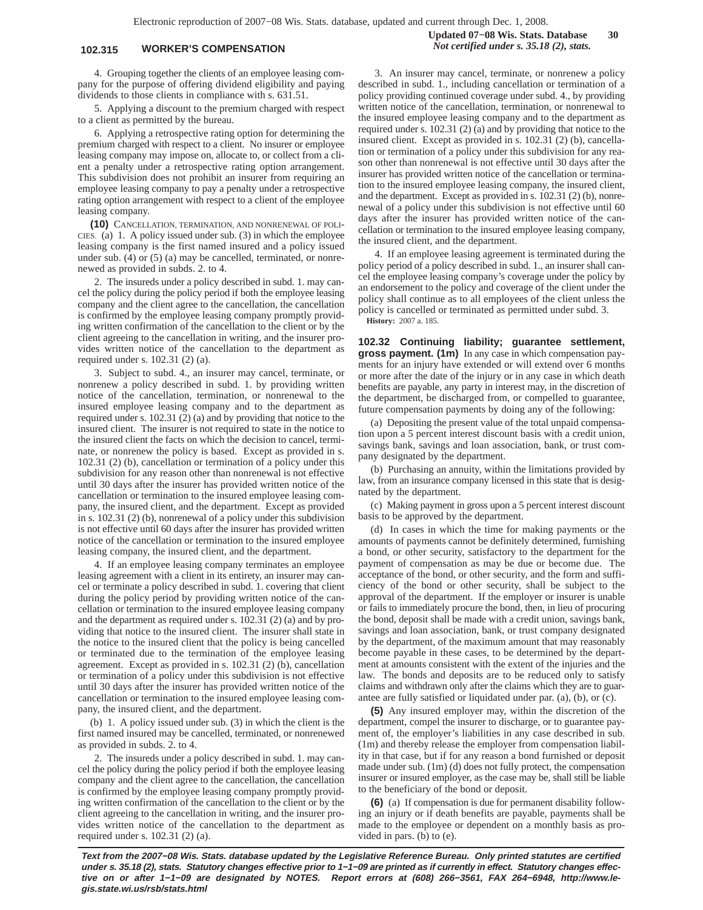4. Grouping together the clients of an employee leasing company for the purpose of offering dividend eligibility and paying dividends to those clients in compliance with s. 631.51.

5. Applying a discount to the premium charged with respect to a client as permitted by the bureau.

6. Applying a retrospective rating option for determining the premium charged with respect to a client. No insurer or employee leasing company may impose on, allocate to, or collect from a client a penalty under a retrospective rating option arrangement. This subdivision does not prohibit an insurer from requiring an employee leasing company to pay a penalty under a retrospective rating option arrangement with respect to a client of the employee leasing company.

**(10)** CANCELLATION, TERMINATION, AND NONRENEWAL OF POLICIES. (a) 1. A policy issued under sub. (3) in which the employee leasing company is the first named insured and a policy issued under sub. (4) or (5) (a) may be cancelled, terminated, or nonrenewed as provided in subds. 2. to 4.

2. The insureds under a policy described in subd. 1. may cancel the policy during the policy period if both the employee leasing company and the client agree to the cancellation, the cancellation is confirmed by the employee leasing company promptly providing written confirmation of the cancellation to the client or by the client agreeing to the cancellation in writing, and the insurer provides written notice of the cancellation to the department as required under s. 102.31 (2) (a).

3. Subject to subd. 4., an insurer may cancel, terminate, or nonrenew a policy described in subd. 1. by providing written notice of the cancellation, termination, or nonrenewal to the insured employee leasing company and to the department as required under s. 102.31 (2) (a) and by providing that notice to the insured client. The insurer is not required to state in the notice to the insured client the facts on which the decision to cancel, terminate, or nonrenew the policy is based. Except as provided in s. 102.31 (2) (b), cancellation or termination of a policy under this subdivision for any reason other than nonrenewal is not effective until 30 days after the insurer has provided written notice of the cancellation or termination to the insured employee leasing company, the insured client, and the department. Except as provided in s. 102.31 (2) (b), nonrenewal of a policy under this subdivision is not effective until 60 days after the insurer has provided written notice of the cancellation or termination to the insured employee leasing company, the insured client, and the department.

4. If an employee leasing company terminates an employee leasing agreement with a client in its entirety, an insurer may cancel or terminate a policy described in subd. 1. covering that client during the policy period by providing written notice of the cancellation or termination to the insured employee leasing company and the department as required under s. 102.31 (2) (a) and by providing that notice to the insured client. The insurer shall state in the notice to the insured client that the policy is being cancelled or terminated due to the termination of the employee leasing agreement. Except as provided in s. 102.31 (2) (b), cancellation or termination of a policy under this subdivision is not effective until 30 days after the insurer has provided written notice of the cancellation or termination to the insured employee leasing company, the insured client, and the department.

(b) 1. A policy issued under sub. (3) in which the client is the first named insured may be cancelled, terminated, or nonrenewed as provided in subds. 2. to 4.

2. The insureds under a policy described in subd. 1. may cancel the policy during the policy period if both the employee leasing company and the client agree to the cancellation, the cancellation is confirmed by the employee leasing company promptly providing written confirmation of the cancellation to the client or by the client agreeing to the cancellation in writing, and the insurer provides written notice of the cancellation to the department as required under s. 102.31 (2) (a).

3. An insurer may cancel, terminate, or nonrenew a policy described in subd. 1., including cancellation or termination of a policy providing continued coverage under subd. 4., by providing written notice of the cancellation, termination, or nonrenewal to the insured employee leasing company and to the department as required under s. 102.31 (2) (a) and by providing that notice to the insured client. Except as provided in s. 102.31 (2) (b), cancellation or termination of a policy under this subdivision for any reason other than nonrenewal is not effective until 30 days after the insurer has provided written notice of the cancellation or termination to the insured employee leasing company, the insured client, and the department. Except as provided in s. 102.31 (2) (b), nonrenewal of a policy under this subdivision is not effective until 60 days after the insurer has provided written notice of the cancellation or termination to the insured employee leasing company, the insured client, and the department.

4. If an employee leasing agreement is terminated during the policy period of a policy described in subd. 1., an insurer shall cancel the employee leasing company's coverage under the policy by an endorsement to the policy and coverage of the client under the policy shall continue as to all employees of the client unless the policy is cancelled or terminated as permitted under subd. 3.

**History:** 2007 a. 185.

**102.32 Continuing liability; guarantee settlement, gross payment. (1m)** In any case in which compensation payments for an injury have extended or will extend over 6 months or more after the date of the injury or in any case in which death benefits are payable, any party in interest may, in the discretion of the department, be discharged from, or compelled to guarantee, future compensation payments by doing any of the following:

(a) Depositing the present value of the total unpaid compensation upon a 5 percent interest discount basis with a credit union, savings bank, savings and loan association, bank, or trust company designated by the department.

(b) Purchasing an annuity, within the limitations provided by law, from an insurance company licensed in this state that is designated by the department.

(c) Making payment in gross upon a 5 percent interest discount basis to be approved by the department.

(d) In cases in which the time for making payments or the amounts of payments cannot be definitely determined, furnishing a bond, or other security, satisfactory to the department for the payment of compensation as may be due or become due. The acceptance of the bond, or other security, and the form and sufficiency of the bond or other security, shall be subject to the approval of the department. If the employer or insurer is unable or fails to immediately procure the bond, then, in lieu of procuring the bond, deposit shall be made with a credit union, savings bank, savings and loan association, bank, or trust company designated by the department, of the maximum amount that may reasonably become payable in these cases, to be determined by the department at amounts consistent with the extent of the injuries and the law. The bonds and deposits are to be reduced only to satisfy claims and withdrawn only after the claims which they are to guarantee are fully satisfied or liquidated under par. (a), (b), or (c).

**(5)** Any insured employer may, within the discretion of the department, compel the insurer to discharge, or to guarantee payment of, the employer's liabilities in any case described in sub. (1m) and thereby release the employer from compensation liability in that case, but if for any reason a bond furnished or deposit made under sub. (1m) (d) does not fully protect, the compensation insurer or insured employer, as the case may be, shall still be liable to the beneficiary of the bond or deposit.

**(6)** (a) If compensation is due for permanent disability following an injury or if death benefits are payable, payments shall be made to the employee or dependent on a monthly basis as provided in pars. (b) to (e).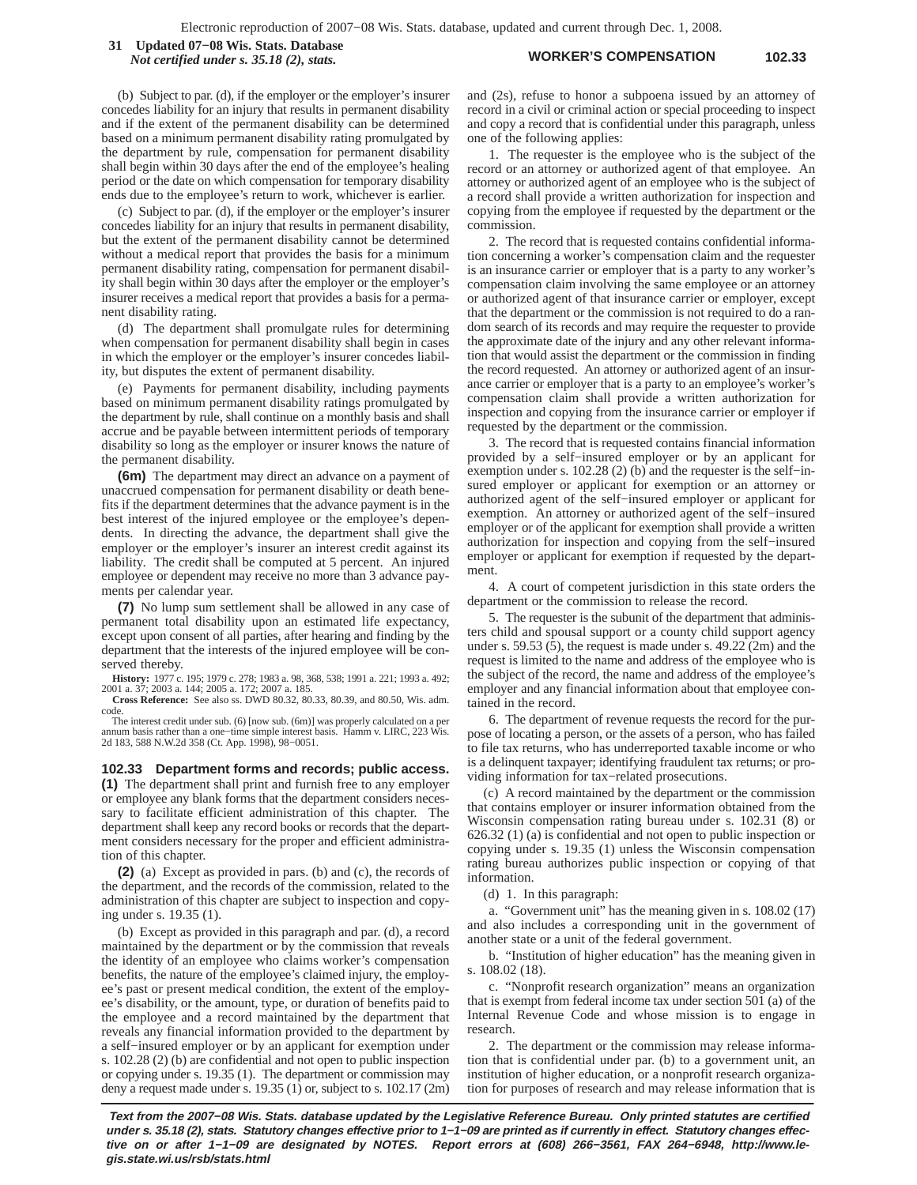(b) Subject to par. (d), if the employer or the employer's insurer concedes liability for an injury that results in permanent disability and if the extent of the permanent disability can be determined based on a minimum permanent disability rating promulgated by the department by rule, compensation for permanent disability shall begin within 30 days after the end of the employee's healing period or the date on which compensation for temporary disability ends due to the employee's return to work, whichever is earlier.

(c) Subject to par. (d), if the employer or the employer's insurer concedes liability for an injury that results in permanent disability, but the extent of the permanent disability cannot be determined without a medical report that provides the basis for a minimum permanent disability rating, compensation for permanent disability shall begin within 30 days after the employer or the employer's insurer receives a medical report that provides a basis for a permanent disability rating.

(d) The department shall promulgate rules for determining when compensation for permanent disability shall begin in cases in which the employer or the employer's insurer concedes liability, but disputes the extent of permanent disability.

(e) Payments for permanent disability, including payments based on minimum permanent disability ratings promulgated by the department by rule, shall continue on a monthly basis and shall accrue and be payable between intermittent periods of temporary disability so long as the employer or insurer knows the nature of the permanent disability.

**(6m)** The department may direct an advance on a payment of unaccrued compensation for permanent disability or death benefits if the department determines that the advance payment is in the best interest of the injured employee or the employee's dependents. In directing the advance, the department shall give the employer or the employer's insurer an interest credit against its liability. The credit shall be computed at 5 percent. An injured employee or dependent may receive no more than 3 advance payments per calendar year.

**(7)** No lump sum settlement shall be allowed in any case of permanent total disability upon an estimated life expectancy, except upon consent of all parties, after hearing and finding by the department that the interests of the injured employee will be conserved thereby.

**History:** 1977 c. 195; 1979 c. 278; 1983 a. 98, 368, 538; 1991 a. 221; 1993 a. 492; 2001 a. 37; 2003 a. 144; 2005 a. 172; 2007 a. 185.

**Cross Reference:** See also ss. DWD 80.32, 80.33, 80.39, and 80.50, Wis. adm. code.

The interest credit under sub. (6) [now sub. (6m)] was properly calculated on a per annum basis rather than a one−time simple interest basis. Hamm v. LIRC, 223 Wis. 2d 183, 588 N.W.2d 358 (Ct. App. 1998), 98−0051.

## 102.33 Department forms and records; public access.

**(1)** The department shall print and furnish free to any employer or employee any blank forms that the department considers necessary to facilitate efficient administration of this chapter. The department shall keep any record books or records that the department considers necessary for the proper and efficient administration of this chapter.

**(2)** (a) Except as provided in pars. (b) and (c), the records of the department, and the records of the commission, related to the administration of this chapter are subject to inspection and copying under s. 19.35 (1).

(b) Except as provided in this paragraph and par. (d), a record maintained by the department or by the commission that reveals the identity of an employee who claims worker's compensation benefits, the nature of the employee's claimed injury, the employee's past or present medical condition, the extent of the employee's disability, or the amount, type, or duration of benefits paid to the employee and a record maintained by the department that reveals any financial information provided to the department by a self−insured employer or by an applicant for exemption under s. 102.28 (2) (b) are confidential and not open to public inspection or copying under s. 19.35 (1). The department or commission may deny a request made under s. 19.35 (1) or, subject to s. 102.17 (2m) and (2s), refuse to honor a subpoena issued by an attorney of record in a civil or criminal action or special proceeding to inspect and copy a record that is confidential under this paragraph, unless one of the following applies:

1. The requester is the employee who is the subject of the record or an attorney or authorized agent of that employee. An attorney or authorized agent of an employee who is the subject of a record shall provide a written authorization for inspection and copying from the employee if requested by the department or the commission.

2. The record that is requested contains confidential information concerning a worker's compensation claim and the requester is an insurance carrier or employer that is a party to any worker's compensation claim involving the same employee or an attorney or authorized agent of that insurance carrier or employer, except that the department or the commission is not required to do a random search of its records and may require the requester to provide the approximate date of the injury and any other relevant information that would assist the department or the commission in finding the record requested. An attorney or authorized agent of an insurance carrier or employer that is a party to an employee's worker's compensation claim shall provide a written authorization for inspection and copying from the insurance carrier or employer if requested by the department or the commission.

3. The record that is requested contains financial information provided by a self−insured employer or by an applicant for exemption under s. 102.28 (2) (b) and the requester is the self−insured employer or applicant for exemption or an attorney or authorized agent of the self−insured employer or applicant for exemption. An attorney or authorized agent of the self−insured employer or of the applicant for exemption shall provide a written authorization for inspection and copying from the self−insured employer or applicant for exemption if requested by the department.

4. A court of competent jurisdiction in this state orders the department or the commission to release the record.

5. The requester is the subunit of the department that administers child and spousal support or a county child support agency under s. 59.53 (5), the request is made under s. 49.22 (2m) and the request is limited to the name and address of the employee who is the subject of the record, the name and address of the employee's employer and any financial information about that employee contained in the record.

6. The department of revenue requests the record for the purpose of locating a person, or the assets of a person, who has failed to file tax returns, who has underreported taxable income or who is a delinquent taxpayer; identifying fraudulent tax returns; or providing information for tax−related prosecutions.

(c) A record maintained by the department or the commission that contains employer or insurer information obtained from the Wisconsin compensation rating bureau under s. 102.31 (8) or 626.32 (1) (a) is confidential and not open to public inspection or copying under s. 19.35 (1) unless the Wisconsin compensation rating bureau authorizes public inspection or copying of that information.

(d) 1. In this paragraph:

a. "Government unit" has the meaning given in s. 108.02 (17) and also includes a corresponding unit in the government of another state or a unit of the federal government.

b. "Institution of higher education" has the meaning given in s. 108.02 (18).

c. "Nonprofit research organization" means an organization that is exempt from federal income tax under section 501 (a) of the Internal Revenue Code and whose mission is to engage in research.

2. The department or the commission may release information that is confidential under par. (b) to a government unit, an institution of higher education, or a nonprofit research organization for purposes of research and may release information that is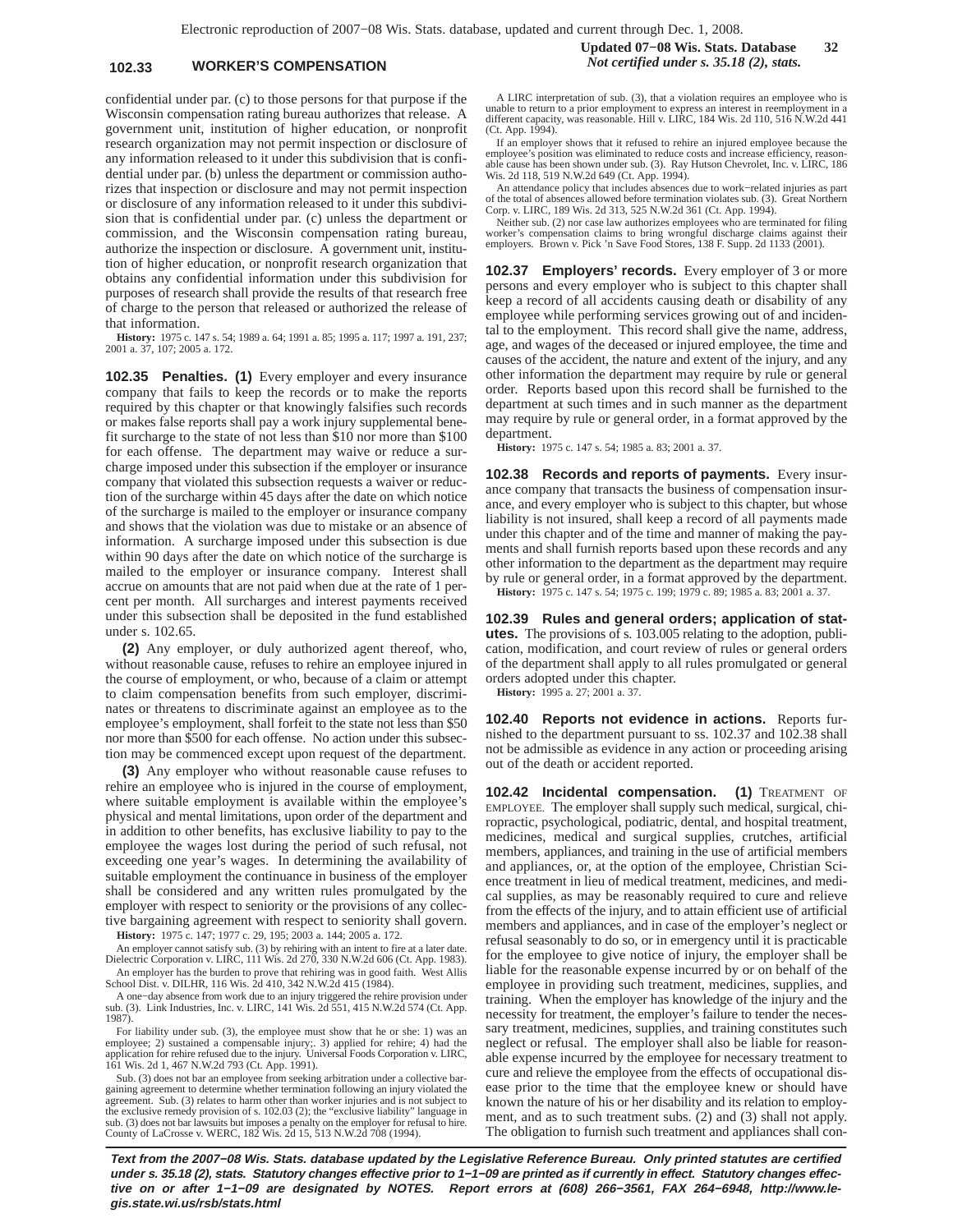confidential under par. (c) to those persons for that purpose if the Wisconsin compensation rating bureau authorizes that release. A government unit, institution of higher education, or nonprofit research organization may not permit inspection or disclosure of any information released to it under this subdivision that is confidential under par. (b) unless the department or commission authorizes that inspection or disclosure and may not permit inspection or disclosure of any information released to it under this subdivision that is confidential under par. (c) unless the department or commission, and the Wisconsin compensation rating bureau, authorize the inspection or disclosure. A government unit, institution of higher education, or nonprofit research organization that obtains any confidential information under this subdivision for purposes of research shall provide the results of that research free of charge to the person that released or authorized the release of that information.

**History:** 1975 c. 147 s. 54; 1989 a. 64; 1991 a. 85; 1995 a. 117; 1997 a. 191, 237; 2001 a. 37, 107; 2005 a. 172.

**102.35 Penalties. (1)** Every employer and every insurance company that fails to keep the records or to make the reports required by this chapter or that knowingly falsifies such records or makes false reports shall pay a work injury supplemental benefit surcharge to the state of not less than $10 nor more than $100 for each offense. The department may waive or reduce a surcharge imposed under this subsection if the employer or insurance company that violated this subsection requests a waiver or reduction of the surcharge within 45 days after the date on which notice of the surcharge is mailed to the employer or insurance company and shows that the violation was due to mistake or an absence of information. A surcharge imposed under this subsection is due within 90 days after the date on which notice of the surcharge is mailed to the employer or insurance company. Interest shall accrue on amounts that are not paid when due at the rate of 1 percent per month. All surcharges and interest payments received under this subsection shall be deposited in the fund established under s. 102.65.

**(2)** Any employer, or duly authorized agent thereof, who, without reasonable cause, refuses to rehire an employee injured in the course of employment, or who, because of a claim or attempt to claim compensation benefits from such employer, discriminates or threatens to discriminate against an employee as to the employee's employment, shall forfeit to the state not less than $50 nor more than $500 for each offense. No action under this subsection may be commenced except upon request of the department.

**(3)** Any employer who without reasonable cause refuses to rehire an employee who is injured in the course of employment, where suitable employment is available within the employee's physical and mental limitations, upon order of the department and in addition to other benefits, has exclusive liability to pay to the employee the wages lost during the period of such refusal, not exceeding one year's wages. In determining the availability of suitable employment the continuance in business of the employer shall be considered and any written rules promulgated by the employer with respect to seniority or the provisions of any collective bargaining agreement with respect to seniority shall govern.

**History:** 1975 c. 147; 1977 c. 29, 195; 2003 a. 144; 2005 a. 172.

An employer cannot satisfy sub. (3) by rehiring with an intent to fire at a later date. Dielectric Corporation v. LIRC, 111 Wis. 2d 270, 330 N.W.2d 606 (Ct. App. 1983).

An employer has the burden to prove that rehiring was in good faith. West Allis School Dist. v. DILHR, 116 Wis. 2d 410, 342 N.W.2d 415 (1984).

A one-day absence from work due to an injury triggered the rehire provision under sub. (3). Link Industries, Inc. v. LIRC, 141 Wis. 2d 551, 415 N.W.2d 574 (Ct. App. 1987).

For liability under sub. (3), the employee must show that he or she: 1) was an employee; 2) sustained a compensable injury;. 3) applied for rehire; 4) had the application for rehire refused due to the injury. Universal Foods Corporation v. LIRC, 161 Wis. 2d 1, 467 N.W.2d 793 (Ct. App. 1991).

Sub. (3) does not bar an employee from seeking arbitration under a collective bargaining agreement to determine whether termination following an injury violated the agreement. Sub. (3) relates to harm other than worker injuries and is not subject to the exclusive remedy provision of s. 102.03 (2); the "exclusive liability" language in sub. (3) does not bar lawsuits but imposes a penalty on the employer for refusal to hire. County of LaCrosse v. WERC, 182 Wis. 2d 15, 513 N.W.2d 708 (1994).

A LIRC interpretation of sub. (3), that a violation requires an employee who is unable to return to a prior employment to express an interest in reemployment in a different capacity, was reasonable. Hill v. LIRC, 184 Wis. 2d 110, 516 N.W.2d 441 (Ct. App. 1994).

If an employer shows that it refused to rehire an injured employee because the employee's position was eliminated to reduce costs and increase efficiency, reasonable cause has been shown under sub. (3). Ray Hutson Chevrolet, Inc. v. LIRC, 186 Wis. 2d 118, 519 N.W.2d 649 (Ct. App. 1994).

An attendance policy that includes absences due to work-related injuries as part of the total of absences allowed before termination violates sub. (3). Great Northern Corp. v. LIRC, 189 Wis. 2d 313, 525 N.W.2d 361 (Ct. App. 1994).

Neither sub. (2) nor case law authorizes employees who are terminated for filing worker's compensation claims to bring wrongful discharge claims against their employers. Brown v. Pick 'n Save Food Stores, 138 F. Supp. 2d 1133 (2001).

**102.37 Employers' records.** Every employer of 3 or more persons and every employer who is subject to this chapter shall keep a record of all accidents causing death or disability of any employee while performing services growing out of and incidental to the employment. This record shall give the name, address, age, and wages of the deceased or injured employee, the time and causes of the accident, the nature and extent of the injury, and any other information the department may require by rule or general order. Reports based upon this record shall be furnished to the department at such times and in such manner as the department may require by rule or general order, in a format approved by the department.

**History:** 1975 c. 147 s. 54; 1985 a. 83; 2001 a. 37.

**102.38 Records and reports of payments.** Every insurance company that transacts the business of compensation insurance, and every employer who is subject to this chapter, but whose liability is not insured, shall keep a record of all payments made under this chapter and of the time and manner of making the payments and shall furnish reports based upon these records and any other information to the department as the department may require by rule or general order, in a format approved by the department.

**History:** 1975 c. 147 s. 54; 1975 c. 199; 1979 c. 89; 1985 a. 83; 2001 a. 37.

**102.39 Rules and general orders; application of statutes.** The provisions of s. 103.005 relating to the adoption, publication, modification, and court review of rules or general orders of the department shall apply to all rules promulgated or general orders adopted under this chapter.

**History:** 1995 a. 27; 2001 a. 37.

**102.40 Reports not evidence in actions.** Reports furnished to the department pursuant to ss. 102.37 and 102.38 shall not be admissible as evidence in any action or proceeding arising out of the death or accident reported.

**102.42 Incidental compensation. (1)** TREATMENT OF EMPLOYEE. The employer shall supply such medical, surgical, chiropractic, psychological, podiatric, dental, and hospital treatment, medicines, medical and surgical supplies, crutches, artificial members, appliances, and training in the use of artificial members and appliances, or, at the option of the employee, Christian Science treatment in lieu of medical treatment, medicines, and medical supplies, as may be reasonably required to cure and relieve from the effects of the injury, and to attain efficient use of artificial members and appliances, and in case of the employer's neglect or refusal seasonably to do so, or in emergency until it is practicable for the employee to give notice of injury, the employer shall be liable for the reasonable expense incurred by or on behalf of the employee in providing such treatment, medicines, supplies, and training. When the employer has knowledge of the injury and the necessity for treatment, the employer's failure to tender the necessary treatment, medicines, supplies, and training constitutes such neglect or refusal. The employer shall also be liable for reasonable expense incurred by the employee for necessary treatment to cure and relieve the employee from the effects of occupational disease prior to the time that the employee knew or should have known the nature of his or her disability and its relation to employment, and as to such treatment subs. (2) and (3) shall not apply. The obligation to furnish such treatment and appliances shall con-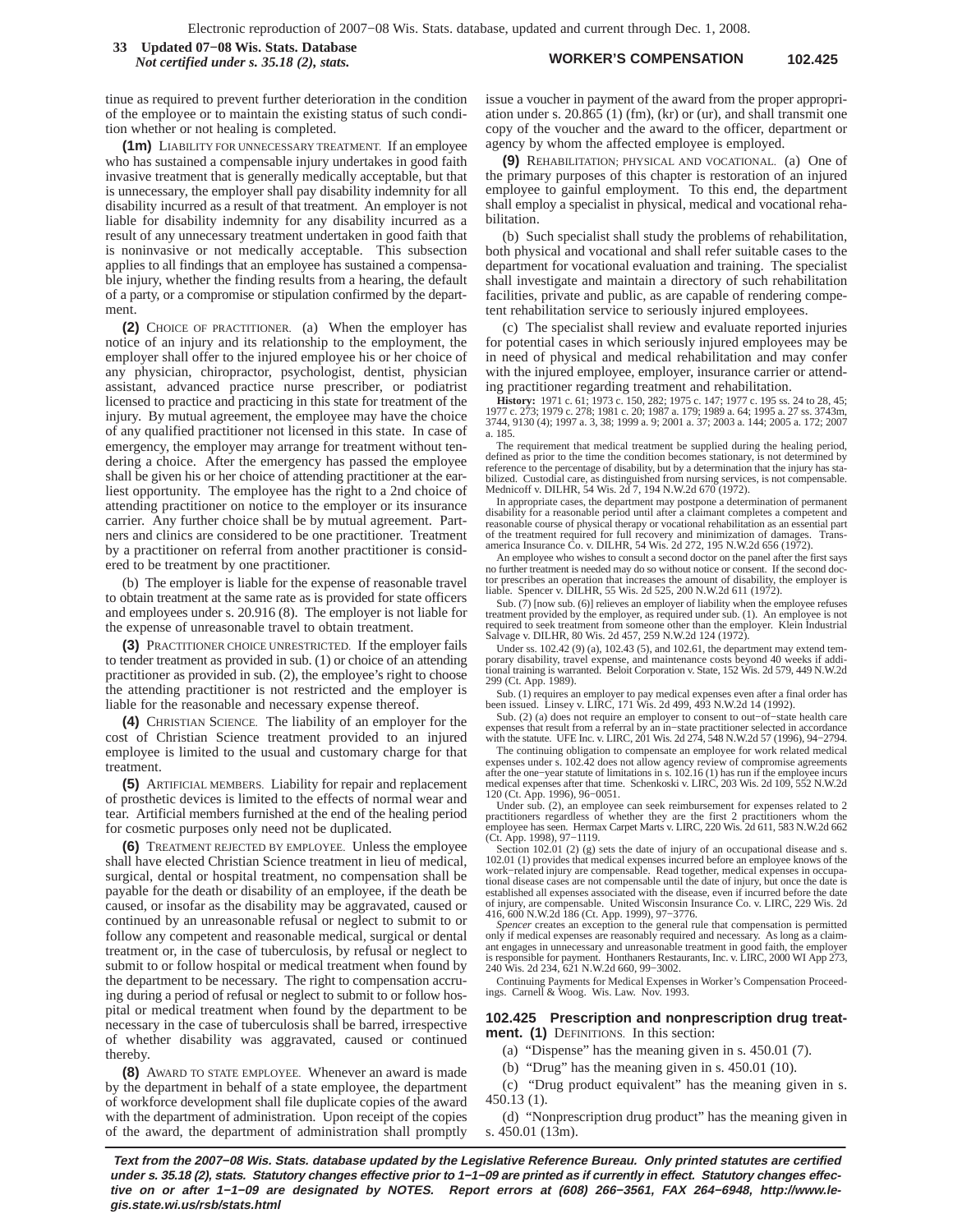tinue as required to prevent further deterioration in the condition of the employee or to maintain the existing status of such condition whether or not healing is completed.

**(1m)** LIABILITY FOR UNNECESSARY TREATMENT. If an employee who has sustained a compensable injury undertakes in good faith invasive treatment that is generally medically acceptable, but that is unnecessary, the employer shall pay disability indemnity for all disability incurred as a result of that treatment. An employer is not liable for disability indemnity for any disability incurred as a result of any unnecessary treatment undertaken in good faith that is noninvasive or not medically acceptable. This subsection applies to all findings that an employee has sustained a compensable injury, whether the finding results from a hearing, the default of a party, or a compromise or stipulation confirmed by the department.

**(2)** CHOICE OF PRACTITIONER. (a) When the employer has notice of an injury and its relationship to the employment, the employer shall offer to the injured employee his or her choice of any physician, chiropractor, psychologist, dentist, physician assistant, advanced practice nurse prescriber, or podiatrist licensed to practice and practicing in this state for treatment of the injury. By mutual agreement, the employee may have the choice of any qualified practitioner not licensed in this state. In case of emergency, the employer may arrange for treatment without tendering a choice. After the emergency has passed the employee shall be given his or her choice of attending practitioner at the earliest opportunity. The employee has the right to a 2nd choice of attending practitioner on notice to the employer or its insurance carrier. Any further choice shall be by mutual agreement. Partners and clinics are considered to be one practitioner. Treatment by a practitioner on referral from another practitioner is considered to be treatment by one practitioner.

(b) The employer is liable for the expense of reasonable travel to obtain treatment at the same rate as is provided for state officers and employees under s. 20.916 (8). The employer is not liable for the expense of unreasonable travel to obtain treatment.

**(3)** PRACTITIONER CHOICE UNRESTRICTED. If the employer fails to tender treatment as provided in sub. (1) or choice of an attending practitioner as provided in sub. (2), the employee's right to choose the attending practitioner is not restricted and the employer is liable for the reasonable and necessary expense thereof.

**(4)** CHRISTIAN SCIENCE. The liability of an employer for the cost of Christian Science treatment provided to an injured employee is limited to the usual and customary charge for that treatment.

**(5)** ARTIFICIAL MEMBERS. Liability for repair and replacement of prosthetic devices is limited to the effects of normal wear and tear. Artificial members furnished at the end of the healing period for cosmetic purposes only need not be duplicated.

**(6)** TREATMENT REJECTED BY EMPLOYEE. Unless the employee shall have elected Christian Science treatment in lieu of medical, surgical, dental or hospital treatment, no compensation shall be payable for the death or disability of an employee, if the death be caused, or insofar as the disability may be aggravated, caused or continued by an unreasonable refusal or neglect to submit to or follow any competent and reasonable medical, surgical or dental treatment or, in the case of tuberculosis, by refusal or neglect to submit to or follow hospital or medical treatment when found by the department to be necessary. The right to compensation accruing during a period of refusal or neglect to submit to or follow hospital or medical treatment when found by the department to be necessary in the case of tuberculosis shall be barred, irrespective of whether disability was aggravated, caused or continued thereby.

**(8)** AWARD TO STATE EMPLOYEE. Whenever an award is made by the department in behalf of a state employee, the department of workforce development shall file duplicate copies of the award with the department of administration. Upon receipt of the copies of the award, the department of administration shall promptly issue a voucher in payment of the award from the proper appropriation under s. 20.865 (1) (fm), (kr) or (ur), and shall transmit one copy of the voucher and the award to the officer, department or agency by whom the affected employee is employed.

**(9)** REHABILITATION; PHYSICAL AND VOCATIONAL. (a) One of the primary purposes of this chapter is restoration of an injured employee to gainful employment. To this end, the department shall employ a specialist in physical, medical and vocational rehabilitation.

(b) Such specialist shall study the problems of rehabilitation, both physical and vocational and shall refer suitable cases to the department for vocational evaluation and training. The specialist shall investigate and maintain a directory of such rehabilitation facilities, private and public, as are capable of rendering competent rehabilitation service to seriously injured employees.

(c) The specialist shall review and evaluate reported injuries for potential cases in which seriously injured employees may be in need of physical and medical rehabilitation and may confer with the injured employee, employer, insurance carrier or attending practitioner regarding treatment and rehabilitation.

**History:** 1971 c. 61; 1973 c. 150, 282; 1975 c. 147; 1977 c. 195 ss. 24 to 28, 45; 1977 c. 273; 1979 c. 278; 1981 c. 20; 1987 a. 179; 1989 a. 64; 1995 a. 27 ss. 3743m, 3744, 9130 (4); 1997 a. 3, 38; 1999 a. 9; 2001 a. 37; 2003 a. 144; 2005 a. 172; 2007 a. 185.

The requirement that medical treatment be supplied during the healing period, defined as prior to the time the condition becomes stationary, is not determined by reference to the percentage of disability, but by a determination that the injury has stabilized. Custodial care, as distinguished from nursing services, is not compensable. Mednicoff v. DILHR, 54 Wis. 2d 7, 194 N.W.2d 670 (1972).

In appropriate cases, the department may postpone a determination of permanent disability for a reasonable period until after a claimant completes a competent and reasonable course of physical therapy or vocational rehabilitation as an essential part of the treatment required for full recovery and minimization of damages. Transamerica Insurance Co. v. DILHR, 54 Wis. 2d 272, 195 N.W.2d 656 (1972).

An employee who wishes to consult a second doctor on the panel after the first says no further treatment is needed may do so without notice or consent. If the second doctor prescribes an operation that increases the amount of disability, the employer is liable. Spencer v. DILHR, 55 Wis. 2d 525, 200 N.W.2d 611 (1972).

Sub. (7) [now sub. (6)] relieves an employer of liability when the employee refuses treatment provided by the employer, as required under sub. (1). An employee is not required to seek treatment from someone other than the employer. Klein Industrial Salvage v. DILHR, 80 Wis. 2d 457, 259 N.W.2d 124 (1972).

Under ss. 102.42 (9) (a), 102.43 (5), and 102.61, the department may extend temporary disability, travel expense, and maintenance costs beyond 40 weeks if additional training is warranted. Beloit Corporation v. State, 152 Wis. 2d 579, 449 N.W.2d 299 (Ct. App. 1989).

Sub. (1) requires an employer to pay medical expenses even after a final order has been issued. Linsey v. LIRC, 171 Wis. 2d 499, 493 N.W.2d 14 (1992).

Sub. (2) (a) does not require an employer to consent to out−of−state health care expenses that result from a referral by an in−state practitioner selected in accordance with the statute. UFE Inc. v. LIRC, 201 Wis. 2d 274, 548 N.W.2d 57 (1996), 94−2794.

The continuing obligation to compensate an employee for work related medical expenses under s. 102.42 does not allow agency review of compromise agreements after the one−year statute of limitations in s. 102.16 (1) has run if the employee incurs medical expenses after that time. Schenkoski v. LIRC, 203 Wis. 2d 109, 552 N.W.2d 120 (Ct. App. 1996), 96−0051.

Under sub. (2), an employee can seek reimbursement for expenses related to 2 practitioners regardless of whether they are the first 2 practitioners whom the employee has seen. Hermax Carpet Marts v. LIRC, 220 Wis. 2d 611, 583 N.W.2d 662 (Ct. App. 1998), 97−1119.

Section 102.01 (2) (g) sets the date of injury of an occupational disease and s. 102.01 (1) provides that medical expenses incurred before an employee knows of the work−related injury are compensable. Read together, medical expenses in occupational disease cases are not compensable until the date of injury, but once the date is established all expenses associated with the disease, even if incurred before the date of injury, are compensable. United Wisconsin Insurance Co. v. LIRC, 229 Wis. 2d 416, 600 N.W.2d 186 (Ct. App. 1999), 97−3776.

*Spencer* creates an exception to the general rule that compensation is permitted only if medical expenses are reasonably required and necessary. As long as a claimant engages in unnecessary and unreasonable treatment in good faith, the employer is responsible for payment. Honthaners Restaurants, Inc. v. LIRC, 2000 WI App 273, 240 Wis. 2d 234, 621 N.W.2d 660, 99−3002.

Continuing Payments for Medical Expenses in Worker's Compensation Proceedings. Carnell & Woog. Wis. Law. Nov. 1993.

**102.425 Prescription and nonprescription drug treatment. (1)** DEFINITIONS. In this section:

(a) "Dispense" has the meaning given in s. 450.01 (7).

(b) "Drug" has the meaning given in s. 450.01 (10).

(c) "Drug product equivalent" has the meaning given in s. 450.13 (1).

(d) "Nonprescription drug product" has the meaning given in s. 450.01 (13m).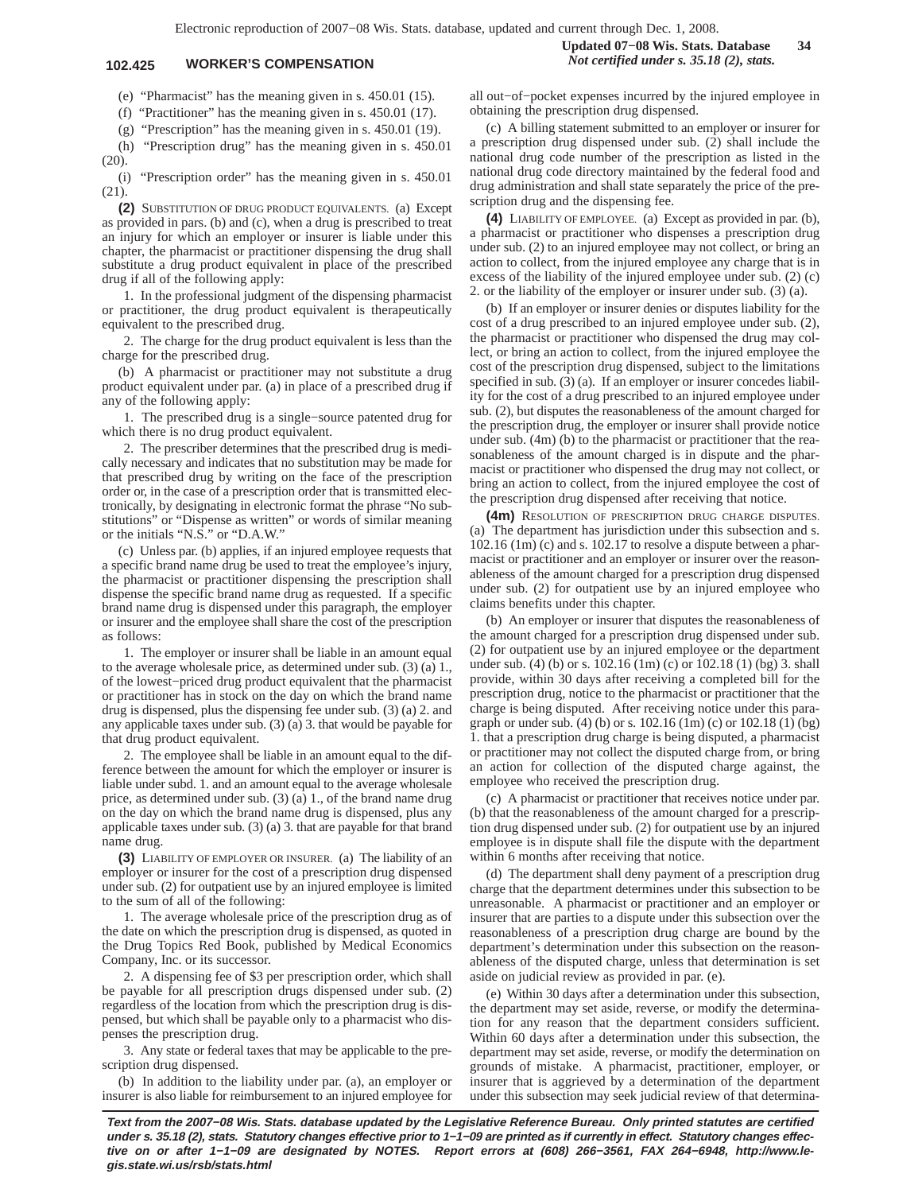(e) "Pharmacist" has the meaning given in s. 450.01 (15).

(f) "Practitioner" has the meaning given in s. 450.01 (17).

(g) "Prescription" has the meaning given in s. 450.01 (19).

(h) "Prescription drug" has the meaning given in s. 450.01 (20).

(i) "Prescription order" has the meaning given in s. 450.01 (21).

**(2)** SUBSTITUTION OF DRUG PRODUCT EQUIVALENTS. (a) Except as provided in pars. (b) and (c), when a drug is prescribed to treat an injury for which an employer or insurer is liable under this chapter, the pharmacist or practitioner dispensing the drug shall substitute a drug product equivalent in place of the prescribed drug if all of the following apply:

1. In the professional judgment of the dispensing pharmacist or practitioner, the drug product equivalent is therapeutically equivalent to the prescribed drug.

2. The charge for the drug product equivalent is less than the charge for the prescribed drug.

(b) A pharmacist or practitioner may not substitute a drug product equivalent under par. (a) in place of a prescribed drug if any of the following apply:

1. The prescribed drug is a single−source patented drug for which there is no drug product equivalent.

2. The prescriber determines that the prescribed drug is medically necessary and indicates that no substitution may be made for that prescribed drug by writing on the face of the prescription order or, in the case of a prescription order that is transmitted electronically, by designating in electronic format the phrase "No substitutions" or "Dispense as written" or words of similar meaning or the initials "N.S." or "D.A.W."

(c) Unless par. (b) applies, if an injured employee requests that a specific brand name drug be used to treat the employee's injury, the pharmacist or practitioner dispensing the prescription shall dispense the specific brand name drug as requested. If a specific brand name drug is dispensed under this paragraph, the employer or insurer and the employee shall share the cost of the prescription as follows:

1. The employer or insurer shall be liable in an amount equal to the average wholesale price, as determined under sub. (3) (a) 1., of the lowest−priced drug product equivalent that the pharmacist or practitioner has in stock on the day on which the brand name drug is dispensed, plus the dispensing fee under sub. (3) (a) 2. and any applicable taxes under sub. (3) (a) 3. that would be payable for that drug product equivalent.

2. The employee shall be liable in an amount equal to the difference between the amount for which the employer or insurer is liable under subd. 1. and an amount equal to the average wholesale price, as determined under sub. (3) (a) 1., of the brand name drug on the day on which the brand name drug is dispensed, plus any applicable taxes under sub. (3) (a) 3. that are payable for that brand name drug.

**(3)** LIABILITY OF EMPLOYER OR INSURER. (a) The liability of an employer or insurer for the cost of a prescription drug dispensed under sub. (2) for outpatient use by an injured employee is limited to the sum of all of the following:

1. The average wholesale price of the prescription drug as of the date on which the prescription drug is dispensed, as quoted in the Drug Topics Red Book, published by Medical Economics Company, Inc. or its successor.

2. A dispensing fee of $3 per prescription order, which shall be payable for all prescription drugs dispensed under sub. (2) regardless of the location from which the prescription drug is dispensed, but which shall be payable only to a pharmacist who dispenses the prescription drug.

3. Any state or federal taxes that may be applicable to the prescription drug dispensed.

(b) In addition to the liability under par. (a), an employer or insurer is also liable for reimbursement to an injured employee for all out−of−pocket expenses incurred by the injured employee in obtaining the prescription drug dispensed.

(c) A billing statement submitted to an employer or insurer for a prescription drug dispensed under sub. (2) shall include the national drug code number of the prescription as listed in the national drug code directory maintained by the federal food and drug administration and shall state separately the price of the prescription drug and the dispensing fee.

**(4)** LIABILITY OF EMPLOYEE. (a) Except as provided in par. (b), a pharmacist or practitioner who dispenses a prescription drug under sub. (2) to an injured employee may not collect, or bring an action to collect, from the injured employee any charge that is in excess of the liability of the injured employee under sub. (2) (c) 2. or the liability of the employer or insurer under sub. (3) (a).

(b) If an employer or insurer denies or disputes liability for the cost of a drug prescribed to an injured employee under sub. (2), the pharmacist or practitioner who dispensed the drug may collect, or bring an action to collect, from the injured employee the cost of the prescription drug dispensed, subject to the limitations specified in sub. (3) (a). If an employer or insurer concedes liability for the cost of a drug prescribed to an injured employee under sub. (2), but disputes the reasonableness of the amount charged for the prescription drug, the employer or insurer shall provide notice under sub. (4m) (b) to the pharmacist or practitioner that the reasonableness of the amount charged is in dispute and the pharmacist or practitioner who dispensed the drug may not collect, or bring an action to collect, from the injured employee the cost of the prescription drug dispensed after receiving that notice.

**(4m)** RESOLUTION OF PRESCRIPTION DRUG CHARGE DISPUTES. (a) The department has jurisdiction under this subsection and s. 102.16 (1m) (c) and s. 102.17 to resolve a dispute between a pharmacist or practitioner and an employer or insurer over the reasonableness of the amount charged for a prescription drug dispensed under sub. (2) for outpatient use by an injured employee who claims benefits under this chapter.

(b) An employer or insurer that disputes the reasonableness of the amount charged for a prescription drug dispensed under sub. (2) for outpatient use by an injured employee or the department under sub. (4) (b) or s. 102.16 (1m) (c) or 102.18 (1) (bg) 3. shall provide, within 30 days after receiving a completed bill for the prescription drug, notice to the pharmacist or practitioner that the charge is being disputed. After receiving notice under this paragraph or under sub. (4) (b) or s. 102.16 (1m) (c) or 102.18 (1) (bg) 1. that a prescription drug charge is being disputed, a pharmacist or practitioner may not collect the disputed charge from, or bring an action for collection of the disputed charge against, the employee who received the prescription drug.

(c) A pharmacist or practitioner that receives notice under par. (b) that the reasonableness of the amount charged for a prescription drug dispensed under sub. (2) for outpatient use by an injured employee is in dispute shall file the dispute with the department within 6 months after receiving that notice.

(d) The department shall deny payment of a prescription drug charge that the department determines under this subsection to be unreasonable. A pharmacist or practitioner and an employer or insurer that are parties to a dispute under this subsection over the reasonableness of a prescription drug charge are bound by the department's determination under this subsection on the reasonableness of the disputed charge, unless that determination is set aside on judicial review as provided in par. (e).

(e) Within 30 days after a determination under this subsection, the department may set aside, reverse, or modify the determination for any reason that the department considers sufficient. Within 60 days after a determination under this subsection, the department may set aside, reverse, or modify the determination on grounds of mistake. A pharmacist, practitioner, employer, or insurer that is aggrieved by a determination of the department under this subsection may seek judicial review of that determina-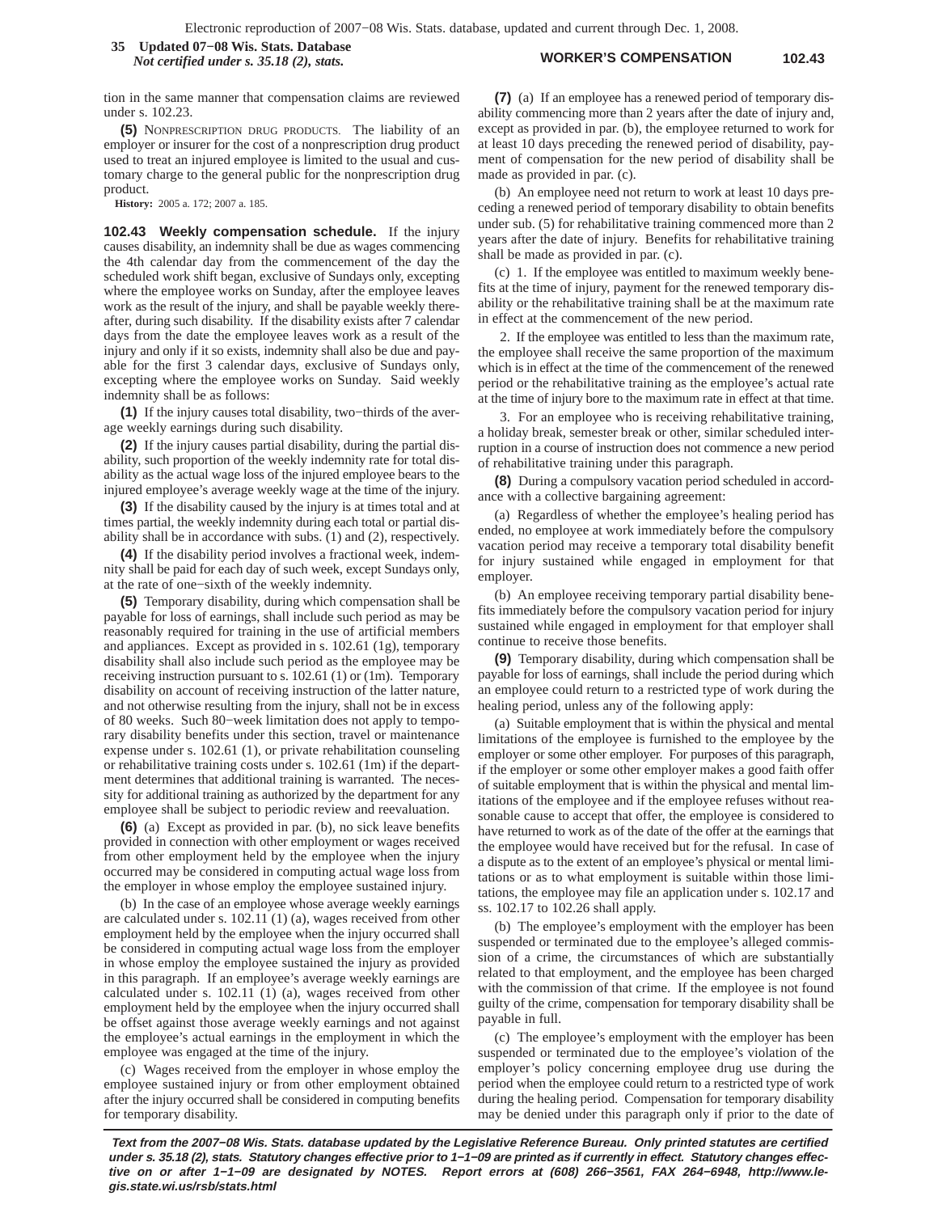tion in the same manner that compensation claims are reviewed under s. 102.23.

**(5)** NONPRESCRIPTION DRUG PRODUCTS. The liability of an employer or insurer for the cost of a nonprescription drug product used to treat an injured employee is limited to the usual and customary charge to the general public for the nonprescription drug product.

**History:** 2005 a. 172; 2007 a. 185.

**102.43 Weekly compensation schedule.** If the injury causes disability, an indemnity shall be due as wages commencing the 4th calendar day from the commencement of the day the scheduled work shift began, exclusive of Sundays only, excepting where the employee works on Sunday, after the employee leaves work as the result of the injury, and shall be payable weekly thereafter, during such disability. If the disability exists after 7 calendar days from the date the employee leaves work as a result of the injury and only if it so exists, indemnity shall also be due and payable for the first 3 calendar days, exclusive of Sundays only, excepting where the employee works on Sunday. Said weekly indemnity shall be as follows:

**(1)** If the injury causes total disability, two−thirds of the average weekly earnings during such disability.

**(2)** If the injury causes partial disability, during the partial disability, such proportion of the weekly indemnity rate for total disability as the actual wage loss of the injured employee bears to the injured employee's average weekly wage at the time of the injury.

**(3)** If the disability caused by the injury is at times total and at times partial, the weekly indemnity during each total or partial disability shall be in accordance with subs. (1) and (2), respectively.

**(4)** If the disability period involves a fractional week, indemnity shall be paid for each day of such week, except Sundays only, at the rate of one−sixth of the weekly indemnity.

**(5)** Temporary disability, during which compensation shall be payable for loss of earnings, shall include such period as may be reasonably required for training in the use of artificial members and appliances. Except as provided in s. 102.61 (1g), temporary disability shall also include such period as the employee may be receiving instruction pursuant to s. 102.61 (1) or (1m). Temporary disability on account of receiving instruction of the latter nature, and not otherwise resulting from the injury, shall not be in excess of 80 weeks. Such 80−week limitation does not apply to temporary disability benefits under this section, travel or maintenance expense under s. 102.61 (1), or private rehabilitation counseling or rehabilitative training costs under s. 102.61 (1m) if the department determines that additional training is warranted. The necessity for additional training as authorized by the department for any employee shall be subject to periodic review and reevaluation.

**(6)** (a) Except as provided in par. (b), no sick leave benefits provided in connection with other employment or wages received from other employment held by the employee when the injury occurred may be considered in computing actual wage loss from the employer in whose employ the employee sustained injury.

(b) In the case of an employee whose average weekly earnings are calculated under s. 102.11 (1) (a), wages received from other employment held by the employee when the injury occurred shall be considered in computing actual wage loss from the employer in whose employ the employee sustained the injury as provided in this paragraph. If an employee's average weekly earnings are calculated under s. 102.11 (1) (a), wages received from other employment held by the employee when the injury occurred shall be offset against those average weekly earnings and not against the employee's actual earnings in the employment in which the employee was engaged at the time of the injury.

(c) Wages received from the employer in whose employ the employee sustained injury or from other employment obtained after the injury occurred shall be considered in computing benefits for temporary disability.

**(7)** (a) If an employee has a renewed period of temporary disability commencing more than 2 years after the date of injury and, except as provided in par. (b), the employee returned to work for at least 10 days preceding the renewed period of disability, payment of compensation for the new period of disability shall be made as provided in par. (c).

(b) An employee need not return to work at least 10 days preceding a renewed period of temporary disability to obtain benefits under sub. (5) for rehabilitative training commenced more than 2 years after the date of injury. Benefits for rehabilitative training shall be made as provided in par. (c).

(c) 1. If the employee was entitled to maximum weekly benefits at the time of injury, payment for the renewed temporary disability or the rehabilitative training shall be at the maximum rate in effect at the commencement of the new period.

2. If the employee was entitled to less than the maximum rate, the employee shall receive the same proportion of the maximum which is in effect at the time of the commencement of the renewed period or the rehabilitative training as the employee's actual rate at the time of injury bore to the maximum rate in effect at that time.

3. For an employee who is receiving rehabilitative training, a holiday break, semester break or other, similar scheduled interruption in a course of instruction does not commence a new period of rehabilitative training under this paragraph.

**(8)** During a compulsory vacation period scheduled in accordance with a collective bargaining agreement:

(a) Regardless of whether the employee's healing period has ended, no employee at work immediately before the compulsory vacation period may receive a temporary total disability benefit for injury sustained while engaged in employment for that employer.

(b) An employee receiving temporary partial disability benefits immediately before the compulsory vacation period for injury sustained while engaged in employment for that employer shall continue to receive those benefits.

**(9)** Temporary disability, during which compensation shall be payable for loss of earnings, shall include the period during which an employee could return to a restricted type of work during the healing period, unless any of the following apply:

(a) Suitable employment that is within the physical and mental limitations of the employee is furnished to the employee by the employer or some other employer. For purposes of this paragraph, if the employer or some other employer makes a good faith offer of suitable employment that is within the physical and mental limitations of the employee and if the employee refuses without reasonable cause to accept that offer, the employee is considered to have returned to work as of the date of the offer at the earnings that the employee would have received but for the refusal. In case of a dispute as to the extent of an employee's physical or mental limitations or as to what employment is suitable within those limitations, the employee may file an application under s. 102.17 and ss. 102.17 to 102.26 shall apply.

(b) The employee's employment with the employer has been suspended or terminated due to the employee's alleged commission of a crime, the circumstances of which are substantially related to that employment, and the employee has been charged with the commission of that crime. If the employee is not found guilty of the crime, compensation for temporary disability shall be payable in full.

(c) The employee's employment with the employer has been suspended or terminated due to the employee's violation of the employer's policy concerning employee drug use during the period when the employee could return to a restricted type of work during the healing period. Compensation for temporary disability may be denied under this paragraph only if prior to the date of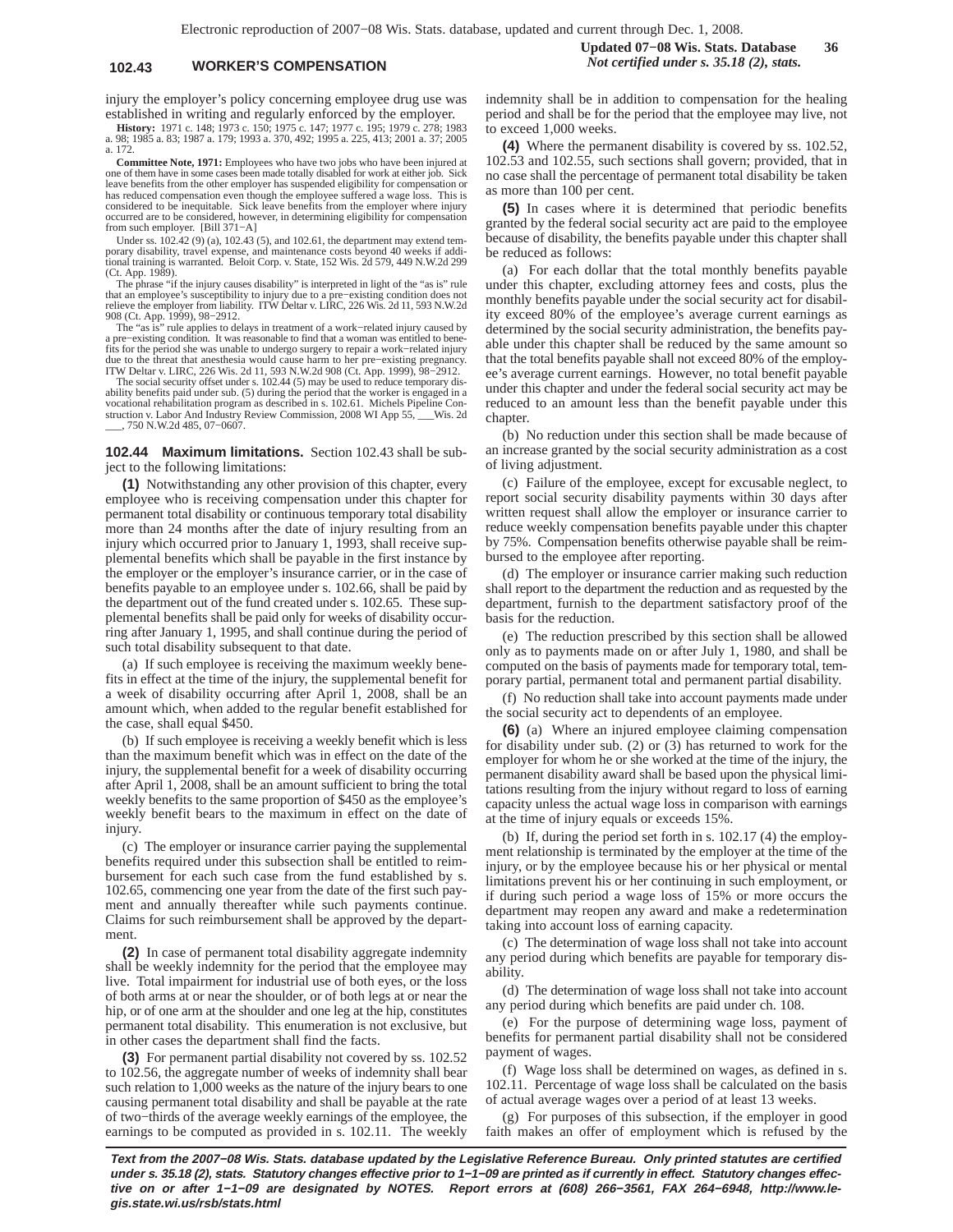injury the employer's policy concerning employee drug use was established in writing and regularly enforced by the employer.

**History:** 1971 c. 148; 1973 c. 150; 1975 c. 147; 1977 c. 195; 1979 c. 278; 1983 a. 98; 1985 a. 83; 1987 a. 179; 1993 a. 370, 492; 1995 a. 225, 413; 2001 a. 37; 2005 a. 172.

**Committee Note, 1971:** Employees who have two jobs who have been injured at one of them have in some cases been made totally disabled for work at either job. Sick leave benefits from the other employer has suspended eligibility for compensation or has reduced compensation even though the employee suffered a wage loss. This is considered to be inequitable. Sick leave benefits from the employer where injury occurred are to be considered, however, in determining eligibility for compensation from such employer. [Bill 371−A]

Under ss. 102.42 (9) (a), 102.43 (5), and 102.61, the department may extend temporary disability, travel expense, and maintenance costs beyond 40 weeks if additional training is warranted. Beloit Corp. v. State, 152 Wis. 2d 579, 449 N.W.2d 299 (Ct. App. 1989).

The phrase "if the injury causes disability" is interpreted in light of the "as is" rule that an employee's susceptibility to injury due to a pre−existing condition does not relieve the employer from liability. ITW Deltar v. LIRC, 226 Wis. 2d 11, 593 N.W.2d 908 (Ct. App. 1999), 98−2912.

The "as is" rule applies to delays in treatment of a work−related injury caused by a pre−existing condition. It was reasonable to find that a woman was entitled to benefits for the period she was unable to undergo surgery to repair a work−related injury due to the threat that anesthesia would cause harm to her pre−existing pregnancy. ITW Deltar v. LIRC, 226 Wis. 2d 11, 593 N.W.2d 908 (Ct. App. 1999), 98−2912.

The social security offset under s. 102.44 (5) may be used to reduce temporary disability benefits paid under sub. (5) during the period that the worker is engaged in a vocational rehabilitation program as described in s. 102.61. Michels Pipeline Construction v. Labor And Industry Review Commission, 2008 WI App 55, ___Wis. 2d ___, 750 N.W.2d 485, 07−0607.

**102.44 Maximum limitations.** Section 102.43 shall be subject to the following limitations:

**(1)** Notwithstanding any other provision of this chapter, every employee who is receiving compensation under this chapter for permanent total disability or continuous temporary total disability more than 24 months after the date of injury resulting from an injury which occurred prior to January 1, 1993, shall receive supplemental benefits which shall be payable in the first instance by the employer or the employer's insurance carrier, or in the case of benefits payable to an employee under s. 102.66, shall be paid by the department out of the fund created under s. 102.65. These supplemental benefits shall be paid only for weeks of disability occurring after January 1, 1995, and shall continue during the period of such total disability subsequent to that date.

(a) If such employee is receiving the maximum weekly benefits in effect at the time of the injury, the supplemental benefit for a week of disability occurring after April 1, 2008, shall be an amount which, when added to the regular benefit established for the case, shall equal $450.

(b) If such employee is receiving a weekly benefit which is less than the maximum benefit which was in effect on the date of the injury, the supplemental benefit for a week of disability occurring after April 1, 2008, shall be an amount sufficient to bring the total weekly benefits to the same proportion of $450 as the employee's weekly benefit bears to the maximum in effect on the date of injury.

(c) The employer or insurance carrier paying the supplemental benefits required under this subsection shall be entitled to reimbursement for each such case from the fund established by s. 102.65, commencing one year from the date of the first such payment and annually thereafter while such payments continue. Claims for such reimbursement shall be approved by the department.

**(2)** In case of permanent total disability aggregate indemnity shall be weekly indemnity for the period that the employee may live. Total impairment for industrial use of both eyes, or the loss of both arms at or near the shoulder, or of both legs at or near the hip, or of one arm at the shoulder and one leg at the hip, constitutes permanent total disability. This enumeration is not exclusive, but in other cases the department shall find the facts.

**(3)** For permanent partial disability not covered by ss. 102.52 to 102.56, the aggregate number of weeks of indemnity shall bear such relation to 1,000 weeks as the nature of the injury bears to one causing permanent total disability and shall be payable at the rate of two−thirds of the average weekly earnings of the employee, the earnings to be computed as provided in s. 102.11. The weekly indemnity shall be in addition to compensation for the healing period and shall be for the period that the employee may live, not to exceed 1,000 weeks.

**(4)** Where the permanent disability is covered by ss. 102.52, 102.53 and 102.55, such sections shall govern; provided, that in no case shall the percentage of permanent total disability be taken as more than 100 per cent.

**(5)** In cases where it is determined that periodic benefits granted by the federal social security act are paid to the employee because of disability, the benefits payable under this chapter shall be reduced as follows:

(a) For each dollar that the total monthly benefits payable under this chapter, excluding attorney fees and costs, plus the monthly benefits payable under the social security act for disability exceed 80% of the employee's average current earnings as determined by the social security administration, the benefits payable under this chapter shall be reduced by the same amount so that the total benefits payable shall not exceed 80% of the employee's average current earnings. However, no total benefit payable under this chapter and under the federal social security act may be reduced to an amount less than the benefit payable under this chapter.

(b) No reduction under this section shall be made because of an increase granted by the social security administration as a cost of living adjustment.

(c) Failure of the employee, except for excusable neglect, to report social security disability payments within 30 days after written request shall allow the employer or insurance carrier to reduce weekly compensation benefits payable under this chapter by 75%. Compensation benefits otherwise payable shall be reimbursed to the employee after reporting.

(d) The employer or insurance carrier making such reduction shall report to the department the reduction and as requested by the department, furnish to the department satisfactory proof of the basis for the reduction.

(e) The reduction prescribed by this section shall be allowed only as to payments made on or after July 1, 1980, and shall be computed on the basis of payments made for temporary total, temporary partial, permanent total and permanent partial disability.

(f) No reduction shall take into account payments made under the social security act to dependents of an employee.

**(6)** (a) Where an injured employee claiming compensation for disability under sub. (2) or (3) has returned to work for the employer for whom he or she worked at the time of the injury, the permanent disability award shall be based upon the physical limitations resulting from the injury without regard to loss of earning capacity unless the actual wage loss in comparison with earnings at the time of injury equals or exceeds 15%.

(b) If, during the period set forth in s. 102.17 (4) the employment relationship is terminated by the employer at the time of the injury, or by the employee because his or her physical or mental limitations prevent his or her continuing in such employment, or if during such period a wage loss of 15% or more occurs the department may reopen any award and make a redetermination taking into account loss of earning capacity.

(c) The determination of wage loss shall not take into account any period during which benefits are payable for temporary disability.

(d) The determination of wage loss shall not take into account any period during which benefits are paid under ch. 108.

(e) For the purpose of determining wage loss, payment of benefits for permanent partial disability shall not be considered payment of wages.

(f) Wage loss shall be determined on wages, as defined in s. 102.11. Percentage of wage loss shall be calculated on the basis of actual average wages over a period of at least 13 weeks.

(g) For purposes of this subsection, if the employer in good faith makes an offer of employment which is refused by the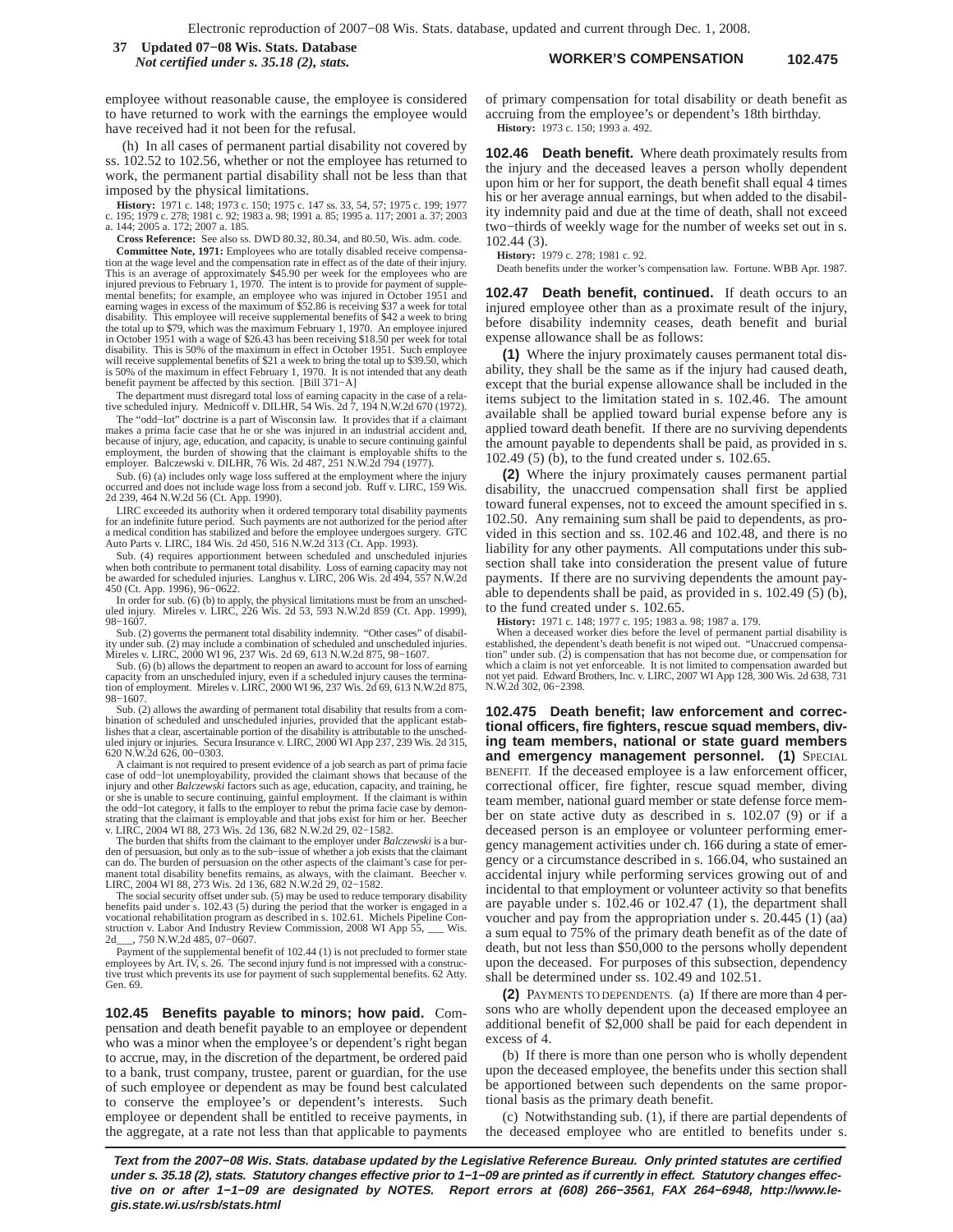employee without reasonable cause, the employee is considered to have returned to work with the earnings the employee would have received had it not been for the refusal.

(h) In all cases of permanent partial disability not covered by ss. 102.52 to 102.56, whether or not the employee has returned to work, the permanent partial disability shall not be less than that imposed by the physical limitations.

**History:** 1971 c. 148; 1973 c. 150; 1975 c. 147 ss. 33, 54, 57; 1975 c. 199; 1977 c. 195; 1979 c. 278; 1981 c. 92; 1983 a. 98; 1991 a. 85; 1995 a. 117; 2001 a. 37; 2003 a. 144; 2005 a. 172; 2007 a. 185.

**Cross Reference:** See also ss. DWD 80.32, 80.34, and 80.50, Wis. adm. code.

**Committee Note, 1971:** Employees who are totally disabled receive compensation at the wage level and the compensation rate in effect as of the date of their injury. This is an average of approximately $45.90 per week for the employees who are injured previous to February 1, 1970. The intent is to provide for payment of supplemental benefits; for example, an employee who was injured in October 1951 and earning wages in excess of the maximum of $52.86 is receiving $37 a week for total disability. This employee will receive supplemental benefits of $42 a week to bring the total up to $79, which was the maximum February 1, 1970. An employee injured in October 1951 with a wage of $26.43 has been receiving $18.50 per week for total disability. This is 50% of the maximum in effect in October 1951. Such employee will receive supplemental benefits of $21 a week to bring the total up to $39.50, which is 50% of the maximum in effect February 1, 1970. It is not intended that any death benefit payment be affected by this section. [Bill 371−A]

The department must disregard total loss of earning capacity in the case of a relative scheduled injury. Mednicoff v. DILHR, 54 Wis. 2d 7, 194 N.W.2d 670 (1972).

The "odd−lot" doctrine is a part of Wisconsin law. It provides that if a claimant makes a prima facie case that he or she was injured in an industrial accident and, because of injury, age, education, and capacity, is unable to secure continuing gainful employment, the burden of showing that the claimant is employable shifts to the employer. Balczewski v. DILHR, 76 Wis. 2d 487, 251 N.W.2d 794 (1977).

Sub. (6) (a) includes only wage loss suffered at the employment where the injury occurred and does not include wage loss from a second job. Ruff v. LIRC, 159 Wis. 2d 239, 464 N.W.2d 56 (Ct. App. 1990).

LIRC exceeded its authority when it ordered temporary total disability payments for an indefinite future period. Such payments are not authorized for the period after a medical condition has stabilized and before the employee undergoes surgery. GTC Auto Parts v. LIRC, 184 Wis. 2d 450, 516 N.W.2d 313 (Ct. App. 1993).

Sub. (4) requires apportionment between scheduled and unscheduled injuries when both contribute to permanent total disability. Loss of earning capacity may not be awarded for scheduled injuries. Langhus v. LIRC, 206 Wis. 2d 494, 557 N.W.2d 450 (Ct. App. 1996), 96−0622.

In order for sub. (6) (b) to apply, the physical limitations must be from an unscheduled injury. Mireles v. LIRC, 226 Wis. 2d 53, 593 N.W.2d 859 (Ct. App. 1999), 98−1607.

Sub. (2) governs the permanent total disability indemnity. "Other cases" of disability under sub. (2) may include a combination of scheduled and unscheduled injuries. Mireles v. LIRC, 2000 WI 96, 237 Wis. 2d 69, 613 N.W.2d 875, 98−1607.

Sub. (6) (b) allows the department to reopen an award to account for loss of earning capacity from an unscheduled injury, even if a scheduled injury causes the termination of employment. Mireles v. LIRC, 2000 WI 96, 237 Wis. 2d 69, 613 N.W.2d 875, 98−1607.

Sub. (2) allows the awarding of permanent total disability that results from a combination of scheduled and unscheduled injuries, provided that the applicant establishes that a clear, ascertainable portion of the disability is attributable to the unscheduled injury or injuries. Secura Insurance v. LIRC, 2000 WI App 237, 239 Wis. 2d 315, 620 N.W.2d 626, 00−0303.

A claimant is not required to present evidence of a job search as part of prima facie case of odd−lot unemployability, provided the claimant shows that because of the injury and other *Balczewski* factors such as age, education, capacity, and training, he or she is unable to secure continuing, gainful employment. If the claimant is within the odd−lot category, it falls to the employer to rebut the prima facie case by demonstrating that the claimant is employable and that jobs exist for him or her. Beecher v. LIRC, 2004 WI 88, 273 Wis. 2d 136, 682 N.W.2d 29, 02−1582.

The burden that shifts from the claimant to the employer under *Balczewski* is a burden of persuasion, but only as to the sub−issue of whether a job exists that the claimant can do. The burden of persuasion on the other aspects of the claimant's case for permanent total disability benefits remains, as always, with the claimant. Beecher v. LIRC, 2004 WI 88, 273 Wis. 2d 136, 682 N.W.2d 29, 02−1582.

The social security offset under sub. (5) may be used to reduce temporary disability benefits paid under s. 102.43 (5) during the period that the worker is engaged in a vocational rehabilitation program as described in s. 102.61. Michels Pipeline Construction v. Labor And Industry Review Commission, 2008 WI App 55, ___ Wis. 2d___, 750 N.W.2d 485, 07−0607.

Payment of the supplemental benefit of 102.44 (1) is not precluded to former state employees by Art. IV, s. 26. The second injury fund is not impressed with a constructive trust which prevents its use for payment of such supplemental benefits. 62 Atty. Gen. 69.

**102.45 Benefits payable to minors; how paid.** Compensation and death benefit payable to an employee or dependent who was a minor when the employee's or dependent's right began to accrue, may, in the discretion of the department, be ordered paid to a bank, trust company, trustee, parent or guardian, for the use of such employee or dependent as may be found best calculated to conserve the employee's or dependent's interests. Such employee or dependent shall be entitled to receive payments, in the aggregate, at a rate not less than that applicable to payments of primary compensation for total disability or death benefit as accruing from the employee's or dependent's 18th birthday.

**History:** 1973 c. 150; 1993 a. 492.

**102.46 Death benefit.** Where death proximately results from the injury and the deceased leaves a person wholly dependent upon him or her for support, the death benefit shall equal 4 times his or her average annual earnings, but when added to the disability indemnity paid and due at the time of death, shall not exceed two−thirds of weekly wage for the number of weeks set out in s. 102.44 (3).

**History:** 1979 c. 278; 1981 c. 92.

Death benefits under the worker's compensation law. Fortune. WBB Apr. 1987.

**102.47 Death benefit, continued.** If death occurs to an injured employee other than as a proximate result of the injury, before disability indemnity ceases, death benefit and burial expense allowance shall be as follows:

**(1)** Where the injury proximately causes permanent total disability, they shall be the same as if the injury had caused death, except that the burial expense allowance shall be included in the items subject to the limitation stated in s. 102.46. The amount available shall be applied toward burial expense before any is applied toward death benefit. If there are no surviving dependents the amount payable to dependents shall be paid, as provided in s. 102.49 (5) (b), to the fund created under s. 102.65.

**(2)** Where the injury proximately causes permanent partial disability, the unaccrued compensation shall first be applied toward funeral expenses, not to exceed the amount specified in s. 102.50. Any remaining sum shall be paid to dependents, as provided in this section and ss. 102.46 and 102.48, and there is no liability for any other payments. All computations under this subsection shall take into consideration the present value of future payments. If there are no surviving dependents the amount payable to dependents shall be paid, as provided in s. 102.49 (5) (b), to the fund created under s. 102.65.

**History:** 1971 c. 148; 1977 c. 195; 1983 a. 98; 1987 a. 179.

When a deceased worker dies before the level of permanent partial disability is established, the dependent's death benefit is not wiped out. "Unaccrued compensation" under sub. (2) is compensation that has not become due, or compensation for which a claim is not yet enforceable. It is not limited to compensation awarded but not yet paid. Edward Brothers, Inc. v. LIRC, 2007 WI App 128, 300 Wis. 2d 638, 731 N.W.2d 302, 06−2398.

**102.475 Death benefit; law enforcement and correctional officers, fire fighters, rescue squad members, diving team members, national or state guard members and emergency management personnel. (1)** SPECIAL BENEFIT. If the deceased employee is a law enforcement officer, correctional officer, fire fighter, rescue squad member, diving team member, national guard member or state defense force member on state active duty as described in s. 102.07 (9) or if a deceased person is an employee or volunteer performing emergency management activities under ch. 166 during a state of emergency or a circumstance described in s. 166.04, who sustained an accidental injury while performing services growing out of and incidental to that employment or volunteer activity so that benefits are payable under s. 102.46 or 102.47 (1), the department shall voucher and pay from the appropriation under s. 20.445 (1) (aa) a sum equal to 75% of the primary death benefit as of the date of death, but not less than $50,000 to the persons wholly dependent upon the deceased. For purposes of this subsection, dependency shall be determined under ss. 102.49 and 102.51.

**(2)** PAYMENTS TO DEPENDENTS. (a) If there are more than 4 persons who are wholly dependent upon the deceased employee an additional benefit of $2,000 shall be paid for each dependent in excess of 4.

(b) If there is more than one person who is wholly dependent upon the deceased employee, the benefits under this section shall be apportioned between such dependents on the same proportional basis as the primary death benefit.

(c) Notwithstanding sub. (1), if there are partial dependents of the deceased employee who are entitled to benefits under s.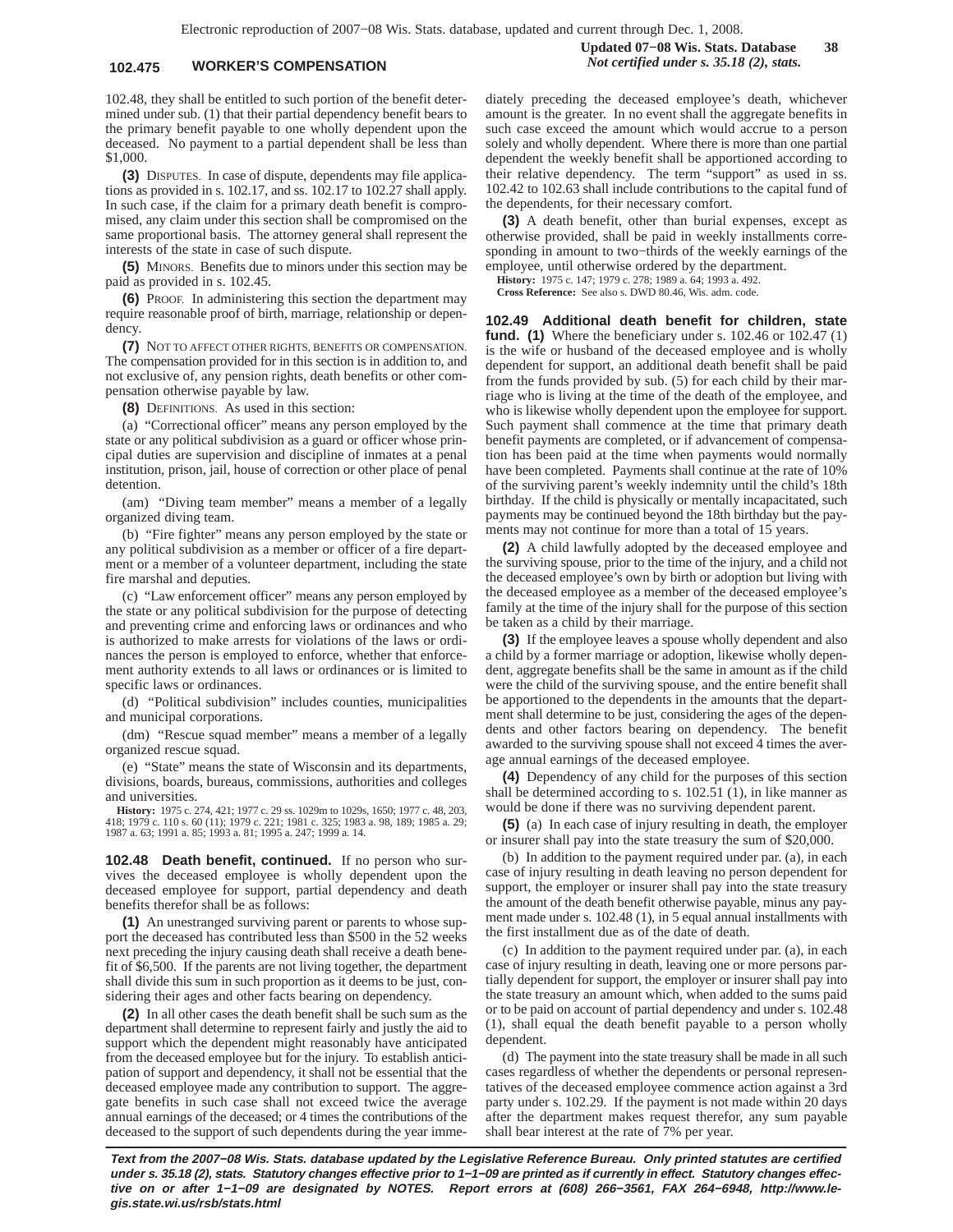102.48, they shall be entitled to such portion of the benefit determined under sub. (1) that their partial dependency benefit bears to the primary benefit payable to one wholly dependent upon the deceased. No payment to a partial dependent shall be less than $1,000.

**(3)** DISPUTES. In case of dispute, dependents may file applications as provided in s. 102.17, and ss. 102.17 to 102.27 shall apply. In such case, if the claim for a primary death benefit is compromised, any claim under this section shall be compromised on the same proportional basis. The attorney general shall represent the interests of the state in case of such dispute.

**(5)** MINORS. Benefits due to minors under this section may be paid as provided in s. 102.45.

**(6)** PROOF. In administering this section the department may require reasonable proof of birth, marriage, relationship or dependency.

**(7)** NOT TO AFFECT OTHER RIGHTS, BENEFITS OR COMPENSATION. The compensation provided for in this section is in addition to, and not exclusive of, any pension rights, death benefits or other compensation otherwise payable by law.

**(8)** DEFINITIONS. As used in this section:

(a) "Correctional officer" means any person employed by the state or any political subdivision as a guard or officer whose principal duties are supervision and discipline of inmates at a penal institution, prison, jail, house of correction or other place of penal detention.

(am) "Diving team member" means a member of a legally organized diving team.

(b) "Fire fighter" means any person employed by the state or any political subdivision as a member or officer of a fire department or a member of a volunteer department, including the state fire marshal and deputies.

(c) "Law enforcement officer" means any person employed by the state or any political subdivision for the purpose of detecting and preventing crime and enforcing laws or ordinances and who is authorized to make arrests for violations of the laws or ordinances the person is employed to enforce, whether that enforcement authority extends to all laws or ordinances or is limited to specific laws or ordinances.

(d) "Political subdivision" includes counties, municipalities and municipal corporations.

(dm) "Rescue squad member" means a member of a legally organized rescue squad.

(e) "State" means the state of Wisconsin and its departments, divisions, boards, bureaus, commissions, authorities and colleges and universities.

**History:** 1975 c. 274, 421; 1977 c. 29 ss. 1029m to 1029s, 1650; 1977 c. 48, 203, 418; 1979 c. 110 s. 60 (11); 1979 c. 221; 1981 c. 325; 1983 a. 98, 189; 1985 a. 29; 1987 a. 63; 1991 a. 85; 1993 a. 81; 1995 a. 247; 1999 a. 14.

**102.48 Death benefit, continued.** If no person who survives the deceased employee is wholly dependent upon the deceased employee for support, partial dependency and death benefits therefor shall be as follows:

**(1)** An unestranged surviving parent or parents to whose support the deceased has contributed less than $500 in the 52 weeks next preceding the injury causing death shall receive a death benefit of $6,500. If the parents are not living together, the department shall divide this sum in such proportion as it deems to be just, considering their ages and other facts bearing on dependency.

**(2)** In all other cases the death benefit shall be such sum as the department shall determine to represent fairly and justly the aid to support which the dependent might reasonably have anticipated from the deceased employee but for the injury. To establish anticipation of support and dependency, it shall not be essential that the deceased employee made any contribution to support. The aggregate benefits in such case shall not exceed twice the average annual earnings of the deceased; or 4 times the contributions of the deceased to the support of such dependents during the year immediately preceding the deceased employee's death, whichever amount is the greater. In no event shall the aggregate benefits in such case exceed the amount which would accrue to a person solely and wholly dependent. Where there is more than one partial dependent the weekly benefit shall be apportioned according to their relative dependency. The term "support" as used in ss. 102.42 to 102.63 shall include contributions to the capital fund of the dependents, for their necessary comfort.

**(3)** A death benefit, other than burial expenses, except as otherwise provided, shall be paid in weekly installments corresponding in amount to two-thirds of the weekly earnings of the employee, until otherwise ordered by the department.

**History:** 1975 c. 147; 1979 c. 278; 1989 a. 64; 1993 a. 492.

**Cross Reference:** See also s. DWD 80.46, Wis. adm. code.

**102.49 Additional death benefit for children, state fund. (1)** Where the beneficiary under s. 102.46 or 102.47 (1) is the wife or husband of the deceased employee and is wholly dependent for support, an additional death benefit shall be paid from the funds provided by sub. (5) for each child by their marriage who is living at the time of the death of the employee, and who is likewise wholly dependent upon the employee for support. Such payment shall commence at the time that primary death benefit payments are completed, or if advancement of compensation has been paid at the time when payments would normally have been completed. Payments shall continue at the rate of 10% of the surviving parent's weekly indemnity until the child's 18th birthday. If the child is physically or mentally incapacitated, such payments may be continued beyond the 18th birthday but the payments may not continue for more than a total of 15 years.

**(2)** A child lawfully adopted by the deceased employee and the surviving spouse, prior to the time of the injury, and a child not the deceased employee's own by birth or adoption but living with the deceased employee as a member of the deceased employee's family at the time of the injury shall for the purpose of this section be taken as a child by their marriage.

**(3)** If the employee leaves a spouse wholly dependent and also a child by a former marriage or adoption, likewise wholly dependent, aggregate benefits shall be the same in amount as if the child were the child of the surviving spouse, and the entire benefit shall be apportioned to the dependents in the amounts that the department shall determine to be just, considering the ages of the dependents and other factors bearing on dependency. The benefit awarded to the surviving spouse shall not exceed 4 times the average annual earnings of the deceased employee.

**(4)** Dependency of any child for the purposes of this section shall be determined according to s. 102.51 (1), in like manner as would be done if there was no surviving dependent parent.

**(5)** (a) In each case of injury resulting in death, the employer or insurer shall pay into the state treasury the sum of $20,000.

(b) In addition to the payment required under par. (a), in each case of injury resulting in death leaving no person dependent for support, the employer or insurer shall pay into the state treasury the amount of the death benefit otherwise payable, minus any payment made under s. 102.48 (1), in 5 equal annual installments with the first installment due as of the date of death.

(c) In addition to the payment required under par. (a), in each case of injury resulting in death, leaving one or more persons partially dependent for support, the employer or insurer shall pay into the state treasury an amount which, when added to the sums paid or to be paid on account of partial dependency and under s. 102.48 (1), shall equal the death benefit payable to a person wholly dependent.

(d) The payment into the state treasury shall be made in all such cases regardless of whether the dependents or personal representatives of the deceased employee commence action against a 3rd party under s. 102.29. If the payment is not made within 20 days after the department makes request therefor, any sum payable shall bear interest at the rate of 7% per year.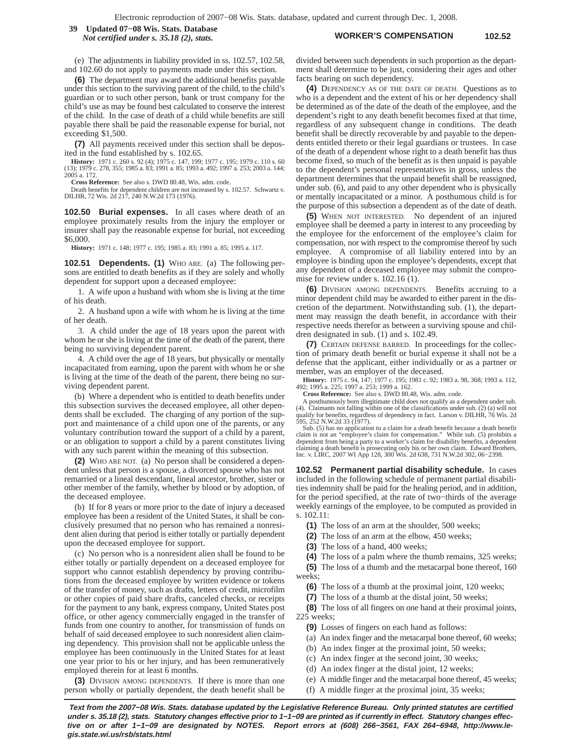(e) The adjustments in liability provided in ss. 102.57, 102.58, and 102.60 do not apply to payments made under this section.

**(6)** The department may award the additional benefits payable under this section to the surviving parent of the child, to the child's guardian or to such other person, bank or trust company for the child's use as may be found best calculated to conserve the interest of the child. In the case of death of a child while benefits are still payable there shall be paid the reasonable expense for burial, not exceeding $1,500.

**(7)** All payments received under this section shall be deposited in the fund established by s. 102.65.

**History:** 1971 c. 260 s. 92 (4); 1975 c. 147, 199; 1977 c. 195; 1979 c. 110 s. 60 (13); 1979 c. 278, 355; 1985 a. 83; 1991 a. 85; 1993 a. 492; 1997 a. 253; 2003 a. 144; 2005 a. 172.

**Cross Reference:** See also s. DWD 80.48, Wis. adm. code.

Death benefits for dependent children are not increased by s. 102.57. Schwartz v. DILHR, 72 Wis. 2d 217, 240 N.W.2d 173 (1976).

**102.50 Burial expenses.** In all cases where death of an employee proximately results from the injury the employer or insurer shall pay the reasonable expense for burial, not exceeding $6,000.

**History:** 1971 c. 148; 1977 c. 195; 1985 a. 83; 1991 a. 85; 1995 a. 117.

**102.51 Dependents. (1)** WHO ARE. (a) The following persons are entitled to death benefits as if they are solely and wholly dependent for support upon a deceased employee:

1. A wife upon a husband with whom she is living at the time of his death.

2. A husband upon a wife with whom he is living at the time of her death.

3. A child under the age of 18 years upon the parent with whom he or she is living at the time of the death of the parent, there being no surviving dependent parent.

4. A child over the age of 18 years, but physically or mentally incapacitated from earning, upon the parent with whom he or she is living at the time of the death of the parent, there being no surviving dependent parent.

(b) Where a dependent who is entitled to death benefits under this subsection survives the deceased employee, all other dependents shall be excluded. The charging of any portion of the support and maintenance of a child upon one of the parents, or any voluntary contribution toward the support of a child by a parent, or an obligation to support a child by a parent constitutes living with any such parent within the meaning of this subsection.

**(2)** WHO ARE NOT. (a) No person shall be considered a dependent unless that person is a spouse, a divorced spouse who has not remarried or a lineal descendant, lineal ancestor, brother, sister or other member of the family, whether by blood or by adoption, of the deceased employee.

(b) If for 8 years or more prior to the date of injury a deceased employee has been a resident of the United States, it shall be conclusively presumed that no person who has remained a nonresident alien during that period is either totally or partially dependent upon the deceased employee for support.

(c) No person who is a nonresident alien shall be found to be either totally or partially dependent on a deceased employee for support who cannot establish dependency by proving contributions from the deceased employee by written evidence or tokens of the transfer of money, such as drafts, letters of credit, microfilm or other copies of paid share drafts, canceled checks, or receipts for the payment to any bank, express company, United States post office, or other agency commercially engaged in the transfer of funds from one country to another, for transmission of funds on behalf of said deceased employee to such nonresident alien claiming dependency. This provision shall not be applicable unless the employee has been continuously in the United States for at least one year prior to his or her injury, and has been remuneratively employed therein for at least 6 months.

**(3)** DIVISION AMONG DEPENDENTS. If there is more than one person wholly or partially dependent, the death benefit shall be divided between such dependents in such proportion as the department shall determine to be just, considering their ages and other facts bearing on such dependency.

**(4)** DEPENDENCY AS OF THE DATE OF DEATH. Questions as to who is a dependent and the extent of his or her dependency shall be determined as of the date of the death of the employee, and the dependent's right to any death benefit becomes fixed at that time, regardless of any subsequent change in conditions. The death benefit shall be directly recoverable by and payable to the dependents entitled thereto or their legal guardians or trustees. In case of the death of a dependent whose right to a death benefit has thus become fixed, so much of the benefit as is then unpaid is payable to the dependent's personal representatives in gross, unless the department determines that the unpaid benefit shall be reassigned, under sub. (6), and paid to any other dependent who is physically or mentally incapacitated or a minor. A posthumous child is for the purpose of this subsection a dependent as of the date of death.

**(5)** WHEN NOT INTERESTED. No dependent of an injured employee shall be deemed a party in interest to any proceeding by the employee for the enforcement of the employee's claim for compensation, nor with respect to the compromise thereof by such employee. A compromise of all liability entered into by an employee is binding upon the employee's dependents, except that any dependent of a deceased employee may submit the compromise for review under s. 102.16 (1).

**(6)** DIVISION AMONG DEPENDENTS. Benefits accruing to a minor dependent child may be awarded to either parent in the discretion of the department. Notwithstanding sub. (1), the department may reassign the death benefit, in accordance with their respective needs therefor as between a surviving spouse and children designated in sub. (1) and s. 102.49.

**(7)** CERTAIN DEFENSE BARRED. In proceedings for the collection of primary death benefit or burial expense it shall not be a defense that the applicant, either individually or as a partner or member, was an employer of the deceased.

**History:** 1975 c. 94, 147; 1977 c. 195; 1981 c. 92; 1983 a. 98, 368; 1993 a. 112, 492; 1995 a. 225; 1997 a. 253; 1999 a. 162.

**Cross Reference:** See also s. DWD 80.48, Wis. adm. code.

A posthumously born illegitimate child does not qualify as a dependent under sub. (4). Claimants not falling within one of the classifications under sub. (2) (a) will not qualify for benefits, regardless of dependency in fact. Larson v. DILHR, 76 Wis. 2d 595, 252 N.W.2d 33 (1977).

Sub. (5) has no application to a claim for a death benefit because a death benefit claim is not an "employee's claim for compensation." While sub. (5) prohibits a dependent from being a party to a worker's claim for disability benefits, a dependent claiming a death benefit is prosecuting only his or her own claim. Edward Brothers, Inc. v. LIRC, 2007 WI App 128, 300 Wis. 2d 638, 731 N.W.2d 302, 06−2398.

**102.52 Permanent partial disability schedule.** In cases included in the following schedule of permanent partial disabilities indemnity shall be paid for the healing period, and in addition, for the period specified, at the rate of two−thirds of the average weekly earnings of the employee, to be computed as provided in s. 102.11:

**(1)** The loss of an arm at the shoulder, 500 weeks;

**(2)** The loss of an arm at the elbow, 450 weeks;

**(3)** The loss of a hand, 400 weeks;

**(4)** The loss of a palm where the thumb remains, 325 weeks;

**(5)** The loss of a thumb and the metacarpal bone thereof, 160 weeks;

**(6)** The loss of a thumb at the proximal joint, 120 weeks;

**(7)** The loss of a thumb at the distal joint, 50 weeks;

**(8)** The loss of all fingers on one hand at their proximal joints, 225 weeks;

**(9)** Losses of fingers on each hand as follows:

(a) An index finger and the metacarpal bone thereof, 60 weeks;

(b) An index finger at the proximal joint, 50 weeks;

(c) An index finger at the second joint, 30 weeks;

(d) An index finger at the distal joint, 12 weeks;

(e) A middle finger and the metacarpal bone thereof, 45 weeks;

(f) A middle finger at the proximal joint, 35 weeks;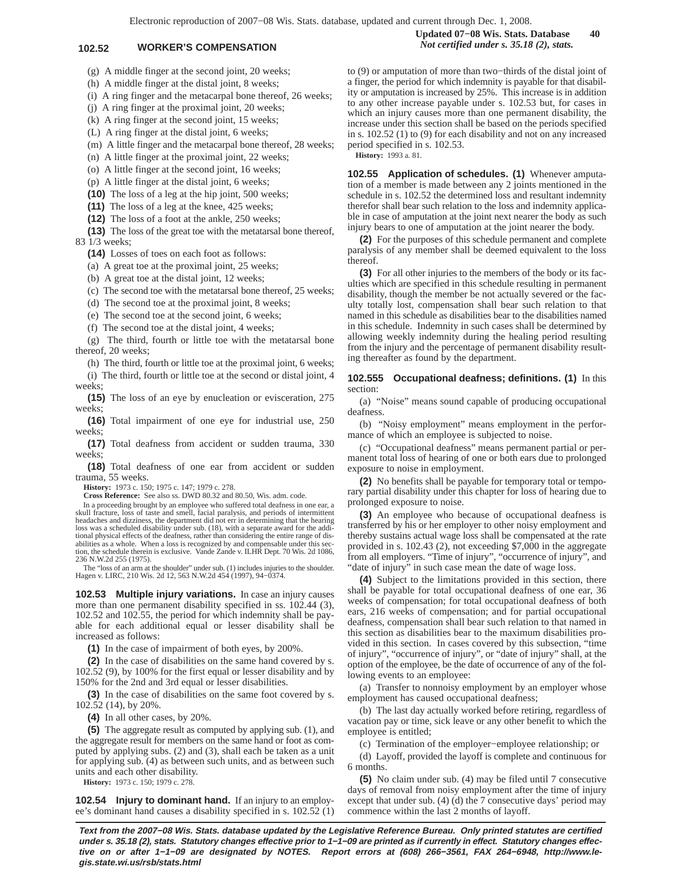(g) A middle finger at the second joint, 20 weeks;

(h) A middle finger at the distal joint, 8 weeks;

(i) A ring finger and the metacarpal bone thereof, 26 weeks;

(j) A ring finger at the proximal joint, 20 weeks;

(k) A ring finger at the second joint, 15 weeks;

(L) A ring finger at the distal joint, 6 weeks;

(m) A little finger and the metacarpal bone thereof, 28 weeks;

(n) A little finger at the proximal joint, 22 weeks;

(o) A little finger at the second joint, 16 weeks;

(p) A little finger at the distal joint, 6 weeks;

**(10)** The loss of a leg at the hip joint, 500 weeks;

**(11)** The loss of a leg at the knee, 425 weeks;

**(12)** The loss of a foot at the ankle, 250 weeks;

**(13)** The loss of the great toe with the metatarsal bone thereof, 83 1/3 weeks;

**(14)** Losses of toes on each foot as follows:

(a) A great toe at the proximal joint, 25 weeks;

(b) A great toe at the distal joint, 12 weeks;

(c) The second toe with the metatarsal bone thereof, 25 weeks;

(d) The second toe at the proximal joint, 8 weeks;

(e) The second toe at the second joint, 6 weeks;

(f) The second toe at the distal joint, 4 weeks;

(g) The third, fourth or little toe with the metatarsal bone thereof, 20 weeks;

(h) The third, fourth or little toe at the proximal joint, 6 weeks;

(i) The third, fourth or little toe at the second or distal joint, 4 weeks;

**(15)** The loss of an eye by enucleation or evisceration, 275 weeks;

**(16)** Total impairment of one eye for industrial use, 250 weeks;

**(17)** Total deafness from accident or sudden trauma, 330 weeks;

**(18)** Total deafness of one ear from accident or sudden trauma, 55 weeks.

**History:** 1973 c. 150; 1975 c. 147; 1979 c. 278.

**Cross Reference:** See also ss. DWD 80.32 and 80.50, Wis. adm. code.

In a proceeding brought by an employee who suffered total deafness in one ear, a skull fracture, loss of taste and smell, facial paralysis, and periods of intermittent headaches and dizziness, the department did not err in determining that the hearing loss was a scheduled disability under sub. (18), with a separate award for the additional physical effects of the deafness, rather than considering the entire range of disabilities as a whole. When a loss is recognized by and compensable under this section, the schedule therein is exclusive. Vande Zande v. ILHR Dept. 70 Wis. 2d 1086, 236 N.W.2d 255 (1975).

The "loss of an arm at the shoulder" under sub. (1) includes injuries to the shoulder. Hagen v. LIRC, 210 Wis. 2d 12, 563 N.W.2d 454 (1997), 94−0374.

**102.53 Multiple injury variations.** In case an injury causes more than one permanent disability specified in ss. 102.44 (3), 102.52 and 102.55, the period for which indemnity shall be payable for each additional equal or lesser disability shall be increased as follows:

**(1)** In the case of impairment of both eyes, by 200%.

**(2)** In the case of disabilities on the same hand covered by s. 102.52 (9), by 100% for the first equal or lesser disability and by 150% for the 2nd and 3rd equal or lesser disabilities.

**(3)** In the case of disabilities on the same foot covered by s. 102.52 (14), by 20%.

**(4)** In all other cases, by 20%.

**(5)** The aggregate result as computed by applying sub. (1), and the aggregate result for members on the same hand or foot as computed by applying subs. (2) and (3), shall each be taken as a unit for applying sub. (4) as between such units, and as between such units and each other disability.

**History:** 1973 c. 150; 1979 c. 278.

**102.54 Injury to dominant hand.** If an injury to an employee's dominant hand causes a disability specified in s. 102.52 (1) to (9) or amputation of more than two−thirds of the distal joint of a finger, the period for which indemnity is payable for that disability or amputation is increased by 25%. This increase is in addition to any other increase payable under s. 102.53 but, for cases in which an injury causes more than one permanent disability, the increase under this section shall be based on the periods specified in s. 102.52 (1) to (9) for each disability and not on any increased period specified in s. 102.53.

**History:** 1993 a. 81.

**102.55 Application of schedules. (1)** Whenever amputation of a member is made between any 2 joints mentioned in the schedule in s. 102.52 the determined loss and resultant indemnity therefor shall bear such relation to the loss and indemnity applicable in case of amputation at the joint next nearer the body as such injury bears to one of amputation at the joint nearer the body.

**(2)** For the purposes of this schedule permanent and complete paralysis of any member shall be deemed equivalent to the loss thereof.

**(3)** For all other injuries to the members of the body or its faculties which are specified in this schedule resulting in permanent disability, though the member be not actually severed or the faculty totally lost, compensation shall bear such relation to that named in this schedule as disabilities bear to the disabilities named in this schedule. Indemnity in such cases shall be determined by allowing weekly indemnity during the healing period resulting from the injury and the percentage of permanent disability resulting thereafter as found by the department.

**102.555 Occupational deafness; definitions. (1)** In this section:

(a) "Noise" means sound capable of producing occupational deafness.

(b) "Noisy employment" means employment in the performance of which an employee is subjected to noise.

(c) "Occupational deafness" means permanent partial or permanent total loss of hearing of one or both ears due to prolonged exposure to noise in employment.

**(2)** No benefits shall be payable for temporary total or temporary partial disability under this chapter for loss of hearing due to prolonged exposure to noise.

**(3)** An employee who because of occupational deafness is transferred by his or her employer to other noisy employment and thereby sustains actual wage loss shall be compensated at the rate provided in s. 102.43 (2), not exceeding $7,000 in the aggregate from all employers. "Time of injury", "occurrence of injury", and "date of injury" in such case mean the date of wage loss.

**(4)** Subject to the limitations provided in this section, there shall be payable for total occupational deafness of one ear, 36 weeks of compensation; for total occupational deafness of both ears, 216 weeks of compensation; and for partial occupational deafness, compensation shall bear such relation to that named in this section as disabilities bear to the maximum disabilities provided in this section. In cases covered by this subsection, "time of injury", "occurrence of injury", or "date of injury" shall, at the option of the employee, be the date of occurrence of any of the following events to an employee:

(a) Transfer to nonnoisy employment by an employer whose employment has caused occupational deafness;

(b) The last day actually worked before retiring, regardless of vacation pay or time, sick leave or any other benefit to which the employee is entitled;

(c) Termination of the employer−employee relationship; or

(d) Layoff, provided the layoff is complete and continuous for 6 months.

**(5)** No claim under sub. (4) may be filed until 7 consecutive days of removal from noisy employment after the time of injury except that under sub. (4) (d) the 7 consecutive days' period may commence within the last 2 months of layoff.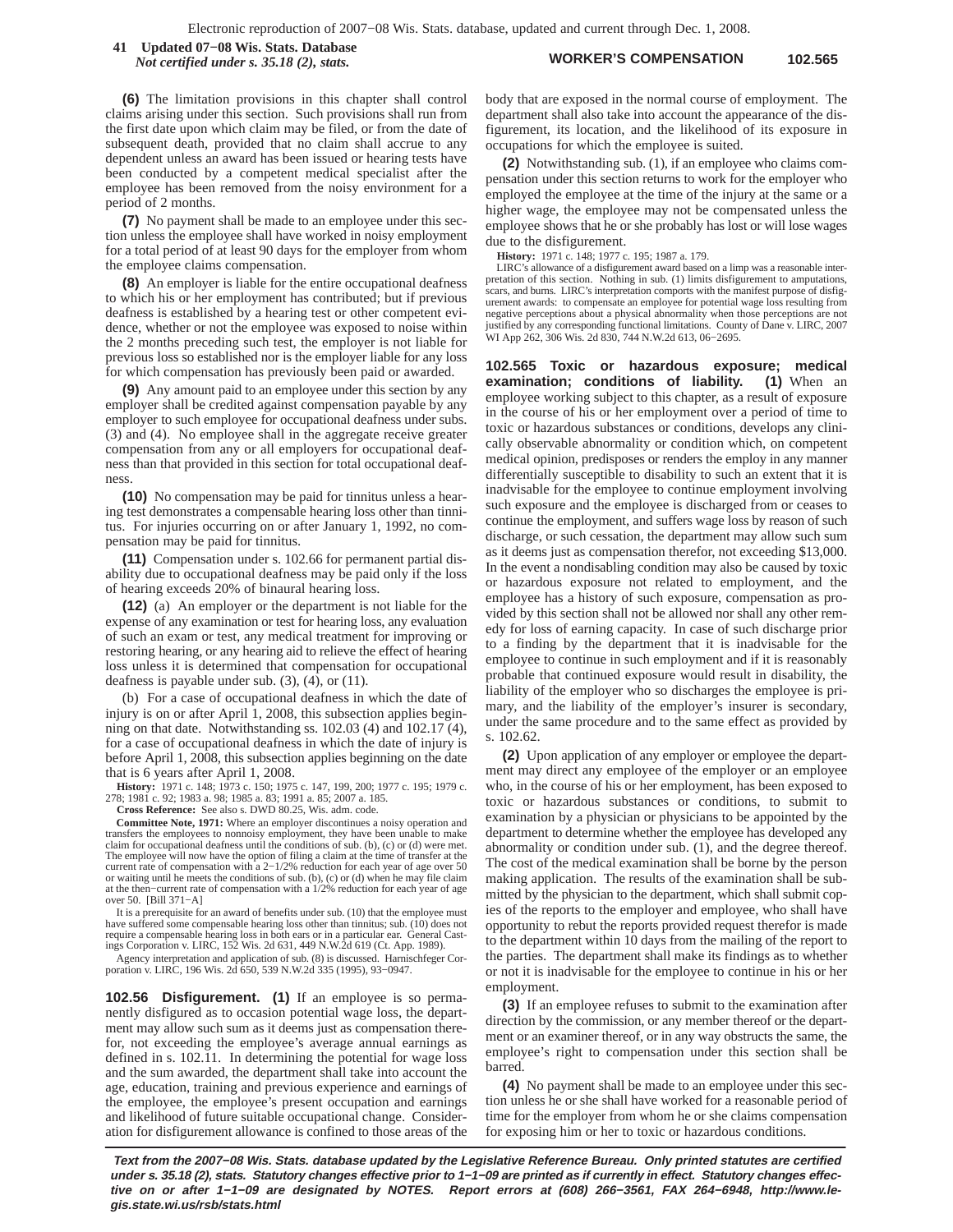**(6)** The limitation provisions in this chapter shall control claims arising under this section. Such provisions shall run from the first date upon which claim may be filed, or from the date of subsequent death, provided that no claim shall accrue to any dependent unless an award has been issued or hearing tests have been conducted by a competent medical specialist after the employee has been removed from the noisy environment for a period of 2 months.

**(7)** No payment shall be made to an employee under this section unless the employee shall have worked in noisy employment for a total period of at least 90 days for the employer from whom the employee claims compensation.

**(8)** An employer is liable for the entire occupational deafness to which his or her employment has contributed; but if previous deafness is established by a hearing test or other competent evidence, whether or not the employee was exposed to noise within the 2 months preceding such test, the employer is not liable for previous loss so established nor is the employer liable for any loss for which compensation has previously been paid or awarded.

**(9)** Any amount paid to an employee under this section by any employer shall be credited against compensation payable by any employer to such employee for occupational deafness under subs. (3) and (4). No employee shall in the aggregate receive greater compensation from any or all employers for occupational deafness than that provided in this section for total occupational deafness.

**(10)** No compensation may be paid for tinnitus unless a hearing test demonstrates a compensable hearing loss other than tinnitus. For injuries occurring on or after January 1, 1992, no compensation may be paid for tinnitus.

**(11)** Compensation under s. 102.66 for permanent partial disability due to occupational deafness may be paid only if the loss of hearing exceeds 20% of binaural hearing loss.

**(12)** (a) An employer or the department is not liable for the expense of any examination or test for hearing loss, any evaluation of such an exam or test, any medical treatment for improving or restoring hearing, or any hearing aid to relieve the effect of hearing loss unless it is determined that compensation for occupational deafness is payable under sub. (3), (4), or (11).

(b) For a case of occupational deafness in which the date of injury is on or after April 1, 2008, this subsection applies beginning on that date. Notwithstanding ss. 102.03 (4) and 102.17 (4), for a case of occupational deafness in which the date of injury is before April 1, 2008, this subsection applies beginning on the date that is 6 years after April 1, 2008.

**History:** 1971 c. 148; 1973 c. 150; 1975 c. 147, 199, 200; 1977 c. 195; 1979 c. 278; 1981 c. 92; 1983 a. 98; 1985 a. 83; 1991 a. 85; 2007 a. 185.

**Cross Reference:** See also s. DWD 80.25, Wis. adm. code.

**Committee Note, 1971:** Where an employer discontinues a noisy operation and transfers the employees to nonnoisy employment, they have been unable to make claim for occupational deafness until the conditions of sub. (b), (c) or (d) were met. The employee will now have the option of filing a claim at the time of transfer at the current rate of compensation with a 2−1/2% reduction for each year of age over 50 or waiting until he meets the conditions of sub. (b), (c) or (d) when he may file claim at the then−current rate of compensation with a 1/2% reduction for each year of age over 50. [Bill 371−A]

It is a prerequisite for an award of benefits under sub. (10) that the employee must have suffered some compensable hearing loss other than tinnitus; sub. (10) does not require a compensable hearing loss in both ears or in a particular ear. General Castings Corporation v. LIRC, 152 Wis. 2d 631, 449 N.W.2d 619 (Ct. App. 1989).

Agency interpretation and application of sub. (8) is discussed. Harnischfeger Corporation v. LIRC, 196 Wis. 2d 650, 539 N.W.2d 335 (1995), 93−0947.

**102.56 Disfigurement.** **(1)** If an employee is so permanently disfigured as to occasion potential wage loss, the department may allow such sum as it deems just as compensation therefor, not exceeding the employee's average annual earnings as defined in s. 102.11. In determining the potential for wage loss and the sum awarded, the department shall take into account the age, education, training and previous experience and earnings of the employee, the employee's present occupation and earnings and likelihood of future suitable occupational change. Consideration for disfigurement allowance is confined to those areas of the body that are exposed in the normal course of employment. The department shall also take into account the appearance of the disfigurement, its location, and the likelihood of its exposure in occupations for which the employee is suited.

**(2)** Notwithstanding sub. (1), if an employee who claims compensation under this section returns to work for the employer who employed the employee at the time of the injury at the same or a higher wage, the employee may not be compensated unless the employee shows that he or she probably has lost or will lose wages due to the disfigurement.

**History:** 1971 c. 148; 1977 c. 195; 1987 a. 179.

LIRC's allowance of a disfigurement award based on a limp was a reasonable interpretation of this section. Nothing in sub. (1) limits disfigurement to amputations, scars, and burns. LIRC's interpretation comports with the manifest purpose of disfigurement awards: to compensate an employee for potential wage loss resulting from negative perceptions about a physical abnormality when those perceptions are not justified by any corresponding functional limitations. County of Dane v. LIRC, 2007 WI App 262, 306 Wis. 2d 830, 744 N.W.2d 613, 06−2695.

**102.565 Toxic or hazardous exposure; medical examination; conditions of liability.** **(1)** When an employee working subject to this chapter, as a result of exposure in the course of his or her employment over a period of time to toxic or hazardous substances or conditions, develops any clinically observable abnormality or condition which, on competent medical opinion, predisposes or renders the employ in any manner differentially susceptible to disability to such an extent that it is inadvisable for the employee to continue employment involving such exposure and the employee is discharged from or ceases to continue the employment, and suffers wage loss by reason of such discharge, or such cessation, the department may allow such sum as it deems just as compensation therefor, not exceeding $13,000. In the event a nondisabling condition may also be caused by toxic or hazardous exposure not related to employment, and the employee has a history of such exposure, compensation as provided by this section shall not be allowed nor shall any other remedy for loss of earning capacity. In case of such discharge prior to a finding by the department that it is inadvisable for the employee to continue in such employment and if it is reasonably probable that continued exposure would result in disability, the liability of the employer who so discharges the employee is primary, and the liability of the employer's insurer is secondary, under the same procedure and to the same effect as provided by s. 102.62.

**(2)** Upon application of any employer or employee the department may direct any employee of the employer or an employee who, in the course of his or her employment, has been exposed to toxic or hazardous substances or conditions, to submit to examination by a physician or physicians to be appointed by the department to determine whether the employee has developed any abnormality or condition under sub. (1), and the degree thereof. The cost of the medical examination shall be borne by the person making application. The results of the examination shall be submitted by the physician to the department, which shall submit copies of the reports to the employer and employee, who shall have opportunity to rebut the reports provided request therefor is made to the department within 10 days from the mailing of the report to the parties. The department shall make its findings as to whether or not it is inadvisable for the employee to continue in his or her employment.

**(3)** If an employee refuses to submit to the examination after direction by the commission, or any member thereof or the department or an examiner thereof, or in any way obstructs the same, the employee's right to compensation under this section shall be barred.

**(4)** No payment shall be made to an employee under this section unless he or she shall have worked for a reasonable period of time for the employer from whom he or she claims compensation for exposing him or her to toxic or hazardous conditions.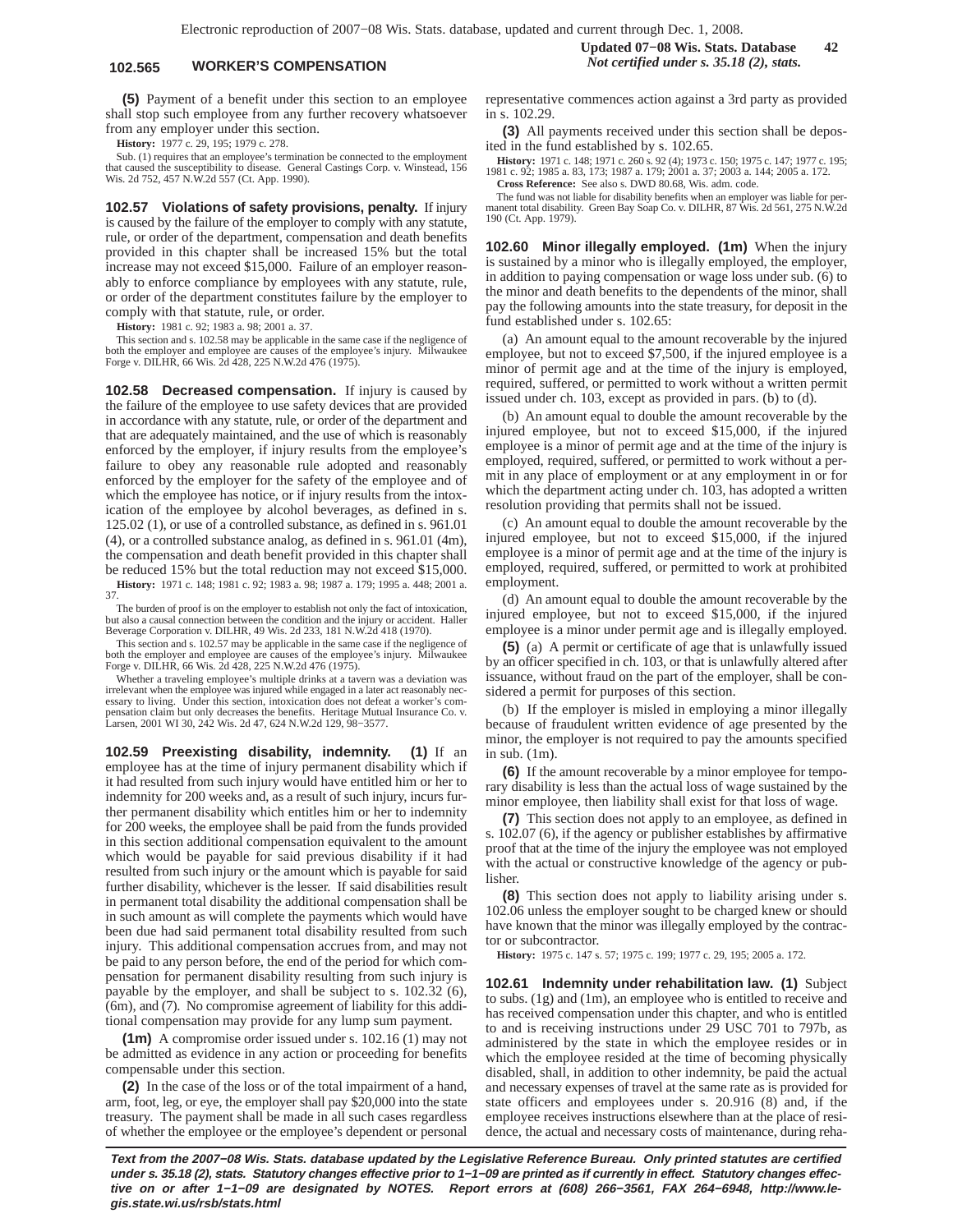**(5)** Payment of a benefit under this section to an employee shall stop such employee from any further recovery whatsoever from any employer under this section.

**History:** 1977 c. 29, 195; 1979 c. 278.

Sub. (1) requires that an employee's termination be connected to the employment that caused the susceptibility to disease. General Castings Corp. v. Winstead, 156 Wis. 2d 752, 457 N.W.2d 557 (Ct. App. 1990).

## 102.57 Violations of safety provisions, penalty.

If injury is caused by the failure of the employer to comply with any statute, rule, or order of the department, compensation and death benefits provided in this chapter shall be increased 15% but the total increase may not exceed $15,000. Failure of an employer reasonably to enforce compliance by employees with any statute, rule, or order of the department constitutes failure by the employer to comply with that statute, rule, or order.

**History:** 1981 c. 92; 1983 a. 98; 2001 a. 37.

This section and s. 102.58 may be applicable in the same case if the negligence of both the employer and employee are causes of the employee's injury. Milwaukee Forge v. DILHR, 66 Wis. 2d 428, 225 N.W.2d 476 (1975).

## 102.58 Decreased compensation.

If injury is caused by the failure of the employee to use safety devices that are provided in accordance with any statute, rule, or order of the department and that are adequately maintained, and the use of which is reasonably enforced by the employer, if injury results from the employee's failure to obey any reasonable rule adopted and reasonably enforced by the employer for the safety of the employee and of which the employee has notice, or if injury results from the intoxication of the employee by alcohol beverages, as defined in s. 125.02 (1), or use of a controlled substance, as defined in s. 961.01 (4), or a controlled substance analog, as defined in s. 961.01 (4m), the compensation and death benefit provided in this chapter shall be reduced 15% but the total reduction may not exceed $15,000.

**History:** 1971 c. 148; 1981 c. 92; 1983 a. 98; 1987 a. 179; 1995 a. 448; 2001 a. 37.

The burden of proof is on the employer to establish not only the fact of intoxication, but also a causal connection between the condition and the injury or accident. Haller Beverage Corporation v. DILHR, 49 Wis. 2d 233, 181 N.W.2d 418 (1970).

This section and s. 102.57 may be applicable in the same case if the negligence of both the employer and employee are causes of the employee's injury. Milwaukee Forge v. DILHR, 66 Wis. 2d 428, 225 N.W.2d 476 (1975).

Whether a traveling employee's multiple drinks at a tavern was a deviation was irrelevant when the employee was injured while engaged in a later act reasonably necessary to living. Under this section, intoxication does not defeat a worker's compensation claim but only decreases the benefits. Heritage Mutual Insurance Co. v. Larsen, 2001 WI 30, 242 Wis. 2d 47, 624 N.W.2d 129, 98−3577.

## 102.59 Preexisting disability, indemnity.

**(1)** If an employee has at the time of injury permanent disability which if it had resulted from such injury would have entitled him or her to indemnity for 200 weeks and, as a result of such injury, incurs further permanent disability which entitles him or her to indemnity for 200 weeks, the employee shall be paid from the funds provided in this section additional compensation equivalent to the amount which would be payable for said previous disability if it had resulted from such injury or the amount which is payable for said further disability, whichever is the lesser. If said disabilities result in permanent total disability the additional compensation shall be in such amount as will complete the payments which would have been due had said permanent total disability resulted from such injury. This additional compensation accrues from, and may not be paid to any person before, the end of the period for which compensation for permanent disability resulting from such injury is payable by the employer, and shall be subject to s. 102.32 (6), (6m), and (7). No compromise agreement of liability for this additional compensation may provide for any lump sum payment.

**(1m)** A compromise order issued under s. 102.16 (1) may not be admitted as evidence in any action or proceeding for benefits compensable under this section.

**(2)** In the case of the loss or of the total impairment of a hand, arm, foot, leg, or eye, the employer shall pay $20,000 into the state treasury. The payment shall be made in all such cases regardless of whether the employee or the employee's dependent or personal representative commences action against a 3rd party as provided in s. 102.29.

**(3)** All payments received under this section shall be deposited in the fund established by s. 102.65.

**History:** 1971 c. 148; 1971 c. 260 s. 92 (4); 1973 c. 150; 1975 c. 147; 1977 c. 195; 1981 c. 92; 1985 a. 83, 173; 1987 a. 179; 2001 a. 37; 2003 a. 144; 2005 a. 172.

**Cross Reference:** See also s. DWD 80.68, Wis. adm. code.

The fund was not liable for disability benefits when an employer was liable for permanent total disability. Green Bay Soap Co. v. DILHR, 87 Wis. 2d 561, 275 N.W.2d 190 (Ct. App. 1979).

## 102.60 Minor illegally employed.

**(1m)** When the injury is sustained by a minor who is illegally employed, the employer, in addition to paying compensation or wage loss under sub. (6) to the minor and death benefits to the dependents of the minor, shall pay the following amounts into the state treasury, for deposit in the fund established under s. 102.65:

(a) An amount equal to the amount recoverable by the injured employee, but not to exceed $7,500, if the injured employee is a minor of permit age and at the time of the injury is employed, required, suffered, or permitted to work without a written permit issued under ch. 103, except as provided in pars. (b) to (d).

(b) An amount equal to double the amount recoverable by the injured employee, but not to exceed $15,000, if the injured employee is a minor of permit age and at the time of the injury is employed, required, suffered, or permitted to work without a permit in any place of employment or at any employment in or for which the department acting under ch. 103, has adopted a written resolution providing that permits shall not be issued.

(c) An amount equal to double the amount recoverable by the injured employee, but not to exceed $15,000, if the injured employee is a minor of permit age and at the time of the injury is employed, required, suffered, or permitted to work at prohibited employment.

(d) An amount equal to double the amount recoverable by the injured employee, but not to exceed $15,000, if the injured employee is a minor under permit age and is illegally employed.

**(5)** (a) A permit or certificate of age that is unlawfully issued by an officer specified in ch. 103, or that is unlawfully altered after issuance, without fraud on the part of the employer, shall be considered a permit for purposes of this section.

(b) If the employer is misled in employing a minor illegally because of fraudulent written evidence of age presented by the minor, the employer is not required to pay the amounts specified in sub. (1m).

**(6)** If the amount recoverable by a minor employee for temporary disability is less than the actual loss of wage sustained by the minor employee, then liability shall exist for that loss of wage.

**(7)** This section does not apply to an employee, as defined in s. 102.07 (6), if the agency or publisher establishes by affirmative proof that at the time of the injury the employee was not employed with the actual or constructive knowledge of the agency or publisher.

**(8)** This section does not apply to liability arising under s. 102.06 unless the employer sought to be charged knew or should have known that the minor was illegally employed by the contractor or subcontractor.

**History:** 1975 c. 147 s. 57; 1975 c. 199; 1977 c. 29, 195; 2005 a. 172.

## 102.61 Indemnity under rehabilitation law.

**(1)** Subject to subs. (1g) and (1m), an employee who is entitled to receive and has received compensation under this chapter, and who is entitled to and is receiving instructions under 29 USC 701 to 797b, as administered by the state in which the employee resides or in which the employee resided at the time of becoming physically disabled, shall, in addition to other indemnity, be paid the actual and necessary expenses of travel at the same rate as is provided for state officers and employees under s. 20.916 (8) and, if the employee receives instructions elsewhere than at the place of residence, the actual and necessary costs of maintenance, during reha-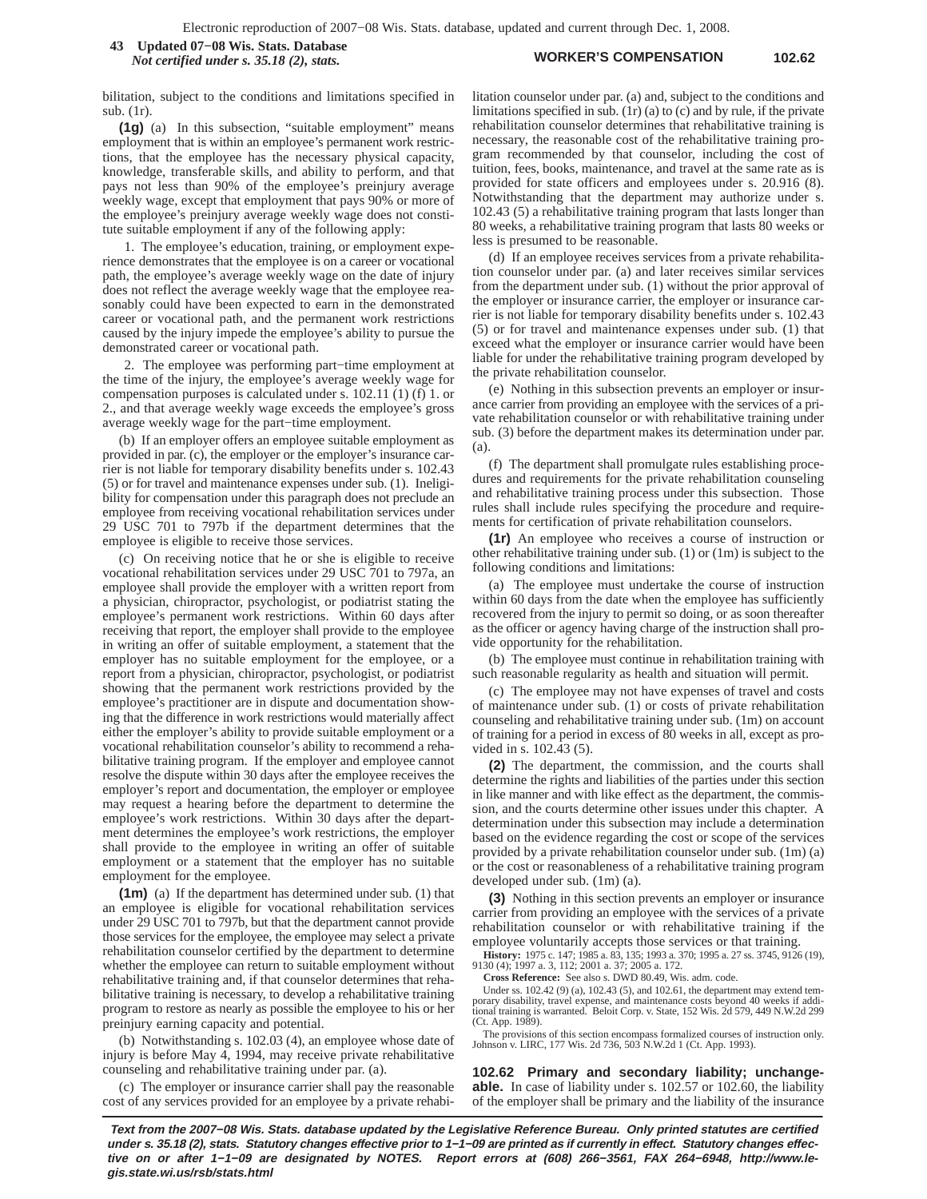bilitation, subject to the conditions and limitations specified in sub. (1r).

**(1g)** (a) In this subsection, "suitable employment" means employment that is within an employee's permanent work restrictions, that the employee has the necessary physical capacity, knowledge, transferable skills, and ability to perform, and that pays not less than 90% of the employee's preinjury average weekly wage, except that employment that pays 90% or more of the employee's preinjury average weekly wage does not constitute suitable employment if any of the following apply:

1. The employee's education, training, or employment experience demonstrates that the employee is on a career or vocational path, the employee's average weekly wage on the date of injury does not reflect the average weekly wage that the employee reasonably could have been expected to earn in the demonstrated career or vocational path, and the permanent work restrictions caused by the injury impede the employee's ability to pursue the demonstrated career or vocational path.

2. The employee was performing part−time employment at the time of the injury, the employee's average weekly wage for compensation purposes is calculated under s. 102.11 (1) (f) 1. or 2., and that average weekly wage exceeds the employee's gross average weekly wage for the part−time employment.

(b) If an employer offers an employee suitable employment as provided in par. (c), the employer or the employer's insurance carrier is not liable for temporary disability benefits under s. 102.43 (5) or for travel and maintenance expenses under sub. (1). Ineligibility for compensation under this paragraph does not preclude an employee from receiving vocational rehabilitation services under 29 USC 701 to 797b if the department determines that the employee is eligible to receive those services.

(c) On receiving notice that he or she is eligible to receive vocational rehabilitation services under 29 USC 701 to 797a, an employee shall provide the employer with a written report from a physician, chiropractor, psychologist, or podiatrist stating the employee's permanent work restrictions. Within 60 days after receiving that report, the employer shall provide to the employee in writing an offer of suitable employment, a statement that the employer has no suitable employment for the employee, or a report from a physician, chiropractor, psychologist, or podiatrist showing that the permanent work restrictions provided by the employee's practitioner are in dispute and documentation showing that the difference in work restrictions would materially affect either the employer's ability to provide suitable employment or a vocational rehabilitation counselor's ability to recommend a rehabilitative training program. If the employer and employee cannot resolve the dispute within 30 days after the employee receives the employer's report and documentation, the employer or employee may request a hearing before the department to determine the employee's work restrictions. Within 30 days after the department determines the employee's work restrictions, the employer shall provide to the employee in writing an offer of suitable employment or a statement that the employer has no suitable employment for the employee.

**(1m)** (a) If the department has determined under sub. (1) that an employee is eligible for vocational rehabilitation services under 29 USC 701 to 797b, but that the department cannot provide those services for the employee, the employee may select a private rehabilitation counselor certified by the department to determine whether the employee can return to suitable employment without rehabilitative training and, if that counselor determines that rehabilitative training is necessary, to develop a rehabilitative training program to restore as nearly as possible the employee to his or her preinjury earning capacity and potential.

(b) Notwithstanding s. 102.03 (4), an employee whose date of injury is before May 4, 1994, may receive private rehabilitative counseling and rehabilitative training under par. (a).

(c) The employer or insurance carrier shall pay the reasonable cost of any services provided for an employee by a private rehabilitation counselor under par. (a) and, subject to the conditions and limitations specified in sub. (1r) (a) to (c) and by rule, if the private rehabilitation counselor determines that rehabilitative training is necessary, the reasonable cost of the rehabilitative training program recommended by that counselor, including the cost of tuition, fees, books, maintenance, and travel at the same rate as is provided for state officers and employees under s. 20.916 (8). Notwithstanding that the department may authorize under s. 102.43 (5) a rehabilitative training program that lasts longer than 80 weeks, a rehabilitative training program that lasts 80 weeks or less is presumed to be reasonable.

(d) If an employee receives services from a private rehabilitation counselor under par. (a) and later receives similar services from the department under sub. (1) without the prior approval of the employer or insurance carrier, the employer or insurance carrier is not liable for temporary disability benefits under s. 102.43 (5) or for travel and maintenance expenses under sub. (1) that exceed what the employer or insurance carrier would have been liable for under the rehabilitative training program developed by the private rehabilitation counselor.

(e) Nothing in this subsection prevents an employer or insurance carrier from providing an employee with the services of a private rehabilitation counselor or with rehabilitative training under sub. (3) before the department makes its determination under par. (a).

(f) The department shall promulgate rules establishing procedures and requirements for the private rehabilitation counseling and rehabilitative training process under this subsection. Those rules shall include rules specifying the procedure and requirements for certification of private rehabilitation counselors.

**(1r)** An employee who receives a course of instruction or other rehabilitative training under sub. (1) or (1m) is subject to the following conditions and limitations:

(a) The employee must undertake the course of instruction within 60 days from the date when the employee has sufficiently recovered from the injury to permit so doing, or as soon thereafter as the officer or agency having charge of the instruction shall provide opportunity for the rehabilitation.

(b) The employee must continue in rehabilitation training with such reasonable regularity as health and situation will permit.

(c) The employee may not have expenses of travel and costs of maintenance under sub. (1) or costs of private rehabilitation counseling and rehabilitative training under sub. (1m) on account of training for a period in excess of 80 weeks in all, except as provided in s. 102.43 (5).

**(2)** The department, the commission, and the courts shall determine the rights and liabilities of the parties under this section in like manner and with like effect as the department, the commission, and the courts determine other issues under this chapter. A determination under this subsection may include a determination based on the evidence regarding the cost or scope of the services provided by a private rehabilitation counselor under sub. (1m) (a) or the cost or reasonableness of a rehabilitative training program developed under sub. (1m) (a).

**(3)** Nothing in this section prevents an employer or insurance carrier from providing an employee with the services of a private rehabilitation counselor or with rehabilitative training if the employee voluntarily accepts those services or that training.

**History:** 1975 c. 147; 1985 a. 83, 135; 1993 a. 370; 1995 a. 27 ss. 3745, 9126 (19), 9130 (4); 1997 a. 3, 112; 2001 a. 37; 2005 a. 172.

**Cross Reference:** See also s. DWD 80.49, Wis. adm. code.

Under ss. 102.42 (9) (a), 102.43 (5), and 102.61, the department may extend temporary disability, travel expense, and maintenance costs beyond 40 weeks if additional training is warranted. Beloit Corp. v. State, 152 Wis. 2d 579, 449 N.W.2d 299 (Ct. App. 1989).

The provisions of this section encompass formalized courses of instruction only. Johnson v. LIRC, 177 Wis. 2d 736, 503 N.W.2d 1 (Ct. App. 1993).

**102.62 Primary and secondary liability; unchangeable.** In case of liability under s. 102.57 or 102.60, the liability of the employer shall be primary and the liability of the insurance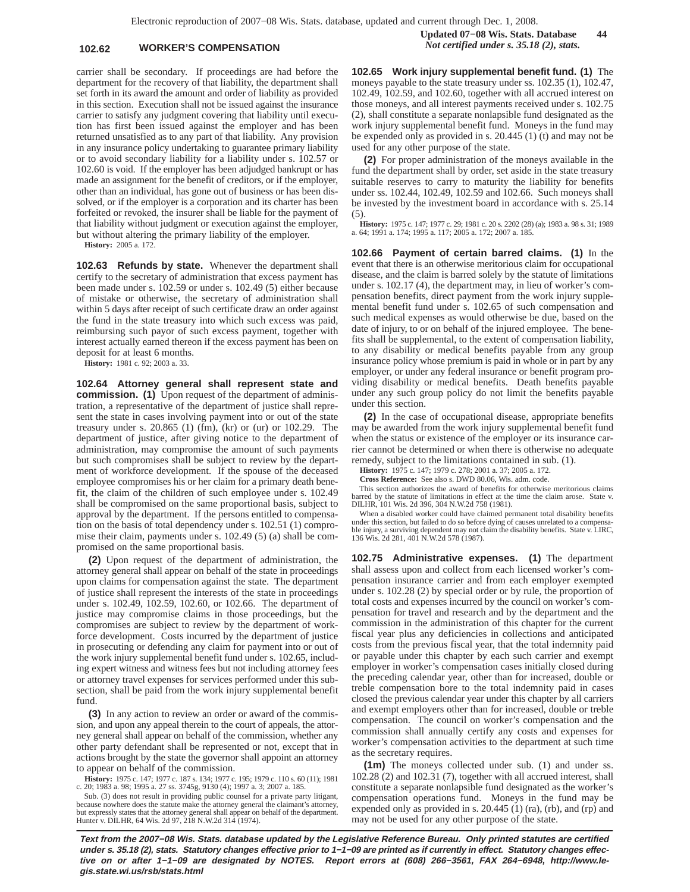carrier shall be secondary. If proceedings are had before the department for the recovery of that liability, the department shall set forth in its award the amount and order of liability as provided in this section. Execution shall not be issued against the insurance carrier to satisfy any judgment covering that liability until execution has first been issued against the employer and has been returned unsatisfied as to any part of that liability. Any provision in any insurance policy undertaking to guarantee primary liability or to avoid secondary liability for a liability under s. 102.57 or 102.60 is void. If the employer has been adjudged bankrupt or has made an assignment for the benefit of creditors, or if the employer, other than an individual, has gone out of business or has been dissolved, or if the employer is a corporation and its charter has been forfeited or revoked, the insurer shall be liable for the payment of that liability without judgment or execution against the employer, but without altering the primary liability of the employer.

**History:** 2005 a. 172.

**102.63 Refunds by state.** Whenever the department shall certify to the secretary of administration that excess payment has been made under s. 102.59 or under s. 102.49 (5) either because of mistake or otherwise, the secretary of administration shall within 5 days after receipt of such certificate draw an order against the fund in the state treasury into which such excess was paid, reimbursing such payor of such excess payment, together with interest actually earned thereon if the excess payment has been on deposit for at least 6 months.

**History:** 1981 c. 92; 2003 a. 33.

**102.64 Attorney general shall represent state and commission. (1)** Upon request of the department of administration, a representative of the department of justice shall represent the state in cases involving payment into or out of the state treasury under s. 20.865 (1) (fm), (kr) or (ur) or 102.29. The department of justice, after giving notice to the department of administration, may compromise the amount of such payments but such compromises shall be subject to review by the department of workforce development. If the spouse of the deceased employee compromises his or her claim for a primary death benefit, the claim of the children of such employee under s. 102.49 shall be compromised on the same proportional basis, subject to approval by the department. If the persons entitled to compensation on the basis of total dependency under s. 102.51 (1) compromise their claim, payments under s. 102.49 (5) (a) shall be compromised on the same proportional basis.

**(2)** Upon request of the department of administration, the attorney general shall appear on behalf of the state in proceedings upon claims for compensation against the state. The department of justice shall represent the interests of the state in proceedings under s. 102.49, 102.59, 102.60, or 102.66. The department of justice may compromise claims in those proceedings, but the compromises are subject to review by the department of workforce development. Costs incurred by the department of justice in prosecuting or defending any claim for payment into or out of the work injury supplemental benefit fund under s. 102.65, including expert witness and witness fees but not including attorney fees or attorney travel expenses for services performed under this subsection, shall be paid from the work injury supplemental benefit fund.

**(3)** In any action to review an order or award of the commission, and upon any appeal therein to the court of appeals, the attorney general shall appear on behalf of the commission, whether any other party defendant shall be represented or not, except that in actions brought by the state the governor shall appoint an attorney to appear on behalf of the commission.

**History:** 1975 c. 147; 1977 c. 187 s. 134; 1977 c. 195; 1979 c. 110 s. 60 (11); 1981 c. 20; 1983 a. 98; 1995 a. 27 ss. 3745g, 9130 (4); 1997 a. 3; 2007 a. 185.

Sub. (3) does not result in providing public counsel for a private party litigant, because nowhere does the statute make the attorney general the claimant's attorney, but expressly states that the attorney general shall appear on behalf of the department. Hunter v. DILHR, 64 Wis. 2d 97, 218 N.W.2d 314 (1974).

**102.65 Work injury supplemental benefit fund. (1)** The moneys payable to the state treasury under ss. 102.35 (1), 102.47, 102.49, 102.59, and 102.60, together with all accrued interest on those moneys, and all interest payments received under s. 102.75 (2), shall constitute a separate nonlapsible fund designated as the work injury supplemental benefit fund. Moneys in the fund may be expended only as provided in s. 20.445 (1) (t) and may not be used for any other purpose of the state.

**(2)** For proper administration of the moneys available in the fund the department shall by order, set aside in the state treasury suitable reserves to carry to maturity the liability for benefits under ss. 102.44, 102.49, 102.59 and 102.66. Such moneys shall be invested by the investment board in accordance with s. 25.14 (5).

**History:** 1975 c. 147; 1977 c. 29; 1981 c. 20 s. 2202 (28) (a); 1983 a. 98 s. 31; 1989 a. 64; 1991 a. 174; 1995 a. 117; 2005 a. 172; 2007 a. 185.

**102.66 Payment of certain barred claims. (1)** In the event that there is an otherwise meritorious claim for occupational disease, and the claim is barred solely by the statute of limitations under s. 102.17 (4), the department may, in lieu of worker's compensation benefits, direct payment from the work injury supplemental benefit fund under s. 102.65 of such compensation and such medical expenses as would otherwise be due, based on the date of injury, to or on behalf of the injured employee. The benefits shall be supplemental, to the extent of compensation liability, to any disability or medical benefits payable from any group insurance policy whose premium is paid in whole or in part by any employer, or under any federal insurance or benefit program providing disability or medical benefits. Death benefits payable under any such group policy do not limit the benefits payable under this section.

**(2)** In the case of occupational disease, appropriate benefits may be awarded from the work injury supplemental benefit fund when the status or existence of the employer or its insurance carrier cannot be determined or when there is otherwise no adequate remedy, subject to the limitations contained in sub. (1).

**History:** 1975 c. 147; 1979 c. 278; 2001 a. 37; 2005 a. 172.

**Cross Reference:** See also s. DWD 80.06, Wis. adm. code.

This section authorizes the award of benefits for otherwise meritorious claims barred by the statute of limitations in effect at the time the claim arose. State v. DILHR, 101 Wis. 2d 396, 304 N.W.2d 758 (1981).

When a disabled worker could have claimed permanent total disability benefits under this section, but failed to do so before dying of causes unrelated to a compensable injury, a surviving dependent may not claim the disability benefits. State v. LIRC, 136 Wis. 2d 281, 401 N.W.2d 578 (1987).

**102.75 Administrative expenses. (1)** The department shall assess upon and collect from each licensed worker's compensation insurance carrier and from each employer exempted under s. 102.28 (2) by special order or by rule, the proportion of total costs and expenses incurred by the council on worker's compensation for travel and research and by the department and the commission in the administration of this chapter for the current fiscal year plus any deficiencies in collections and anticipated costs from the previous fiscal year, that the total indemnity paid or payable under this chapter by each such carrier and exempt employer in worker's compensation cases initially closed during the preceding calendar year, other than for increased, double or treble compensation bore to the total indemnity paid in cases closed the previous calendar year under this chapter by all carriers and exempt employers other than for increased, double or treble compensation. The council on worker's compensation and the commission shall annually certify any costs and expenses for worker's compensation activities to the department at such time as the secretary requires.

**(1m)** The moneys collected under sub. (1) and under ss. 102.28 (2) and 102.31 (7), together with all accrued interest, shall constitute a separate nonlapsible fund designated as the worker's compensation operations fund. Moneys in the fund may be expended only as provided in s. 20.445 (1) (ra), (rb), and (rp) and may not be used for any other purpose of the state.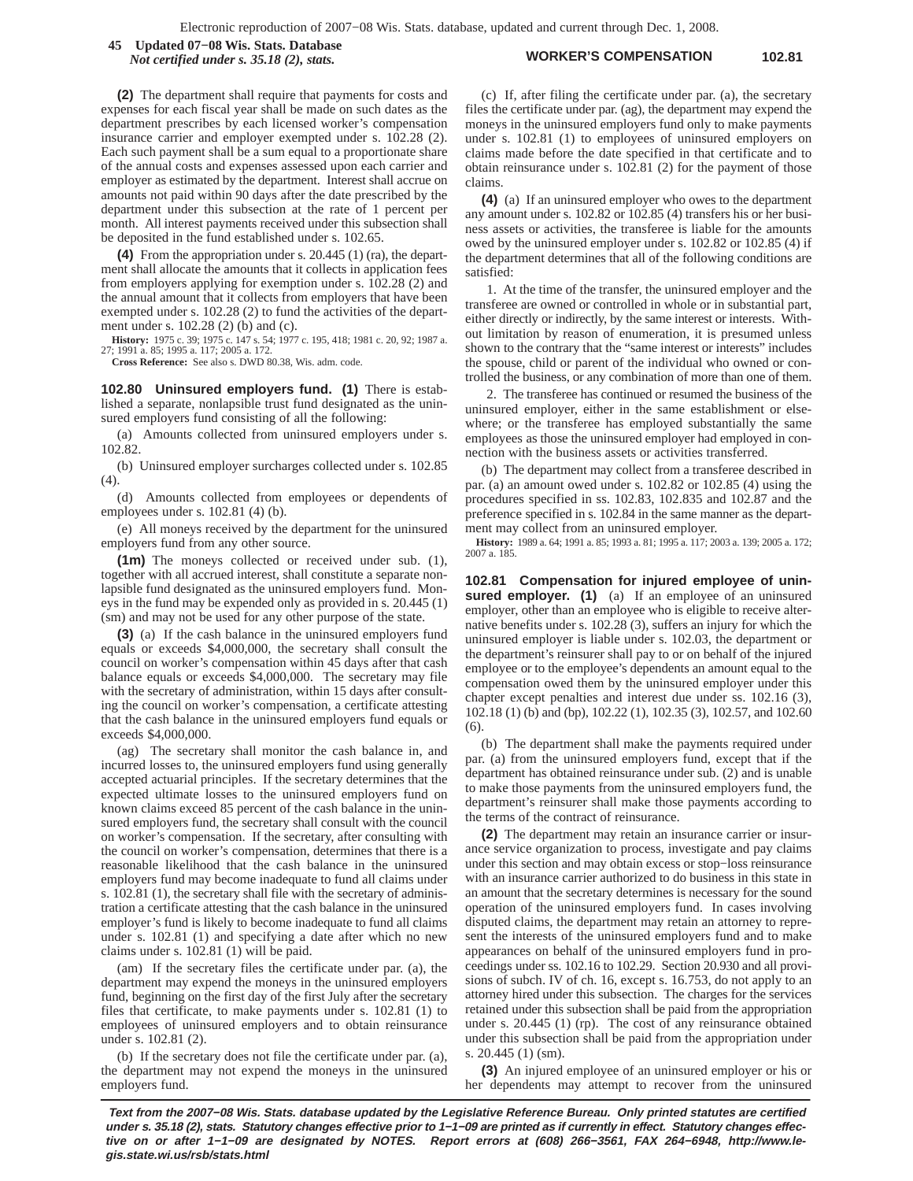**(2)** The department shall require that payments for costs and expenses for each fiscal year shall be made on such dates as the department prescribes by each licensed worker's compensation insurance carrier and employer exempted under s. 102.28 (2). Each such payment shall be a sum equal to a proportionate share of the annual costs and expenses assessed upon each carrier and employer as estimated by the department. Interest shall accrue on amounts not paid within 90 days after the date prescribed by the department under this subsection at the rate of 1 percent per month. All interest payments received under this subsection shall be deposited in the fund established under s. 102.65.

**(4)** From the appropriation under s. 20.445 (1) (ra), the department shall allocate the amounts that it collects in application fees from employers applying for exemption under s. 102.28 (2) and the annual amount that it collects from employers that have been exempted under s. 102.28 (2) to fund the activities of the department under s. 102.28 (2) (b) and (c).

**History:** 1975 c. 39; 1975 c. 147 s. 54; 1977 c. 195, 418; 1981 c. 20, 92; 1987 a. 27; 1991 a. 85; 1995 a. 117; 2005 a. 172.

**Cross Reference:** See also s. DWD 80.38, Wis. adm. code.

**102.80 Uninsured employers fund.** **(1)** There is established a separate, nonlapsible trust fund designated as the uninsured employers fund consisting of all the following:

(a) Amounts collected from uninsured employers under s. 102.82.

(b) Uninsured employer surcharges collected under s. 102.85 (4).

(d) Amounts collected from employees or dependents of employees under s. 102.81 (4) (b).

(e) All moneys received by the department for the uninsured employers fund from any other source.

**(1m)** The moneys collected or received under sub. (1), together with all accrued interest, shall constitute a separate nonlapsible fund designated as the uninsured employers fund. Moneys in the fund may be expended only as provided in s. 20.445 (1) (sm) and may not be used for any other purpose of the state.

**(3)** (a) If the cash balance in the uninsured employers fund equals or exceeds $4,000,000, the secretary shall consult the council on worker's compensation within 45 days after that cash balance equals or exceeds $4,000,000. The secretary may file with the secretary of administration, within 15 days after consulting the council on worker's compensation, a certificate attesting that the cash balance in the uninsured employers fund equals or exceeds $4,000,000.

(ag) The secretary shall monitor the cash balance in, and incurred losses to, the uninsured employers fund using generally accepted actuarial principles. If the secretary determines that the expected ultimate losses to the uninsured employers fund on known claims exceed 85 percent of the cash balance in the uninsured employers fund, the secretary shall consult with the council on worker's compensation. If the secretary, after consulting with the council on worker's compensation, determines that there is a reasonable likelihood that the cash balance in the uninsured employers fund may become inadequate to fund all claims under s. 102.81 (1), the secretary shall file with the secretary of administration a certificate attesting that the cash balance in the uninsured employer's fund is likely to become inadequate to fund all claims under s. 102.81 (1) and specifying a date after which no new claims under s. 102.81 (1) will be paid.

(am) If the secretary files the certificate under par. (a), the department may expend the moneys in the uninsured employers fund, beginning on the first day of the first July after the secretary files that certificate, to make payments under s. 102.81 (1) to employees of uninsured employers and to obtain reinsurance under s. 102.81 (2).

(b) If the secretary does not file the certificate under par. (a), the department may not expend the moneys in the uninsured employers fund.

(c) If, after filing the certificate under par. (a), the secretary files the certificate under par. (ag), the department may expend the moneys in the uninsured employers fund only to make payments under s. 102.81 (1) to employees of uninsured employers on claims made before the date specified in that certificate and to obtain reinsurance under s. 102.81 (2) for the payment of those claims.

**(4)** (a) If an uninsured employer who owes to the department any amount under s. 102.82 or 102.85 (4) transfers his or her business assets or activities, the transferee is liable for the amounts owed by the uninsured employer under s. 102.82 or 102.85 (4) if the department determines that all of the following conditions are satisfied:

1. At the time of the transfer, the uninsured employer and the transferee are owned or controlled in whole or in substantial part, either directly or indirectly, by the same interest or interests. Without limitation by reason of enumeration, it is presumed unless shown to the contrary that the "same interest or interests" includes the spouse, child or parent of the individual who owned or controlled the business, or any combination of more than one of them.

2. The transferee has continued or resumed the business of the uninsured employer, either in the same establishment or elsewhere; or the transferee has employed substantially the same employees as those the uninsured employer had employed in connection with the business assets or activities transferred.

(b) The department may collect from a transferee described in par. (a) an amount owed under s. 102.82 or 102.85 (4) using the procedures specified in ss. 102.83, 102.835 and 102.87 and the preference specified in s. 102.84 in the same manner as the department may collect from an uninsured employer.

**History:** 1989 a. 64; 1991 a. 85; 1993 a. 81; 1995 a. 117; 2003 a. 139; 2005 a. 172; 2007 a. 185.

**102.81 Compensation for injured employee of uninsured employer.** **(1)** (a) If an employee of an uninsured employer, other than an employee who is eligible to receive alternative benefits under s. 102.28 (3), suffers an injury for which the uninsured employer is liable under s. 102.03, the department or the department's reinsurer shall pay to or on behalf of the injured employee or to the employee's dependents an amount equal to the compensation owed them by the uninsured employer under this chapter except penalties and interest due under ss. 102.16 (3), 102.18 (1) (b) and (bp), 102.22 (1), 102.35 (3), 102.57, and 102.60 (6).

(b) The department shall make the payments required under par. (a) from the uninsured employers fund, except that if the department has obtained reinsurance under sub. (2) and is unable to make those payments from the uninsured employers fund, the department's reinsurer shall make those payments according to the terms of the contract of reinsurance.

**(2)** The department may retain an insurance carrier or insurance service organization to process, investigate and pay claims under this section and may obtain excess or stop−loss reinsurance with an insurance carrier authorized to do business in this state in an amount that the secretary determines is necessary for the sound operation of the uninsured employers fund. In cases involving disputed claims, the department may retain an attorney to represent the interests of the uninsured employers fund and to make appearances on behalf of the uninsured employers fund in proceedings under ss. 102.16 to 102.29. Section 20.930 and all provisions of subch. IV of ch. 16, except s. 16.753, do not apply to an attorney hired under this subsection. The charges for the services retained under this subsection shall be paid from the appropriation under s. 20.445 (1) (rp). The cost of any reinsurance obtained under this subsection shall be paid from the appropriation under s. 20.445 (1) (sm).

**(3)** An injured employee of an uninsured employer or his or her dependents may attempt to recover from the uninsured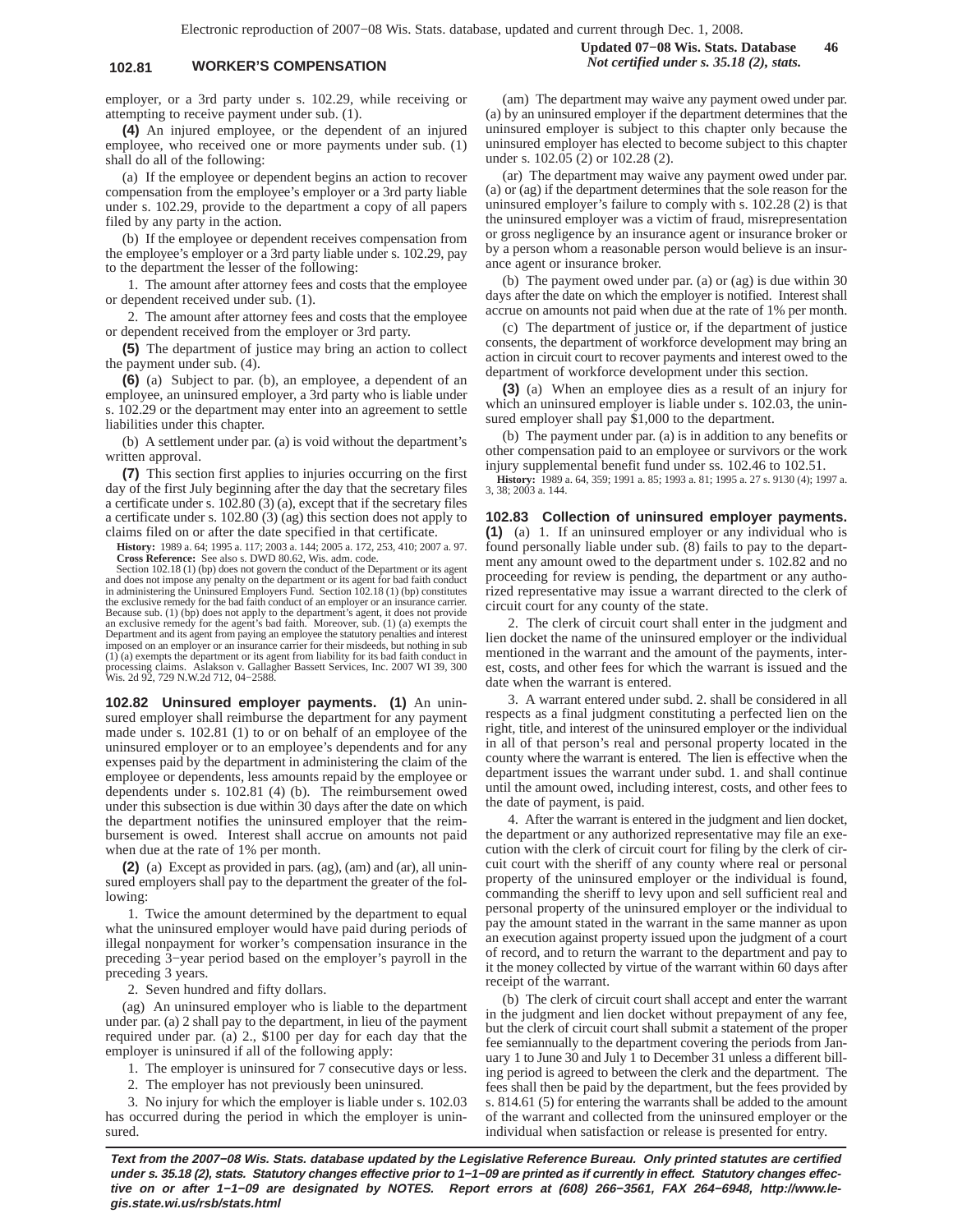employer, or a 3rd party under s. 102.29, while receiving or attempting to receive payment under sub. (1).

**(4)** An injured employee, or the dependent of an injured employee, who received one or more payments under sub. (1) shall do all of the following:

(a) If the employee or dependent begins an action to recover compensation from the employee's employer or a 3rd party liable under s. 102.29, provide to the department a copy of all papers filed by any party in the action.

(b) If the employee or dependent receives compensation from the employee's employer or a 3rd party liable under s. 102.29, pay to the department the lesser of the following:

1. The amount after attorney fees and costs that the employee or dependent received under sub. (1).

2. The amount after attorney fees and costs that the employee or dependent received from the employer or 3rd party.

**(5)** The department of justice may bring an action to collect the payment under sub. (4).

**(6)** (a) Subject to par. (b), an employee, a dependent of an employee, an uninsured employer, a 3rd party who is liable under s. 102.29 or the department may enter into an agreement to settle liabilities under this chapter.

(b) A settlement under par. (a) is void without the department's written approval.

**(7)** This section first applies to injuries occurring on the first day of the first July beginning after the day that the secretary files a certificate under s. 102.80 (3) (a), except that if the secretary files a certificate under s. 102.80 (3) (ag) this section does not apply to claims filed on or after the date specified in that certificate.

**History:** 1989 a. 64; 1995 a. 117; 2003 a. 144; 2005 a. 172, 253, 410; 2007 a. 97.

**Cross Reference:** See also s. DWD 80.62, Wis. adm. code.

Section 102.18 (1) (bp) does not govern the conduct of the Department or its agent and does not impose any penalty on the department or its agent for bad faith conduct in administering the Uninsured Employers Fund. Section 102.18 (1) (bp) constitutes the exclusive remedy for the bad faith conduct of an employer or an insurance carrier. Because sub. (1) (bp) does not apply to the department's agent, it does not provide an exclusive remedy for the agent's bad faith. Moreover, sub. (1) (a) exempts the Department and its agent from paying an employee the statutory penalties and interest imposed on an employer or an insurance carrier for their misdeeds, but nothing in sub (1) (a) exempts the department or its agent from liability for its bad faith conduct in processing claims. Aslakson v. Gallagher Bassett Services, Inc. 2007 WI 39, 300 Wis. 2d 92, 729 N.W.2d 712, 04−2588.

**102.82 Uninsured employer payments.** **(1)** An uninsured employer shall reimburse the department for any payment made under s. 102.81 (1) to or on behalf of an employee of the uninsured employer or to an employee's dependents and for any expenses paid by the department in administering the claim of the employee or dependents, less amounts repaid by the employee or dependents under s. 102.81 (4) (b). The reimbursement owed under this subsection is due within 30 days after the date on which the department notifies the uninsured employer that the reimbursement is owed. Interest shall accrue on amounts not paid when due at the rate of 1% per month.

**(2)** (a) Except as provided in pars. (ag), (am) and (ar), all uninsured employers shall pay to the department the greater of the following:

1. Twice the amount determined by the department to equal what the uninsured employer would have paid during periods of illegal nonpayment for worker's compensation insurance in the preceding 3−year period based on the employer's payroll in the preceding 3 years.

2. Seven hundred and fifty dollars.

(ag) An uninsured employer who is liable to the department under par. (a) 2 shall pay to the department, in lieu of the payment required under par. (a) 2., $100 per day for each day that the employer is uninsured if all of the following apply:

1. The employer is uninsured for 7 consecutive days or less.

2. The employer has not previously been uninsured.

3. No injury for which the employer is liable under s. 102.03 has occurred during the period in which the employer is uninsured.

(am) The department may waive any payment owed under par. (a) by an uninsured employer if the department determines that the uninsured employer is subject to this chapter only because the uninsured employer has elected to become subject to this chapter under s. 102.05 (2) or 102.28 (2).

(ar) The department may waive any payment owed under par. (a) or (ag) if the department determines that the sole reason for the uninsured employer's failure to comply with s. 102.28 (2) is that the uninsured employer was a victim of fraud, misrepresentation or gross negligence by an insurance agent or insurance broker or by a person whom a reasonable person would believe is an insurance agent or insurance broker.

(b) The payment owed under par. (a) or (ag) is due within 30 days after the date on which the employer is notified. Interest shall accrue on amounts not paid when due at the rate of 1% per month.

(c) The department of justice or, if the department of justice consents, the department of workforce development may bring an action in circuit court to recover payments and interest owed to the department of workforce development under this section.

**(3)** (a) When an employee dies as a result of an injury for which an uninsured employer is liable under s. 102.03, the uninsured employer shall pay $1,000 to the department.

(b) The payment under par. (a) is in addition to any benefits or other compensation paid to an employee or survivors or the work injury supplemental benefit fund under ss. 102.46 to 102.51.

**History:** 1989 a. 64, 359; 1991 a. 85; 1993 a. 81; 1995 a. 27 s. 9130 (4); 1997 a. 3, 38; 2003 a. 144.

**102.83 Collection of uninsured employer payments.** **(1)** (a) 1. If an uninsured employer or any individual who is found personally liable under sub. (8) fails to pay to the department any amount owed to the department under s. 102.82 and no proceeding for review is pending, the department or any authorized representative may issue a warrant directed to the clerk of circuit court for any county of the state.

2. The clerk of circuit court shall enter in the judgment and lien docket the name of the uninsured employer or the individual mentioned in the warrant and the amount of the payments, interest, costs, and other fees for which the warrant is issued and the date when the warrant is entered.

3. A warrant entered under subd. 2. shall be considered in all respects as a final judgment constituting a perfected lien on the right, title, and interest of the uninsured employer or the individual in all of that person's real and personal property located in the county where the warrant is entered. The lien is effective when the department issues the warrant under subd. 1. and shall continue until the amount owed, including interest, costs, and other fees to the date of payment, is paid.

4. After the warrant is entered in the judgment and lien docket, the department or any authorized representative may file an execution with the clerk of circuit court for filing by the clerk of circuit court with the sheriff of any county where real or personal property of the uninsured employer or the individual is found, commanding the sheriff to levy upon and sell sufficient real and personal property of the uninsured employer or the individual to pay the amount stated in the warrant in the same manner as upon an execution against property issued upon the judgment of a court of record, and to return the warrant to the department and pay to it the money collected by virtue of the warrant within 60 days after receipt of the warrant.

(b) The clerk of circuit court shall accept and enter the warrant in the judgment and lien docket without prepayment of any fee, but the clerk of circuit court shall submit a statement of the proper fee semiannually to the department covering the periods from January 1 to June 30 and July 1 to December 31 unless a different billing period is agreed to between the clerk and the department. The fees shall then be paid by the department, but the fees provided by s. 814.61 (5) for entering the warrants shall be added to the amount of the warrant and collected from the uninsured employer or the individual when satisfaction or release is presented for entry.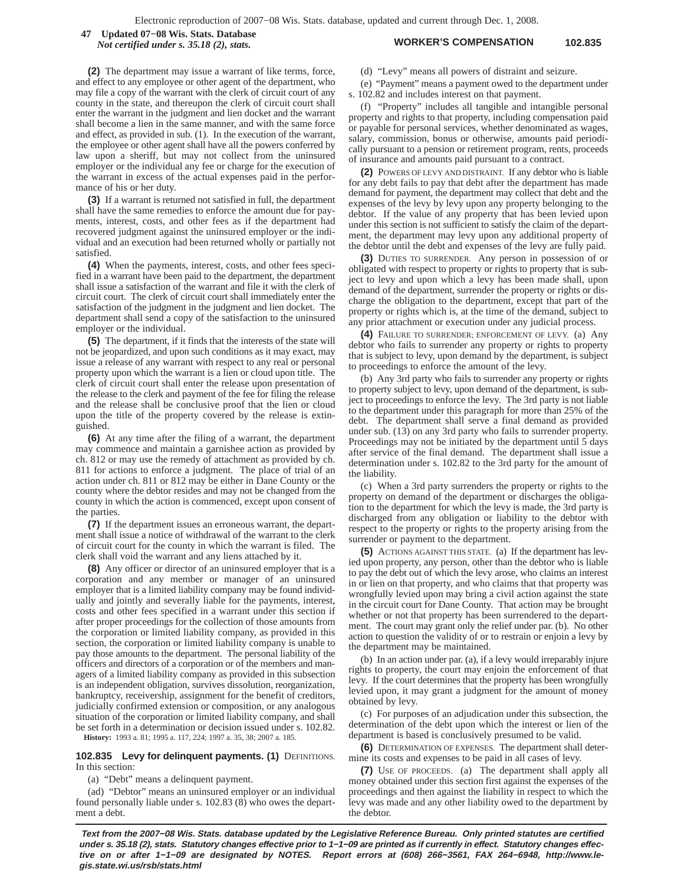**(2)** The department may issue a warrant of like terms, force, and effect to any employee or other agent of the department, who may file a copy of the warrant with the clerk of circuit court of any county in the state, and thereupon the clerk of circuit court shall enter the warrant in the judgment and lien docket and the warrant shall become a lien in the same manner, and with the same force and effect, as provided in sub. (1). In the execution of the warrant, the employee or other agent shall have all the powers conferred by law upon a sheriff, but may not collect from the uninsured employer or the individual any fee or charge for the execution of the warrant in excess of the actual expenses paid in the performance of his or her duty.

**(3)** If a warrant is returned not satisfied in full, the department shall have the same remedies to enforce the amount due for payments, interest, costs, and other fees as if the department had recovered judgment against the uninsured employer or the individual and an execution had been returned wholly or partially not satisfied.

**(4)** When the payments, interest, costs, and other fees specified in a warrant have been paid to the department, the department shall issue a satisfaction of the warrant and file it with the clerk of circuit court. The clerk of circuit court shall immediately enter the satisfaction of the judgment in the judgment and lien docket. The department shall send a copy of the satisfaction to the uninsured employer or the individual.

**(5)** The department, if it finds that the interests of the state will not be jeopardized, and upon such conditions as it may exact, may issue a release of any warrant with respect to any real or personal property upon which the warrant is a lien or cloud upon title. The clerk of circuit court shall enter the release upon presentation of the release to the clerk and payment of the fee for filing the release and the release shall be conclusive proof that the lien or cloud upon the title of the property covered by the release is extinguished.

**(6)** At any time after the filing of a warrant, the department may commence and maintain a garnishee action as provided by ch. 812 or may use the remedy of attachment as provided by ch. 811 for actions to enforce a judgment. The place of trial of an action under ch. 811 or 812 may be either in Dane County or the county where the debtor resides and may not be changed from the county in which the action is commenced, except upon consent of the parties.

**(7)** If the department issues an erroneous warrant, the department shall issue a notice of withdrawal of the warrant to the clerk of circuit court for the county in which the warrant is filed. The clerk shall void the warrant and any liens attached by it.

**(8)** Any officer or director of an uninsured employer that is a corporation and any member or manager of an uninsured employer that is a limited liability company may be found individually and jointly and severally liable for the payments, interest, costs and other fees specified in a warrant under this section if after proper proceedings for the collection of those amounts from the corporation or limited liability company, as provided in this section, the corporation or limited liability company is unable to pay those amounts to the department. The personal liability of the officers and directors of a corporation or of the members and managers of a limited liability company as provided in this subsection is an independent obligation, survives dissolution, reorganization, bankruptcy, receivership, assignment for the benefit of creditors, judicially confirmed extension or composition, or any analogous situation of the corporation or limited liability company, and shall be set forth in a determination or decision issued under s. 102.82.

**History:** 1993 a. 81; 1995 a. 117, 224; 1997 a. 35, 38; 2007 a. 185.

**102.835 Levy for delinquent payments. (1)** DEFINITIONS. In this section:

(a) "Debt" means a delinquent payment.

(ad) "Debtor" means an uninsured employer or an individual found personally liable under s. 102.83 (8) who owes the department a debt.

(d) "Levy" means all powers of distraint and seizure.

(e) "Payment" means a payment owed to the department under s. 102.82 and includes interest on that payment.

(f) "Property" includes all tangible and intangible personal property and rights to that property, including compensation paid or payable for personal services, whether denominated as wages, salary, commission, bonus or otherwise, amounts paid periodically pursuant to a pension or retirement program, rents, proceeds of insurance and amounts paid pursuant to a contract.

**(2)** POWERS OF LEVY AND DISTRAINT. If any debtor who is liable for any debt fails to pay that debt after the department has made demand for payment, the department may collect that debt and the expenses of the levy by levy upon any property belonging to the debtor. If the value of any property that has been levied upon under this section is not sufficient to satisfy the claim of the department, the department may levy upon any additional property of the debtor until the debt and expenses of the levy are fully paid.

**(3)** DUTIES TO SURRENDER. Any person in possession of or obligated with respect to property or rights to property that is subject to levy and upon which a levy has been made shall, upon demand of the department, surrender the property or rights or discharge the obligation to the department, except that part of the property or rights which is, at the time of the demand, subject to any prior attachment or execution under any judicial process.

**(4)** FAILURE TO SURRENDER; ENFORCEMENT OF LEVY. (a) Any debtor who fails to surrender any property or rights to property that is subject to levy, upon demand by the department, is subject to proceedings to enforce the amount of the levy.

(b) Any 3rd party who fails to surrender any property or rights to property subject to levy, upon demand of the department, is subject to proceedings to enforce the levy. The 3rd party is not liable to the department under this paragraph for more than 25% of the debt. The department shall serve a final demand as provided under sub. (13) on any 3rd party who fails to surrender property. Proceedings may not be initiated by the department until 5 days after service of the final demand. The department shall issue a determination under s. 102.82 to the 3rd party for the amount of the liability.

(c) When a 3rd party surrenders the property or rights to the property on demand of the department or discharges the obligation to the department for which the levy is made, the 3rd party is discharged from any obligation or liability to the debtor with respect to the property or rights to the property arising from the surrender or payment to the department.

**(5)** ACTIONS AGAINST THIS STATE. (a) If the department has levied upon property, any person, other than the debtor who is liable to pay the debt out of which the levy arose, who claims an interest in or lien on that property, and who claims that that property was wrongfully levied upon may bring a civil action against the state in the circuit court for Dane County. That action may be brought whether or not that property has been surrendered to the department. The court may grant only the relief under par. (b). No other action to question the validity of or to restrain or enjoin a levy by the department may be maintained.

(b) In an action under par. (a), if a levy would irreparably injure rights to property, the court may enjoin the enforcement of that levy. If the court determines that the property has been wrongfully levied upon, it may grant a judgment for the amount of money obtained by levy.

(c) For purposes of an adjudication under this subsection, the determination of the debt upon which the interest or lien of the department is based is conclusively presumed to be valid.

**(6)** DETERMINATION OF EXPENSES. The department shall determine its costs and expenses to be paid in all cases of levy.

**(7)** USE OF PROCEEDS. (a) The department shall apply all money obtained under this section first against the expenses of the proceedings and then against the liability in respect to which the levy was made and any other liability owed to the department by the debtor.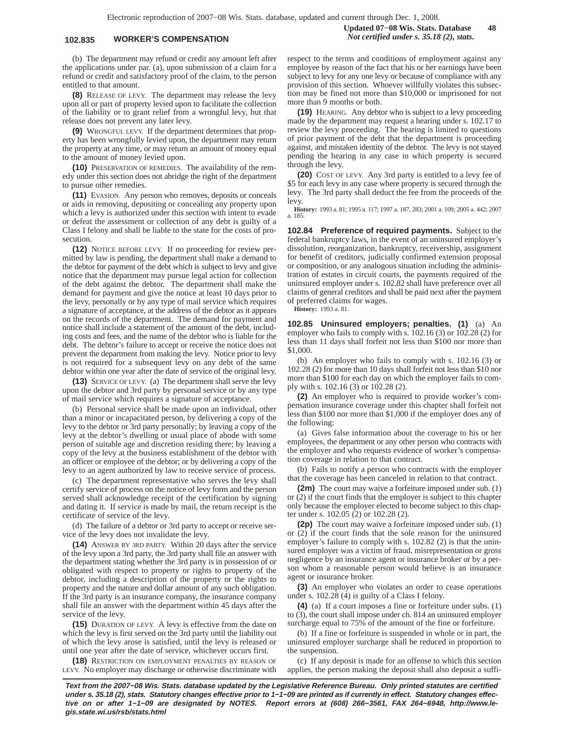(b) The department may refund or credit any amount left after the applications under par. (a), upon submission of a claim for a refund or credit and satisfactory proof of the claim, to the person entitled to that amount.

**(8)** RELEASE OF LEVY. The department may release the levy upon all or part of property levied upon to facilitate the collection of the liability or to grant relief from a wrongful levy, but that release does not prevent any later levy.

**(9)** WRONGFUL LEVY. If the department determines that property has been wrongfully levied upon, the department may return the property at any time, or may return an amount of money equal to the amount of money levied upon.

**(10)** PRESERVATION OF REMEDIES. The availability of the remedy under this section does not abridge the right of the department to pursue other remedies.

**(11)** EVASION. Any person who removes, deposits or conceals or aids in removing, depositing or concealing any property upon which a levy is authorized under this section with intent to evade or defeat the assessment or collection of any debt is guilty of a Class I felony and shall be liable to the state for the costs of prosecution.

**(12)** NOTICE BEFORE LEVY. If no proceeding for review permitted by law is pending, the department shall make a demand to the debtor for payment of the debt which is subject to levy and give notice that the department may pursue legal action for collection of the debt against the debtor. The department shall make the demand for payment and give the notice at least 10 days prior to the levy, personally or by any type of mail service which requires a signature of acceptance, at the address of the debtor as it appears on the records of the department. The demand for payment and notice shall include a statement of the amount of the debt, including costs and fees, and the name of the debtor who is liable for the debt. The debtor's failure to accept or receive the notice does not prevent the department from making the levy. Notice prior to levy is not required for a subsequent levy on any debt of the same debtor within one year after the date of service of the original levy.

**(13)** SERVICE OF LEVY. (a) The department shall serve the levy upon the debtor and 3rd party by personal service or by any type of mail service which requires a signature of acceptance.

(b) Personal service shall be made upon an individual, other than a minor or incapacitated person, by delivering a copy of the levy to the debtor or 3rd party personally; by leaving a copy of the levy at the debtor's dwelling or usual place of abode with some person of suitable age and discretion residing there; by leaving a copy of the levy at the business establishment of the debtor with an officer or employee of the debtor; or by delivering a copy of the levy to an agent authorized by law to receive service of process.

(c) The department representative who serves the levy shall certify service of process on the notice of levy form and the person served shall acknowledge receipt of the certification by signing and dating it. If service is made by mail, the return receipt is the certificate of service of the levy.

(d) The failure of a debtor or 3rd party to accept or receive service of the levy does not invalidate the levy.

**(14)** ANSWER BY 3RD PARTY. Within 20 days after the service of the levy upon a 3rd party, the 3rd party shall file an answer with the department stating whether the 3rd party is in possession of or obligated with respect to property or rights to property of the debtor, including a description of the property or the rights to property and the nature and dollar amount of any such obligation. If the 3rd party is an insurance company, the insurance company shall file an answer with the department within 45 days after the service of the levy.

**(15)** DURATION OF LEVY. A levy is effective from the date on which the levy is first served on the 3rd party until the liability out of which the levy arose is satisfied, until the levy is released or until one year after the date of service, whichever occurs first.

**(18)** RESTRICTION ON EMPLOYMENT PENALTIES BY REASON OF LEVY. No employer may discharge or otherwise discriminate with respect to the terms and conditions of employment against any employee by reason of the fact that his or her earnings have been subject to levy for any one levy or because of compliance with any provision of this section. Whoever willfully violates this subsection may be fined not more than $10,000 or imprisoned for not more than 9 months or both.

**(19)** HEARING. Any debtor who is subject to a levy proceeding made by the department may request a hearing under s. 102.17 to review the levy proceeding. The hearing is limited to questions of prior payment of the debt that the department is proceeding against, and mistaken identity of the debtor. The levy is not stayed pending the hearing in any case in which property is secured through the levy.

**(20)** COST OF LEVY. Any 3rd party is entitled to a levy fee of $5 for each levy in any case where property is secured through the levy. The 3rd party shall deduct the fee from the proceeds of the levy.

**History:** 1993 a. 81; 1995 a. 117; 1997 a. 187, 283; 2001 a. 109; 2005 a. 442; 2007 a. 185.

**102.84 Preference of required payments.** Subject to the federal bankruptcy laws, in the event of an uninsured employer's dissolution, reorganization, bankruptcy, receivership, assignment for benefit of creditors, judicially confirmed extension proposal or composition, or any analogous situation including the administration of estates in circuit courts, the payments required of the uninsured employer under s. 102.82 shall have preference over all claims of general creditors and shall be paid next after the payment of preferred claims for wages.

**History:** 1993 a. 81.

**102.85 Uninsured employers; penalties. (1)** (a) An employer who fails to comply with s. 102.16 (3) or 102.28 (2) for less than 11 days shall forfeit not less than $100 nor more than $1,000.

(b) An employer who fails to comply with s. 102.16 (3) or 102.28 (2) for more than 10 days shall forfeit not less than $10 nor more than $100 for each day on which the employer fails to comply with s. 102.16 (3) or 102.28 (2).

**(2)** An employer who is required to provide worker's compensation insurance coverage under this chapter shall forfeit not less than $100 nor more than $1,000 if the employer does any of the following:

(a) Gives false information about the coverage to his or her employees, the department or any other person who contracts with the employer and who requests evidence of worker's compensation coverage in relation to that contract.

(b) Fails to notify a person who contracts with the employer that the coverage has been canceled in relation to that contract.

**(2m)** The court may waive a forfeiture imposed under sub. (1) or (2) if the court finds that the employer is subject to this chapter only because the employer elected to become subject to this chapter under s. 102.05 (2) or 102.28 (2).

**(2p)** The court may waive a forfeiture imposed under sub. (1) or (2) if the court finds that the sole reason for the uninsured employer's failure to comply with s. 102.82 (2) is that the uninsured employer was a victim of fraud, misrepresentation or gross negligence by an insurance agent or insurance broker or by a person whom a reasonable person would believe is an insurance agent or insurance broker.

**(3)** An employer who violates an order to cease operations under s. 102.28 (4) is guilty of a Class I felony.

**(4)** (a) If a court imposes a fine or forfeiture under subs. (1) to (3), the court shall impose under ch. 814 an uninsured employer surcharge equal to 75% of the amount of the fine or forfeiture.

(b) If a fine or forfeiture is suspended in whole or in part, the uninsured employer surcharge shall be reduced in proportion to the suspension.

(c) If any deposit is made for an offense to which this section applies, the person making the deposit shall also deposit a suffi-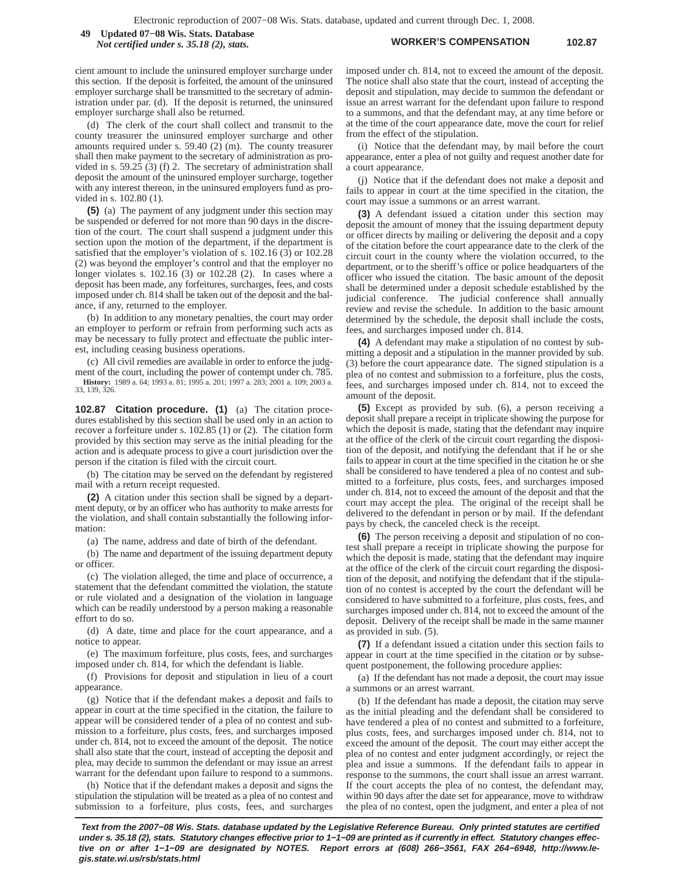cient amount to include the uninsured employer surcharge under this section. If the deposit is forfeited, the amount of the uninsured employer surcharge shall be transmitted to the secretary of administration under par. (d). If the deposit is returned, the uninsured employer surcharge shall also be returned.

(d) The clerk of the court shall collect and transmit to the county treasurer the uninsured employer surcharge and other amounts required under s. 59.40 (2) (m). The county treasurer shall then make payment to the secretary of administration as provided in s. 59.25 (3) (f) 2. The secretary of administration shall deposit the amount of the uninsured employer surcharge, together with any interest thereon, in the uninsured employers fund as provided in s. 102.80 (1).

**(5)** (a) The payment of any judgment under this section may be suspended or deferred for not more than 90 days in the discretion of the court. The court shall suspend a judgment under this section upon the motion of the department, if the department is satisfied that the employer's violation of s. 102.16 (3) or 102.28 (2) was beyond the employer's control and that the employer no longer violates s. 102.16 (3) or 102.28 (2). In cases where a deposit has been made, any forfeitures, surcharges, fees, and costs imposed under ch. 814 shall be taken out of the deposit and the balance, if any, returned to the employer.

(b) In addition to any monetary penalties, the court may order an employer to perform or refrain from performing such acts as may be necessary to fully protect and effectuate the public interest, including ceasing business operations.

(c) All civil remedies are available in order to enforce the judgment of the court, including the power of contempt under ch. 785.

**History:** 1989 a. 64; 1993 a. 81; 1995 a. 201; 1997 a. 283; 2001 a. 109; 2003 a. 33, 139, 326.

**102.87 Citation procedure. (1)** (a) The citation procedures established by this section shall be used only in an action to recover a forfeiture under s. 102.85 (1) or (2). The citation form provided by this section may serve as the initial pleading for the action and is adequate process to give a court jurisdiction over the person if the citation is filed with the circuit court.

(b) The citation may be served on the defendant by registered mail with a return receipt requested.

**(2)** A citation under this section shall be signed by a department deputy, or by an officer who has authority to make arrests for the violation, and shall contain substantially the following information:

(a) The name, address and date of birth of the defendant.

(b) The name and department of the issuing department deputy or officer.

(c) The violation alleged, the time and place of occurrence, a statement that the defendant committed the violation, the statute or rule violated and a designation of the violation in language which can be readily understood by a person making a reasonable effort to do so.

(d) A date, time and place for the court appearance, and a notice to appear.

(e) The maximum forfeiture, plus costs, fees, and surcharges imposed under ch. 814, for which the defendant is liable.

(f) Provisions for deposit and stipulation in lieu of a court appearance.

(g) Notice that if the defendant makes a deposit and fails to appear in court at the time specified in the citation, the failure to appear will be considered tender of a plea of no contest and submission to a forfeiture, plus costs, fees, and surcharges imposed under ch. 814, not to exceed the amount of the deposit. The notice shall also state that the court, instead of accepting the deposit and plea, may decide to summon the defendant or may issue an arrest warrant for the defendant upon failure to respond to a summons.

(h) Notice that if the defendant makes a deposit and signs the stipulation the stipulation will be treated as a plea of no contest and submission to a forfeiture, plus costs, fees, and surcharges imposed under ch. 814, not to exceed the amount of the deposit. The notice shall also state that the court, instead of accepting the deposit and stipulation, may decide to summon the defendant or issue an arrest warrant for the defendant upon failure to respond to a summons, and that the defendant may, at any time before or at the time of the court appearance date, move the court for relief from the effect of the stipulation.

(i) Notice that the defendant may, by mail before the court appearance, enter a plea of not guilty and request another date for a court appearance.

(j) Notice that if the defendant does not make a deposit and fails to appear in court at the time specified in the citation, the court may issue a summons or an arrest warrant.

**(3)** A defendant issued a citation under this section may deposit the amount of money that the issuing department deputy or officer directs by mailing or delivering the deposit and a copy of the citation before the court appearance date to the clerk of the circuit court in the county where the violation occurred, to the department, or to the sheriff's office or police headquarters of the officer who issued the citation. The basic amount of the deposit shall be determined under a deposit schedule established by the judicial conference. The judicial conference shall annually review and revise the schedule. In addition to the basic amount determined by the schedule, the deposit shall include the costs, fees, and surcharges imposed under ch. 814.

**(4)** A defendant may make a stipulation of no contest by submitting a deposit and a stipulation in the manner provided by sub. (3) before the court appearance date. The signed stipulation is a plea of no contest and submission to a forfeiture, plus the costs, fees, and surcharges imposed under ch. 814, not to exceed the amount of the deposit.

**(5)** Except as provided by sub. (6), a person receiving a deposit shall prepare a receipt in triplicate showing the purpose for which the deposit is made, stating that the defendant may inquire at the office of the clerk of the circuit court regarding the disposition of the deposit, and notifying the defendant that if he or she fails to appear in court at the time specified in the citation he or she shall be considered to have tendered a plea of no contest and submitted to a forfeiture, plus costs, fees, and surcharges imposed under ch. 814, not to exceed the amount of the deposit and that the court may accept the plea. The original of the receipt shall be delivered to the defendant in person or by mail. If the defendant pays by check, the canceled check is the receipt.

**(6)** The person receiving a deposit and stipulation of no contest shall prepare a receipt in triplicate showing the purpose for which the deposit is made, stating that the defendant may inquire at the office of the clerk of the circuit court regarding the disposition of the deposit, and notifying the defendant that if the stipulation of no contest is accepted by the court the defendant will be considered to have submitted to a forfeiture, plus costs, fees, and surcharges imposed under ch. 814, not to exceed the amount of the deposit. Delivery of the receipt shall be made in the same manner as provided in sub. (5).

**(7)** If a defendant issued a citation under this section fails to appear in court at the time specified in the citation or by subsequent postponement, the following procedure applies:

(a) If the defendant has not made a deposit, the court may issue a summons or an arrest warrant.

(b) If the defendant has made a deposit, the citation may serve as the initial pleading and the defendant shall be considered to have tendered a plea of no contest and submitted to a forfeiture, plus costs, fees, and surcharges imposed under ch. 814, not to exceed the amount of the deposit. The court may either accept the plea of no contest and enter judgment accordingly, or reject the plea and issue a summons. If the defendant fails to appear in response to the summons, the court shall issue an arrest warrant. If the court accepts the plea of no contest, the defendant may, within 90 days after the date set for appearance, move to withdraw the plea of no contest, open the judgment, and enter a plea of not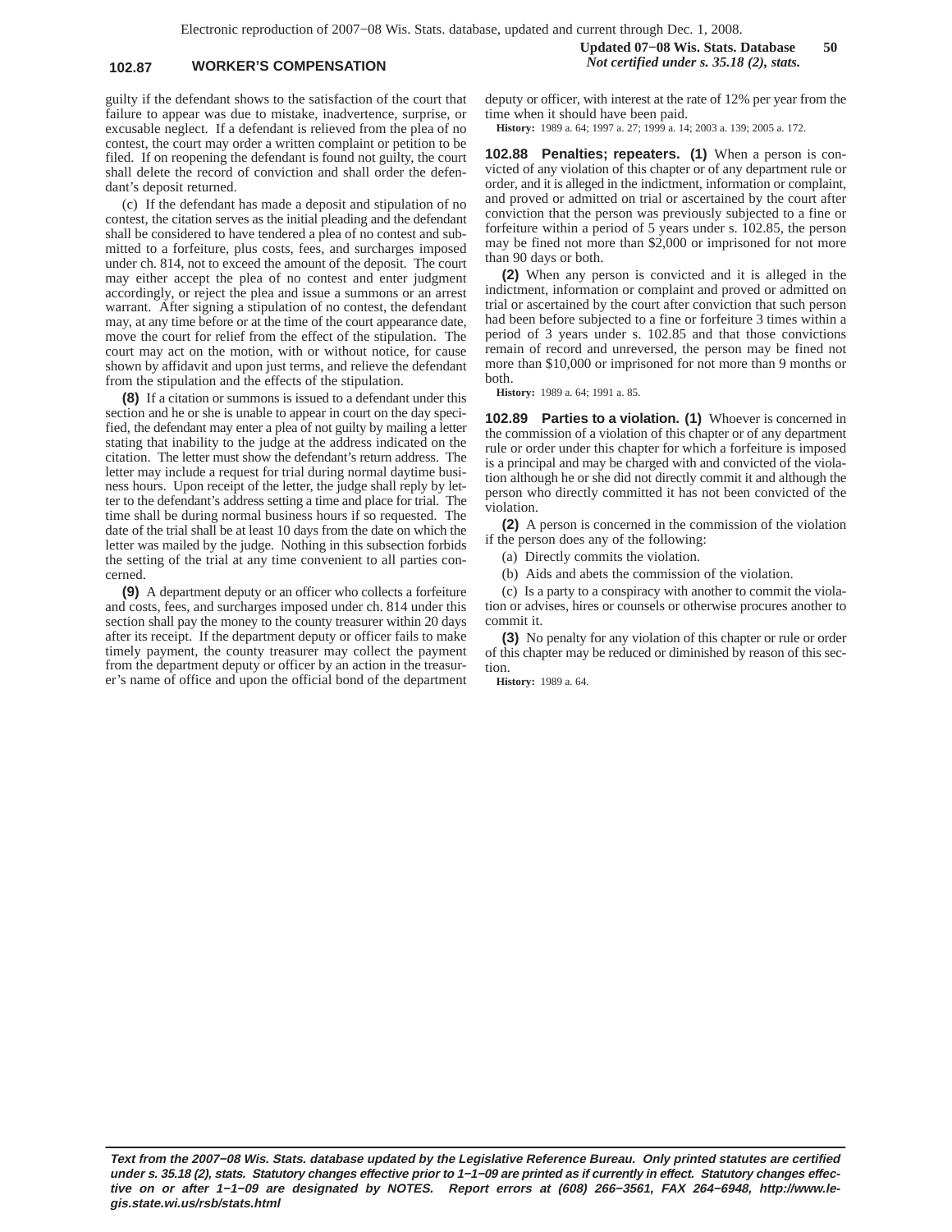guilty if the defendant shows to the satisfaction of the court that failure to appear was due to mistake, inadvertence, surprise, or excusable neglect. If a defendant is relieved from the plea of no contest, the court may order a written complaint or petition to be filed. If on reopening the defendant is found not guilty, the court shall delete the record of conviction and shall order the defendant's deposit returned.

(c) If the defendant has made a deposit and stipulation of no contest, the citation serves as the initial pleading and the defendant shall be considered to have tendered a plea of no contest and submitted to a forfeiture, plus costs, fees, and surcharges imposed under ch. 814, not to exceed the amount of the deposit. The court may either accept the plea of no contest and enter judgment accordingly, or reject the plea and issue a summons or an arrest warrant. After signing a stipulation of no contest, the defendant may, at any time before or at the time of the court appearance date, move the court for relief from the effect of the stipulation. The court may act on the motion, with or without notice, for cause shown by affidavit and upon just terms, and relieve the defendant from the stipulation and the effects of the stipulation.

**(8)** If a citation or summons is issued to a defendant under this section and he or she is unable to appear in court on the day specified, the defendant may enter a plea of not guilty by mailing a letter stating that inability to the judge at the address indicated on the citation. The letter must show the defendant's return address. The letter may include a request for trial during normal daytime business hours. Upon receipt of the letter, the judge shall reply by letter to the defendant's address setting a time and place for trial. The time shall be during normal business hours if so requested. The date of the trial shall be at least 10 days from the date on which the letter was mailed by the judge. Nothing in this subsection forbids the setting of the trial at any time convenient to all parties concerned.

**(9)** A department deputy or an officer who collects a forfeiture and costs, fees, and surcharges imposed under ch. 814 under this section shall pay the money to the county treasurer within 20 days after its receipt. If the department deputy or officer fails to make timely payment, the county treasurer may collect the payment from the department deputy or officer by an action in the treasurer's name of office and upon the official bond of the department deputy or officer, with interest at the rate of 12% per year from the time when it should have been paid.

**History:** 1989 a. 64; 1997 a. 27; 1999 a. 14; 2003 a. 139; 2005 a. 172.

**102.88 Penalties; repeaters.** **(1)** When a person is convicted of any violation of this chapter or of any department rule or order, and it is alleged in the indictment, information or complaint, and proved or admitted on trial or ascertained by the court after conviction that the person was previously subjected to a fine or forfeiture within a period of 5 years under s. 102.85, the person may be fined not more than $2,000 or imprisoned for not more than 90 days or both.

**(2)** When any person is convicted and it is alleged in the indictment, information or complaint and proved or admitted on trial or ascertained by the court after conviction that such person had been before subjected to a fine or forfeiture 3 times within a period of 3 years under s. 102.85 and that those convictions remain of record and unreversed, the person may be fined not more than $10,000 or imprisoned for not more than 9 months or both.

**History:** 1989 a. 64; 1991 a. 85.

**102.89 Parties to a violation.** **(1)** Whoever is concerned in the commission of a violation of this chapter or of any department rule or order under this chapter for which a forfeiture is imposed is a principal and may be charged with and convicted of the violation although he or she did not directly commit it and although the person who directly committed it has not been convicted of the violation.

**(2)** A person is concerned in the commission of the violation if the person does any of the following:

(a) Directly commits the violation.

(b) Aids and abets the commission of the violation.

(c) Is a party to a conspiracy with another to commit the violation or advises, hires or counsels or otherwise procures another to commit it.

**(3)** No penalty for any violation of this chapter or rule or order of this chapter may be reduced or diminished by reason of this section.

**History:** 1989 a. 64.